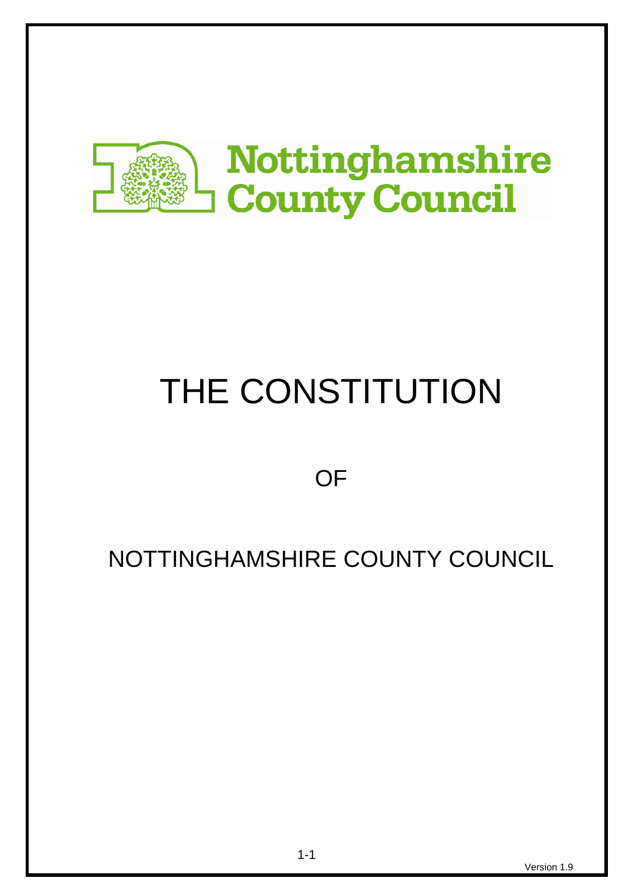Nottinghamshire County Council

# THE CONSTITUTION

OF

## NOTTINGHAMSHIRE COUNTY COUNCIL

Version 1.9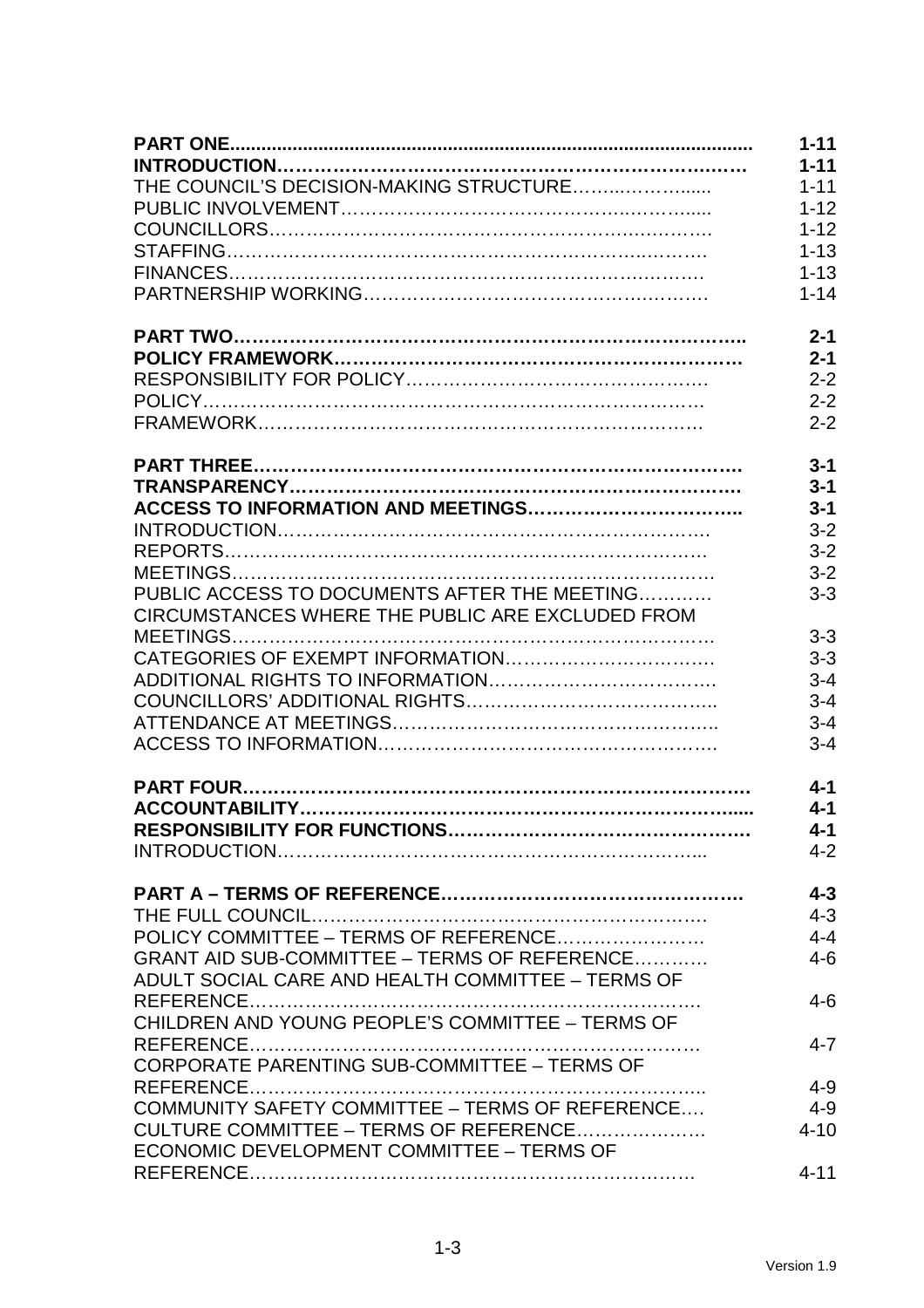| | |
|---|---|
| **PART ONE** | **1-11** |
| **INTRODUCTION** | **1-11** |
| THE COUNCIL'S DECISION-MAKING STRUCTURE | 1-11 |
| PUBLIC INVOLVEMENT | 1-12 |
| COUNCILLORS | 1-12 |
| STAFFING | 1-13 |
| FINANCES | 1-13 |
| PARTNERSHIP WORKING | 1-14 |
| | |
| **PART TWO** | **2-1** |
| **POLICY FRAMEWORK** | **2-1** |
| RESPONSIBILITY FOR POLICY | 2-2 |
| POLICY | 2-2 |
| FRAMEWORK | 2-2 |
| | |
| **PART THREE** | **3-1** |
| **TRANSPARENCY** | **3-1** |
| **ACCESS TO INFORMATION AND MEETINGS** | **3-1** |
| INTRODUCTION | 3-2 |
| REPORTS | 3-2 |
| MEETINGS | 3-2 |
| PUBLIC ACCESS TO DOCUMENTS AFTER THE MEETING | 3-3 |
| CIRCUMSTANCES WHERE THE PUBLIC ARE EXCLUDED FROM MEETINGS | 3-3 |
| CATEGORIES OF EXEMPT INFORMATION | 3-3 |
| ADDITIONAL RIGHTS TO INFORMATION | 3-4 |
| COUNCILLORS' ADDITIONAL RIGHTS | 3-4 |
| ATTENDANCE AT MEETINGS | 3-4 |
| ACCESS TO INFORMATION | 3-4 |
| | |
| **PART FOUR** | **4-1** |
| **ACCOUNTABILITY** | **4-1** |
| **RESPONSIBILITY FOR FUNCTIONS** | **4-1** |
| INTRODUCTION | 4-2 |
| | |
| **PART A – TERMS OF REFERENCE** | **4-3** |
| THE FULL COUNCIL | 4-3 |
| POLICY COMMITTEE – TERMS OF REFERENCE | 4-4 |
| GRANT AID SUB-COMMITTEE – TERMS OF REFERENCE | 4-6 |
| ADULT SOCIAL CARE AND HEALTH COMMITTEE – TERMS OF REFERENCE | 4-6 |
| CHILDREN AND YOUNG PEOPLE'S COMMITTEE – TERMS OF REFERENCE | 4-7 |
| CORPORATE PARENTING SUB-COMMITTEE – TERMS OF REFERENCE | 4-9 |
| COMMUNITY SAFETY COMMITTEE – TERMS OF REFERENCE | 4-9 |
| CULTURE COMMITTEE – TERMS OF REFERENCE | 4-10 |
| ECONOMIC DEVELOPMENT COMMITTEE – TERMS OF REFERENCE | 4-11 |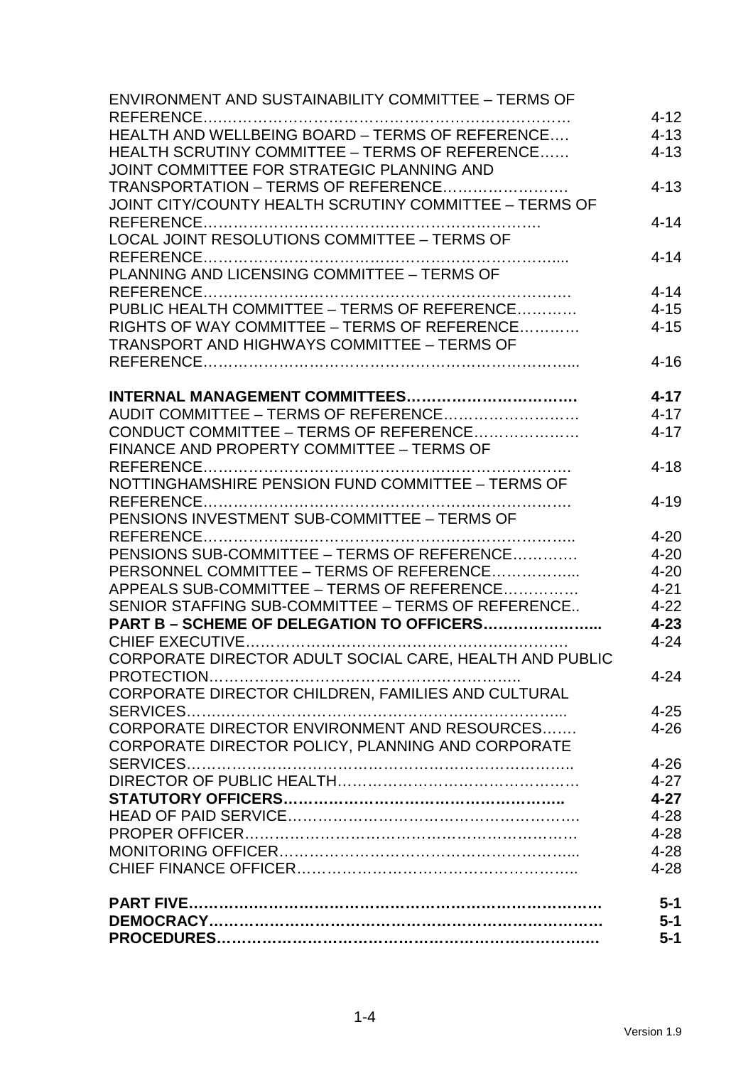| | |
|---|---|
| ENVIRONMENT AND SUSTAINABILITY COMMITTEE – TERMS OF REFERENCE………………………………………………………………… | 4-12 |
| HEALTH AND WELLBEING BOARD – TERMS OF REFERENCE…. | 4-13 |
| HEALTH SCRUTINY COMMITTEE – TERMS OF REFERENCE…… | 4-13 |
| JOINT COMMITTEE FOR STRATEGIC PLANNING AND TRANSPORTATION – TERMS OF REFERENCE……………………. | 4-13 |
| JOINT CITY/COUNTY HEALTH SCRUTINY COMMITTEE – TERMS OF REFERENCE………………………………………………………. | 4-14 |
| LOCAL JOINT RESOLUTIONS COMMITTEE – TERMS OF REFERENCE………………………………………………………….... | 4-14 |
| PLANNING AND LICENSING COMMITTEE – TERMS OF REFERENCE……………………………………………………………. | 4-14 |
| PUBLIC HEALTH COMMITTEE – TERMS OF REFERENCE………… | 4-15 |
| RIGHTS OF WAY COMMITTEE – TERMS OF REFERENCE………… | 4-15 |
| TRANSPORT AND HIGHWAYS COMMITTEE – TERMS OF REFERENCE…………………………………………………………….... | 4-16 |
| **INTERNAL MANAGEMENT COMMITTEES……………………………** | **4-17** |
| AUDIT COMMITTEE – TERMS OF REFERENCE……………………… | 4-17 |
| CONDUCT COMMITTEE – TERMS OF REFERENCE……………….… | 4-17 |
| FINANCE AND PROPERTY COMMITTEE – TERMS OF REFERENCE……………………………………………………………. | 4-18 |
| NOTTINGHAMSHIRE PENSION FUND COMMITTEE – TERMS OF REFERENCE……………………………………………………………. | 4-19 |
| PENSIONS INVESTMENT SUB-COMMITTEE – TERMS OF REFERENCE…………………………………………………………….. | 4-20 |
| PENSIONS SUB-COMMITTEE – TERMS OF REFERENCE…………. | 4-20 |
| PERSONNEL COMMITTEE – TERMS OF REFERENCE…………….... | 4-20 |
| APPEALS SUB-COMMITTEE – TERMS OF REFERENCE…………… | 4-21 |
| SENIOR STAFFING SUB-COMMITTEE – TERMS OF REFERENCE.. | 4-22 |
| **PART B – SCHEME OF DELEGATION TO OFFICERS…………………...** | **4-23** |
| CHIEF EXECUTIVE………………………………………………………… | 4-24 |
| CORPORATE DIRECTOR ADULT SOCIAL CARE, HEALTH AND PUBLIC PROTECTION……………………………………………………….. | 4-24 |
| CORPORATE DIRECTOR CHILDREN, FAMILIES AND CULTURAL SERVICES…………………………………………………………………... | 4-25 |
| CORPORATE DIRECTOR ENVIRONMENT AND RESOURCES……. | 4-26 |
| CORPORATE DIRECTOR POLICY, PLANNING AND CORPORATE SERVICES………………………………………………………………….. | 4-26 |
| DIRECTOR OF PUBLIC HEALTH……………………………………… | 4-27 |
| **STATUTORY OFFICERS……………………………………………….** | **4-27** |
| HEAD OF PAID SERVICE………………………………………………. | 4-28 |
| PROPER OFFICER……………………………………………………… | 4-28 |
| MONITORING OFFICER………………………………………………... | 4-28 |
| CHIEF FINANCE OFFICER……………………………………………... | 4-28 |
| **PART FIVE…………………………………………………………………** | **5-1** |
| **DEMOCRACY………………………………………………………………** | **5-1** |
| **PROCEDURES……………………………………………………………** | **5-1** |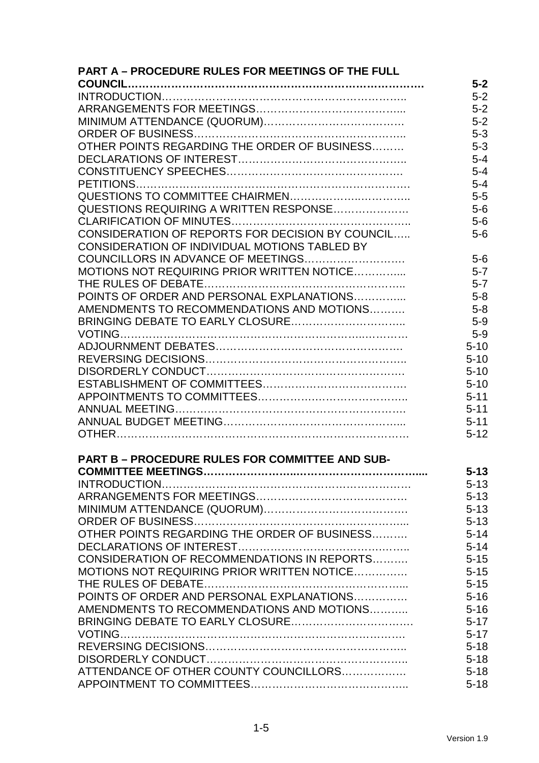| | |
|---|---|
| **PART A – PROCEDURE RULES FOR MEETINGS OF THE FULL COUNCIL……………………………………………………………………** | **5-2** |
| INTRODUCTION………………………………………………………….. | 5-2 |
| ARRANGEMENTS FOR MEETINGS…………………………………... | 5-2 |
| MINIMUM ATTENDANCE (QUORUM)………………………………. | 5-2 |
| ORDER OF BUSINESS………………………………………………….. | 5-3 |
| OTHER POINTS REGARDING THE ORDER OF BUSINESS……… | 5-3 |
| DECLARATIONS OF INTEREST……………………………………….. | 5-4 |
| CONSTITUENCY SPEECHES…………………………………………. | 5-4 |
| PETITIONS………………………………………………………………. | 5-4 |
| QUESTIONS TO COMMITTEE CHAIRMEN………………..………….. | 5-5 |
| QUESTIONS REQUIRING A WRITTEN RESPONSE………………… | 5-6 |
| CLARIFICATION OF MINUTES………………………………………….. | 5-6 |
| CONSIDERATION OF REPORTS FOR DECISION BY COUNCIL….. | 5-6 |
| CONSIDERATION OF INDIVIDUAL MOTIONS TABLED BY COUNCILLORS IN ADVANCE OF MEETINGS………………………. | 5-6 |
| MOTIONS NOT REQUIRING PRIOR WRITTEN NOTICE………….... | 5-7 |
| THE RULES OF DEBATE……………………………………………….. | 5-7 |
| POINTS OF ORDER AND PERSONAL EXPLANATIONS………….... | 5-8 |
| AMENDMENTS TO RECOMMENDATIONS AND MOTIONS………. | 5-8 |
| BRINGING DEBATE TO EARLY CLOSURE………………………….. | 5-9 |
| VOTING………………………………………………………..……… | 5-9 |
| ADJOURNMENT DEBATES……………………………………………. | 5-10 |
| REVERSING DECISIONS……………………………………………….. | 5-10 |
| DISORDERLY CONDUCT………………………………………………. | 5-10 |
| ESTABLISHMENT OF COMMITTEES………………………………… | 5-10 |
| APPOINTMENTS TO COMMITTEES…………………………………... | 5-11 |
| ANNUAL MEETING……………………………………………………. | 5-11 |
| ANNUAL BUDGET MEETING…………………………………………..... | 5-11 |
| OTHER……………………………………………………………………. | 5-12 |
| **PART B – PROCEDURE RULES FOR COMMITTEE AND SUB-COMMITTEE MEETINGS…………………...………………………......** | **5-13** |
| INTRODUCTION………………………………………………………… | 5-13 |
| ARRANGEMENTS FOR MEETINGS……………………………………. | 5-13 |
| MINIMUM ATTENDANCE (QUORUM)………………………………… | 5-13 |
| ORDER OF BUSINESS………………………………………………….... | 5-13 |
| OTHER POINTS REGARDING THE ORDER OF BUSINESS………. | 5-14 |
| DECLARATIONS OF INTEREST…………………………………….….. | 5-14 |
| CONSIDERATION OF RECOMMENDATIONS IN REPORTS………. | 5-15 |
| MOTIONS NOT REQUIRING PRIOR WRITTEN NOTICE…………. | 5-15 |
| THE RULES OF DEBATE……………………………………………….... | 5-15 |
| POINTS OF ORDER AND PERSONAL EXPLANATIONS…………. | 5-16 |
| AMENDMENTS TO RECOMMENDATIONS AND MOTIONS……….. | 5-16 |
| BRINGING DEBATE TO EARLY CLOSURE…………………………… | 5-17 |
| VOTING…………………………………………………………………. | 5-17 |
| REVERSING DECISIONS……………………………………………….. | 5-18 |
| DISORDERLY CONDUCT……………………………………………….. | 5-18 |
| ATTENDANCE OF OTHER COUNTY COUNCILLORS……………… | 5-18 |
| APPOINTMENT TO COMMITTEES…………………………………….. | 5-18 |

1-5

Version 1.9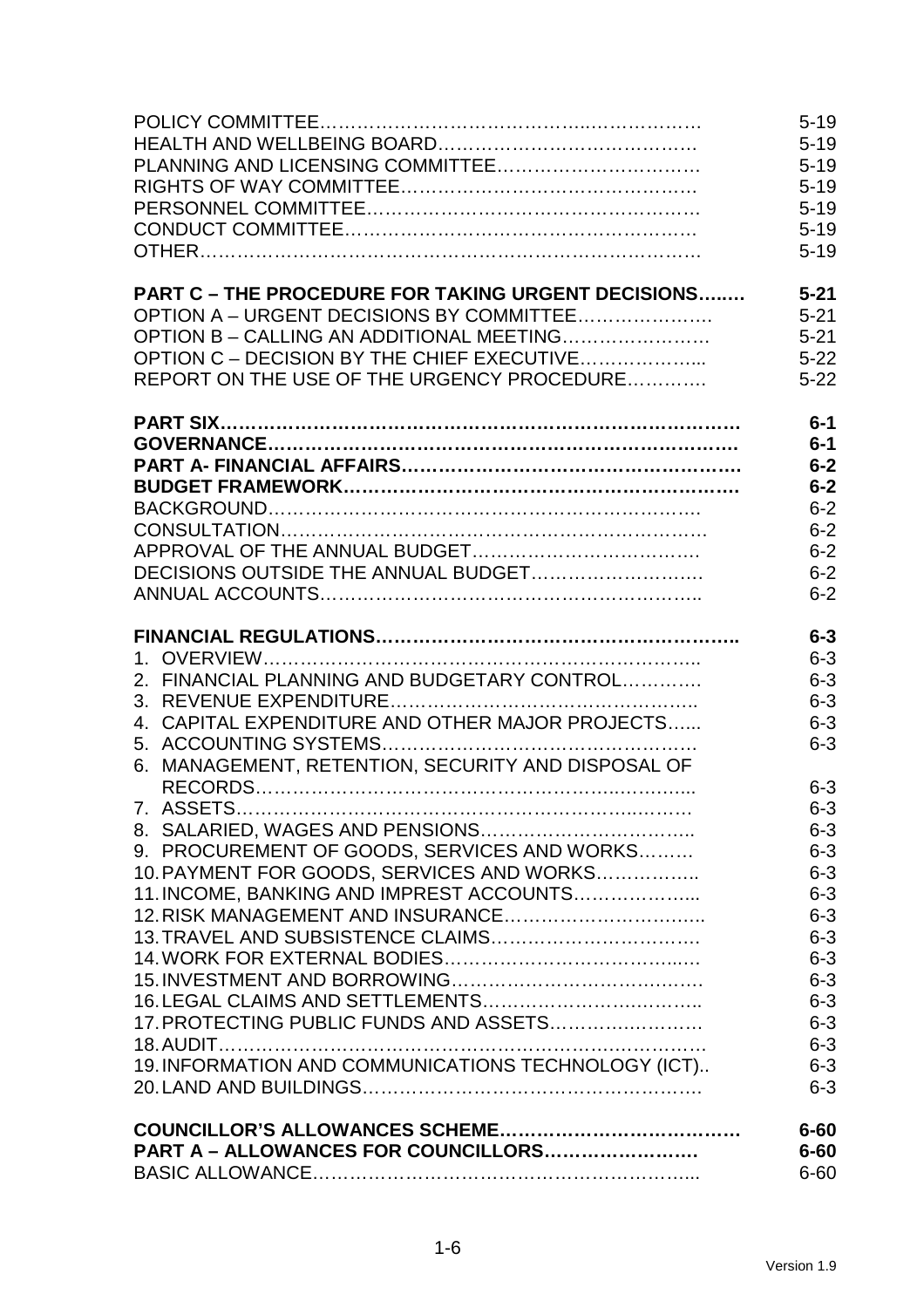| | |
|---|---|
| POLICY COMMITTEE | 5-19 |
| HEALTH AND WELLBEING BOARD | 5-19 |
| PLANNING AND LICENSING COMMITTEE | 5-19 |
| RIGHTS OF WAY COMMITTEE | 5-19 |
| PERSONNEL COMMITTEE | 5-19 |
| CONDUCT COMMITTEE | 5-19 |
| OTHER | 5-19 |
| | |
| **PART C – THE PROCEDURE FOR TAKING URGENT DECISIONS** | **5-21** |
| OPTION A – URGENT DECISIONS BY COMMITTEE | 5-21 |
| OPTION B – CALLING AN ADDITIONAL MEETING | 5-21 |
| OPTION C – DECISION BY THE CHIEF EXECUTIVE | 5-22 |
| REPORT ON THE USE OF THE URGENCY PROCEDURE | 5-22 |
| | |
| **PART SIX** | **6-1** |
| **GOVERNANCE** | **6-1** |
| **PART A- FINANCIAL AFFAIRS** | **6-2** |
| **BUDGET FRAMEWORK** | **6-2** |
| BACKGROUND | 6-2 |
| CONSULTATION | 6-2 |
| APPROVAL OF THE ANNUAL BUDGET | 6-2 |
| DECISIONS OUTSIDE THE ANNUAL BUDGET | 6-2 |
| ANNUAL ACCOUNTS | 6-2 |
| | |
| **FINANCIAL REGULATIONS** | **6-3** |
| 1. OVERVIEW | 6-3 |
| 2. FINANCIAL PLANNING AND BUDGETARY CONTROL | 6-3 |
| 3. REVENUE EXPENDITURE | 6-3 |
| 4. CAPITAL EXPENDITURE AND OTHER MAJOR PROJECTS | 6-3 |
| 5. ACCOUNTING SYSTEMS | 6-3 |
| 6. MANAGEMENT, RETENTION, SECURITY AND DISPOSAL OF RECORDS | 6-3 |
| 7. ASSETS | 6-3 |
| 8. SALARIED, WAGES AND PENSIONS | 6-3 |
| 9. PROCUREMENT OF GOODS, SERVICES AND WORKS | 6-3 |
| 10. PAYMENT FOR GOODS, SERVICES AND WORKS | 6-3 |
| 11. INCOME, BANKING AND IMPREST ACCOUNTS | 6-3 |
| 12. RISK MANAGEMENT AND INSURANCE | 6-3 |
| 13. TRAVEL AND SUBSISTENCE CLAIMS | 6-3 |
| 14. WORK FOR EXTERNAL BODIES | 6-3 |
| 15. INVESTMENT AND BORROWING | 6-3 |
| 16. LEGAL CLAIMS AND SETTLEMENTS | 6-3 |
| 17. PROTECTING PUBLIC FUNDS AND ASSETS | 6-3 |
| 18. AUDIT | 6-3 |
| 19. INFORMATION AND COMMUNICATIONS TECHNOLOGY (ICT) | 6-3 |
| 20. LAND AND BUILDINGS | 6-3 |
| | |
| **COUNCILLOR'S ALLOWANCES SCHEME** | **6-60** |
| **PART A – ALLOWANCES FOR COUNCILLORS** | **6-60** |
| BASIC ALLOWANCE | 6-60 |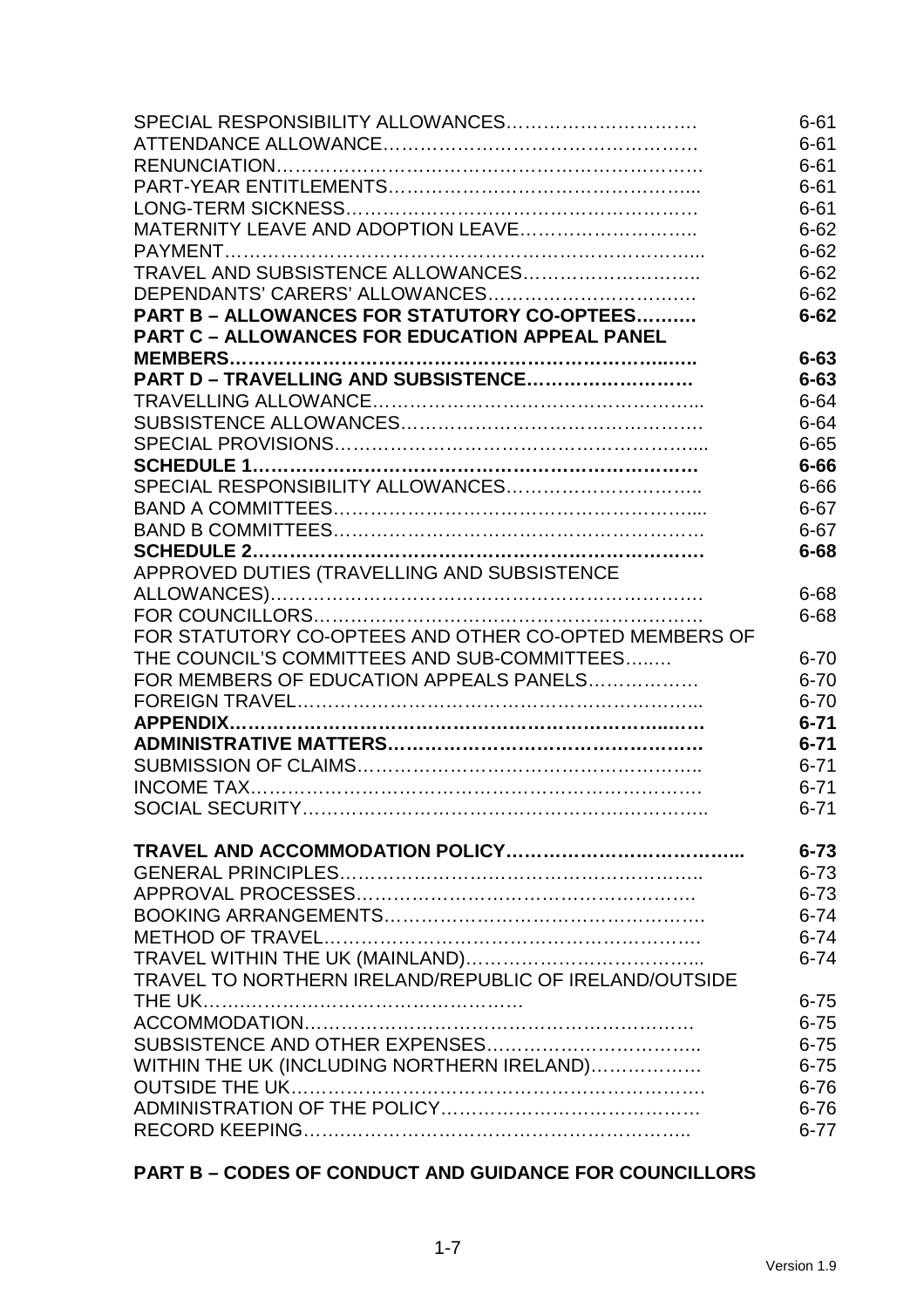| | |
|---|---|
| SPECIAL RESPONSIBILITY ALLOWANCES…………………………. | 6-61 |
| ATTENDANCE ALLOWANCE……………………………………………. | 6-61 |
| RENUNCIATION…………………………………………………………… | 6-61 |
| PART-YEAR ENTITLEMENTS…………………………………………... | 6-61 |
| LONG-TERM SICKNESS………………………………………………… | 6-61 |
| MATERNITY LEAVE AND ADOPTION LEAVE……………………….. | 6-62 |
| PAYMENT…………………………………………………………………... | 6-62 |
| TRAVEL AND SUBSISTENCE ALLOWANCES……………………….. | 6-62 |
| DEPENDANTS' CARERS' ALLOWANCES……………………………. | 6-62 |
| **PART B – ALLOWANCES FOR STATUTORY CO-OPTEES………** | **6-62** |
| **PART C – ALLOWANCES FOR EDUCATION APPEAL PANEL MEMBERS…………………………………………………………..….** | **6-63** |
| **PART D – TRAVELLING AND SUBSISTENCE………………………** | **6-63** |
| TRAVELLING ALLOWANCE…………………………………………….. | 6-64 |
| SUBSISTENCE ALLOWANCES…………………………………………. | 6-64 |
| SPECIAL PROVISIONS…………………………………………………... | 6-65 |
| **SCHEDULE 1……………………………………………………………** | **6-66** |
| SPECIAL RESPONSIBILITY ALLOWANCES………………………….. | 6-66 |
| BAND A COMMITTEES…………………………………………………... | 6-67 |
| BAND B COMMITTEES…………………………………………………… | 6-67 |
| **SCHEDULE 2……………………………………………………………** | **6-68** |
| APPROVED DUTIES (TRAVELLING AND SUBSISTENCE ALLOWANCES)……………………………………………………………. | 6-68 |
| FOR COUNCILLORS……………………………………………………… | 6-68 |
| FOR STATUTORY CO-OPTEES AND OTHER CO-OPTED MEMBERS OF THE COUNCIL'S COMMITTEES AND SUB-COMMITTEES…..… | 6-70 |
| FOR MEMBERS OF EDUCATION APPEALS PANELS………………. | 6-70 |
| FOREIGN TRAVEL………………………………………………………... | 6-70 |
| **APPENDIX………………………………………………………...….** | **6-71** |
| **ADMINISTRATIVE MATTERS…………………………………………** | **6-71** |
| SUBMISSION OF CLAIMS……………………………………………….. | 6-71 |
| INCOME TAX……………………………………………………………… | 6-71 |
| SOCIAL SECURITY……………………………………………………….. | 6-71 |
| | |
| **TRAVEL AND ACCOMMODATION POLICY………………………………...** | **6-73** |
| GENERAL PRINCIPLES………………………………………………….. | 6-73 |
| APPROVAL PROCESSES………………………………………………. | 6-73 |
| BOOKING ARRANGEMENTS…………………………………………….. | 6-74 |
| METHOD OF TRAVEL……………………………………………………. | 6-74 |
| TRAVEL WITHIN THE UK (MAINLAND)………………………………... | 6-74 |
| TRAVEL TO NORTHERN IRELAND/REPUBLIC OF IRELAND/OUTSIDE THE UK……………………………………………. | 6-75 |
| ACCOMMODATION……………………………………………………… | 6-75 |
| SUBSISTENCE AND OTHER EXPENSES…………………………….. | 6-75 |
| WITHIN THE UK (INCLUDING NORTHERN IRELAND)………………. | 6-75 |
| OUTSIDE THE UK…………………………………………………………. | 6-76 |
| ADMINISTRATION OF THE POLICY…………………………………… | 6-76 |
| RECORD KEEPING……………………………………………………... | 6-77 |

**PART B – CODES OF CONDUCT AND GUIDANCE FOR COUNCILLORS**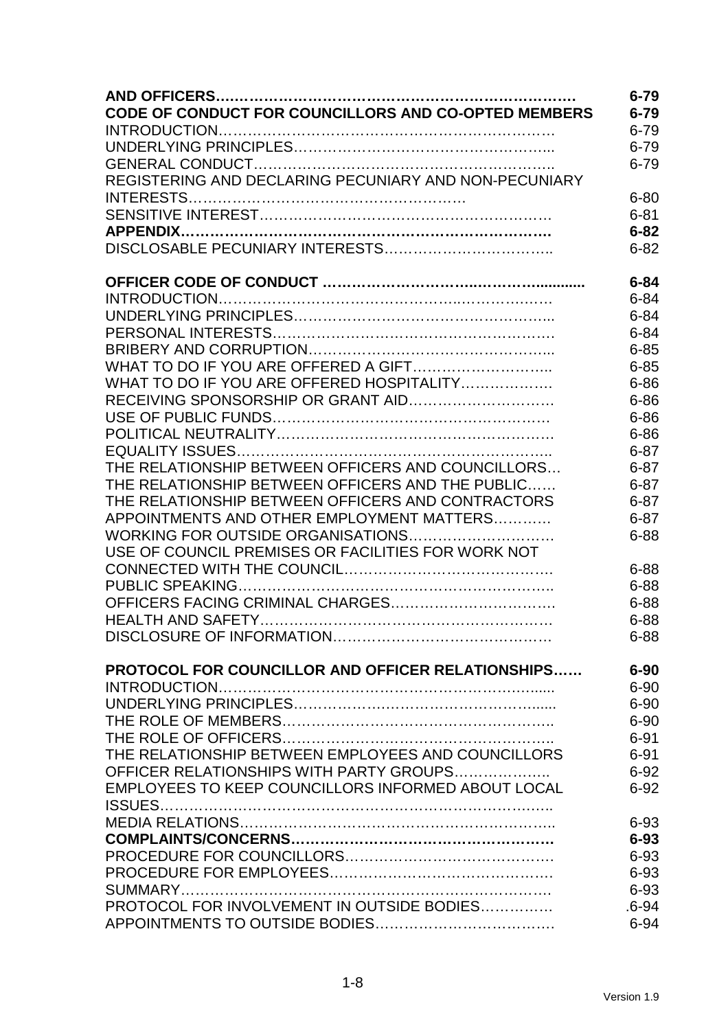| | |
|---|---|
| **AND OFFICERS……………………………………………………………** | **6-79** |
| **CODE OF CONDUCT FOR COUNCILLORS AND CO-OPTED MEMBERS** | **6-79** |
| INTRODUCTION……………………………………………………………… | 6-79 |
| UNDERLYING PRINCIPLES…………………………………………….. | 6-79 |
| GENERAL CONDUCT…………………………………………………….. | 6-79 |
| REGISTERING AND DECLARING PECUNIARY AND NON-PECUNIARY INTERESTS………………………………………………… | 6-80 |
| SENSITIVE INTEREST…………………………………………………… | 6-81 |
| **APPENDIX…………………………………………………………………** | **6-82** |
| DISCLOSABLE PECUNIARY INTERESTS…………………………….. | 6-82 |
| | |
| **OFFICER CODE OF CONDUCT ……………………….……………...........** | **6-84** |
| INTRODUCTION…………………………………………..……………… | 6-84 |
| UNDERLYING PRINCIPLES…………………………………………….. | 6-84 |
| PERSONAL INTERESTS…………………………………………………. | 6-84 |
| BRIBERY AND CORRUPTION………………………………………….. | 6-85 |
| WHAT TO DO IF YOU ARE OFFERED A GIFT……………………….. | 6-85 |
| WHAT TO DO IF YOU ARE OFFERED HOSPITALITY………………. | 6-86 |
| RECEIVING SPONSORSHIP OR GRANT AID…………………………. | 6-86 |
| USE OF PUBLIC FUNDS…………………………………………………. | 6-86 |
| POLITICAL NEUTRALITY…………………………………………………. | 6-86 |
| EQUALITY ISSUES……………………………………………………….. | 6-87 |
| THE RELATIONSHIP BETWEEN OFFICERS AND COUNCILLORS… | 6-87 |
| THE RELATIONSHIP BETWEEN OFFICERS AND THE PUBLIC…… | 6-87 |
| THE RELATIONSHIP BETWEEN OFFICERS AND CONTRACTORS | 6-87 |
| APPOINTMENTS AND OTHER EMPLOYMENT MATTERS………… | 6-87 |
| WORKING FOR OUTSIDE ORGANISATIONS………………………… | 6-88 |
| USE OF COUNCIL PREMISES OR FACILITIES FOR WORK NOT CONNECTED WITH THE COUNCIL……………………………………. | 6-88 |
| PUBLIC SPEAKING……………………………………………………….. | 6-88 |
| OFFICERS FACING CRIMINAL CHARGES……………………………. | 6-88 |
| HEALTH AND SAFETY……………………………………………………. | 6-88 |
| DISCLOSURE OF INFORMATION………………………………………. | 6-88 |
| | |
| **PROTOCOL FOR COUNCILLOR AND OFFICER RELATIONSHIPS……** | **6-90** |
| INTRODUCTION……………………………………………………...... | 6-90 |
| UNDERLYING PRINCIPLES……………………………………….…...... | 6-90 |
| THE ROLE OF MEMBERS……………………………………………….. | 6-90 |
| THE ROLE OF OFFICERS……………………………………………….. | 6-91 |
| THE RELATIONSHIP BETWEEN EMPLOYEES AND COUNCILLORS | 6-91 |
| OFFICER RELATIONSHIPS WITH PARTY GROUPS……………….. | 6-92 |
| EMPLOYEES TO KEEP COUNCILLORS INFORMED ABOUT LOCAL ISSUES…………………………………………………………………….. | 6-92 |
| MEDIA RELATIONS……………………………………………………….. | 6-93 |
| **COMPLAINTS/CONCERNS……………………………………………….** | **6-93** |
| PROCEDURE FOR COUNCILLORS……………………………………. | 6-93 |
| PROCEDURE FOR EMPLOYEES………………………………………. | 6-93 |
| SUMMARY…………………………………………………………………. | 6-93 |
| PROTOCOL FOR INVOLVEMENT IN OUTSIDE BODIES…………… | .6-94 |
| APPOINTMENTS TO OUTSIDE BODIES………………………………. | 6-94 |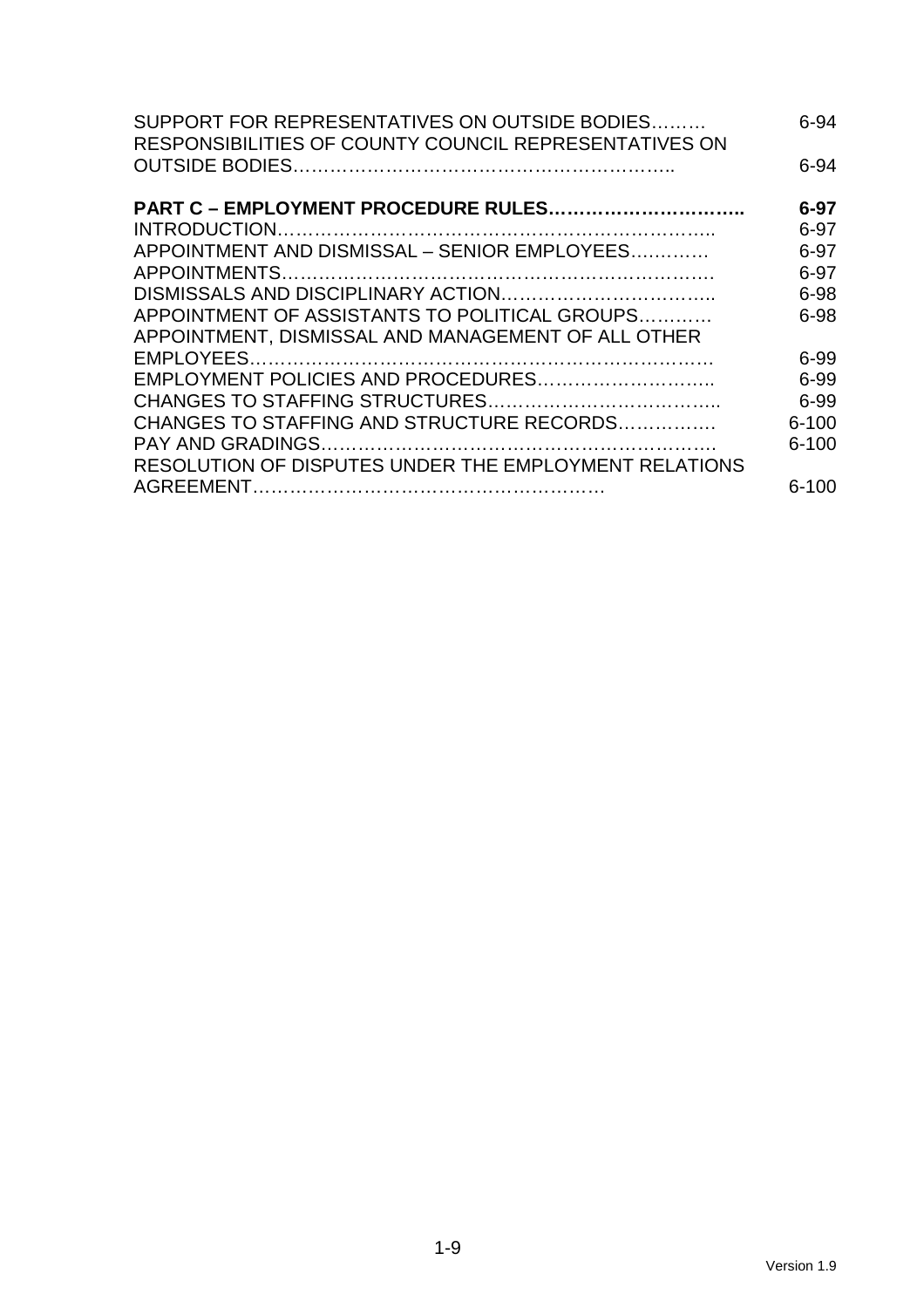| | |
|---|---|
| SUPPORT FOR REPRESENTATIVES ON OUTSIDE BODIES……… | 6-94 |
| RESPONSIBILITIES OF COUNTY COUNCIL REPRESENTATIVES ON OUTSIDE BODIES…………………………………………………….. | 6-94 |
| **PART C – EMPLOYMENT PROCEDURE RULES…………………………..** | **6-97** |
| INTRODUCTION……………………………………………………………….. | 6-97 |
| APPOINTMENT AND DISMISSAL – SENIOR EMPLOYEES………… | 6-97 |
| APPOINTMENTS……………………………………………………………. | 6-97 |
| DISMISSALS AND DISCIPLINARY ACTION…………………………….. | 6-98 |
| APPOINTMENT OF ASSISTANTS TO POLITICAL GROUPS………… | 6-98 |
| APPOINTMENT, DISMISSAL AND MANAGEMENT OF ALL OTHER EMPLOYEES………………………………………………………………. | 6-99 |
| EMPLOYMENT POLICIES AND PROCEDURES……………………….. | 6-99 |
| CHANGES TO STAFFING STRUCTURES……………………………….. | 6-99 |
| CHANGES TO STAFFING AND STRUCTURE RECORDS……………. | 6-100 |
| PAY AND GRADINGS……………………………………………………… | 6-100 |
| RESOLUTION OF DISPUTES UNDER THE EMPLOYMENT RELATIONS AGREEMENT………………………………………………… | 6-100 |

Version 1.9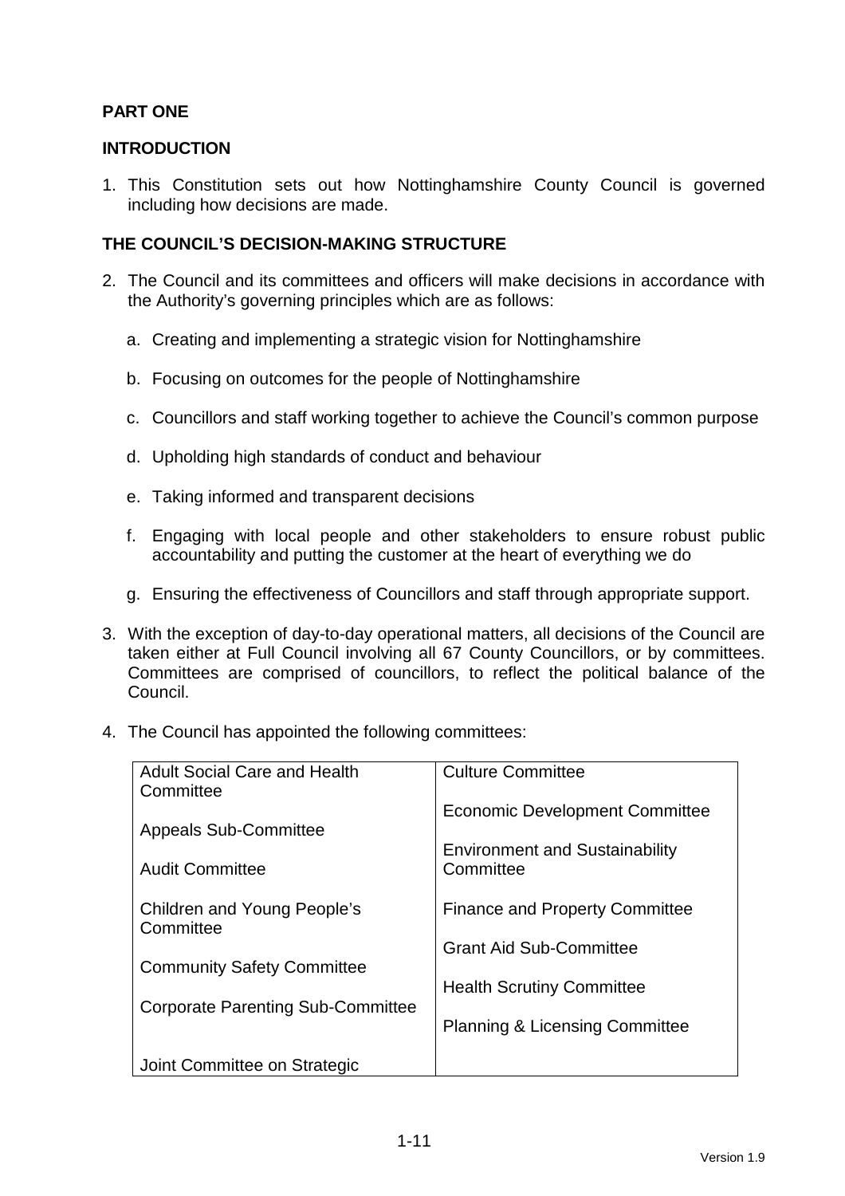**PART ONE**

**INTRODUCTION**

1. This Constitution sets out how Nottinghamshire County Council is governed including how decisions are made.

**THE COUNCIL'S DECISION-MAKING STRUCTURE**

2. The Council and its committees and officers will make decisions in accordance with the Authority's governing principles which are as follows:

   a. Creating and implementing a strategic vision for Nottinghamshire

   b. Focusing on outcomes for the people of Nottinghamshire

   c. Councillors and staff working together to achieve the Council's common purpose

   d. Upholding high standards of conduct and behaviour

   e. Taking informed and transparent decisions

   f. Engaging with local people and other stakeholders to ensure robust public accountability and putting the customer at the heart of everything we do

   g. Ensuring the effectiveness of Councillors and staff through appropriate support.

3. With the exception of day-to-day operational matters, all decisions of the Council are taken either at Full Council involving all 67 County Councillors, or by committees. Committees are comprised of councillors, to reflect the political balance of the Council.

4. The Council has appointed the following committees:

| | |
|---|---|
| Adult Social Care and Health Committee | Culture Committee |
| Appeals Sub-Committee | Economic Development Committee |
| Audit Committee | Environment and Sustainability Committee |
| Children and Young People's Committee | Finance and Property Committee |
| Community Safety Committee | Grant Aid Sub-Committee |
| Corporate Parenting Sub-Committee | Health Scrutiny Committee |
| Joint Committee on Strategic | Planning & Licensing Committee |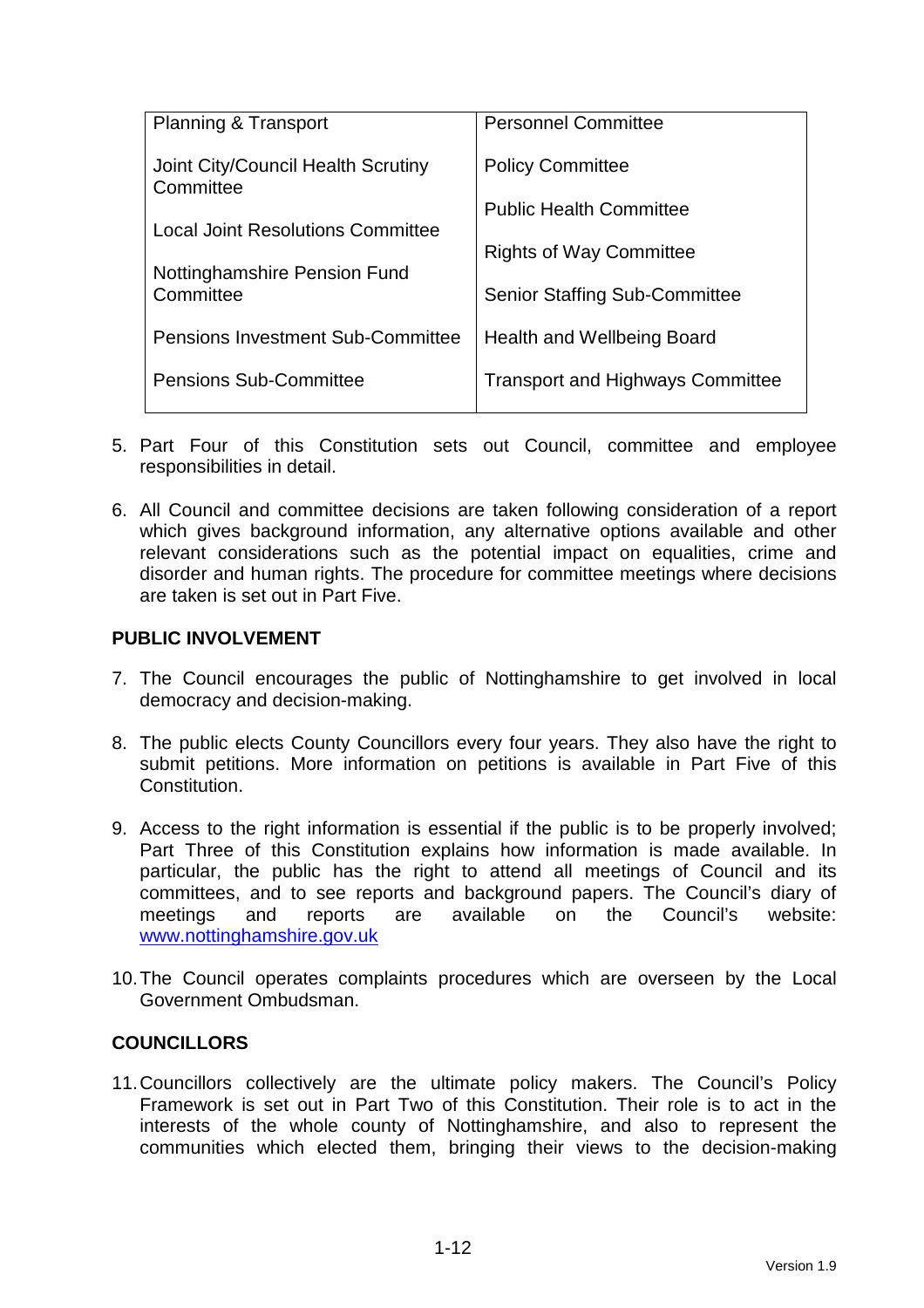| | |
|---|---|
| Planning & Transport | Personnel Committee |
| Joint City/Council Health Scrutiny Committee | Policy Committee |
| Local Joint Resolutions Committee | Public Health Committee |
| Nottinghamshire Pension Fund Committee | Rights of Way Committee |
| Pensions Investment Sub-Committee | Senior Staffing Sub-Committee |
| Pensions Sub-Committee | Health and Wellbeing Board |
| | Transport and Highways Committee |

5. Part Four of this Constitution sets out Council, committee and employee responsibilities in detail.

6. All Council and committee decisions are taken following consideration of a report which gives background information, any alternative options available and other relevant considerations such as the potential impact on equalities, crime and disorder and human rights. The procedure for committee meetings where decisions are taken is set out in Part Five.

**PUBLIC INVOLVEMENT**

7. The Council encourages the public of Nottinghamshire to get involved in local democracy and decision-making.

8. The public elects County Councillors every four years. They also have the right to submit petitions. More information on petitions is available in Part Five of this Constitution.

9. Access to the right information is essential if the public is to be properly involved; Part Three of this Constitution explains how information is made available. In particular, the public has the right to attend all meetings of Council and its committees, and to see reports and background papers. The Council's diary of meetings and reports are available on the Council's website: www.nottinghamshire.gov.uk

10. The Council operates complaints procedures which are overseen by the Local Government Ombudsman.

**COUNCILLORS**

11. Councillors collectively are the ultimate policy makers. The Council's Policy Framework is set out in Part Two of this Constitution. Their role is to act in the interests of the whole county of Nottinghamshire, and also to represent the communities which elected them, bringing their views to the decision-making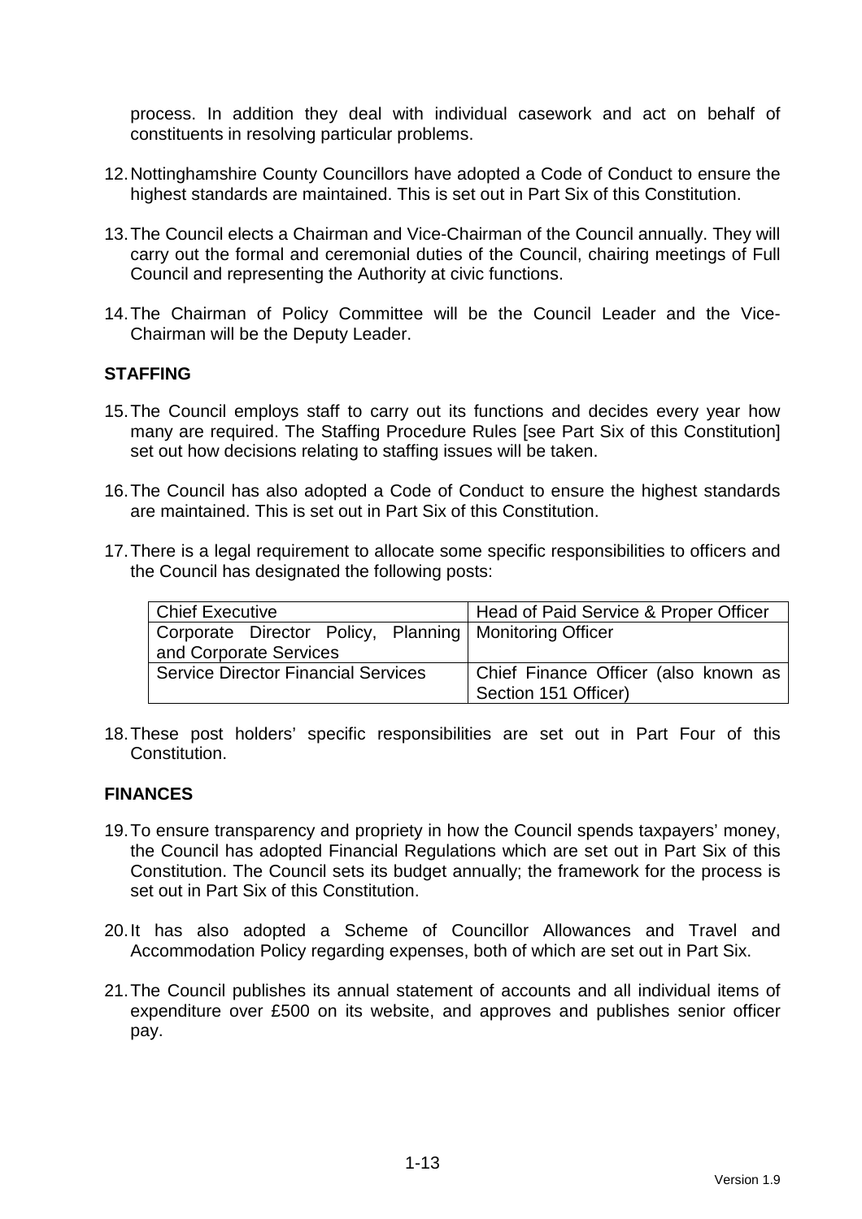process. In addition they deal with individual casework and act on behalf of constituents in resolving particular problems.

12. Nottinghamshire County Councillors have adopted a Code of Conduct to ensure the highest standards are maintained. This is set out in Part Six of this Constitution.

13. The Council elects a Chairman and Vice-Chairman of the Council annually. They will carry out the formal and ceremonial duties of the Council, chairing meetings of Full Council and representing the Authority at civic functions.

14. The Chairman of Policy Committee will be the Council Leader and the Vice-Chairman will be the Deputy Leader.

**STAFFING**

15. The Council employs staff to carry out its functions and decides every year how many are required. The Staffing Procedure Rules [see Part Six of this Constitution] set out how decisions relating to staffing issues will be taken.

16. The Council has also adopted a Code of Conduct to ensure the highest standards are maintained. This is set out in Part Six of this Constitution.

17. There is a legal requirement to allocate some specific responsibilities to officers and the Council has designated the following posts:

| Chief Executive | Head of Paid Service & Proper Officer |
|---|---|
| Corporate Director Policy, Planning and Corporate Services | Monitoring Officer |
| Service Director Financial Services | Chief Finance Officer (also known as Section 151 Officer) |

18. These post holders' specific responsibilities are set out in Part Four of this Constitution.

**FINANCES**

19. To ensure transparency and propriety in how the Council spends taxpayers' money, the Council has adopted Financial Regulations which are set out in Part Six of this Constitution. The Council sets its budget annually; the framework for the process is set out in Part Six of this Constitution.

20. It has also adopted a Scheme of Councillor Allowances and Travel and Accommodation Policy regarding expenses, both of which are set out in Part Six.

21. The Council publishes its annual statement of accounts and all individual items of expenditure over £500 on its website, and approves and publishes senior officer pay.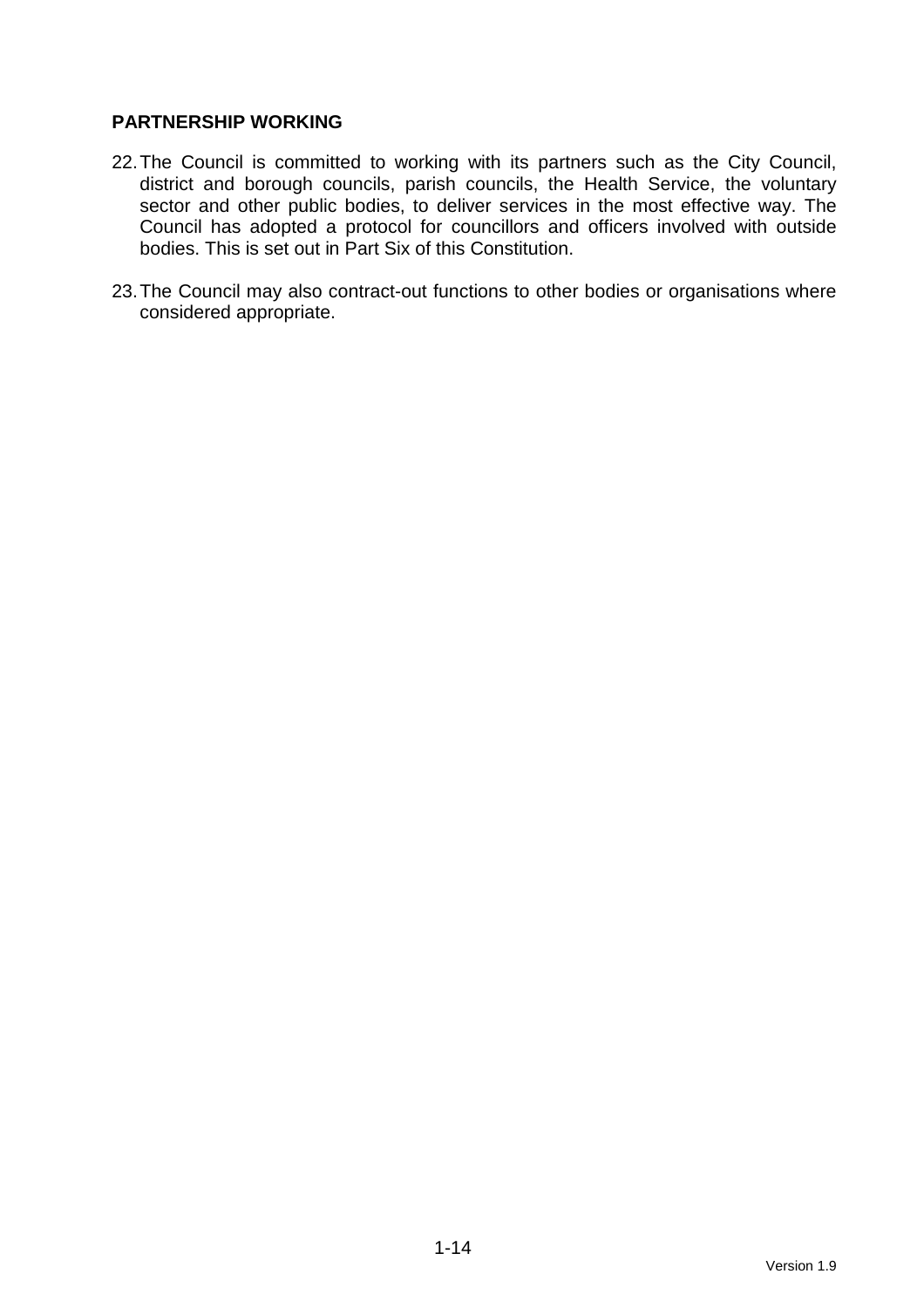**PARTNERSHIP WORKING**

22. The Council is committed to working with its partners such as the City Council, district and borough councils, parish councils, the Health Service, the voluntary sector and other public bodies, to deliver services in the most effective way. The Council has adopted a protocol for councillors and officers involved with outside bodies. This is set out in Part Six of this Constitution.

23. The Council may also contract-out functions to other bodies or organisations where considered appropriate.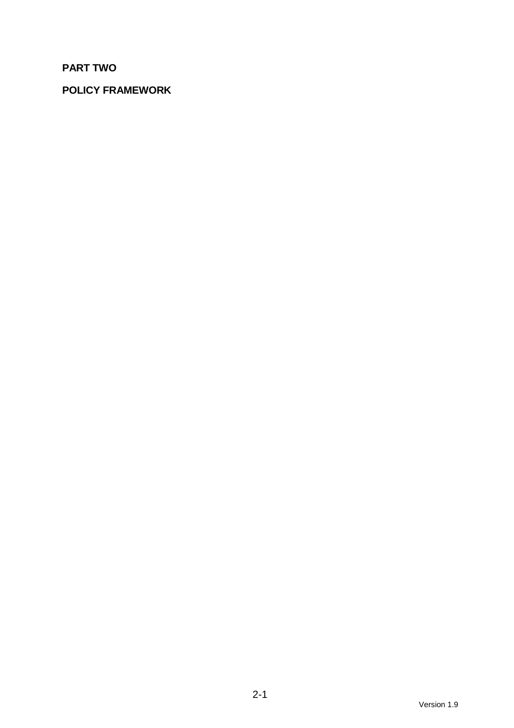# PART TWO

## POLICY FRAMEWORK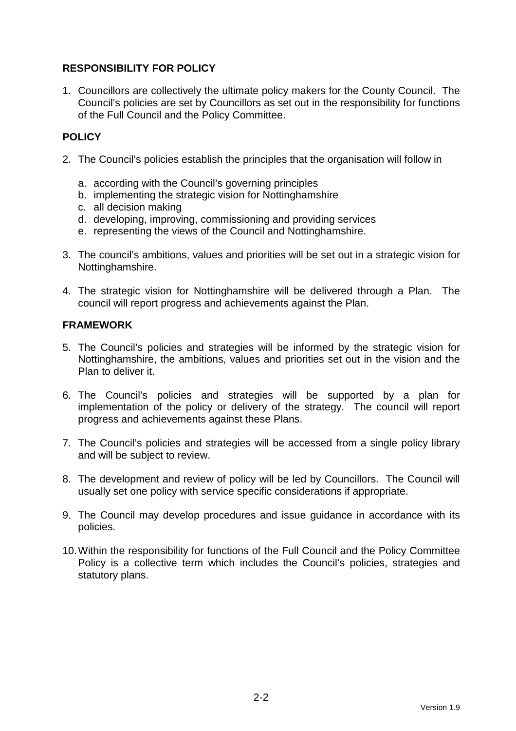## RESPONSIBILITY FOR POLICY

1. Councillors are collectively the ultimate policy makers for the County Council. The Council's policies are set by Councillors as set out in the responsibility for functions of the Full Council and the Policy Committee.

## POLICY

2. The Council's policies establish the principles that the organisation will follow in

   a. according with the Council's governing principles
   b. implementing the strategic vision for Nottinghamshire
   c. all decision making
   d. developing, improving, commissioning and providing services
   e. representing the views of the Council and Nottinghamshire.

3. The council's ambitions, values and priorities will be set out in a strategic vision for Nottinghamshire.

4. The strategic vision for Nottinghamshire will be delivered through a Plan. The council will report progress and achievements against the Plan.

## FRAMEWORK

5. The Council's policies and strategies will be informed by the strategic vision for Nottinghamshire, the ambitions, values and priorities set out in the vision and the Plan to deliver it.

6. The Council's policies and strategies will be supported by a plan for implementation of the policy or delivery of the strategy. The council will report progress and achievements against these Plans.

7. The Council's policies and strategies will be accessed from a single policy library and will be subject to review.

8. The development and review of policy will be led by Councillors. The Council will usually set one policy with service specific considerations if appropriate.

9. The Council may develop procedures and issue guidance in accordance with its policies.

10. Within the responsibility for functions of the Full Council and the Policy Committee Policy is a collective term which includes the Council's policies, strategies and statutory plans.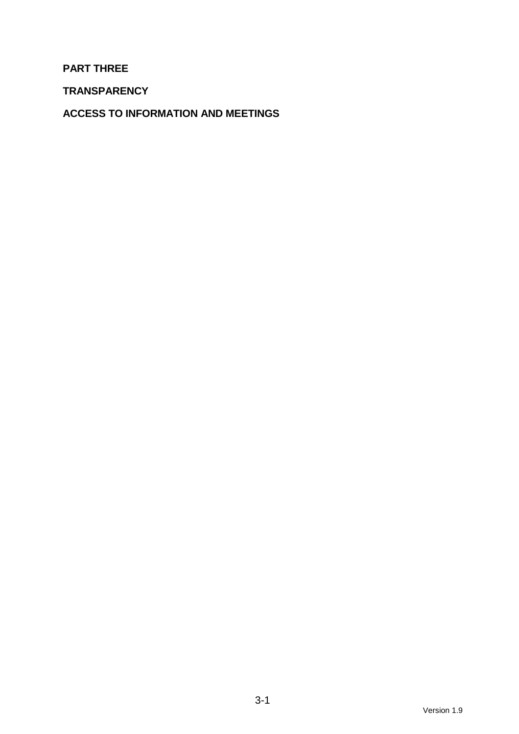# PART THREE

## TRANSPARENCY

## ACCESS TO INFORMATION AND MEETINGS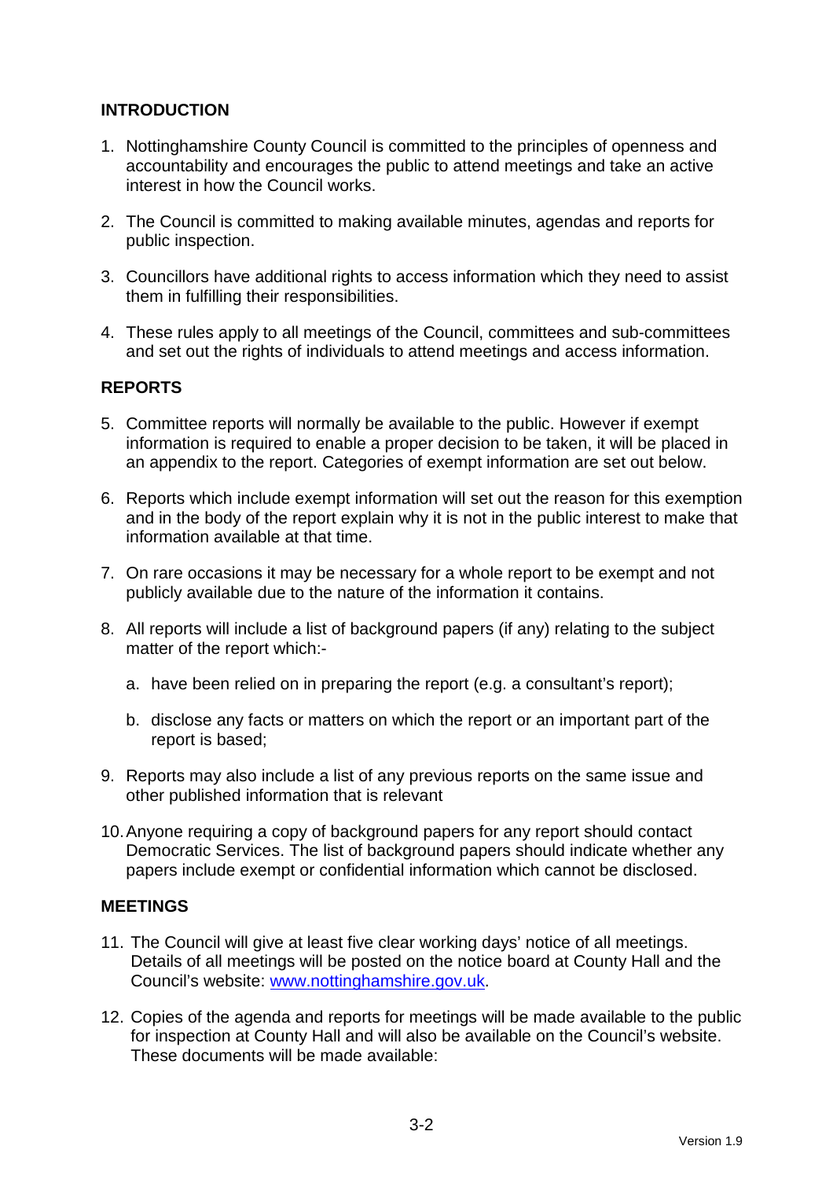## INTRODUCTION

1. Nottinghamshire County Council is committed to the principles of openness and accountability and encourages the public to attend meetings and take an active interest in how the Council works.

2. The Council is committed to making available minutes, agendas and reports for public inspection.

3. Councillors have additional rights to access information which they need to assist them in fulfilling their responsibilities.

4. These rules apply to all meetings of the Council, committees and sub-committees and set out the rights of individuals to attend meetings and access information.

## REPORTS

5. Committee reports will normally be available to the public. However if exempt information is required to enable a proper decision to be taken, it will be placed in an appendix to the report. Categories of exempt information are set out below.

6. Reports which include exempt information will set out the reason for this exemption and in the body of the report explain why it is not in the public interest to make that information available at that time.

7. On rare occasions it may be necessary for a whole report to be exempt and not publicly available due to the nature of the information it contains.

8. All reports will include a list of background papers (if any) relating to the subject matter of the report which:-

   a. have been relied on in preparing the report (e.g. a consultant's report);

   b. disclose any facts or matters on which the report or an important part of the report is based;

9. Reports may also include a list of any previous reports on the same issue and other published information that is relevant

10. Anyone requiring a copy of background papers for any report should contact Democratic Services. The list of background papers should indicate whether any papers include exempt or confidential information which cannot be disclosed.

## MEETINGS

11. The Council will give at least five clear working days' notice of all meetings. Details of all meetings will be posted on the notice board at County Hall and the Council's website: [www.nottinghamshire.gov.uk](http://www.nottinghamshire.gov.uk).

12. Copies of the agenda and reports for meetings will be made available to the public for inspection at County Hall and will also be available on the Council's website. These documents will be made available: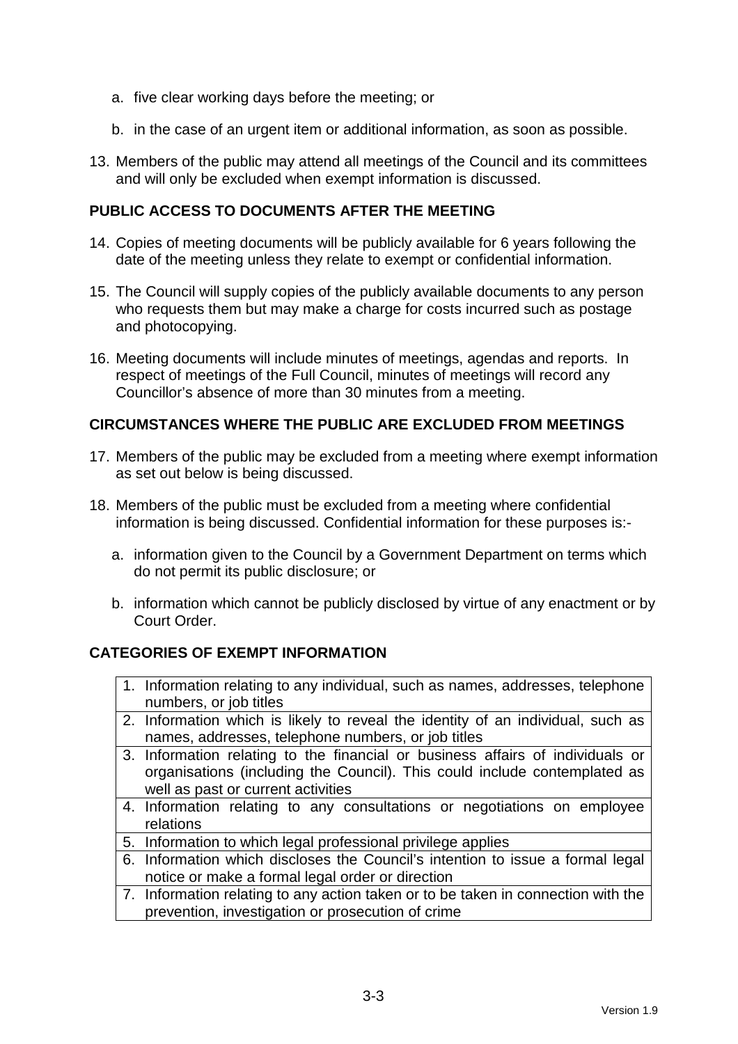a. five clear working days before the meeting; or

b. in the case of an urgent item or additional information, as soon as possible.

13. Members of the public may attend all meetings of the Council and its committees and will only be excluded when exempt information is discussed.

## PUBLIC ACCESS TO DOCUMENTS AFTER THE MEETING

14. Copies of meeting documents will be publicly available for 6 years following the date of the meeting unless they relate to exempt or confidential information.

15. The Council will supply copies of the publicly available documents to any person who requests them but may make a charge for costs incurred such as postage and photocopying.

16. Meeting documents will include minutes of meetings, agendas and reports. In respect of meetings of the Full Council, minutes of meetings will record any Councillor's absence of more than 30 minutes from a meeting.

## CIRCUMSTANCES WHERE THE PUBLIC ARE EXCLUDED FROM MEETINGS

17. Members of the public may be excluded from a meeting where exempt information as set out below is being discussed.

18. Members of the public must be excluded from a meeting where confidential information is being discussed. Confidential information for these purposes is:-

    a. information given to the Council by a Government Department on terms which do not permit its public disclosure; or

    b. information which cannot be publicly disclosed by virtue of any enactment or by Court Order.

## CATEGORIES OF EXEMPT INFORMATION

| |
|---|
| 1. Information relating to any individual, such as names, addresses, telephone numbers, or job titles |
| 2. Information which is likely to reveal the identity of an individual, such as names, addresses, telephone numbers, or job titles |
| 3. Information relating to the financial or business affairs of individuals or organisations (including the Council). This could include contemplated as well as past or current activities |
| 4. Information relating to any consultations or negotiations on employee relations |
| 5. Information to which legal professional privilege applies |
| 6. Information which discloses the Council's intention to issue a formal legal notice or make a formal legal order or direction |
| 7. Information relating to any action taken or to be taken in connection with the prevention, investigation or prosecution of crime |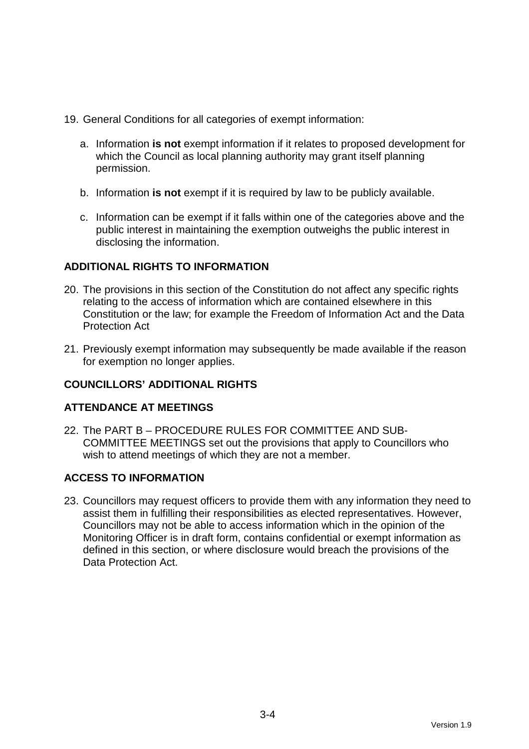19. General Conditions for all categories of exempt information:

    a. Information **is not** exempt information if it relates to proposed development for which the Council as local planning authority may grant itself planning permission.

    b. Information **is not** exempt if it is required by law to be publicly available.

    c. Information can be exempt if it falls within one of the categories above and the public interest in maintaining the exemption outweighs the public interest in disclosing the information.

## ADDITIONAL RIGHTS TO INFORMATION

20. The provisions in this section of the Constitution do not affect any specific rights relating to the access of information which are contained elsewhere in this Constitution or the law; for example the Freedom of Information Act and the Data Protection Act

21. Previously exempt information may subsequently be made available if the reason for exemption no longer applies.

## COUNCILLORS' ADDITIONAL RIGHTS

## ATTENDANCE AT MEETINGS

22. The PART B – PROCEDURE RULES FOR COMMITTEE AND SUB-COMMITTEE MEETINGS set out the provisions that apply to Councillors who wish to attend meetings of which they are not a member.

## ACCESS TO INFORMATION

23. Councillors may request officers to provide them with any information they need to assist them in fulfilling their responsibilities as elected representatives. However, Councillors may not be able to access information which in the opinion of the Monitoring Officer is in draft form, contains confidential or exempt information as defined in this section, or where disclosure would breach the provisions of the Data Protection Act.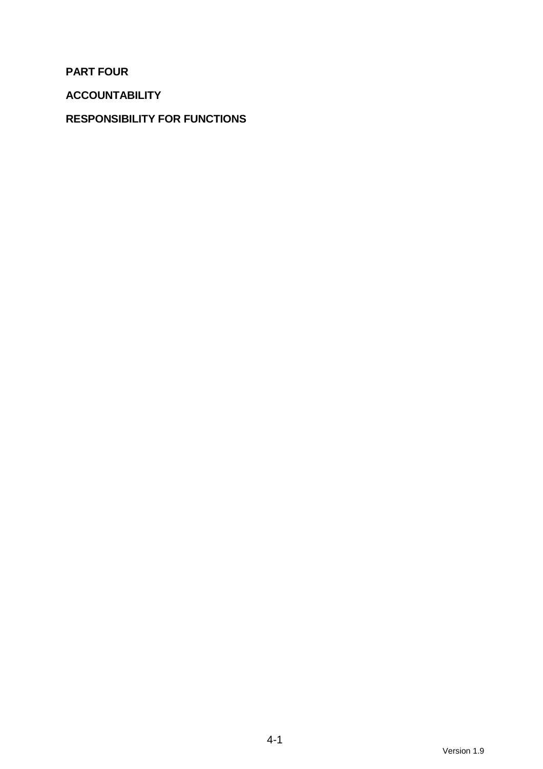# PART FOUR

## ACCOUNTABILITY

## RESPONSIBILITY FOR FUNCTIONS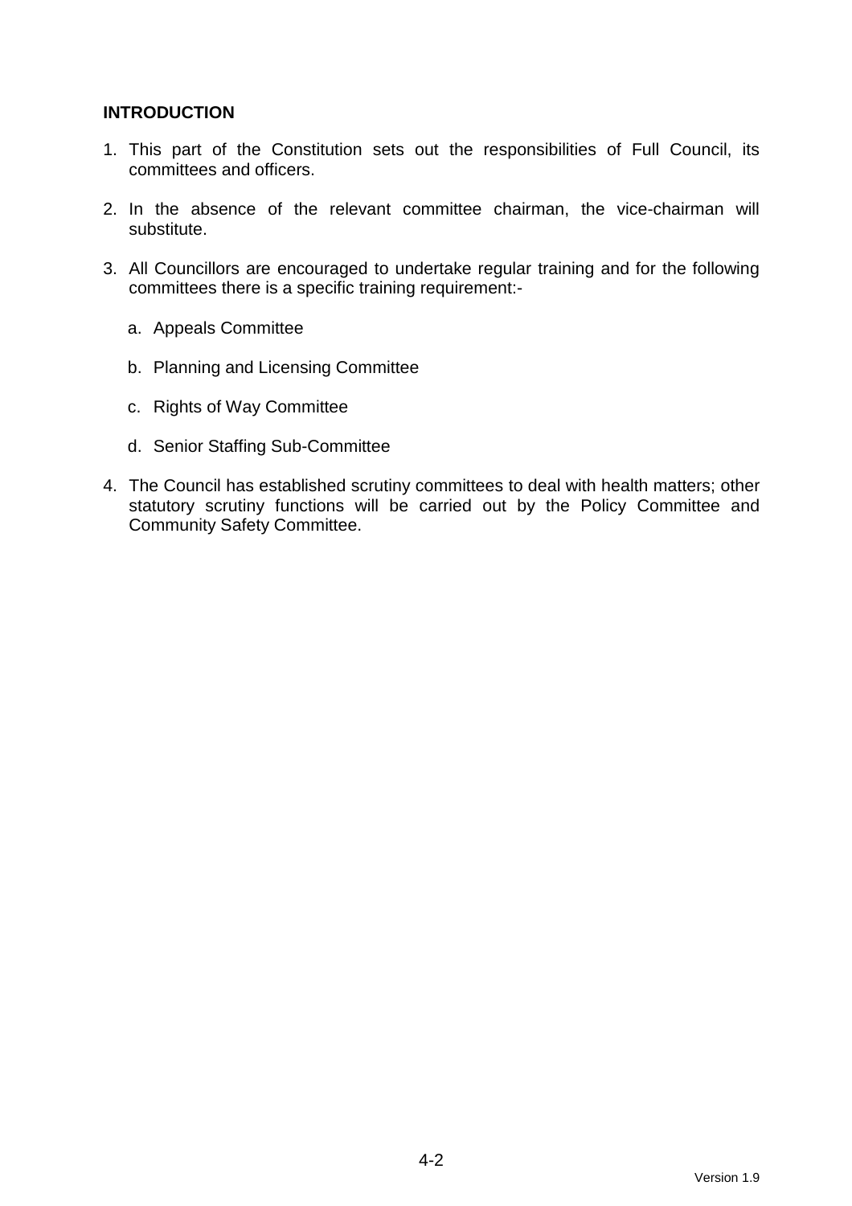## INTRODUCTION

1. This part of the Constitution sets out the responsibilities of Full Council, its committees and officers.

2. In the absence of the relevant committee chairman, the vice-chairman will substitute.

3. All Councillors are encouraged to undertake regular training and for the following committees there is a specific training requirement:-

   a. Appeals Committee

   b. Planning and Licensing Committee

   c. Rights of Way Committee

   d. Senior Staffing Sub-Committee

4. The Council has established scrutiny committees to deal with health matters; other statutory scrutiny functions will be carried out by the Policy Committee and Community Safety Committee.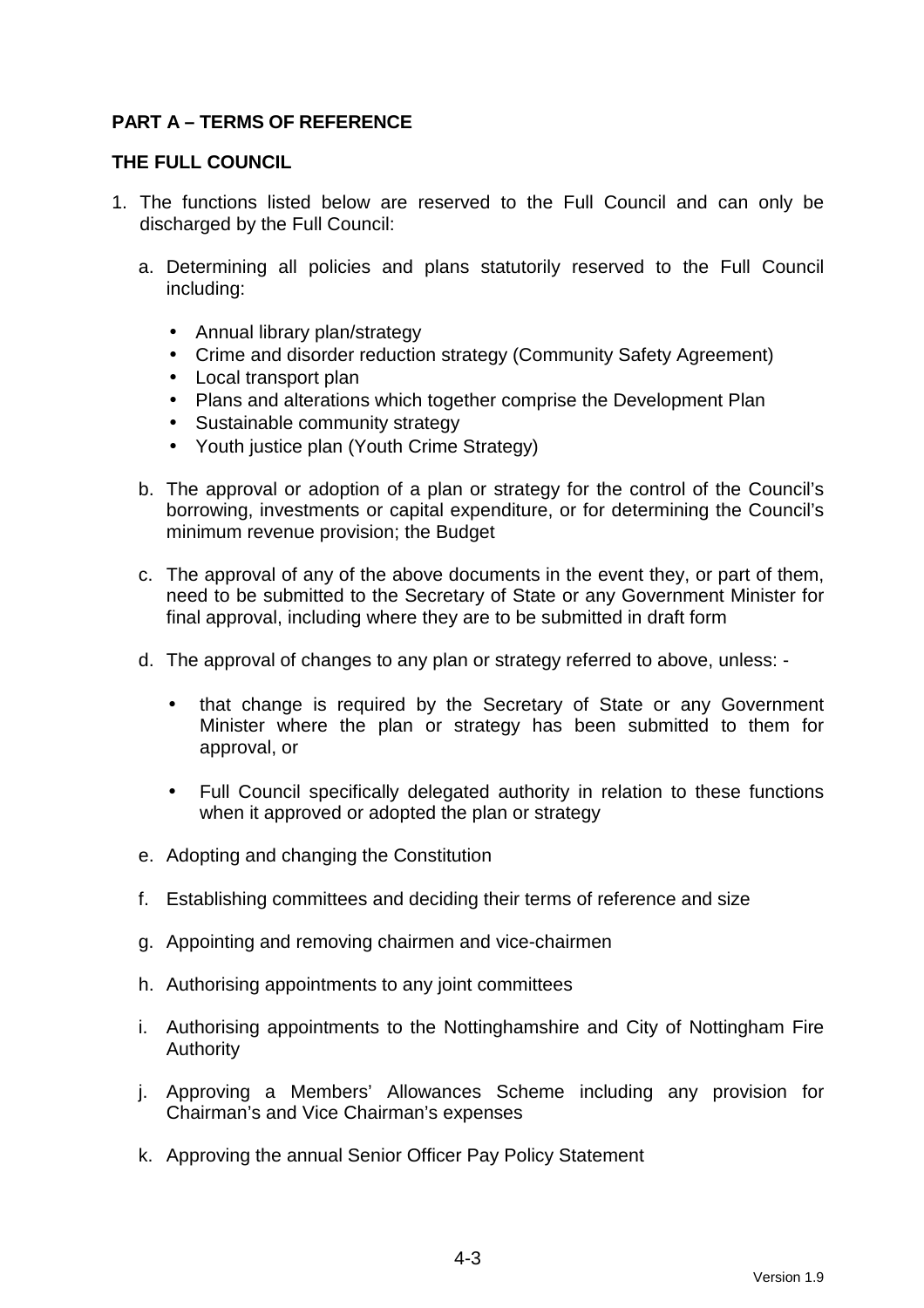## PART A – TERMS OF REFERENCE

### THE FULL COUNCIL

1. The functions listed below are reserved to the Full Council and can only be discharged by the Full Council:

   a. Determining all policies and plans statutorily reserved to the Full Council including:

      - Annual library plan/strategy
      - Crime and disorder reduction strategy (Community Safety Agreement)
      - Local transport plan
      - Plans and alterations which together comprise the Development Plan
      - Sustainable community strategy
      - Youth justice plan (Youth Crime Strategy)

   b. The approval or adoption of a plan or strategy for the control of the Council's borrowing, investments or capital expenditure, or for determining the Council's minimum revenue provision; the Budget

   c. The approval of any of the above documents in the event they, or part of them, need to be submitted to the Secretary of State or any Government Minister for final approval, including where they are to be submitted in draft form

   d. The approval of changes to any plan or strategy referred to above, unless: -

      - that change is required by the Secretary of State or any Government Minister where the plan or strategy has been submitted to them for approval, or

      - Full Council specifically delegated authority in relation to these functions when it approved or adopted the plan or strategy

   e. Adopting and changing the Constitution

   f. Establishing committees and deciding their terms of reference and size

   g. Appointing and removing chairmen and vice-chairmen

   h. Authorising appointments to any joint committees

   i. Authorising appointments to the Nottinghamshire and City of Nottingham Fire Authority

   j. Approving a Members' Allowances Scheme including any provision for Chairman's and Vice Chairman's expenses

   k. Approving the annual Senior Officer Pay Policy Statement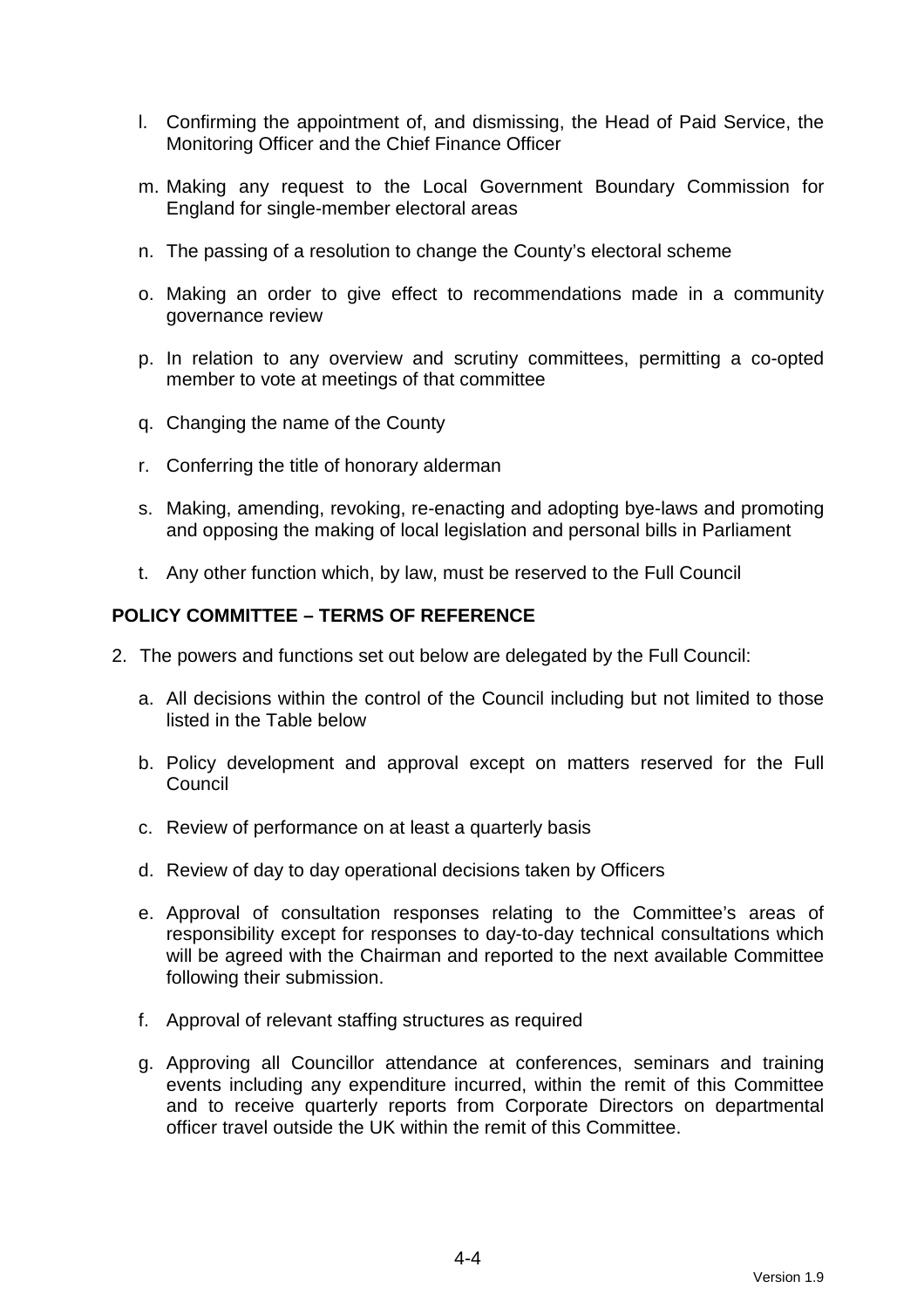l. Confirming the appointment of, and dismissing, the Head of Paid Service, the Monitoring Officer and the Chief Finance Officer

m. Making any request to the Local Government Boundary Commission for England for single-member electoral areas

n. The passing of a resolution to change the County's electoral scheme

o. Making an order to give effect to recommendations made in a community governance review

p. In relation to any overview and scrutiny committees, permitting a co-opted member to vote at meetings of that committee

q. Changing the name of the County

r. Conferring the title of honorary alderman

s. Making, amending, revoking, re-enacting and adopting bye-laws and promoting and opposing the making of local legislation and personal bills in Parliament

t. Any other function which, by law, must be reserved to the Full Council

## POLICY COMMITTEE – TERMS OF REFERENCE

2. The powers and functions set out below are delegated by the Full Council:

   a. All decisions within the control of the Council including but not limited to those listed in the Table below

   b. Policy development and approval except on matters reserved for the Full Council

   c. Review of performance on at least a quarterly basis

   d. Review of day to day operational decisions taken by Officers

   e. Approval of consultation responses relating to the Committee's areas of responsibility except for responses to day-to-day technical consultations which will be agreed with the Chairman and reported to the next available Committee following their submission.

   f. Approval of relevant staffing structures as required

   g. Approving all Councillor attendance at conferences, seminars and training events including any expenditure incurred, within the remit of this Committee and to receive quarterly reports from Corporate Directors on departmental officer travel outside the UK within the remit of this Committee.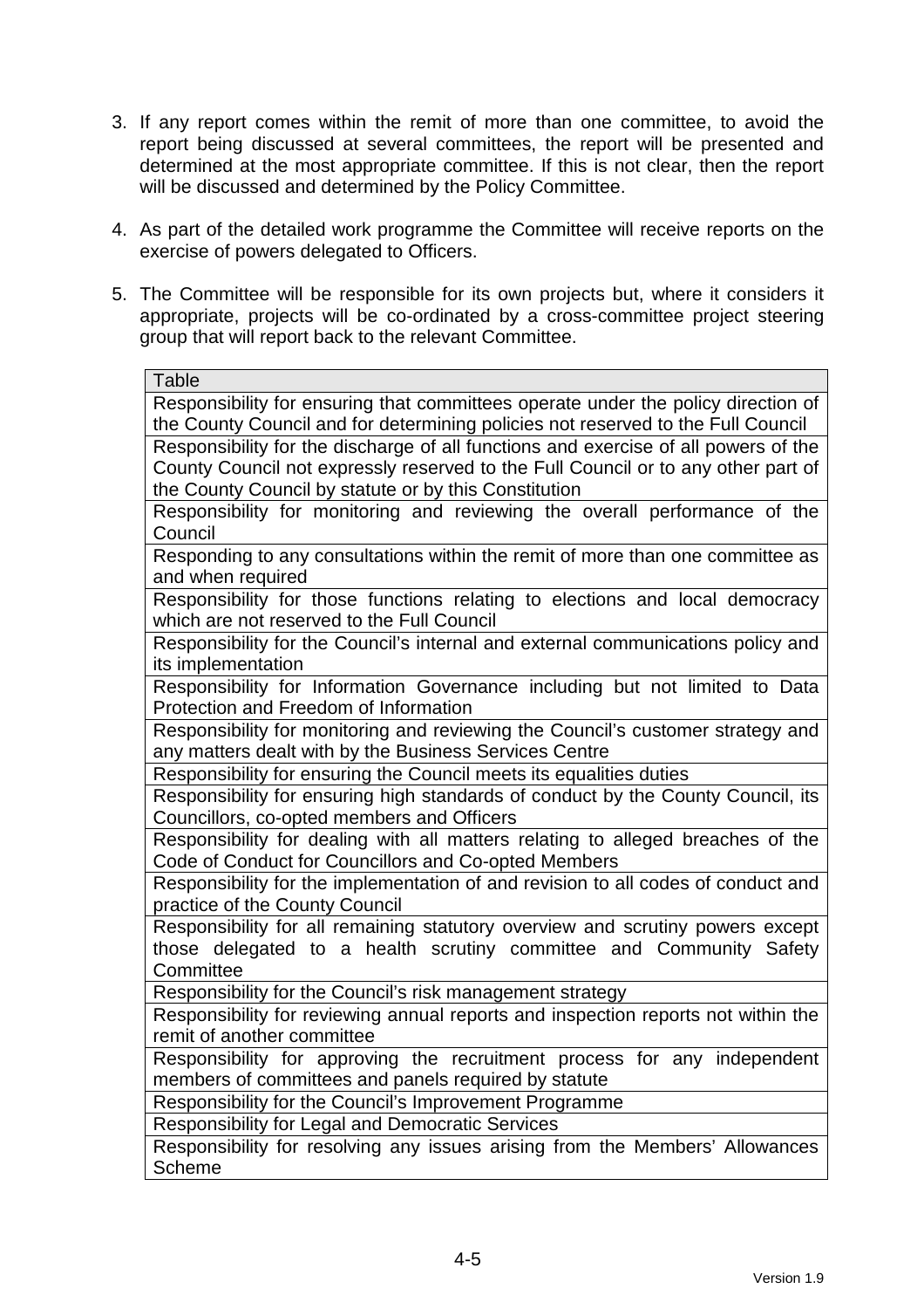3. If any report comes within the remit of more than one committee, to avoid the report being discussed at several committees, the report will be presented and determined at the most appropriate committee. If this is not clear, then the report will be discussed and determined by the Policy Committee.

4. As part of the detailed work programme the Committee will receive reports on the exercise of powers delegated to Officers.

5. The Committee will be responsible for its own projects but, where it considers it appropriate, projects will be co-ordinated by a cross-committee project steering group that will report back to the relevant Committee.

| Table |
|---|
| Responsibility for ensuring that committees operate under the policy direction of the County Council and for determining policies not reserved to the Full Council |
| Responsibility for the discharge of all functions and exercise of all powers of the County Council not expressly reserved to the Full Council or to any other part of the County Council by statute or by this Constitution |
| Responsibility for monitoring and reviewing the overall performance of the Council |
| Responding to any consultations within the remit of more than one committee as and when required |
| Responsibility for those functions relating to elections and local democracy which are not reserved to the Full Council |
| Responsibility for the Council's internal and external communications policy and its implementation |
| Responsibility for Information Governance including but not limited to Data Protection and Freedom of Information |
| Responsibility for monitoring and reviewing the Council's customer strategy and any matters dealt with by the Business Services Centre |
| Responsibility for ensuring the Council meets its equalities duties |
| Responsibility for ensuring high standards of conduct by the County Council, its Councillors, co-opted members and Officers |
| Responsibility for dealing with all matters relating to alleged breaches of the Code of Conduct for Councillors and Co-opted Members |
| Responsibility for the implementation of and revision to all codes of conduct and practice of the County Council |
| Responsibility for all remaining statutory overview and scrutiny powers except those delegated to a health scrutiny committee and Community Safety Committee |
| Responsibility for the Council's risk management strategy |
| Responsibility for reviewing annual reports and inspection reports not within the remit of another committee |
| Responsibility for approving the recruitment process for any independent members of committees and panels required by statute |
| Responsibility for the Council's Improvement Programme |
| Responsibility for Legal and Democratic Services |
| Responsibility for resolving any issues arising from the Members' Allowances Scheme |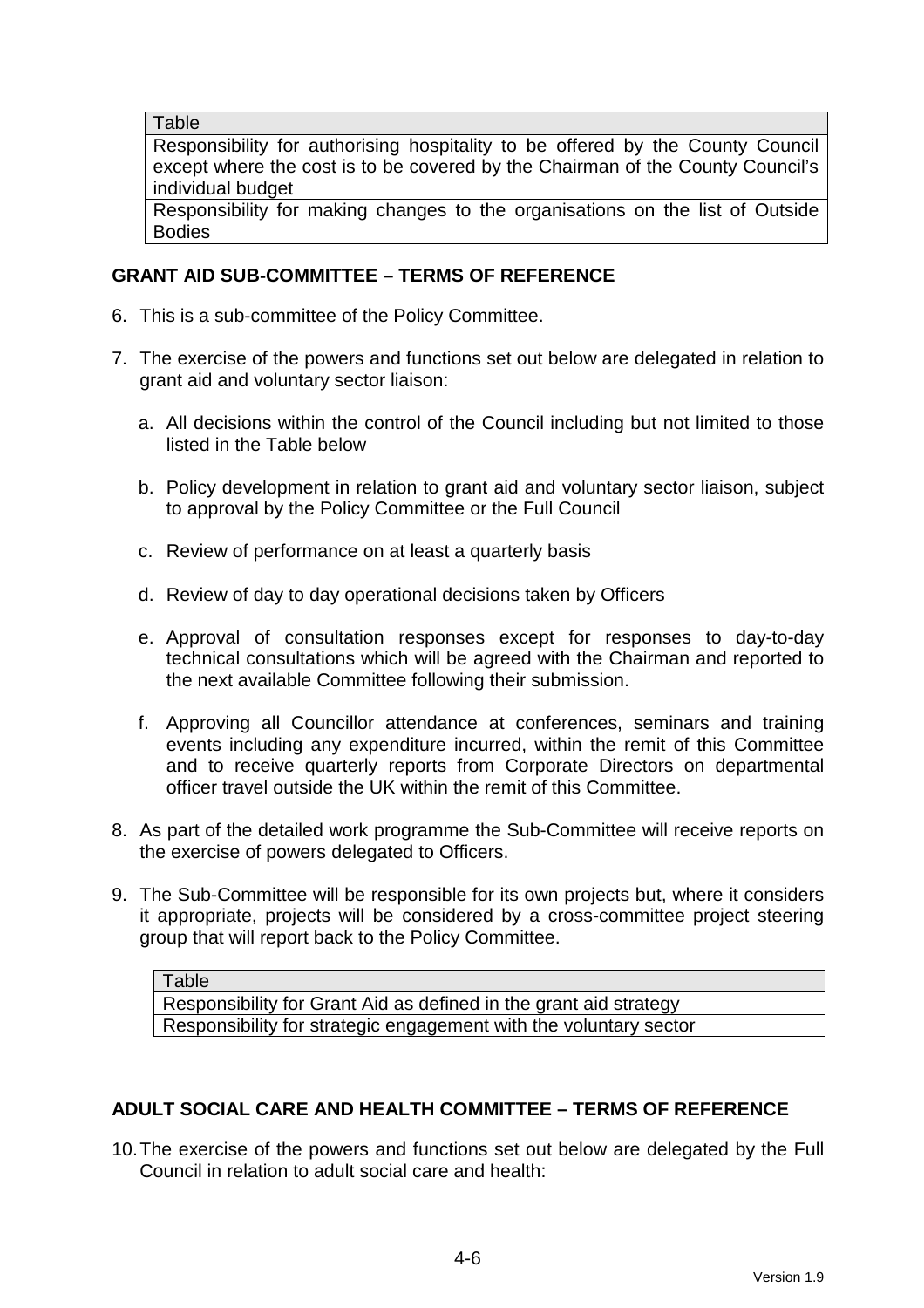| Table |
| --- |
| Responsibility for authorising hospitality to be offered by the County Council except where the cost is to be covered by the Chairman of the County Council's individual budget |
| Responsibility for making changes to the organisations on the list of Outside Bodies |

## GRANT AID SUB-COMMITTEE – TERMS OF REFERENCE

6. This is a sub-committee of the Policy Committee.

7. The exercise of the powers and functions set out below are delegated in relation to grant aid and voluntary sector liaison:

   a. All decisions within the control of the Council including but not limited to those listed in the Table below

   b. Policy development in relation to grant aid and voluntary sector liaison, subject to approval by the Policy Committee or the Full Council

   c. Review of performance on at least a quarterly basis

   d. Review of day to day operational decisions taken by Officers

   e. Approval of consultation responses except for responses to day-to-day technical consultations which will be agreed with the Chairman and reported to the next available Committee following their submission.

   f. Approving all Councillor attendance at conferences, seminars and training events including any expenditure incurred, within the remit of this Committee and to receive quarterly reports from Corporate Directors on departmental officer travel outside the UK within the remit of this Committee.

8. As part of the detailed work programme the Sub-Committee will receive reports on the exercise of powers delegated to Officers.

9. The Sub-Committee will be responsible for its own projects but, where it considers it appropriate, projects will be considered by a cross-committee project steering group that will report back to the Policy Committee.

| Table |
| --- |
| Responsibility for Grant Aid as defined in the grant aid strategy |
| Responsibility for strategic engagement with the voluntary sector |

## ADULT SOCIAL CARE AND HEALTH COMMITTEE – TERMS OF REFERENCE

10. The exercise of the powers and functions set out below are delegated by the Full Council in relation to adult social care and health: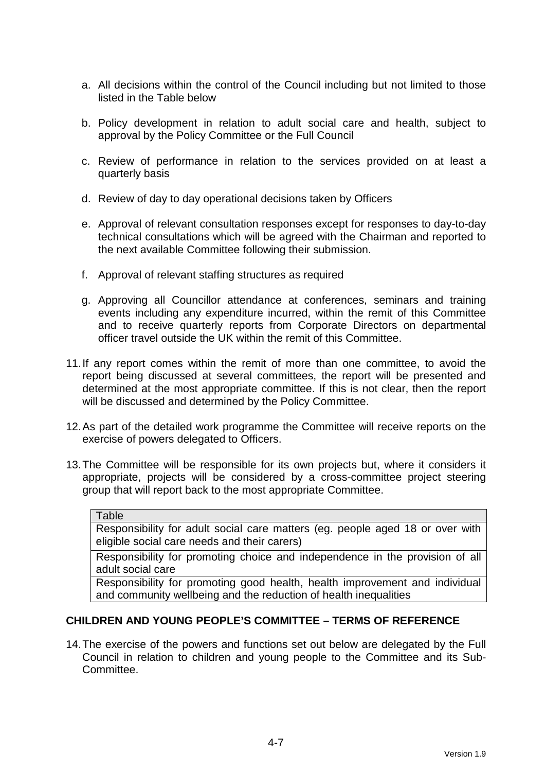a. All decisions within the control of the Council including but not limited to those listed in the Table below

b. Policy development in relation to adult social care and health, subject to approval by the Policy Committee or the Full Council

c. Review of performance in relation to the services provided on at least a quarterly basis

d. Review of day to day operational decisions taken by Officers

e. Approval of relevant consultation responses except for responses to day-to-day technical consultations which will be agreed with the Chairman and reported to the next available Committee following their submission.

f. Approval of relevant staffing structures as required

g. Approving all Councillor attendance at conferences, seminars and training events including any expenditure incurred, within the remit of this Committee and to receive quarterly reports from Corporate Directors on departmental officer travel outside the UK within the remit of this Committee.

11. If any report comes within the remit of more than one committee, to avoid the report being discussed at several committees, the report will be presented and determined at the most appropriate committee. If this is not clear, then the report will be discussed and determined by the Policy Committee.

12. As part of the detailed work programme the Committee will receive reports on the exercise of powers delegated to Officers.

13. The Committee will be responsible for its own projects but, where it considers it appropriate, projects will be considered by a cross-committee project steering group that will report back to the most appropriate Committee.

| Table |
|---|
| Responsibility for adult social care matters (eg. people aged 18 or over with eligible social care needs and their carers) |
| Responsibility for promoting choice and independence in the provision of all adult social care |
| Responsibility for promoting good health, health improvement and individual and community wellbeing and the reduction of health inequalities |

**CHILDREN AND YOUNG PEOPLE'S COMMITTEE – TERMS OF REFERENCE**

14. The exercise of the powers and functions set out below are delegated by the Full Council in relation to children and young people to the Committee and its Sub-Committee.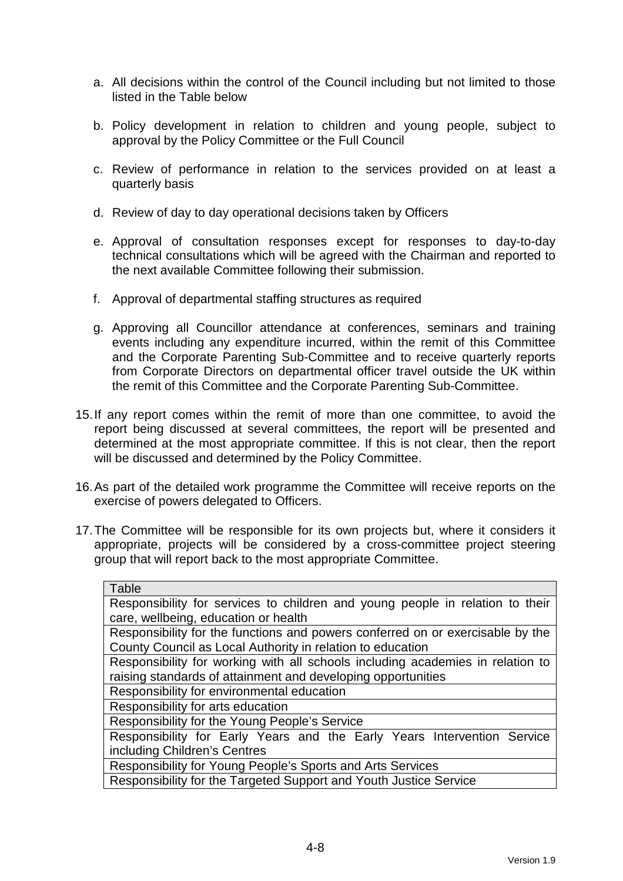a. All decisions within the control of the Council including but not limited to those listed in the Table below

b. Policy development in relation to children and young people, subject to approval by the Policy Committee or the Full Council

c. Review of performance in relation to the services provided on at least a quarterly basis

d. Review of day to day operational decisions taken by Officers

e. Approval of consultation responses except for responses to day-to-day technical consultations which will be agreed with the Chairman and reported to the next available Committee following their submission.

f. Approval of departmental staffing structures as required

g. Approving all Councillor attendance at conferences, seminars and training events including any expenditure incurred, within the remit of this Committee and the Corporate Parenting Sub-Committee and to receive quarterly reports from Corporate Directors on departmental officer travel outside the UK within the remit of this Committee and the Corporate Parenting Sub-Committee.

15. If any report comes within the remit of more than one committee, to avoid the report being discussed at several committees, the report will be presented and determined at the most appropriate committee. If this is not clear, then the report will be discussed and determined by the Policy Committee.

16. As part of the detailed work programme the Committee will receive reports on the exercise of powers delegated to Officers.

17. The Committee will be responsible for its own projects but, where it considers it appropriate, projects will be considered by a cross-committee project steering group that will report back to the most appropriate Committee.

| Table |
|---|
| Responsibility for services to children and young people in relation to their care, wellbeing, education or health |
| Responsibility for the functions and powers conferred on or exercisable by the County Council as Local Authority in relation to education |
| Responsibility for working with all schools including academies in relation to raising standards of attainment and developing opportunities |
| Responsibility for environmental education |
| Responsibility for arts education |
| Responsibility for the Young People's Service |
| Responsibility for Early Years and the Early Years Intervention Service including Children's Centres |
| Responsibility for Young People's Sports and Arts Services |
| Responsibility for the Targeted Support and Youth Justice Service |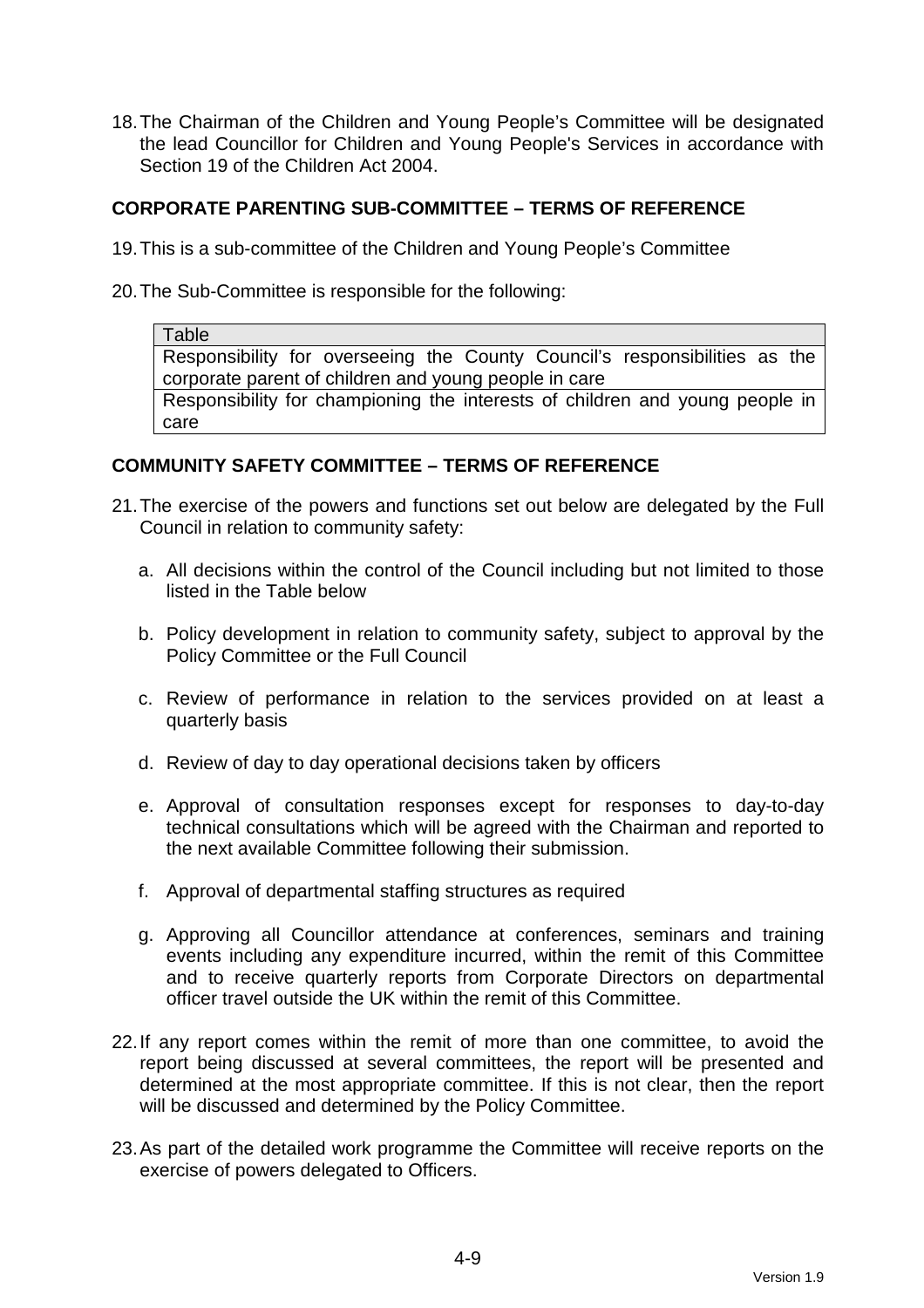18. The Chairman of the Children and Young People's Committee will be designated the lead Councillor for Children and Young People's Services in accordance with Section 19 of the Children Act 2004.

## CORPORATE PARENTING SUB-COMMITTEE – TERMS OF REFERENCE

19. This is a sub-committee of the Children and Young People's Committee

20. The Sub-Committee is responsible for the following:

| Table |
| --- |
| Responsibility for overseeing the County Council's responsibilities as the corporate parent of children and young people in care |
| Responsibility for championing the interests of children and young people in care |

## COMMUNITY SAFETY COMMITTEE – TERMS OF REFERENCE

21. The exercise of the powers and functions set out below are delegated by the Full Council in relation to community safety:

    a. All decisions within the control of the Council including but not limited to those listed in the Table below

    b. Policy development in relation to community safety, subject to approval by the Policy Committee or the Full Council

    c. Review of performance in relation to the services provided on at least a quarterly basis

    d. Review of day to day operational decisions taken by officers

    e. Approval of consultation responses except for responses to day-to-day technical consultations which will be agreed with the Chairman and reported to the next available Committee following their submission.

    f. Approval of departmental staffing structures as required

    g. Approving all Councillor attendance at conferences, seminars and training events including any expenditure incurred, within the remit of this Committee and to receive quarterly reports from Corporate Directors on departmental officer travel outside the UK within the remit of this Committee.

22. If any report comes within the remit of more than one committee, to avoid the report being discussed at several committees, the report will be presented and determined at the most appropriate committee. If this is not clear, then the report will be discussed and determined by the Policy Committee.

23. As part of the detailed work programme the Committee will receive reports on the exercise of powers delegated to Officers.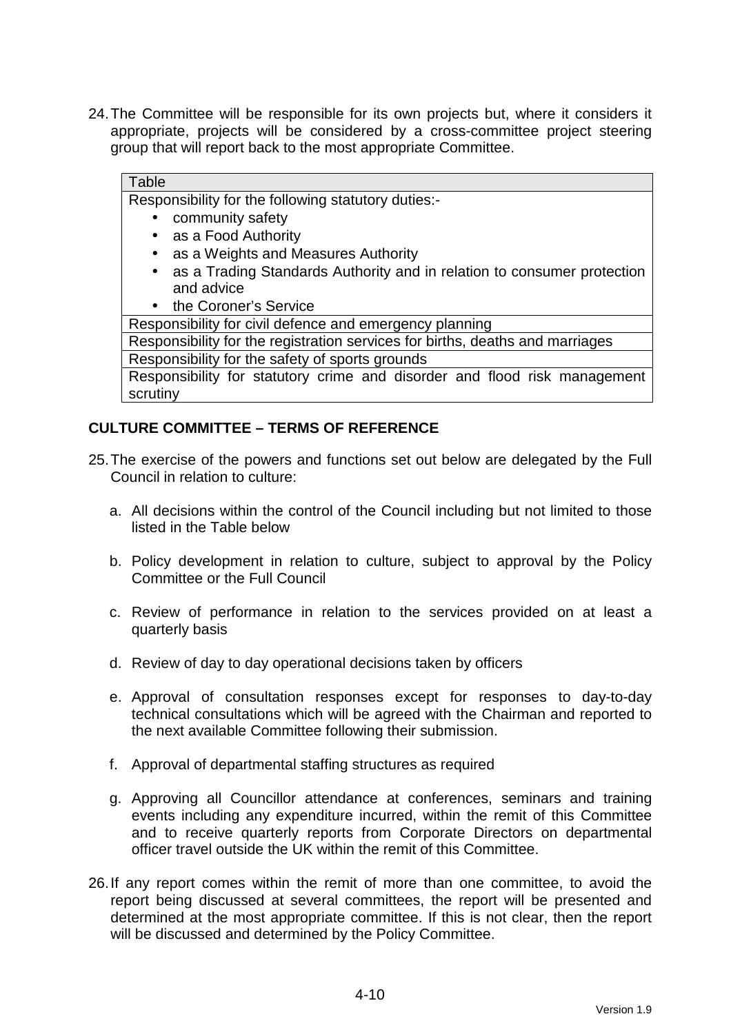24. The Committee will be responsible for its own projects but, where it considers it appropriate, projects will be considered by a cross-committee project steering group that will report back to the most appropriate Committee.

| Table |
| --- |
| Responsibility for the following statutory duties:-<br>• community safety<br>• as a Food Authority<br>• as a Weights and Measures Authority<br>• as a Trading Standards Authority and in relation to consumer protection and advice<br>• the Coroner's Service |
| Responsibility for civil defence and emergency planning |
| Responsibility for the registration services for births, deaths and marriages |
| Responsibility for the safety of sports grounds |
| Responsibility for statutory crime and disorder and flood risk management scrutiny |

## CULTURE COMMITTEE – TERMS OF REFERENCE

25. The exercise of the powers and functions set out below are delegated by the Full Council in relation to culture:

    a. All decisions within the control of the Council including but not limited to those listed in the Table below

    b. Policy development in relation to culture, subject to approval by the Policy Committee or the Full Council

    c. Review of performance in relation to the services provided on at least a quarterly basis

    d. Review of day to day operational decisions taken by officers

    e. Approval of consultation responses except for responses to day-to-day technical consultations which will be agreed with the Chairman and reported to the next available Committee following their submission.

    f. Approval of departmental staffing structures as required

    g. Approving all Councillor attendance at conferences, seminars and training events including any expenditure incurred, within the remit of this Committee and to receive quarterly reports from Corporate Directors on departmental officer travel outside the UK within the remit of this Committee.

26. If any report comes within the remit of more than one committee, to avoid the report being discussed at several committees, the report will be presented and determined at the most appropriate committee. If this is not clear, then the report will be discussed and determined by the Policy Committee.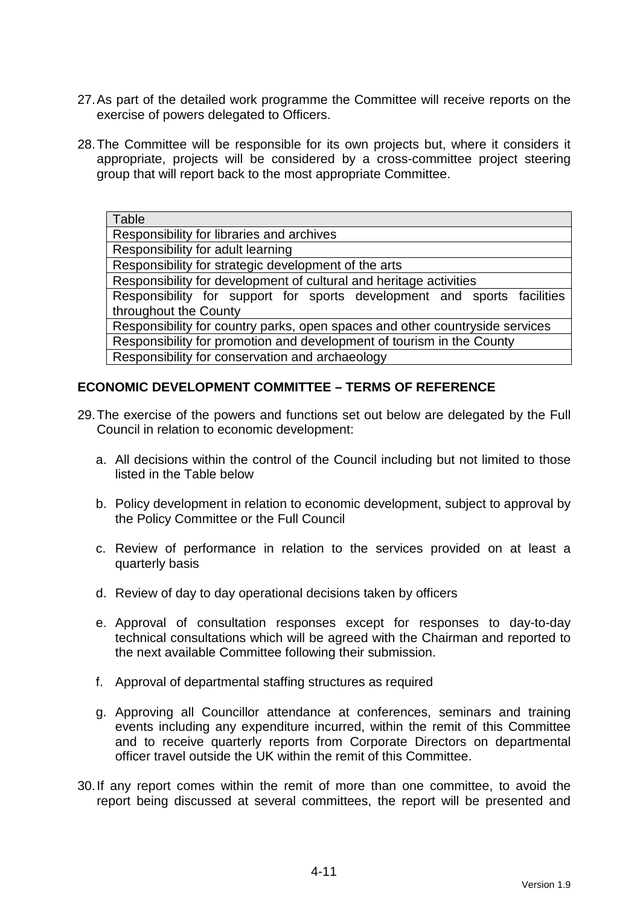27. As part of the detailed work programme the Committee will receive reports on the exercise of powers delegated to Officers.

28. The Committee will be responsible for its own projects but, where it considers it appropriate, projects will be considered by a cross-committee project steering group that will report back to the most appropriate Committee.

| Table |
| --- |
| Responsibility for libraries and archives |
| Responsibility for adult learning |
| Responsibility for strategic development of the arts |
| Responsibility for development of cultural and heritage activities |
| Responsibility for support for sports development and sports facilities throughout the County |
| Responsibility for country parks, open spaces and other countryside services |
| Responsibility for promotion and development of tourism in the County |
| Responsibility for conservation and archaeology |

## ECONOMIC DEVELOPMENT COMMITTEE – TERMS OF REFERENCE

29. The exercise of the powers and functions set out below are delegated by the Full Council in relation to economic development:

    a. All decisions within the control of the Council including but not limited to those listed in the Table below

    b. Policy development in relation to economic development, subject to approval by the Policy Committee or the Full Council

    c. Review of performance in relation to the services provided on at least a quarterly basis

    d. Review of day to day operational decisions taken by officers

    e. Approval of consultation responses except for responses to day-to-day technical consultations which will be agreed with the Chairman and reported to the next available Committee following their submission.

    f. Approval of departmental staffing structures as required

    g. Approving all Councillor attendance at conferences, seminars and training events including any expenditure incurred, within the remit of this Committee and to receive quarterly reports from Corporate Directors on departmental officer travel outside the UK within the remit of this Committee.

30. If any report comes within the remit of more than one committee, to avoid the report being discussed at several committees, the report will be presented and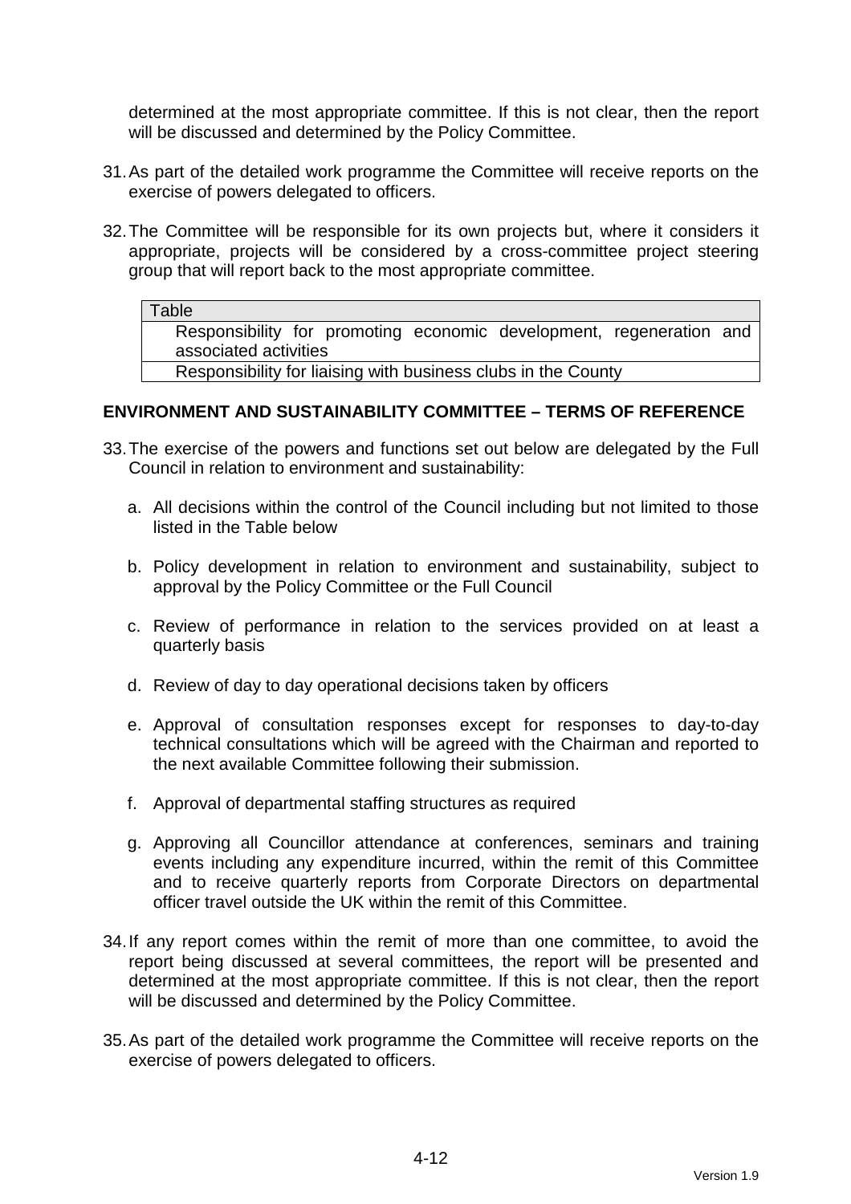determined at the most appropriate committee. If this is not clear, then the report will be discussed and determined by the Policy Committee.

31. As part of the detailed work programme the Committee will receive reports on the exercise of powers delegated to officers.

32. The Committee will be responsible for its own projects but, where it considers it appropriate, projects will be considered by a cross-committee project steering group that will report back to the most appropriate committee.

| Table |
| --- |
| Responsibility for promoting economic development, regeneration and associated activities |
| Responsibility for liaising with business clubs in the County |

## ENVIRONMENT AND SUSTAINABILITY COMMITTEE – TERMS OF REFERENCE

33. The exercise of the powers and functions set out below are delegated by the Full Council in relation to environment and sustainability:

    a. All decisions within the control of the Council including but not limited to those listed in the Table below

    b. Policy development in relation to environment and sustainability, subject to approval by the Policy Committee or the Full Council

    c. Review of performance in relation to the services provided on at least a quarterly basis

    d. Review of day to day operational decisions taken by officers

    e. Approval of consultation responses except for responses to day-to-day technical consultations which will be agreed with the Chairman and reported to the next available Committee following their submission.

    f. Approval of departmental staffing structures as required

    g. Approving all Councillor attendance at conferences, seminars and training events including any expenditure incurred, within the remit of this Committee and to receive quarterly reports from Corporate Directors on departmental officer travel outside the UK within the remit of this Committee.

34. If any report comes within the remit of more than one committee, to avoid the report being discussed at several committees, the report will be presented and determined at the most appropriate committee. If this is not clear, then the report will be discussed and determined by the Policy Committee.

35. As part of the detailed work programme the Committee will receive reports on the exercise of powers delegated to officers.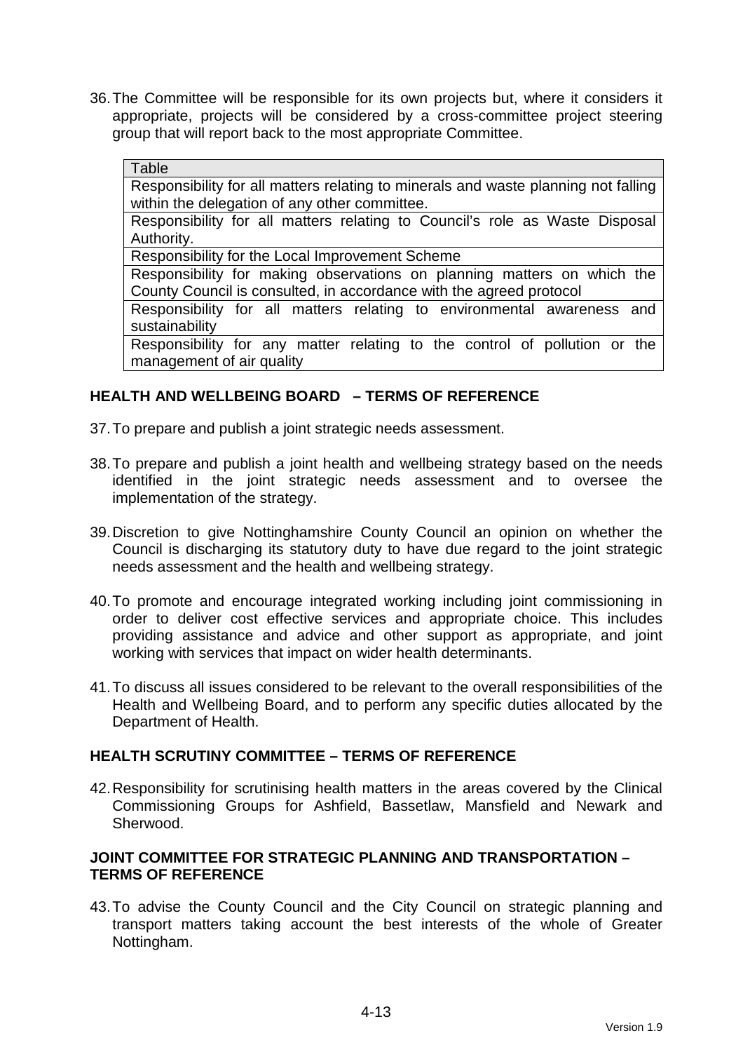36. The Committee will be responsible for its own projects but, where it considers it appropriate, projects will be considered by a cross-committee project steering group that will report back to the most appropriate Committee.

| Table |
| --- |
| Responsibility for all matters relating to minerals and waste planning not falling within the delegation of any other committee. |
| Responsibility for all matters relating to Council's role as Waste Disposal Authority. |
| Responsibility for the Local Improvement Scheme |
| Responsibility for making observations on planning matters on which the County Council is consulted, in accordance with the agreed protocol |
| Responsibility for all matters relating to environmental awareness and sustainability |
| Responsibility for any matter relating to the control of pollution or the management of air quality |

### HEALTH AND WELLBEING BOARD – TERMS OF REFERENCE

37. To prepare and publish a joint strategic needs assessment.

38. To prepare and publish a joint health and wellbeing strategy based on the needs identified in the joint strategic needs assessment and to oversee the implementation of the strategy.

39. Discretion to give Nottinghamshire County Council an opinion on whether the Council is discharging its statutory duty to have due regard to the joint strategic needs assessment and the health and wellbeing strategy.

40. To promote and encourage integrated working including joint commissioning in order to deliver cost effective services and appropriate choice. This includes providing assistance and advice and other support as appropriate, and joint working with services that impact on wider health determinants.

41. To discuss all issues considered to be relevant to the overall responsibilities of the Health and Wellbeing Board, and to perform any specific duties allocated by the Department of Health.

### HEALTH SCRUTINY COMMITTEE – TERMS OF REFERENCE

42. Responsibility for scrutinising health matters in the areas covered by the Clinical Commissioning Groups for Ashfield, Bassetlaw, Mansfield and Newark and Sherwood.

### JOINT COMMITTEE FOR STRATEGIC PLANNING AND TRANSPORTATION – TERMS OF REFERENCE

43. To advise the County Council and the City Council on strategic planning and transport matters taking account the best interests of the whole of Greater Nottingham.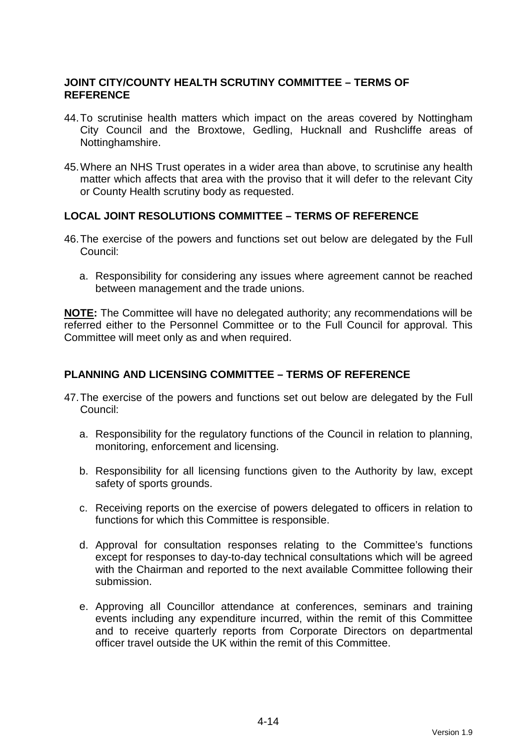## JOINT CITY/COUNTY HEALTH SCRUTINY COMMITTEE – TERMS OF REFERENCE

44. To scrutinise health matters which impact on the areas covered by Nottingham City Council and the Broxtowe, Gedling, Hucknall and Rushcliffe areas of Nottinghamshire.

45. Where an NHS Trust operates in a wider area than above, to scrutinise any health matter which affects that area with the proviso that it will defer to the relevant City or County Health scrutiny body as requested.

## LOCAL JOINT RESOLUTIONS COMMITTEE – TERMS OF REFERENCE

46. The exercise of the powers and functions set out below are delegated by the Full Council:

    a. Responsibility for considering any issues where agreement cannot be reached between management and the trade unions.

**NOTE:** The Committee will have no delegated authority; any recommendations will be referred either to the Personnel Committee or to the Full Council for approval. This Committee will meet only as and when required.

## PLANNING AND LICENSING COMMITTEE – TERMS OF REFERENCE

47. The exercise of the powers and functions set out below are delegated by the Full Council:

    a. Responsibility for the regulatory functions of the Council in relation to planning, monitoring, enforcement and licensing.

    b. Responsibility for all licensing functions given to the Authority by law, except safety of sports grounds.

    c. Receiving reports on the exercise of powers delegated to officers in relation to functions for which this Committee is responsible.

    d. Approval for consultation responses relating to the Committee's functions except for responses to day-to-day technical consultations which will be agreed with the Chairman and reported to the next available Committee following their submission.

    e. Approving all Councillor attendance at conferences, seminars and training events including any expenditure incurred, within the remit of this Committee and to receive quarterly reports from Corporate Directors on departmental officer travel outside the UK within the remit of this Committee.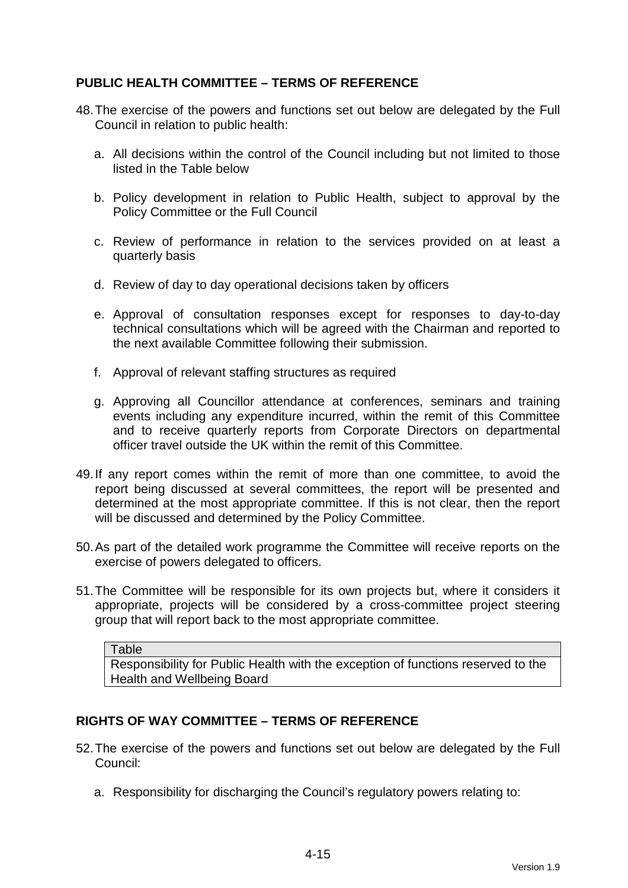## PUBLIC HEALTH COMMITTEE – TERMS OF REFERENCE

48. The exercise of the powers and functions set out below are delegated by the Full Council in relation to public health:

    a. All decisions within the control of the Council including but not limited to those listed in the Table below

    b. Policy development in relation to Public Health, subject to approval by the Policy Committee or the Full Council

    c. Review of performance in relation to the services provided on at least a quarterly basis

    d. Review of day to day operational decisions taken by officers

    e. Approval of consultation responses except for responses to day-to-day technical consultations which will be agreed with the Chairman and reported to the next available Committee following their submission.

    f. Approval of relevant staffing structures as required

    g. Approving all Councillor attendance at conferences, seminars and training events including any expenditure incurred, within the remit of this Committee and to receive quarterly reports from Corporate Directors on departmental officer travel outside the UK within the remit of this Committee.

49. If any report comes within the remit of more than one committee, to avoid the report being discussed at several committees, the report will be presented and determined at the most appropriate committee. If this is not clear, then the report will be discussed and determined by the Policy Committee.

50. As part of the detailed work programme the Committee will receive reports on the exercise of powers delegated to officers.

51. The Committee will be responsible for its own projects but, where it considers it appropriate, projects will be considered by a cross-committee project steering group that will report back to the most appropriate committee.

| Table |
|---|
| Responsibility for Public Health with the exception of functions reserved to the Health and Wellbeing Board |

## RIGHTS OF WAY COMMITTEE – TERMS OF REFERENCE

52. The exercise of the powers and functions set out below are delegated by the Full Council:

    a. Responsibility for discharging the Council's regulatory powers relating to: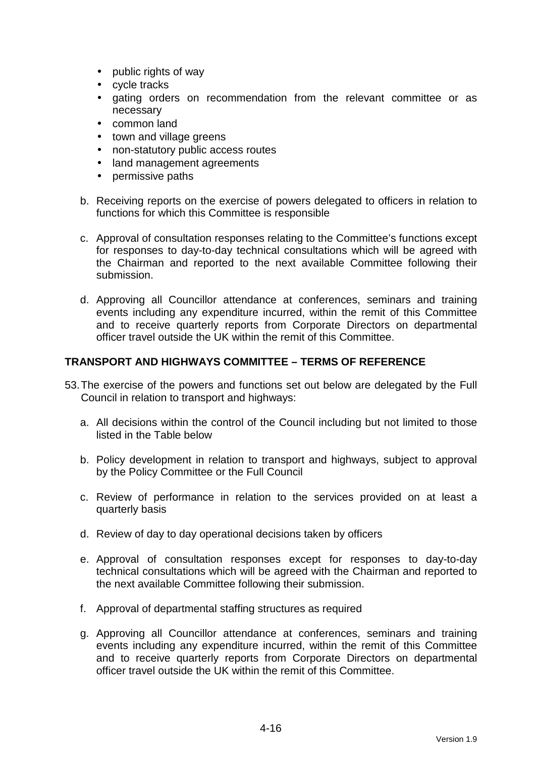- public rights of way
- cycle tracks
- gating orders on recommendation from the relevant committee or as necessary
- common land
- town and village greens
- non-statutory public access routes
- land management agreements
- permissive paths

b. Receiving reports on the exercise of powers delegated to officers in relation to functions for which this Committee is responsible

c. Approval of consultation responses relating to the Committee's functions except for responses to day-to-day technical consultations which will be agreed with the Chairman and reported to the next available Committee following their submission.

d. Approving all Councillor attendance at conferences, seminars and training events including any expenditure incurred, within the remit of this Committee and to receive quarterly reports from Corporate Directors on departmental officer travel outside the UK within the remit of this Committee.

## TRANSPORT AND HIGHWAYS COMMITTEE – TERMS OF REFERENCE

53. The exercise of the powers and functions set out below are delegated by the Full Council in relation to transport and highways:

a. All decisions within the control of the Council including but not limited to those listed in the Table below

b. Policy development in relation to transport and highways, subject to approval by the Policy Committee or the Full Council

c. Review of performance in relation to the services provided on at least a quarterly basis

d. Review of day to day operational decisions taken by officers

e. Approval of consultation responses except for responses to day-to-day technical consultations which will be agreed with the Chairman and reported to the next available Committee following their submission.

f. Approval of departmental staffing structures as required

g. Approving all Councillor attendance at conferences, seminars and training events including any expenditure incurred, within the remit of this Committee and to receive quarterly reports from Corporate Directors on departmental officer travel outside the UK within the remit of this Committee.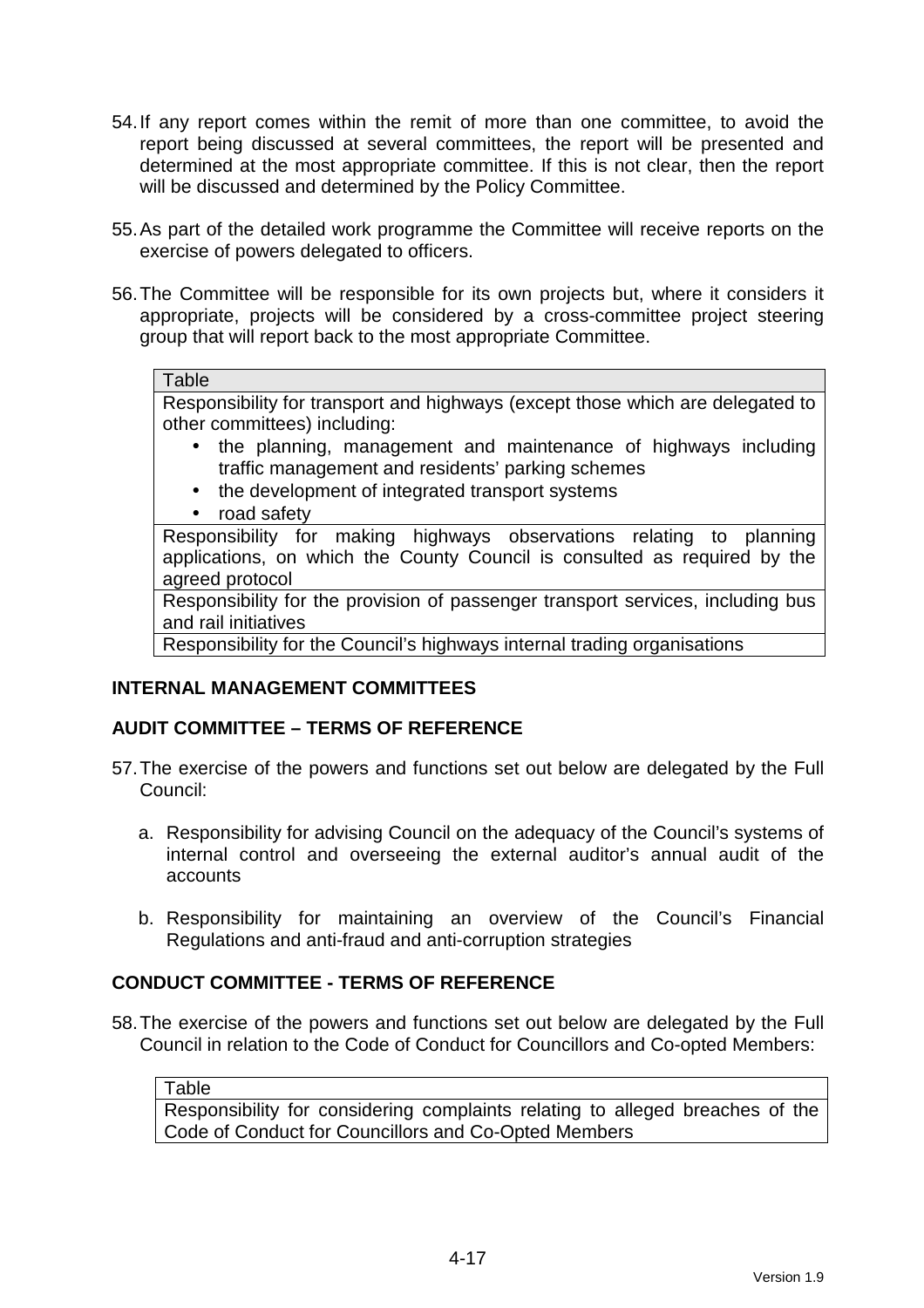54. If any report comes within the remit of more than one committee, to avoid the report being discussed at several committees, the report will be presented and determined at the most appropriate committee. If this is not clear, then the report will be discussed and determined by the Policy Committee.

55. As part of the detailed work programme the Committee will receive reports on the exercise of powers delegated to officers.

56. The Committee will be responsible for its own projects but, where it considers it appropriate, projects will be considered by a cross-committee project steering group that will report back to the most appropriate Committee.

| Table |
| --- |
| Responsibility for transport and highways (except those which are delegated to other committees) including:<br>• the planning, management and maintenance of highways including traffic management and residents' parking schemes<br>• the development of integrated transport systems<br>• road safety |
| Responsibility for making highways observations relating to planning applications, on which the County Council is consulted as required by the agreed protocol |
| Responsibility for the provision of passenger transport services, including bus and rail initiatives |
| Responsibility for the Council's highways internal trading organisations |

## INTERNAL MANAGEMENT COMMITTEES

### AUDIT COMMITTEE – TERMS OF REFERENCE

57. The exercise of the powers and functions set out below are delegated by the Full Council:

   a. Responsibility for advising Council on the adequacy of the Council's systems of internal control and overseeing the external auditor's annual audit of the accounts

   b. Responsibility for maintaining an overview of the Council's Financial Regulations and anti-fraud and anti-corruption strategies

### CONDUCT COMMITTEE - TERMS OF REFERENCE

58. The exercise of the powers and functions set out below are delegated by the Full Council in relation to the Code of Conduct for Councillors and Co-opted Members:

| Table |
| --- |
| Responsibility for considering complaints relating to alleged breaches of the Code of Conduct for Councillors and Co-Opted Members |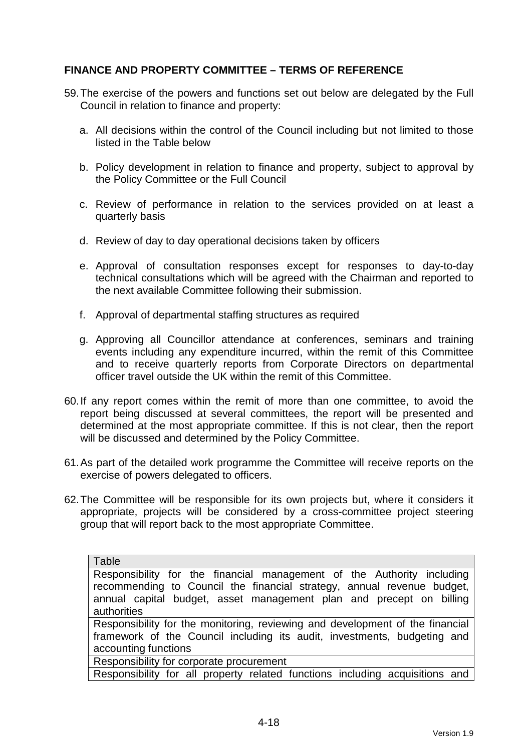## FINANCE AND PROPERTY COMMITTEE – TERMS OF REFERENCE

59. The exercise of the powers and functions set out below are delegated by the Full Council in relation to finance and property:

    a. All decisions within the control of the Council including but not limited to those listed in the Table below

    b. Policy development in relation to finance and property, subject to approval by the Policy Committee or the Full Council

    c. Review of performance in relation to the services provided on at least a quarterly basis

    d. Review of day to day operational decisions taken by officers

    e. Approval of consultation responses except for responses to day-to-day technical consultations which will be agreed with the Chairman and reported to the next available Committee following their submission.

    f. Approval of departmental staffing structures as required

    g. Approving all Councillor attendance at conferences, seminars and training events including any expenditure incurred, within the remit of this Committee and to receive quarterly reports from Corporate Directors on departmental officer travel outside the UK within the remit of this Committee.

60. If any report comes within the remit of more than one committee, to avoid the report being discussed at several committees, the report will be presented and determined at the most appropriate committee. If this is not clear, then the report will be discussed and determined by the Policy Committee.

61. As part of the detailed work programme the Committee will receive reports on the exercise of powers delegated to officers.

62. The Committee will be responsible for its own projects but, where it considers it appropriate, projects will be considered by a cross-committee project steering group that will report back to the most appropriate Committee.

| Table |
|---|
| Responsibility for the financial management of the Authority including recommending to Council the financial strategy, annual revenue budget, annual capital budget, asset management plan and precept on billing authorities |
| Responsibility for the monitoring, reviewing and development of the financial framework of the Council including its audit, investments, budgeting and accounting functions |
| Responsibility for corporate procurement |
| Responsibility for all property related functions including acquisitions and |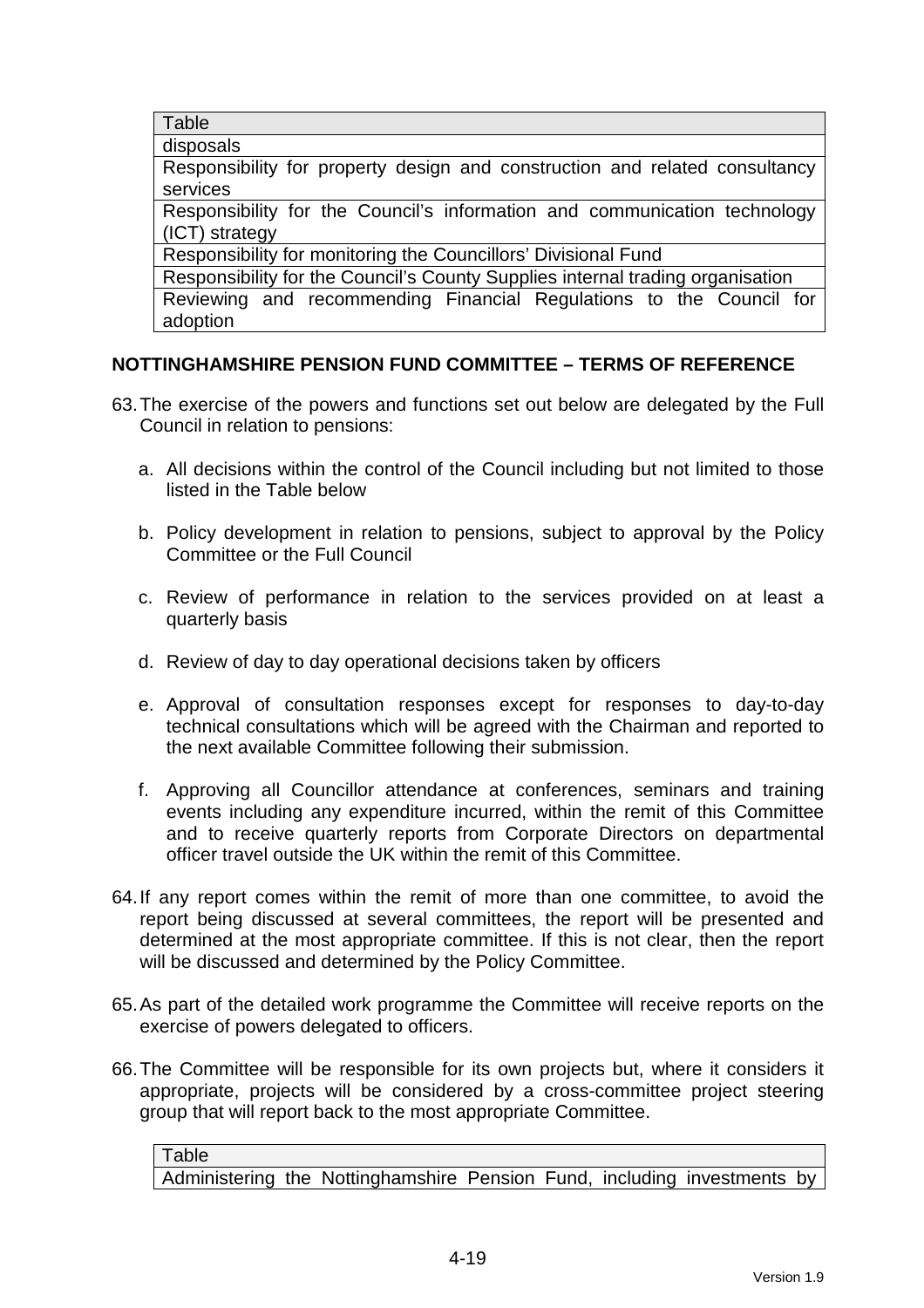| Table |
| --- |
| disposals |
| Responsibility for property design and construction and related consultancy services |
| Responsibility for the Council's information and communication technology (ICT) strategy |
| Responsibility for monitoring the Councillors' Divisional Fund |
| Responsibility for the Council's County Supplies internal trading organisation |
| Reviewing and recommending Financial Regulations to the Council for adoption |

**NOTTINGHAMSHIRE PENSION FUND COMMITTEE – TERMS OF REFERENCE**

63. The exercise of the powers and functions set out below are delegated by the Full Council in relation to pensions:

    a. All decisions within the control of the Council including but not limited to those listed in the Table below

    b. Policy development in relation to pensions, subject to approval by the Policy Committee or the Full Council

    c. Review of performance in relation to the services provided on at least a quarterly basis

    d. Review of day to day operational decisions taken by officers

    e. Approval of consultation responses except for responses to day-to-day technical consultations which will be agreed with the Chairman and reported to the next available Committee following their submission.

    f. Approving all Councillor attendance at conferences, seminars and training events including any expenditure incurred, within the remit of this Committee and to receive quarterly reports from Corporate Directors on departmental officer travel outside the UK within the remit of this Committee.

64. If any report comes within the remit of more than one committee, to avoid the report being discussed at several committees, the report will be presented and determined at the most appropriate committee. If this is not clear, then the report will be discussed and determined by the Policy Committee.

65. As part of the detailed work programme the Committee will receive reports on the exercise of powers delegated to officers.

66. The Committee will be responsible for its own projects but, where it considers it appropriate, projects will be considered by a cross-committee project steering group that will report back to the most appropriate Committee.

| Table |
| --- |
| Administering the Nottinghamshire Pension Fund, including investments by |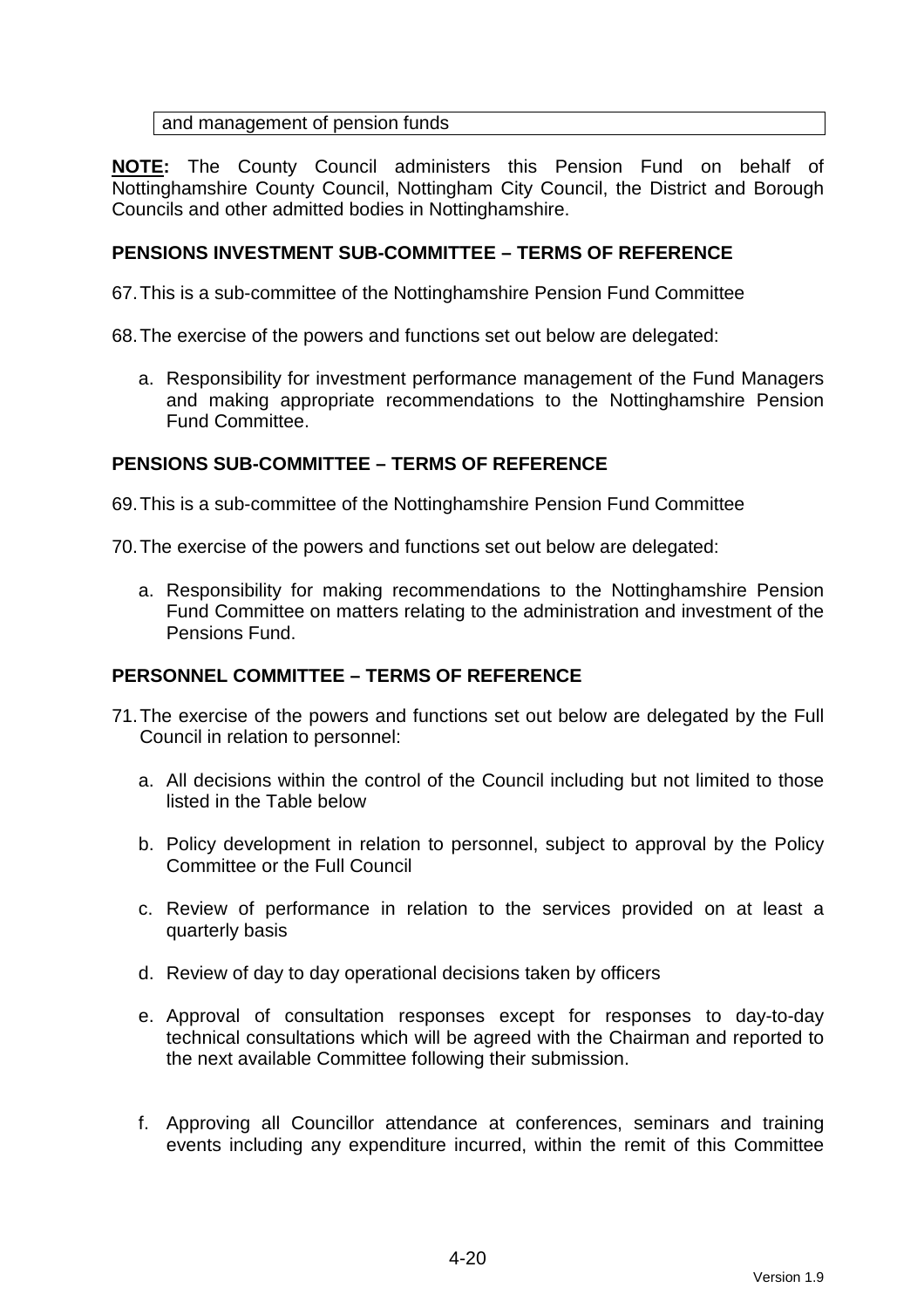| and management of pension funds |
|---|

**NOTE:** The County Council administers this Pension Fund on behalf of Nottinghamshire County Council, Nottingham City Council, the District and Borough Councils and other admitted bodies in Nottinghamshire.

## PENSIONS INVESTMENT SUB-COMMITTEE – TERMS OF REFERENCE

67. This is a sub-committee of the Nottinghamshire Pension Fund Committee

68. The exercise of the powers and functions set out below are delegated:

    a. Responsibility for investment performance management of the Fund Managers and making appropriate recommendations to the Nottinghamshire Pension Fund Committee.

## PENSIONS SUB-COMMITTEE – TERMS OF REFERENCE

69. This is a sub-committee of the Nottinghamshire Pension Fund Committee

70. The exercise of the powers and functions set out below are delegated:

    a. Responsibility for making recommendations to the Nottinghamshire Pension Fund Committee on matters relating to the administration and investment of the Pensions Fund.

## PERSONNEL COMMITTEE – TERMS OF REFERENCE

71. The exercise of the powers and functions set out below are delegated by the Full Council in relation to personnel:

    a. All decisions within the control of the Council including but not limited to those listed in the Table below

    b. Policy development in relation to personnel, subject to approval by the Policy Committee or the Full Council

    c. Review of performance in relation to the services provided on at least a quarterly basis

    d. Review of day to day operational decisions taken by officers

    e. Approval of consultation responses except for responses to day-to-day technical consultations which will be agreed with the Chairman and reported to the next available Committee following their submission.

    f. Approving all Councillor attendance at conferences, seminars and training events including any expenditure incurred, within the remit of this Committee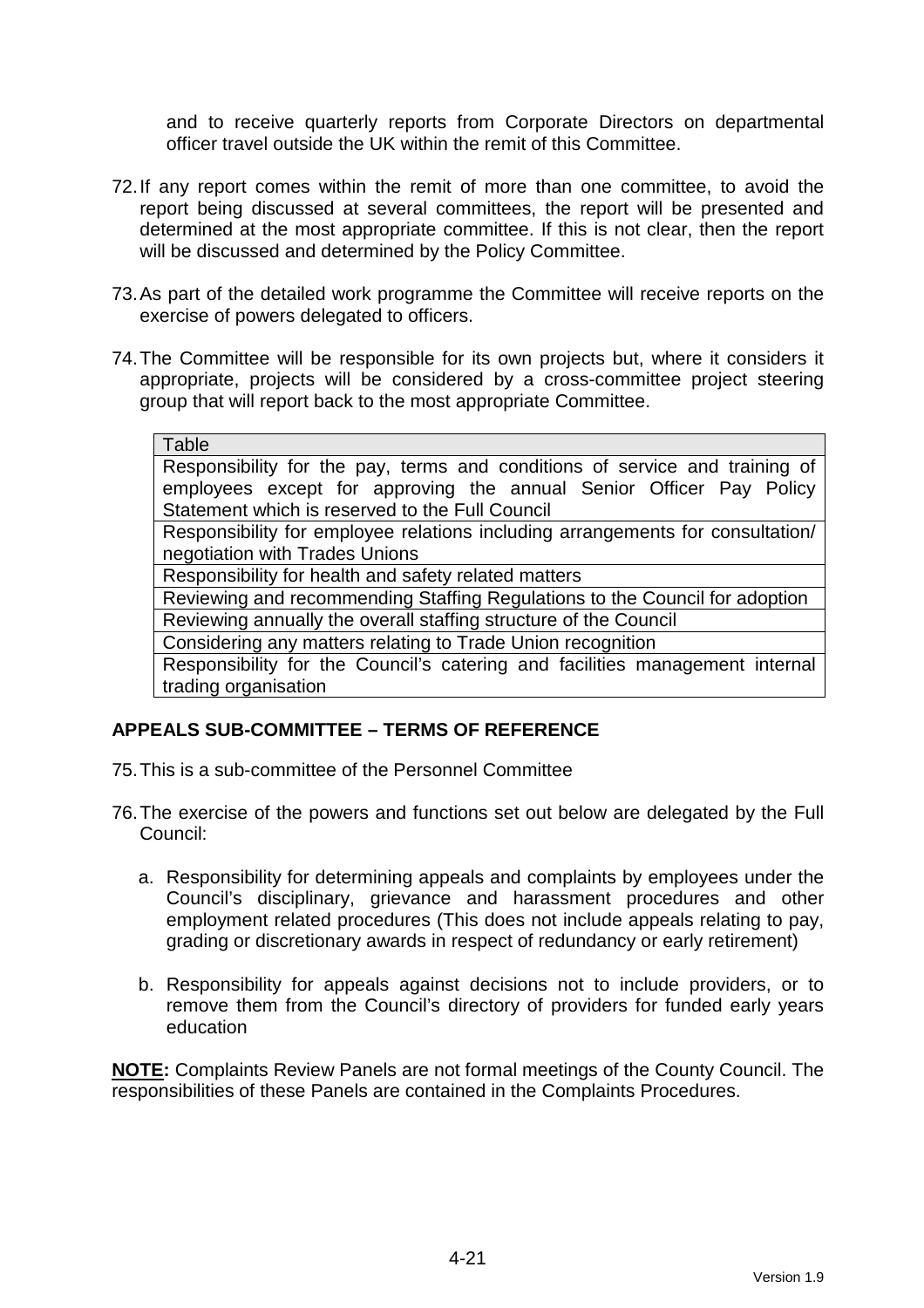and to receive quarterly reports from Corporate Directors on departmental officer travel outside the UK within the remit of this Committee.

72. If any report comes within the remit of more than one committee, to avoid the report being discussed at several committees, the report will be presented and determined at the most appropriate committee. If this is not clear, then the report will be discussed and determined by the Policy Committee.

73. As part of the detailed work programme the Committee will receive reports on the exercise of powers delegated to officers.

74. The Committee will be responsible for its own projects but, where it considers it appropriate, projects will be considered by a cross-committee project steering group that will report back to the most appropriate Committee.

| Table |
|---|
| Responsibility for the pay, terms and conditions of service and training of employees except for approving the annual Senior Officer Pay Policy Statement which is reserved to the Full Council |
| Responsibility for employee relations including arrangements for consultation/ negotiation with Trades Unions |
| Responsibility for health and safety related matters |
| Reviewing and recommending Staffing Regulations to the Council for adoption |
| Reviewing annually the overall staffing structure of the Council |
| Considering any matters relating to Trade Union recognition |
| Responsibility for the Council's catering and facilities management internal trading organisation |

## APPEALS SUB-COMMITTEE – TERMS OF REFERENCE

75. This is a sub-committee of the Personnel Committee

76. The exercise of the powers and functions set out below are delegated by the Full Council:

    a. Responsibility for determining appeals and complaints by employees under the Council's disciplinary, grievance and harassment procedures and other employment related procedures (This does not include appeals relating to pay, grading or discretionary awards in respect of redundancy or early retirement)

    b. Responsibility for appeals against decisions not to include providers, or to remove them from the Council's directory of providers for funded early years education

**NOTE:** Complaints Review Panels are not formal meetings of the County Council. The responsibilities of these Panels are contained in the Complaints Procedures.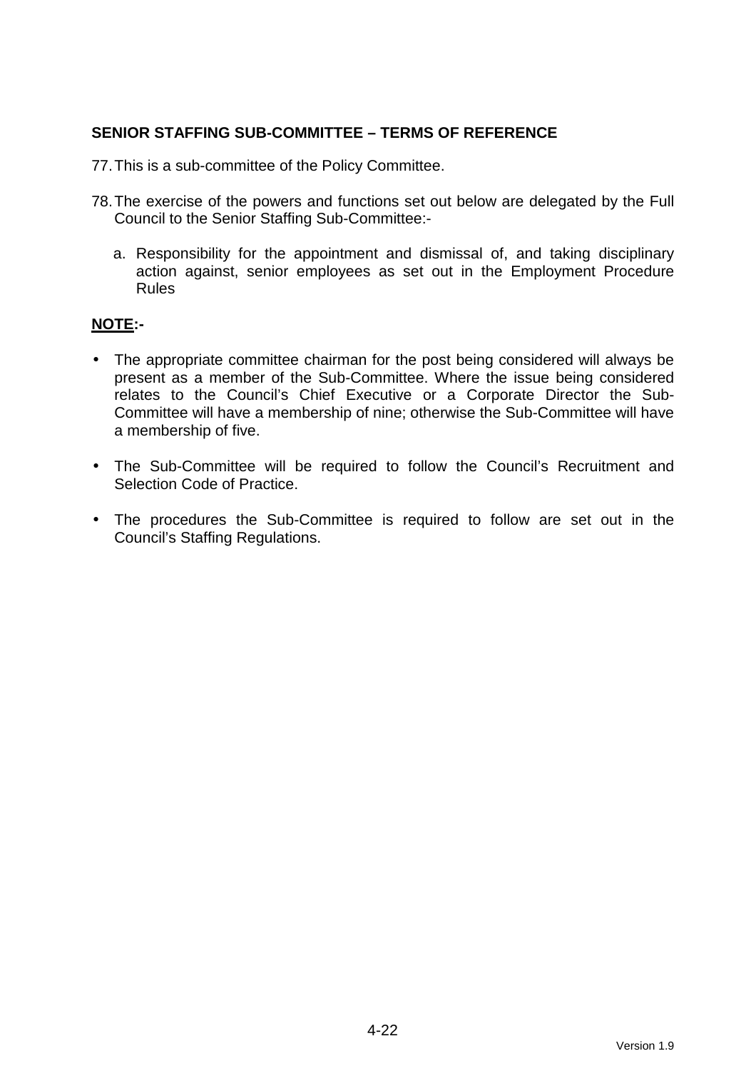## SENIOR STAFFING SUB-COMMITTEE – TERMS OF REFERENCE

77. This is a sub-committee of the Policy Committee.

78. The exercise of the powers and functions set out below are delegated by the Full Council to the Senior Staffing Sub-Committee:-

    a. Responsibility for the appointment and dismissal of, and taking disciplinary action against, senior employees as set out in the Employment Procedure Rules

**<u>NOTE</u>:-**

- The appropriate committee chairman for the post being considered will always be present as a member of the Sub-Committee. Where the issue being considered relates to the Council's Chief Executive or a Corporate Director the Sub-Committee will have a membership of nine; otherwise the Sub-Committee will have a membership of five.

- The Sub-Committee will be required to follow the Council's Recruitment and Selection Code of Practice.

- The procedures the Sub-Committee is required to follow are set out in the Council's Staffing Regulations.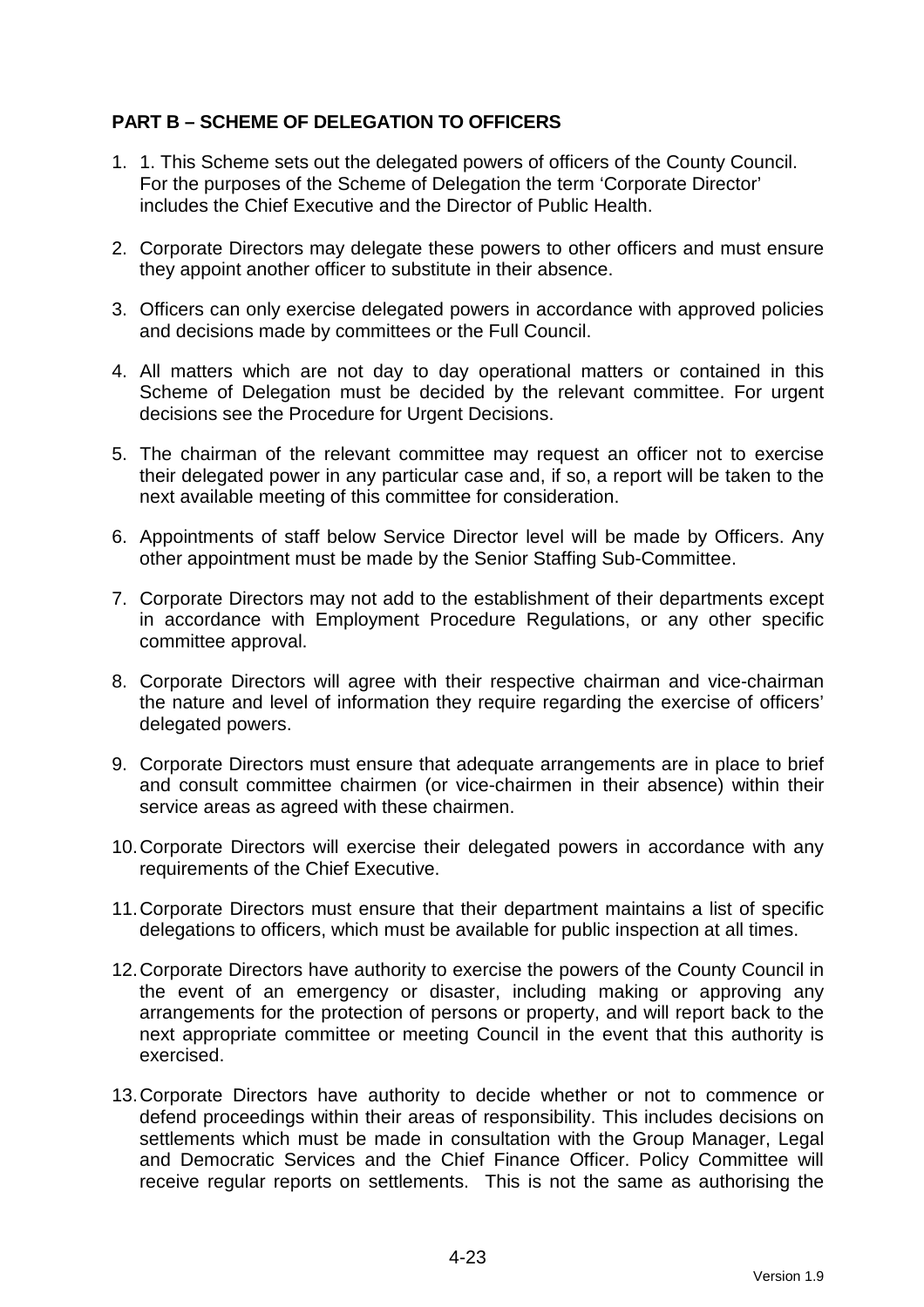**PART B – SCHEME OF DELEGATION TO OFFICERS**

1. 1. This Scheme sets out the delegated powers of officers of the County Council. For the purposes of the Scheme of Delegation the term 'Corporate Director' includes the Chief Executive and the Director of Public Health.

2. Corporate Directors may delegate these powers to other officers and must ensure they appoint another officer to substitute in their absence.

3. Officers can only exercise delegated powers in accordance with approved policies and decisions made by committees or the Full Council.

4. All matters which are not day to day operational matters or contained in this Scheme of Delegation must be decided by the relevant committee. For urgent decisions see the Procedure for Urgent Decisions.

5. The chairman of the relevant committee may request an officer not to exercise their delegated power in any particular case and, if so, a report will be taken to the next available meeting of this committee for consideration.

6. Appointments of staff below Service Director level will be made by Officers. Any other appointment must be made by the Senior Staffing Sub-Committee.

7. Corporate Directors may not add to the establishment of their departments except in accordance with Employment Procedure Regulations, or any other specific committee approval.

8. Corporate Directors will agree with their respective chairman and vice-chairman the nature and level of information they require regarding the exercise of officers' delegated powers.

9. Corporate Directors must ensure that adequate arrangements are in place to brief and consult committee chairmen (or vice-chairmen in their absence) within their service areas as agreed with these chairmen.

10. Corporate Directors will exercise their delegated powers in accordance with any requirements of the Chief Executive.

11. Corporate Directors must ensure that their department maintains a list of specific delegations to officers, which must be available for public inspection at all times.

12. Corporate Directors have authority to exercise the powers of the County Council in the event of an emergency or disaster, including making or approving any arrangements for the protection of persons or property, and will report back to the next appropriate committee or meeting Council in the event that this authority is exercised.

13. Corporate Directors have authority to decide whether or not to commence or defend proceedings within their areas of responsibility. This includes decisions on settlements which must be made in consultation with the Group Manager, Legal and Democratic Services and the Chief Finance Officer. Policy Committee will receive regular reports on settlements. This is not the same as authorising the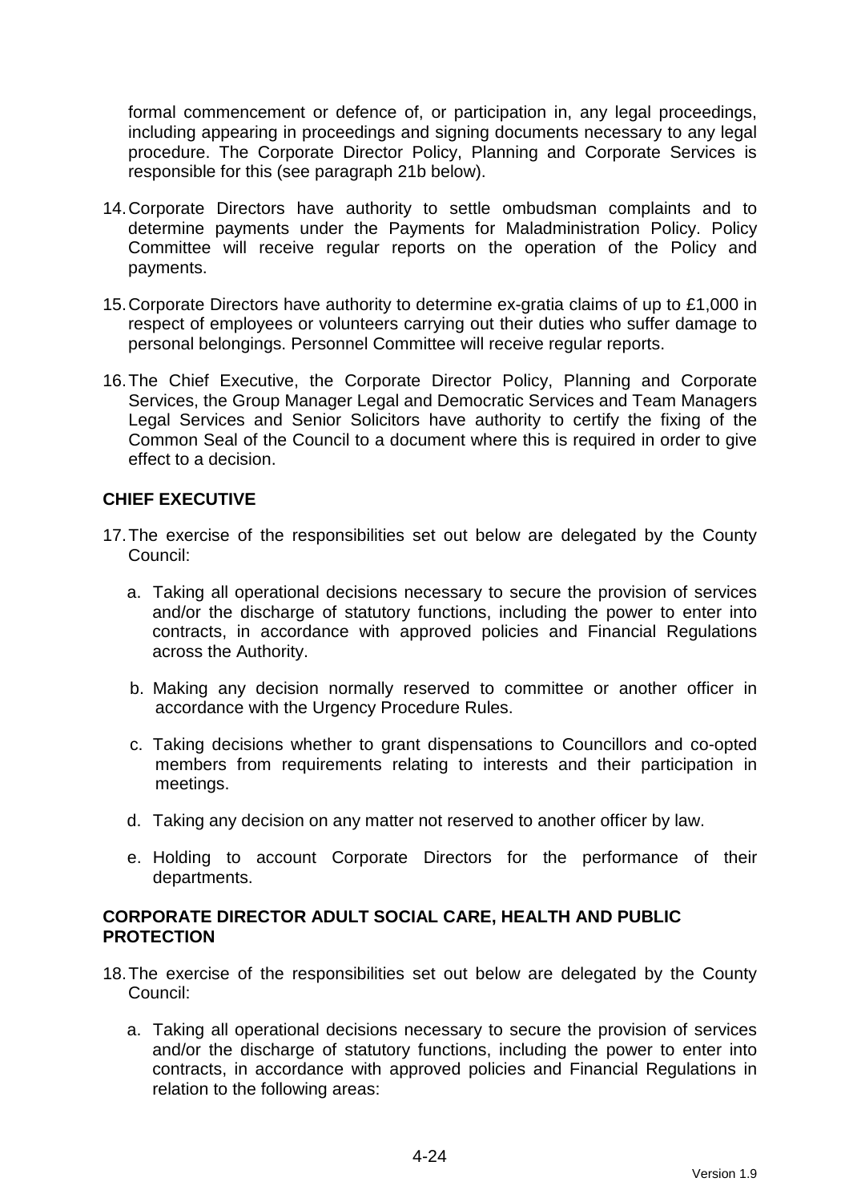formal commencement or defence of, or participation in, any legal proceedings, including appearing in proceedings and signing documents necessary to any legal procedure. The Corporate Director Policy, Planning and Corporate Services is responsible for this (see paragraph 21b below).

14. Corporate Directors have authority to settle ombudsman complaints and to determine payments under the Payments for Maladministration Policy. Policy Committee will receive regular reports on the operation of the Policy and payments.

15. Corporate Directors have authority to determine ex-gratia claims of up to £1,000 in respect of employees or volunteers carrying out their duties who suffer damage to personal belongings. Personnel Committee will receive regular reports.

16. The Chief Executive, the Corporate Director Policy, Planning and Corporate Services, the Group Manager Legal and Democratic Services and Team Managers Legal Services and Senior Solicitors have authority to certify the fixing of the Common Seal of the Council to a document where this is required in order to give effect to a decision.

**CHIEF EXECUTIVE**

17. The exercise of the responsibilities set out below are delegated by the County Council:

    a. Taking all operational decisions necessary to secure the provision of services and/or the discharge of statutory functions, including the power to enter into contracts, in accordance with approved policies and Financial Regulations across the Authority.

    b. Making any decision normally reserved to committee or another officer in accordance with the Urgency Procedure Rules.

    c. Taking decisions whether to grant dispensations to Councillors and co-opted members from requirements relating to interests and their participation in meetings.

    d. Taking any decision on any matter not reserved to another officer by law.

    e. Holding to account Corporate Directors for the performance of their departments.

**CORPORATE DIRECTOR ADULT SOCIAL CARE, HEALTH AND PUBLIC PROTECTION**

18. The exercise of the responsibilities set out below are delegated by the County Council:

    a. Taking all operational decisions necessary to secure the provision of services and/or the discharge of statutory functions, including the power to enter into contracts, in accordance with approved policies and Financial Regulations in relation to the following areas: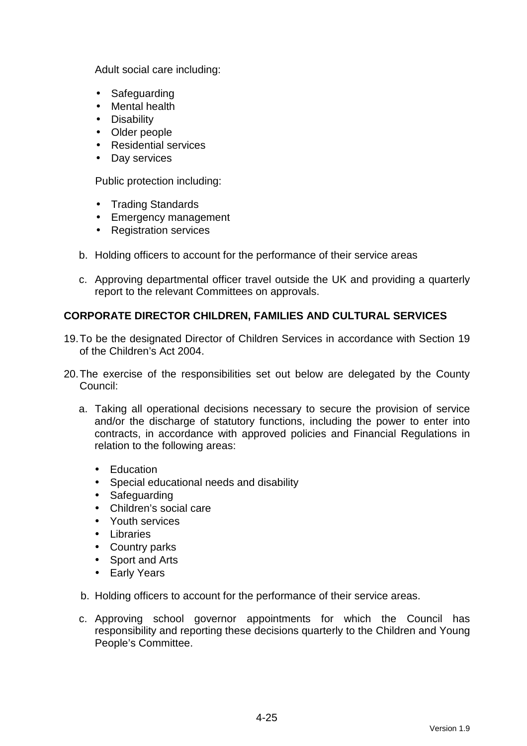Adult social care including:

- Safeguarding
- Mental health
- Disability
- Older people
- Residential services
- Day services

Public protection including:

- Trading Standards
- Emergency management
- Registration services

b. Holding officers to account for the performance of their service areas

c. Approving departmental officer travel outside the UK and providing a quarterly report to the relevant Committees on approvals.

**CORPORATE DIRECTOR CHILDREN, FAMILIES AND CULTURAL SERVICES**

19. To be the designated Director of Children Services in accordance with Section 19 of the Children's Act 2004.

20. The exercise of the responsibilities set out below are delegated by the County Council:

   a. Taking all operational decisions necessary to secure the provision of service and/or the discharge of statutory functions, including the power to enter into contracts, in accordance with approved policies and Financial Regulations in relation to the following areas:

      - Education
      - Special educational needs and disability
      - Safeguarding
      - Children's social care
      - Youth services
      - Libraries
      - Country parks
      - Sport and Arts
      - Early Years

   b. Holding officers to account for the performance of their service areas.

   c. Approving school governor appointments for which the Council has responsibility and reporting these decisions quarterly to the Children and Young People's Committee.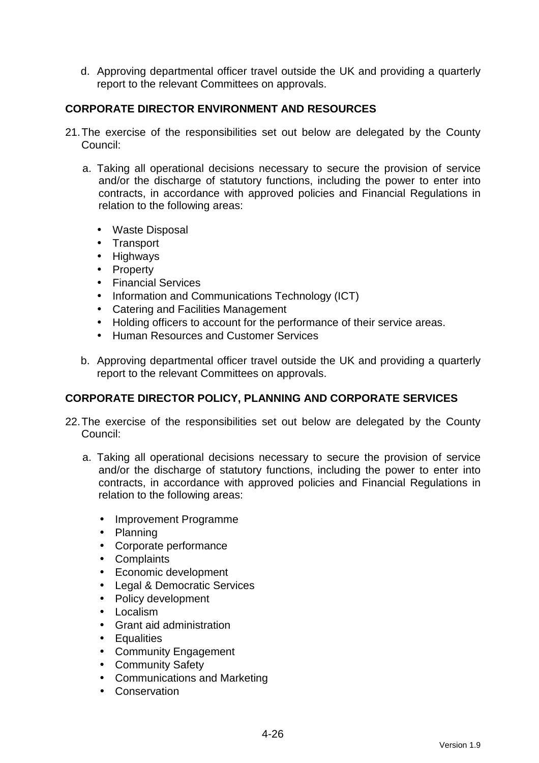d. Approving departmental officer travel outside the UK and providing a quarterly report to the relevant Committees on approvals.

**CORPORATE DIRECTOR ENVIRONMENT AND RESOURCES**

21. The exercise of the responsibilities set out below are delegated by the County Council:

   a. Taking all operational decisions necessary to secure the provision of service and/or the discharge of statutory functions, including the power to enter into contracts, in accordance with approved policies and Financial Regulations in relation to the following areas:

      - Waste Disposal
      - Transport
      - Highways
      - Property
      - Financial Services
      - Information and Communications Technology (ICT)
      - Catering and Facilities Management
      - Holding officers to account for the performance of their service areas.
      - Human Resources and Customer Services

   b. Approving departmental officer travel outside the UK and providing a quarterly report to the relevant Committees on approvals.

**CORPORATE DIRECTOR POLICY, PLANNING AND CORPORATE SERVICES**

22. The exercise of the responsibilities set out below are delegated by the County Council:

   a. Taking all operational decisions necessary to secure the provision of service and/or the discharge of statutory functions, including the power to enter into contracts, in accordance with approved policies and Financial Regulations in relation to the following areas:

      - Improvement Programme
      - Planning
      - Corporate performance
      - Complaints
      - Economic development
      - Legal & Democratic Services
      - Policy development
      - Localism
      - Grant aid administration
      - Equalities
      - Community Engagement
      - Community Safety
      - Communications and Marketing
      - Conservation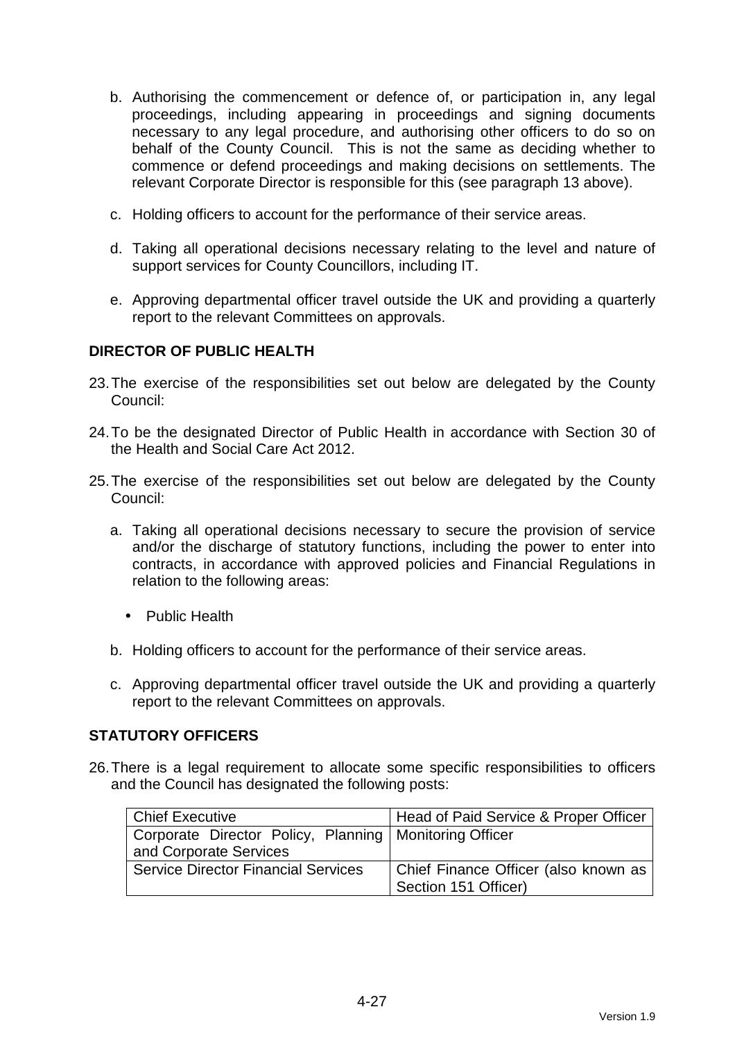b. Authorising the commencement or defence of, or participation in, any legal proceedings, including appearing in proceedings and signing documents necessary to any legal procedure, and authorising other officers to do so on behalf of the County Council. This is not the same as deciding whether to commence or defend proceedings and making decisions on settlements. The relevant Corporate Director is responsible for this (see paragraph 13 above).

c. Holding officers to account for the performance of their service areas.

d. Taking all operational decisions necessary relating to the level and nature of support services for County Councillors, including IT.

e. Approving departmental officer travel outside the UK and providing a quarterly report to the relevant Committees on approvals.

**DIRECTOR OF PUBLIC HEALTH**

23. The exercise of the responsibilities set out below are delegated by the County Council:

24. To be the designated Director of Public Health in accordance with Section 30 of the Health and Social Care Act 2012.

25. The exercise of the responsibilities set out below are delegated by the County Council:

   a. Taking all operational decisions necessary to secure the provision of service and/or the discharge of statutory functions, including the power to enter into contracts, in accordance with approved policies and Financial Regulations in relation to the following areas:

      - Public Health

   b. Holding officers to account for the performance of their service areas.

   c. Approving departmental officer travel outside the UK and providing a quarterly report to the relevant Committees on approvals.

**STATUTORY OFFICERS**

26. There is a legal requirement to allocate some specific responsibilities to officers and the Council has designated the following posts:

| Chief Executive | Head of Paid Service & Proper Officer |
|---|---|
| Corporate Director Policy, Planning and Corporate Services | Monitoring Officer |
| Service Director Financial Services | Chief Finance Officer (also known as Section 151 Officer) |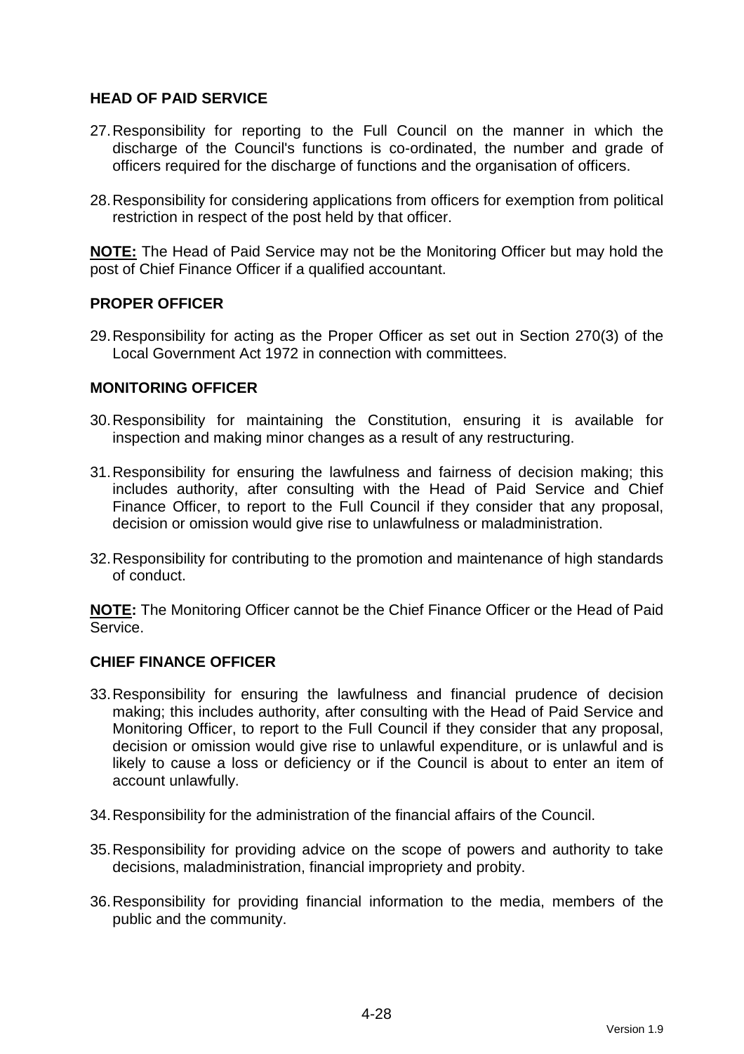**HEAD OF PAID SERVICE**

27. Responsibility for reporting to the Full Council on the manner in which the discharge of the Council's functions is co-ordinated, the number and grade of officers required for the discharge of functions and the organisation of officers.

28. Responsibility for considering applications from officers for exemption from political restriction in respect of the post held by that officer.

**<u>NOTE:</u>** The Head of Paid Service may not be the Monitoring Officer but may hold the post of Chief Finance Officer if a qualified accountant.

**PROPER OFFICER**

29. Responsibility for acting as the Proper Officer as set out in Section 270(3) of the Local Government Act 1972 in connection with committees.

**MONITORING OFFICER**

30. Responsibility for maintaining the Constitution, ensuring it is available for inspection and making minor changes as a result of any restructuring.

31. Responsibility for ensuring the lawfulness and fairness of decision making; this includes authority, after consulting with the Head of Paid Service and Chief Finance Officer, to report to the Full Council if they consider that any proposal, decision or omission would give rise to unlawfulness or maladministration.

32. Responsibility for contributing to the promotion and maintenance of high standards of conduct.

**<u>NOTE</u>:** The Monitoring Officer cannot be the Chief Finance Officer or the Head of Paid Service.

**CHIEF FINANCE OFFICER**

33. Responsibility for ensuring the lawfulness and financial prudence of decision making; this includes authority, after consulting with the Head of Paid Service and Monitoring Officer, to report to the Full Council if they consider that any proposal, decision or omission would give rise to unlawful expenditure, or is unlawful and is likely to cause a loss or deficiency or if the Council is about to enter an item of account unlawfully.

34. Responsibility for the administration of the financial affairs of the Council.

35. Responsibility for providing advice on the scope of powers and authority to take decisions, maladministration, financial impropriety and probity.

36. Responsibility for providing financial information to the media, members of the public and the community.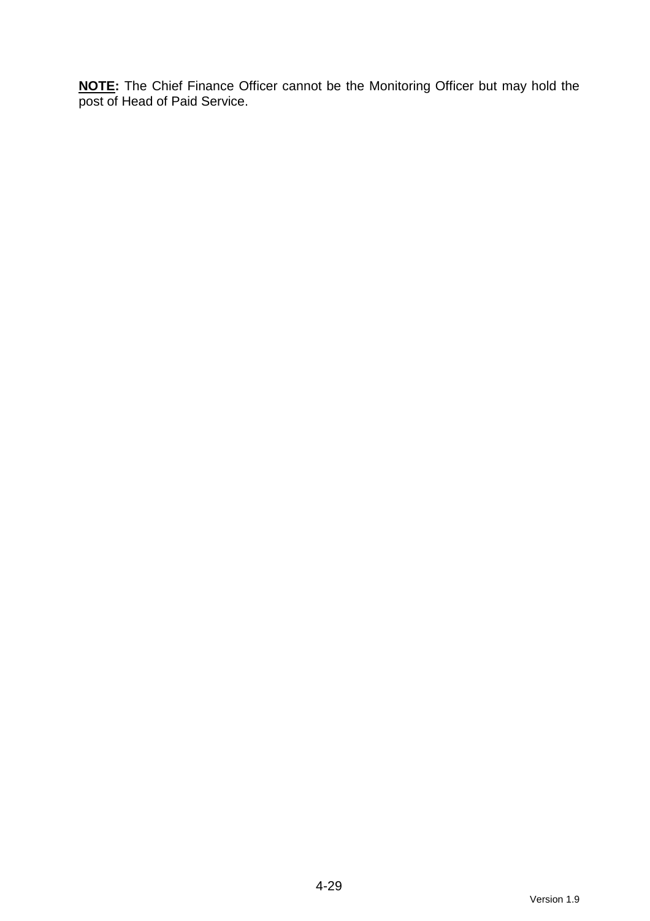**<u>NOTE</u>:** The Chief Finance Officer cannot be the Monitoring Officer but may hold the post of Head of Paid Service.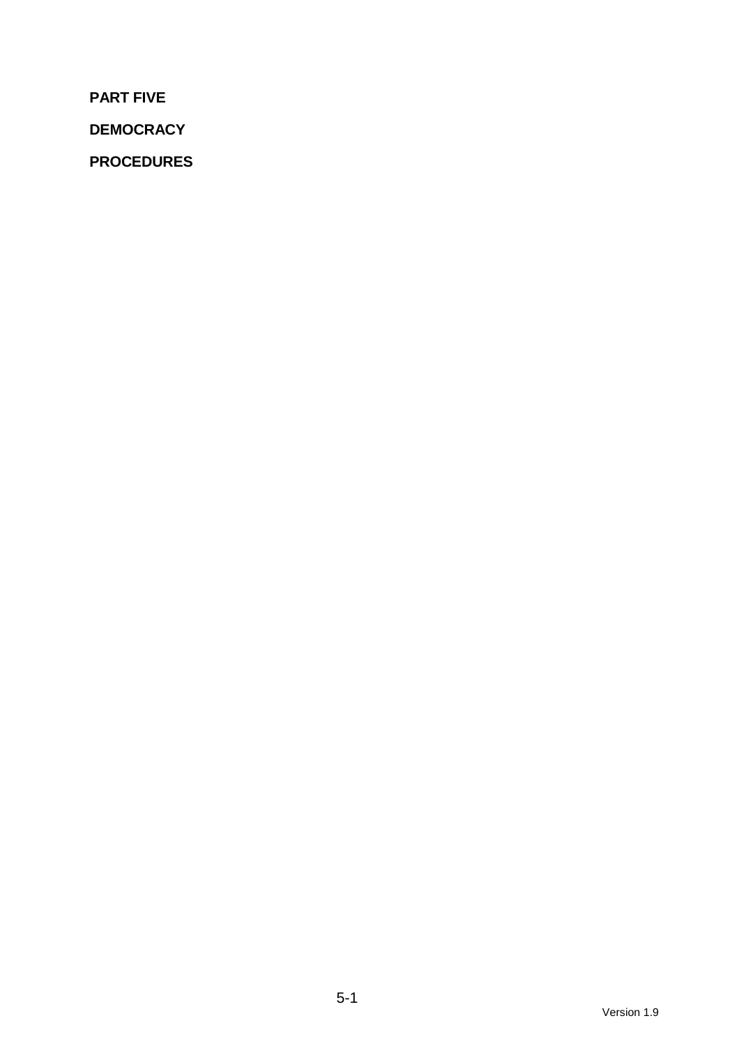**PART FIVE**

**DEMOCRACY**

**PROCEDURES**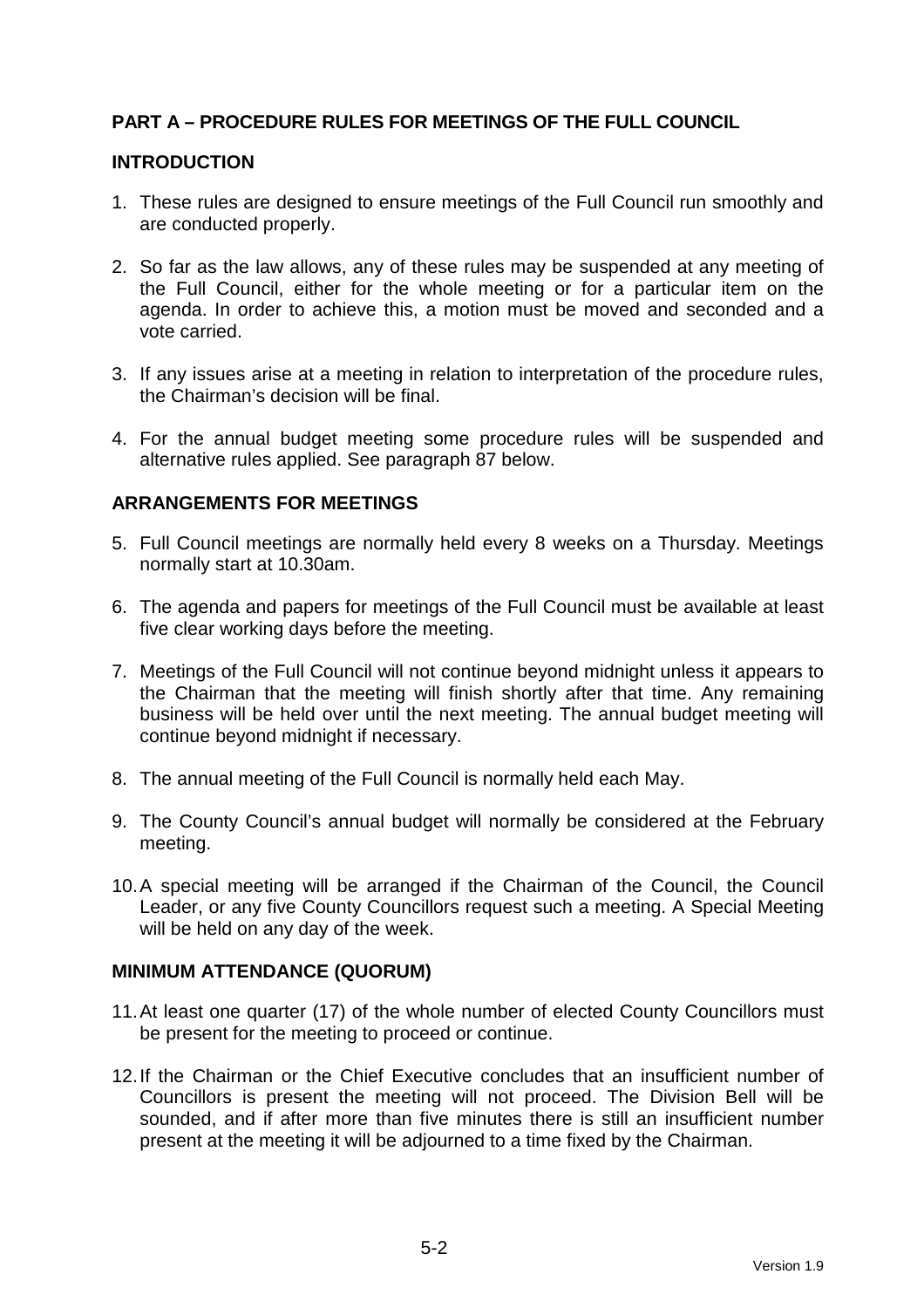## PART A – PROCEDURE RULES FOR MEETINGS OF THE FULL COUNCIL

### INTRODUCTION

1. These rules are designed to ensure meetings of the Full Council run smoothly and are conducted properly.

2. So far as the law allows, any of these rules may be suspended at any meeting of the Full Council, either for the whole meeting or for a particular item on the agenda. In order to achieve this, a motion must be moved and seconded and a vote carried.

3. If any issues arise at a meeting in relation to interpretation of the procedure rules, the Chairman's decision will be final.

4. For the annual budget meeting some procedure rules will be suspended and alternative rules applied. See paragraph 87 below.

### ARRANGEMENTS FOR MEETINGS

5. Full Council meetings are normally held every 8 weeks on a Thursday. Meetings normally start at 10.30am.

6. The agenda and papers for meetings of the Full Council must be available at least five clear working days before the meeting.

7. Meetings of the Full Council will not continue beyond midnight unless it appears to the Chairman that the meeting will finish shortly after that time. Any remaining business will be held over until the next meeting. The annual budget meeting will continue beyond midnight if necessary.

8. The annual meeting of the Full Council is normally held each May.

9. The County Council's annual budget will normally be considered at the February meeting.

10. A special meeting will be arranged if the Chairman of the Council, the Council Leader, or any five County Councillors request such a meeting. A Special Meeting will be held on any day of the week.

### MINIMUM ATTENDANCE (QUORUM)

11. At least one quarter (17) of the whole number of elected County Councillors must be present for the meeting to proceed or continue.

12. If the Chairman or the Chief Executive concludes that an insufficient number of Councillors is present the meeting will not proceed. The Division Bell will be sounded, and if after more than five minutes there is still an insufficient number present at the meeting it will be adjourned to a time fixed by the Chairman.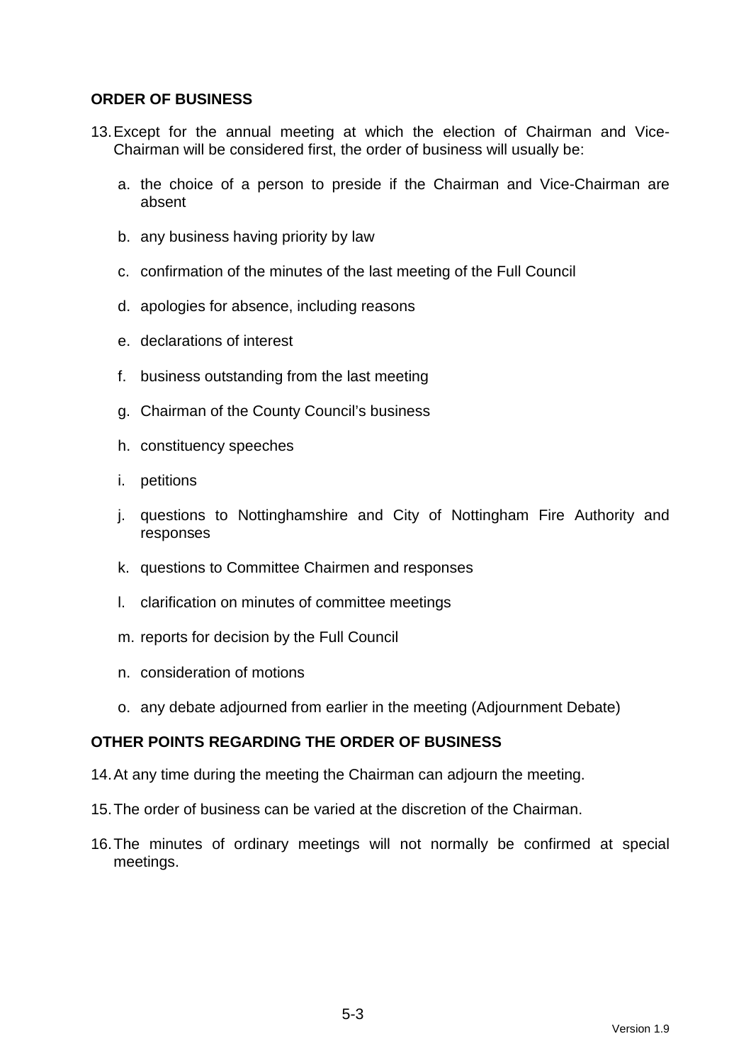## ORDER OF BUSINESS

13. Except for the annual meeting at which the election of Chairman and Vice-Chairman will be considered first, the order of business will usually be:

    a. the choice of a person to preside if the Chairman and Vice-Chairman are absent

    b. any business having priority by law

    c. confirmation of the minutes of the last meeting of the Full Council

    d. apologies for absence, including reasons

    e. declarations of interest

    f. business outstanding from the last meeting

    g. Chairman of the County Council's business

    h. constituency speeches

    i. petitions

    j. questions to Nottinghamshire and City of Nottingham Fire Authority and responses

    k. questions to Committee Chairmen and responses

    l. clarification on minutes of committee meetings

    m. reports for decision by the Full Council

    n. consideration of motions

    o. any debate adjourned from earlier in the meeting (Adjournment Debate)

## OTHER POINTS REGARDING THE ORDER OF BUSINESS

14. At any time during the meeting the Chairman can adjourn the meeting.

15. The order of business can be varied at the discretion of the Chairman.

16. The minutes of ordinary meetings will not normally be confirmed at special meetings.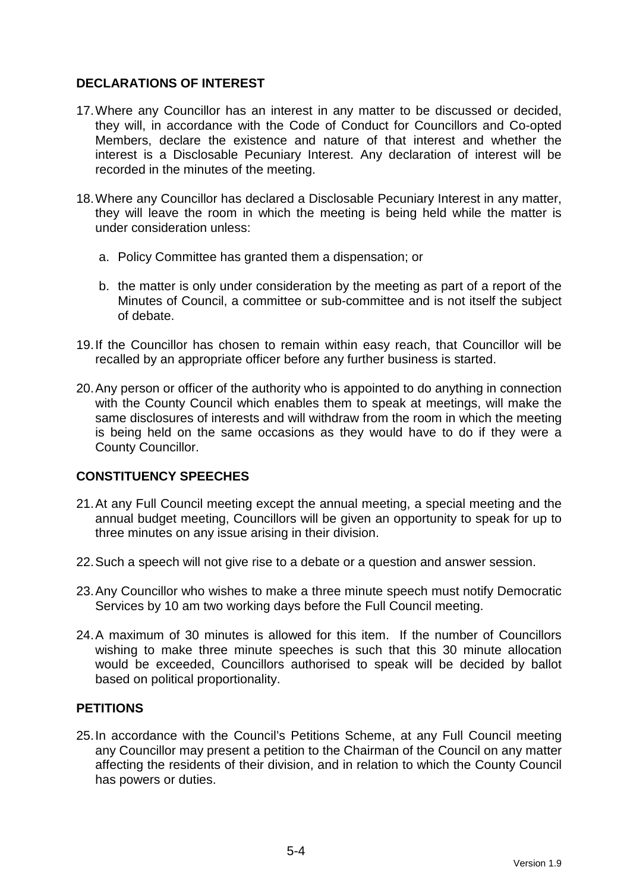## DECLARATIONS OF INTEREST

17. Where any Councillor has an interest in any matter to be discussed or decided, they will, in accordance with the Code of Conduct for Councillors and Co-opted Members, declare the existence and nature of that interest and whether the interest is a Disclosable Pecuniary Interest. Any declaration of interest will be recorded in the minutes of the meeting.

18. Where any Councillor has declared a Disclosable Pecuniary Interest in any matter, they will leave the room in which the meeting is being held while the matter is under consideration unless:

    a. Policy Committee has granted them a dispensation; or

    b. the matter is only under consideration by the meeting as part of a report of the Minutes of Council, a committee or sub-committee and is not itself the subject of debate.

19. If the Councillor has chosen to remain within easy reach, that Councillor will be recalled by an appropriate officer before any further business is started.

20. Any person or officer of the authority who is appointed to do anything in connection with the County Council which enables them to speak at meetings, will make the same disclosures of interests and will withdraw from the room in which the meeting is being held on the same occasions as they would have to do if they were a County Councillor.

## CONSTITUENCY SPEECHES

21. At any Full Council meeting except the annual meeting, a special meeting and the annual budget meeting, Councillors will be given an opportunity to speak for up to three minutes on any issue arising in their division.

22. Such a speech will not give rise to a debate or a question and answer session.

23. Any Councillor who wishes to make a three minute speech must notify Democratic Services by 10 am two working days before the Full Council meeting.

24. A maximum of 30 minutes is allowed for this item. If the number of Councillors wishing to make three minute speeches is such that this 30 minute allocation would be exceeded, Councillors authorised to speak will be decided by ballot based on political proportionality.

## PETITIONS

25. In accordance with the Council's Petitions Scheme, at any Full Council meeting any Councillor may present a petition to the Chairman of the Council on any matter affecting the residents of their division, and in relation to which the County Council has powers or duties.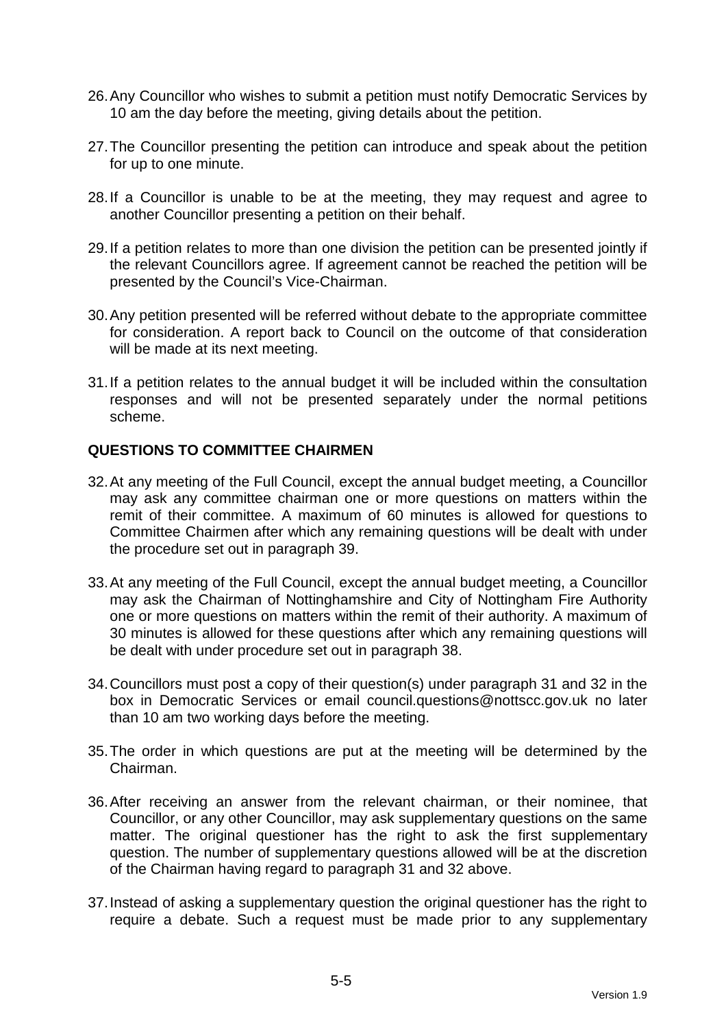26. Any Councillor who wishes to submit a petition must notify Democratic Services by 10 am the day before the meeting, giving details about the petition.

27. The Councillor presenting the petition can introduce and speak about the petition for up to one minute.

28. If a Councillor is unable to be at the meeting, they may request and agree to another Councillor presenting a petition on their behalf.

29. If a petition relates to more than one division the petition can be presented jointly if the relevant Councillors agree. If agreement cannot be reached the petition will be presented by the Council's Vice-Chairman.

30. Any petition presented will be referred without debate to the appropriate committee for consideration. A report back to Council on the outcome of that consideration will be made at its next meeting.

31. If a petition relates to the annual budget it will be included within the consultation responses and will not be presented separately under the normal petitions scheme.

**QUESTIONS TO COMMITTEE CHAIRMEN**

32. At any meeting of the Full Council, except the annual budget meeting, a Councillor may ask any committee chairman one or more questions on matters within the remit of their committee. A maximum of 60 minutes is allowed for questions to Committee Chairmen after which any remaining questions will be dealt with under the procedure set out in paragraph 39.

33. At any meeting of the Full Council, except the annual budget meeting, a Councillor may ask the Chairman of Nottinghamshire and City of Nottingham Fire Authority one or more questions on matters within the remit of their authority. A maximum of 30 minutes is allowed for these questions after which any remaining questions will be dealt with under procedure set out in paragraph 38.

34. Councillors must post a copy of their question(s) under paragraph 31 and 32 in the box in Democratic Services or email council.questions@nottscc.gov.uk no later than 10 am two working days before the meeting.

35. The order in which questions are put at the meeting will be determined by the Chairman.

36. After receiving an answer from the relevant chairman, or their nominee, that Councillor, or any other Councillor, may ask supplementary questions on the same matter. The original questioner has the right to ask the first supplementary question. The number of supplementary questions allowed will be at the discretion of the Chairman having regard to paragraph 31 and 32 above.

37. Instead of asking a supplementary question the original questioner has the right to require a debate. Such a request must be made prior to any supplementary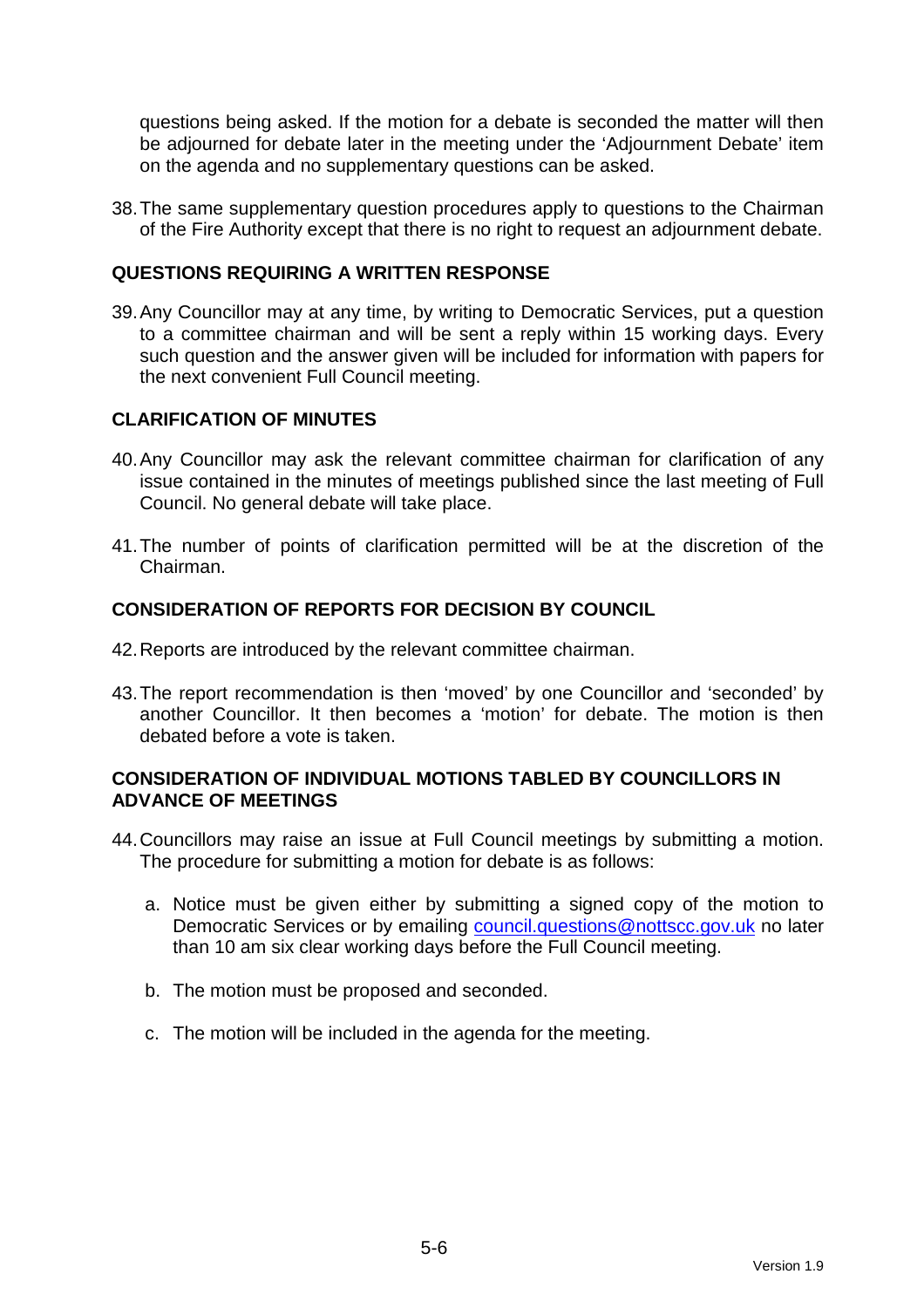questions being asked. If the motion for a debate is seconded the matter will then be adjourned for debate later in the meeting under the 'Adjournment Debate' item on the agenda and no supplementary questions can be asked.

38. The same supplementary question procedures apply to questions to the Chairman of the Fire Authority except that there is no right to request an adjournment debate.

## QUESTIONS REQUIRING A WRITTEN RESPONSE

39. Any Councillor may at any time, by writing to Democratic Services, put a question to a committee chairman and will be sent a reply within 15 working days. Every such question and the answer given will be included for information with papers for the next convenient Full Council meeting.

## CLARIFICATION OF MINUTES

40. Any Councillor may ask the relevant committee chairman for clarification of any issue contained in the minutes of meetings published since the last meeting of Full Council. No general debate will take place.

41. The number of points of clarification permitted will be at the discretion of the Chairman.

## CONSIDERATION OF REPORTS FOR DECISION BY COUNCIL

42. Reports are introduced by the relevant committee chairman.

43. The report recommendation is then 'moved' by one Councillor and 'seconded' by another Councillor. It then becomes a 'motion' for debate. The motion is then debated before a vote is taken.

## CONSIDERATION OF INDIVIDUAL MOTIONS TABLED BY COUNCILLORS IN ADVANCE OF MEETINGS

44. Councillors may raise an issue at Full Council meetings by submitting a motion. The procedure for submitting a motion for debate is as follows:

    a. Notice must be given either by submitting a signed copy of the motion to Democratic Services or by emailing council.questions@nottscc.gov.uk no later than 10 am six clear working days before the Full Council meeting.

    b. The motion must be proposed and seconded.

    c. The motion will be included in the agenda for the meeting.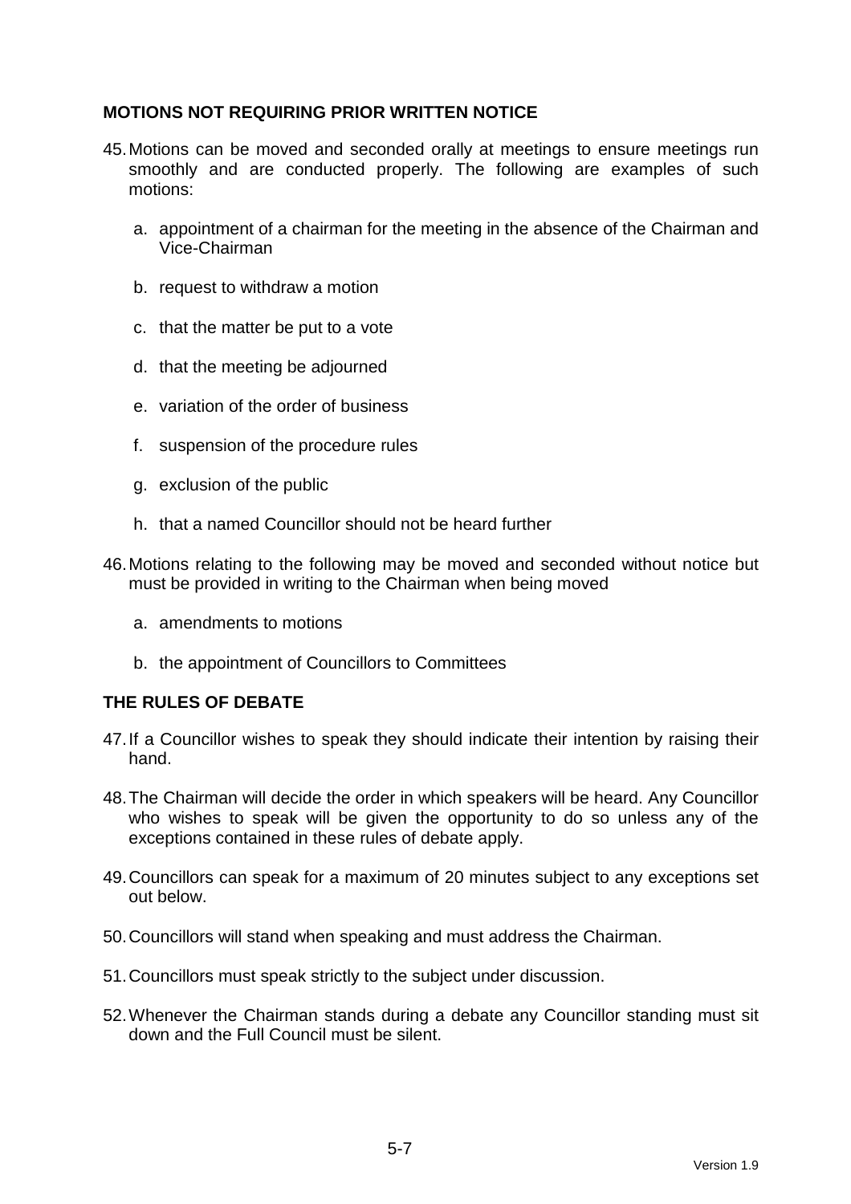## MOTIONS NOT REQUIRING PRIOR WRITTEN NOTICE

45. Motions can be moved and seconded orally at meetings to ensure meetings run smoothly and are conducted properly. The following are examples of such motions:

    a. appointment of a chairman for the meeting in the absence of the Chairman and Vice-Chairman

    b. request to withdraw a motion

    c. that the matter be put to a vote

    d. that the meeting be adjourned

    e. variation of the order of business

    f. suspension of the procedure rules

    g. exclusion of the public

    h. that a named Councillor should not be heard further

46. Motions relating to the following may be moved and seconded without notice but must be provided in writing to the Chairman when being moved

    a. amendments to motions

    b. the appointment of Councillors to Committees

## THE RULES OF DEBATE

47. If a Councillor wishes to speak they should indicate their intention by raising their hand.

48. The Chairman will decide the order in which speakers will be heard. Any Councillor who wishes to speak will be given the opportunity to do so unless any of the exceptions contained in these rules of debate apply.

49. Councillors can speak for a maximum of 20 minutes subject to any exceptions set out below.

50. Councillors will stand when speaking and must address the Chairman.

51. Councillors must speak strictly to the subject under discussion.

52. Whenever the Chairman stands during a debate any Councillor standing must sit down and the Full Council must be silent.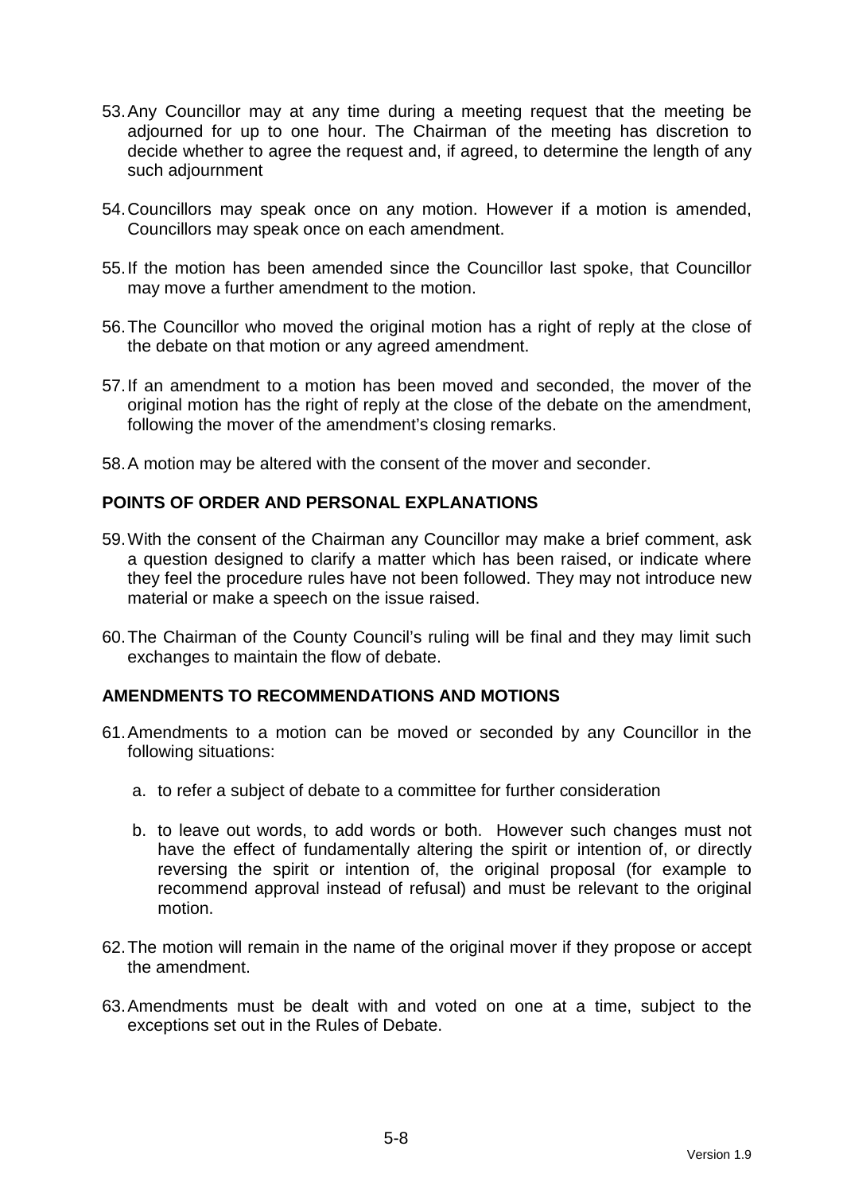53. Any Councillor may at any time during a meeting request that the meeting be adjourned for up to one hour. The Chairman of the meeting has discretion to decide whether to agree the request and, if agreed, to determine the length of any such adjournment

54. Councillors may speak once on any motion. However if a motion is amended, Councillors may speak once on each amendment.

55. If the motion has been amended since the Councillor last spoke, that Councillor may move a further amendment to the motion.

56. The Councillor who moved the original motion has a right of reply at the close of the debate on that motion or any agreed amendment.

57. If an amendment to a motion has been moved and seconded, the mover of the original motion has the right of reply at the close of the debate on the amendment, following the mover of the amendment's closing remarks.

58. A motion may be altered with the consent of the mover and seconder.

## POINTS OF ORDER AND PERSONAL EXPLANATIONS

59. With the consent of the Chairman any Councillor may make a brief comment, ask a question designed to clarify a matter which has been raised, or indicate where they feel the procedure rules have not been followed. They may not introduce new material or make a speech on the issue raised.

60. The Chairman of the County Council's ruling will be final and they may limit such exchanges to maintain the flow of debate.

## AMENDMENTS TO RECOMMENDATIONS AND MOTIONS

61. Amendments to a motion can be moved or seconded by any Councillor in the following situations:

    a. to refer a subject of debate to a committee for further consideration

    b. to leave out words, to add words or both. However such changes must not have the effect of fundamentally altering the spirit or intention of, or directly reversing the spirit or intention of, the original proposal (for example to recommend approval instead of refusal) and must be relevant to the original motion.

62. The motion will remain in the name of the original mover if they propose or accept the amendment.

63. Amendments must be dealt with and voted on one at a time, subject to the exceptions set out in the Rules of Debate.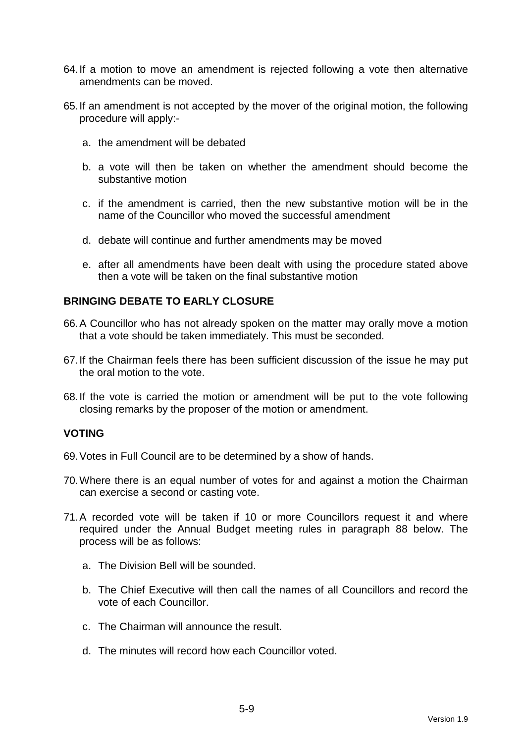64. If a motion to move an amendment is rejected following a vote then alternative amendments can be moved.

65. If an amendment is not accepted by the mover of the original motion, the following procedure will apply:-

    a. the amendment will be debated

    b. a vote will then be taken on whether the amendment should become the substantive motion

    c. if the amendment is carried, then the new substantive motion will be in the name of the Councillor who moved the successful amendment

    d. debate will continue and further amendments may be moved

    e. after all amendments have been dealt with using the procedure stated above then a vote will be taken on the final substantive motion

**BRINGING DEBATE TO EARLY CLOSURE**

66. A Councillor who has not already spoken on the matter may orally move a motion that a vote should be taken immediately. This must be seconded.

67. If the Chairman feels there has been sufficient discussion of the issue he may put the oral motion to the vote.

68. If the vote is carried the motion or amendment will be put to the vote following closing remarks by the proposer of the motion or amendment.

**VOTING**

69. Votes in Full Council are to be determined by a show of hands.

70. Where there is an equal number of votes for and against a motion the Chairman can exercise a second or casting vote.

71. A recorded vote will be taken if 10 or more Councillors request it and where required under the Annual Budget meeting rules in paragraph 88 below. The process will be as follows:

    a. The Division Bell will be sounded.

    b. The Chief Executive will then call the names of all Councillors and record the vote of each Councillor.

    c. The Chairman will announce the result.

    d. The minutes will record how each Councillor voted.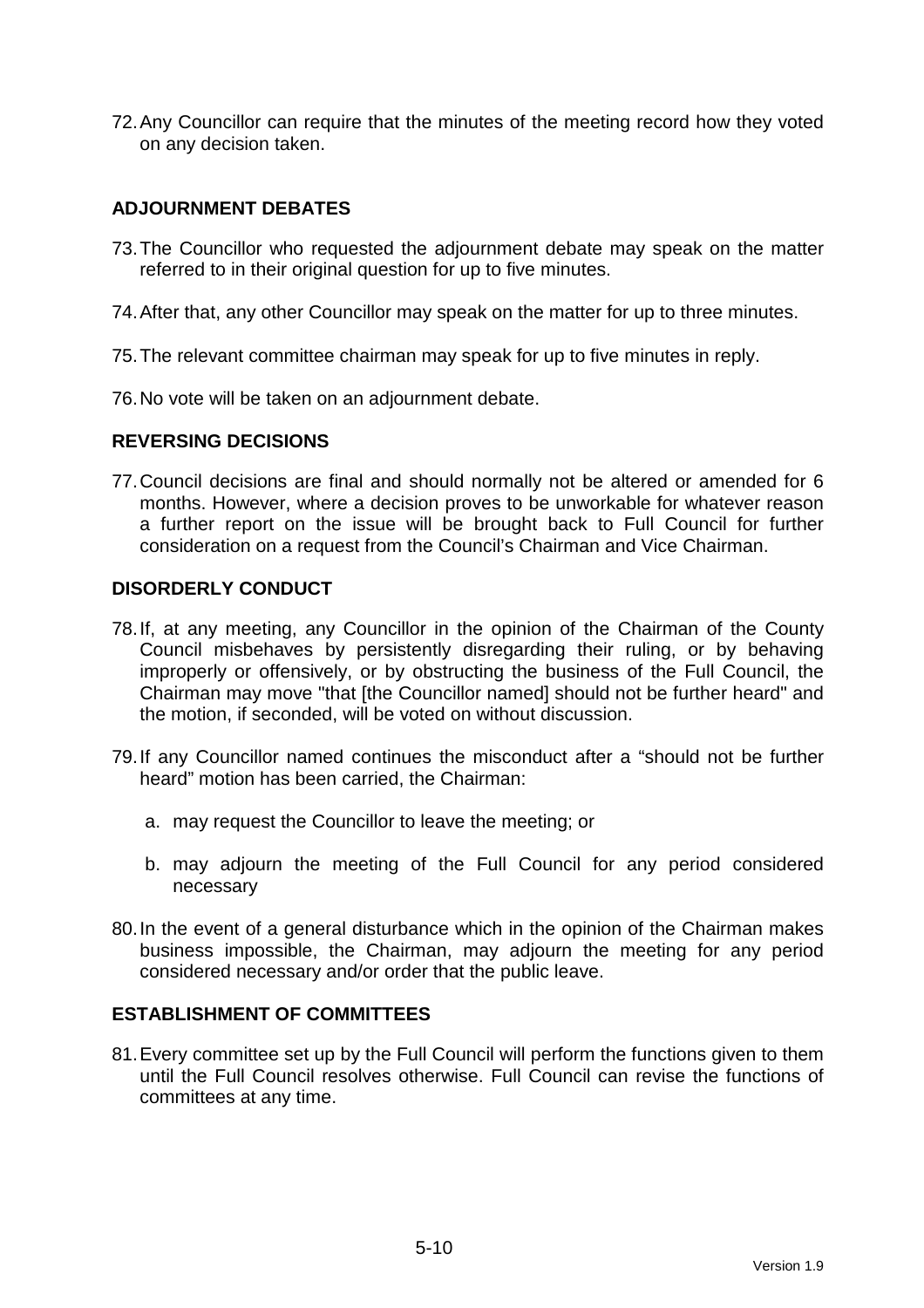72. Any Councillor can require that the minutes of the meeting record how they voted on any decision taken.

## ADJOURNMENT DEBATES

73. The Councillor who requested the adjournment debate may speak on the matter referred to in their original question for up to five minutes.

74. After that, any other Councillor may speak on the matter for up to three minutes.

75. The relevant committee chairman may speak for up to five minutes in reply.

76. No vote will be taken on an adjournment debate.

## REVERSING DECISIONS

77. Council decisions are final and should normally not be altered or amended for 6 months. However, where a decision proves to be unworkable for whatever reason a further report on the issue will be brought back to Full Council for further consideration on a request from the Council's Chairman and Vice Chairman.

## DISORDERLY CONDUCT

78. If, at any meeting, any Councillor in the opinion of the Chairman of the County Council misbehaves by persistently disregarding their ruling, or by behaving improperly or offensively, or by obstructing the business of the Full Council, the Chairman may move "that [the Councillor named] should not be further heard" and the motion, if seconded, will be voted on without discussion.

79. If any Councillor named continues the misconduct after a "should not be further heard" motion has been carried, the Chairman:

    a. may request the Councillor to leave the meeting; or

    b. may adjourn the meeting of the Full Council for any period considered necessary

80. In the event of a general disturbance which in the opinion of the Chairman makes business impossible, the Chairman, may adjourn the meeting for any period considered necessary and/or order that the public leave.

## ESTABLISHMENT OF COMMITTEES

81. Every committee set up by the Full Council will perform the functions given to them until the Full Council resolves otherwise. Full Council can revise the functions of committees at any time.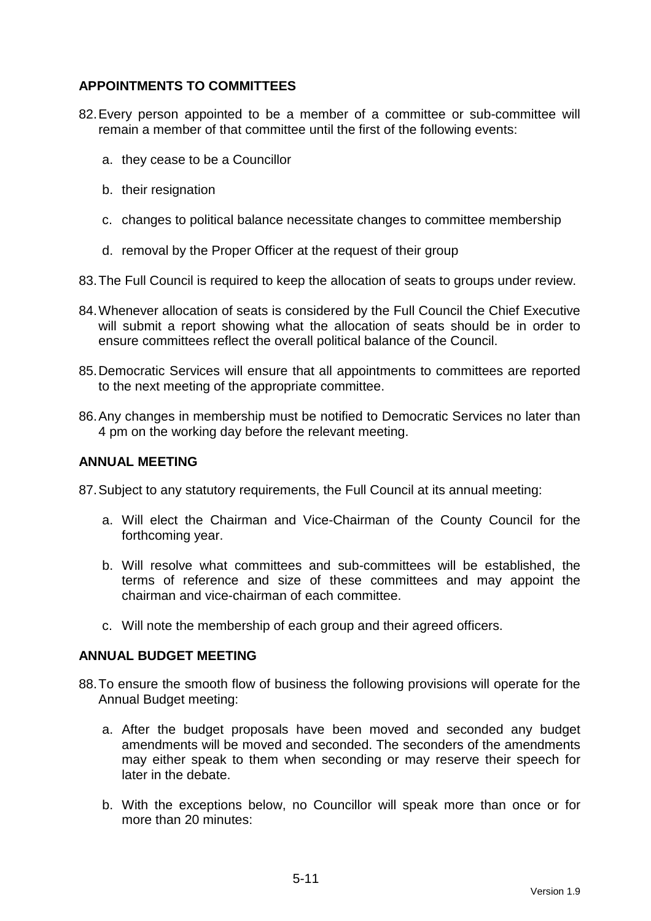## APPOINTMENTS TO COMMITTEES

82. Every person appointed to be a member of a committee or sub-committee will remain a member of that committee until the first of the following events:

    a. they cease to be a Councillor

    b. their resignation

    c. changes to political balance necessitate changes to committee membership

    d. removal by the Proper Officer at the request of their group

83. The Full Council is required to keep the allocation of seats to groups under review.

84. Whenever allocation of seats is considered by the Full Council the Chief Executive will submit a report showing what the allocation of seats should be in order to ensure committees reflect the overall political balance of the Council.

85. Democratic Services will ensure that all appointments to committees are reported to the next meeting of the appropriate committee.

86. Any changes in membership must be notified to Democratic Services no later than 4 pm on the working day before the relevant meeting.

## ANNUAL MEETING

87. Subject to any statutory requirements, the Full Council at its annual meeting:

    a. Will elect the Chairman and Vice-Chairman of the County Council for the forthcoming year.

    b. Will resolve what committees and sub-committees will be established, the terms of reference and size of these committees and may appoint the chairman and vice-chairman of each committee.

    c. Will note the membership of each group and their agreed officers.

## ANNUAL BUDGET MEETING

88. To ensure the smooth flow of business the following provisions will operate for the Annual Budget meeting:

    a. After the budget proposals have been moved and seconded any budget amendments will be moved and seconded. The seconders of the amendments may either speak to them when seconding or may reserve their speech for later in the debate.

    b. With the exceptions below, no Councillor will speak more than once or for more than 20 minutes: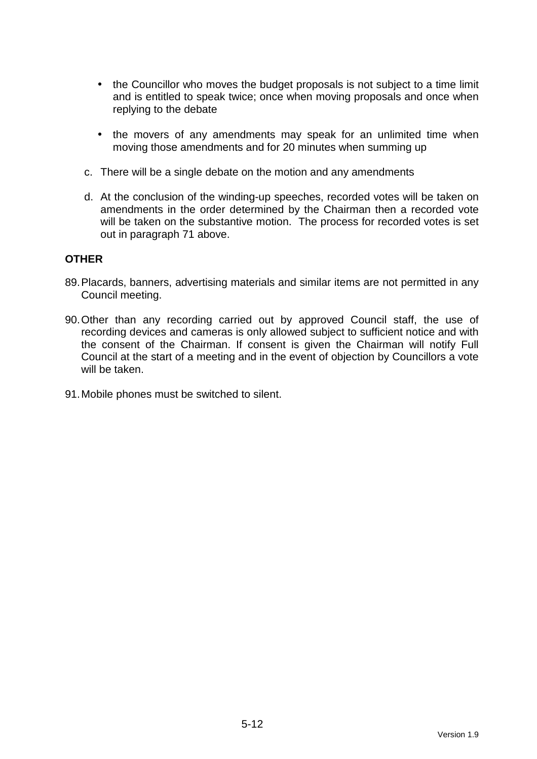- the Councillor who moves the budget proposals is not subject to a time limit and is entitled to speak twice; once when moving proposals and once when replying to the debate

- the movers of any amendments may speak for an unlimited time when moving those amendments and for 20 minutes when summing up

c. There will be a single debate on the motion and any amendments

d. At the conclusion of the winding-up speeches, recorded votes will be taken on amendments in the order determined by the Chairman then a recorded vote will be taken on the substantive motion.  The process for recorded votes is set out in paragraph 71 above.

**OTHER**

89. Placards, banners, advertising materials and similar items are not permitted in any Council meeting.

90. Other than any recording carried out by approved Council staff, the use of recording devices and cameras is only allowed subject to sufficient notice and with the consent of the Chairman. If consent is given the Chairman will notify Full Council at the start of a meeting and in the event of objection by Councillors a vote will be taken.

91. Mobile phones must be switched to silent.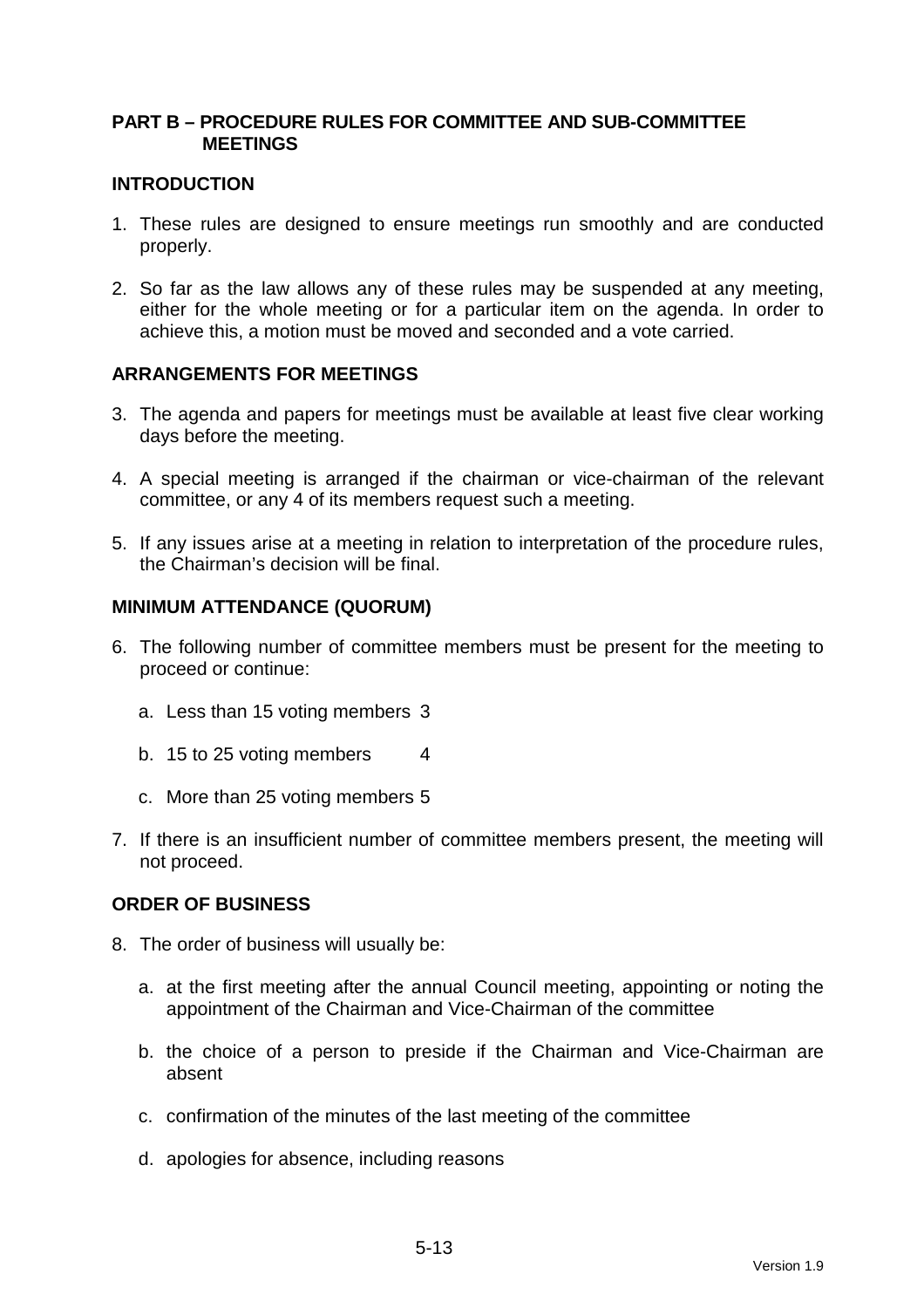## PART B – PROCEDURE RULES FOR COMMITTEE AND SUB-COMMITTEE MEETINGS

### INTRODUCTION

1. These rules are designed to ensure meetings run smoothly and are conducted properly.

2. So far as the law allows any of these rules may be suspended at any meeting, either for the whole meeting or for a particular item on the agenda. In order to achieve this, a motion must be moved and seconded and a vote carried.

### ARRANGEMENTS FOR MEETINGS

3. The agenda and papers for meetings must be available at least five clear working days before the meeting.

4. A special meeting is arranged if the chairman or vice-chairman of the relevant committee, or any 4 of its members request such a meeting.

5. If any issues arise at a meeting in relation to interpretation of the procedure rules, the Chairman's decision will be final.

### MINIMUM ATTENDANCE (QUORUM)

6. The following number of committee members must be present for the meeting to proceed or continue:

   a. Less than 15 voting members 3

   b. 15 to 25 voting members 4

   c. More than 25 voting members 5

7. If there is an insufficient number of committee members present, the meeting will not proceed.

### ORDER OF BUSINESS

8. The order of business will usually be:

   a. at the first meeting after the annual Council meeting, appointing or noting the appointment of the Chairman and Vice-Chairman of the committee

   b. the choice of a person to preside if the Chairman and Vice-Chairman are absent

   c. confirmation of the minutes of the last meeting of the committee

   d. apologies for absence, including reasons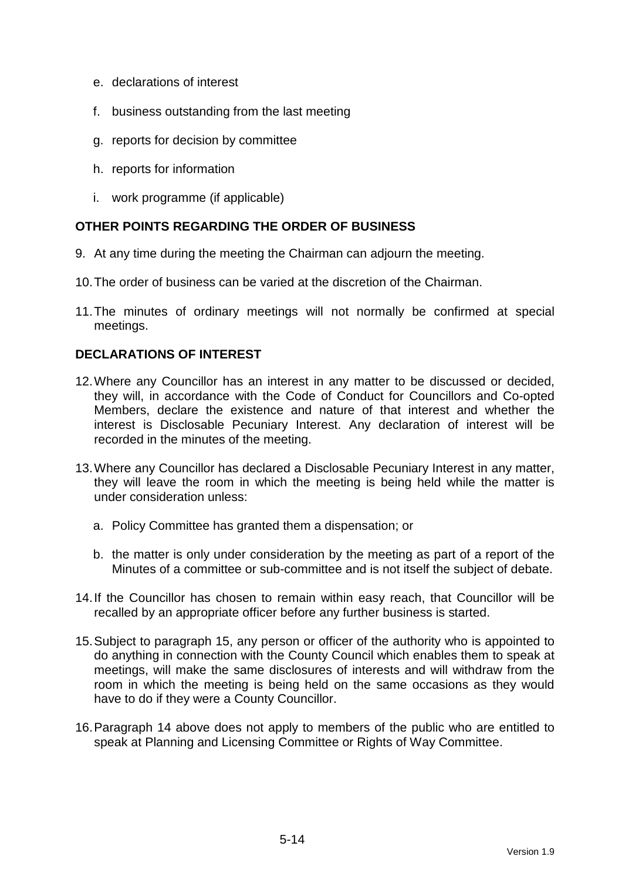e. declarations of interest

f. business outstanding from the last meeting

g. reports for decision by committee

h. reports for information

i. work programme (if applicable)

## OTHER POINTS REGARDING THE ORDER OF BUSINESS

9. At any time during the meeting the Chairman can adjourn the meeting.

10. The order of business can be varied at the discretion of the Chairman.

11. The minutes of ordinary meetings will not normally be confirmed at special meetings.

## DECLARATIONS OF INTEREST

12. Where any Councillor has an interest in any matter to be discussed or decided, they will, in accordance with the Code of Conduct for Councillors and Co-opted Members, declare the existence and nature of that interest and whether the interest is Disclosable Pecuniary Interest. Any declaration of interest will be recorded in the minutes of the meeting.

13. Where any Councillor has declared a Disclosable Pecuniary Interest in any matter, they will leave the room in which the meeting is being held while the matter is under consideration unless:

    a. Policy Committee has granted them a dispensation; or

    b. the matter is only under consideration by the meeting as part of a report of the Minutes of a committee or sub-committee and is not itself the subject of debate.

14. If the Councillor has chosen to remain within easy reach, that Councillor will be recalled by an appropriate officer before any further business is started.

15. Subject to paragraph 15, any person or officer of the authority who is appointed to do anything in connection with the County Council which enables them to speak at meetings, will make the same disclosures of interests and will withdraw from the room in which the meeting is being held on the same occasions as they would have to do if they were a County Councillor.

16. Paragraph 14 above does not apply to members of the public who are entitled to speak at Planning and Licensing Committee or Rights of Way Committee.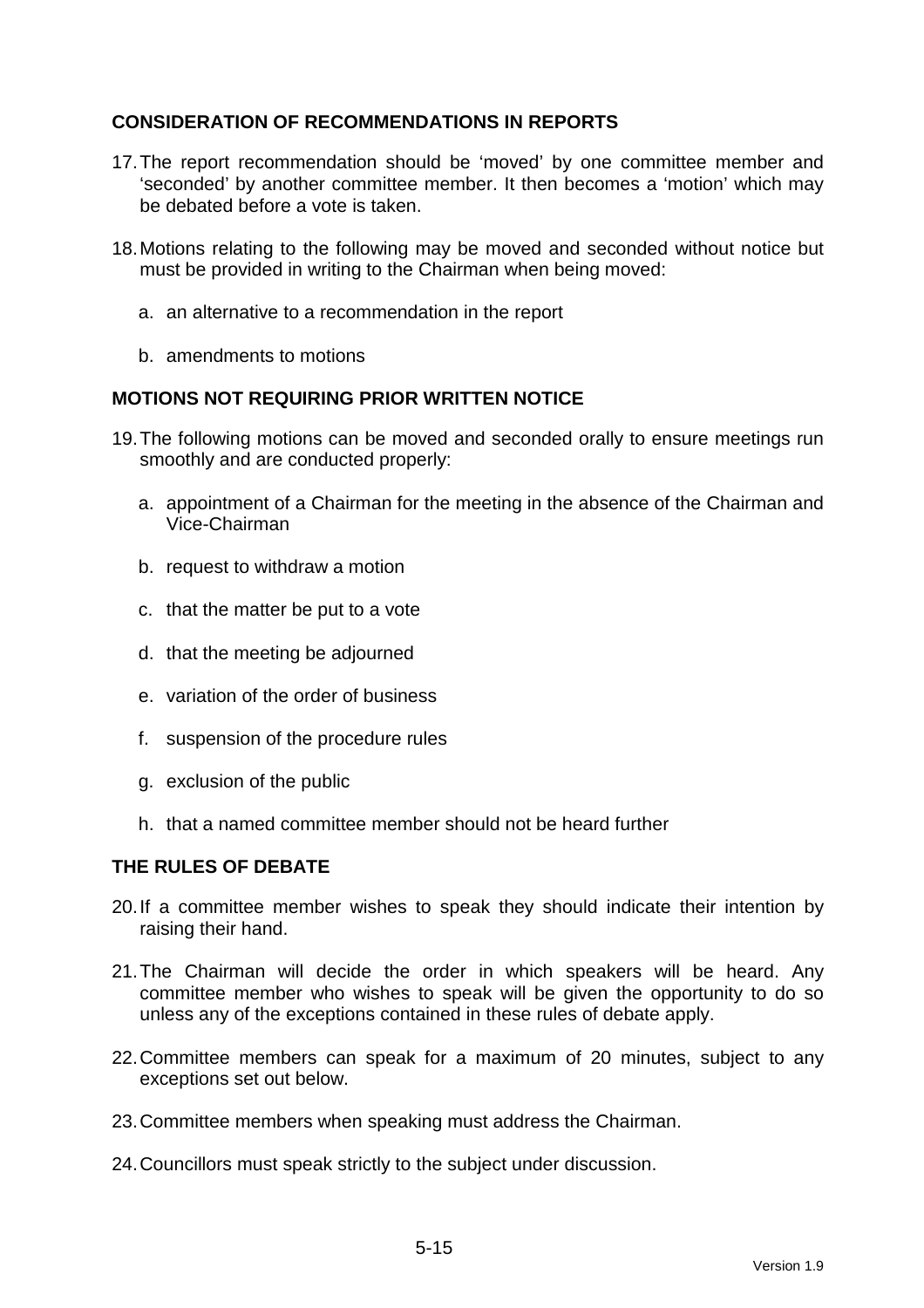## CONSIDERATION OF RECOMMENDATIONS IN REPORTS

17. The report recommendation should be 'moved' by one committee member and 'seconded' by another committee member. It then becomes a 'motion' which may be debated before a vote is taken.

18. Motions relating to the following may be moved and seconded without notice but must be provided in writing to the Chairman when being moved:

    a. an alternative to a recommendation in the report

    b. amendments to motions

## MOTIONS NOT REQUIRING PRIOR WRITTEN NOTICE

19. The following motions can be moved and seconded orally to ensure meetings run smoothly and are conducted properly:

    a. appointment of a Chairman for the meeting in the absence of the Chairman and Vice-Chairman

    b. request to withdraw a motion

    c. that the matter be put to a vote

    d. that the meeting be adjourned

    e. variation of the order of business

    f. suspension of the procedure rules

    g. exclusion of the public

    h. that a named committee member should not be heard further

## THE RULES OF DEBATE

20. If a committee member wishes to speak they should indicate their intention by raising their hand.

21. The Chairman will decide the order in which speakers will be heard. Any committee member who wishes to speak will be given the opportunity to do so unless any of the exceptions contained in these rules of debate apply.

22. Committee members can speak for a maximum of 20 minutes, subject to any exceptions set out below.

23. Committee members when speaking must address the Chairman.

24. Councillors must speak strictly to the subject under discussion.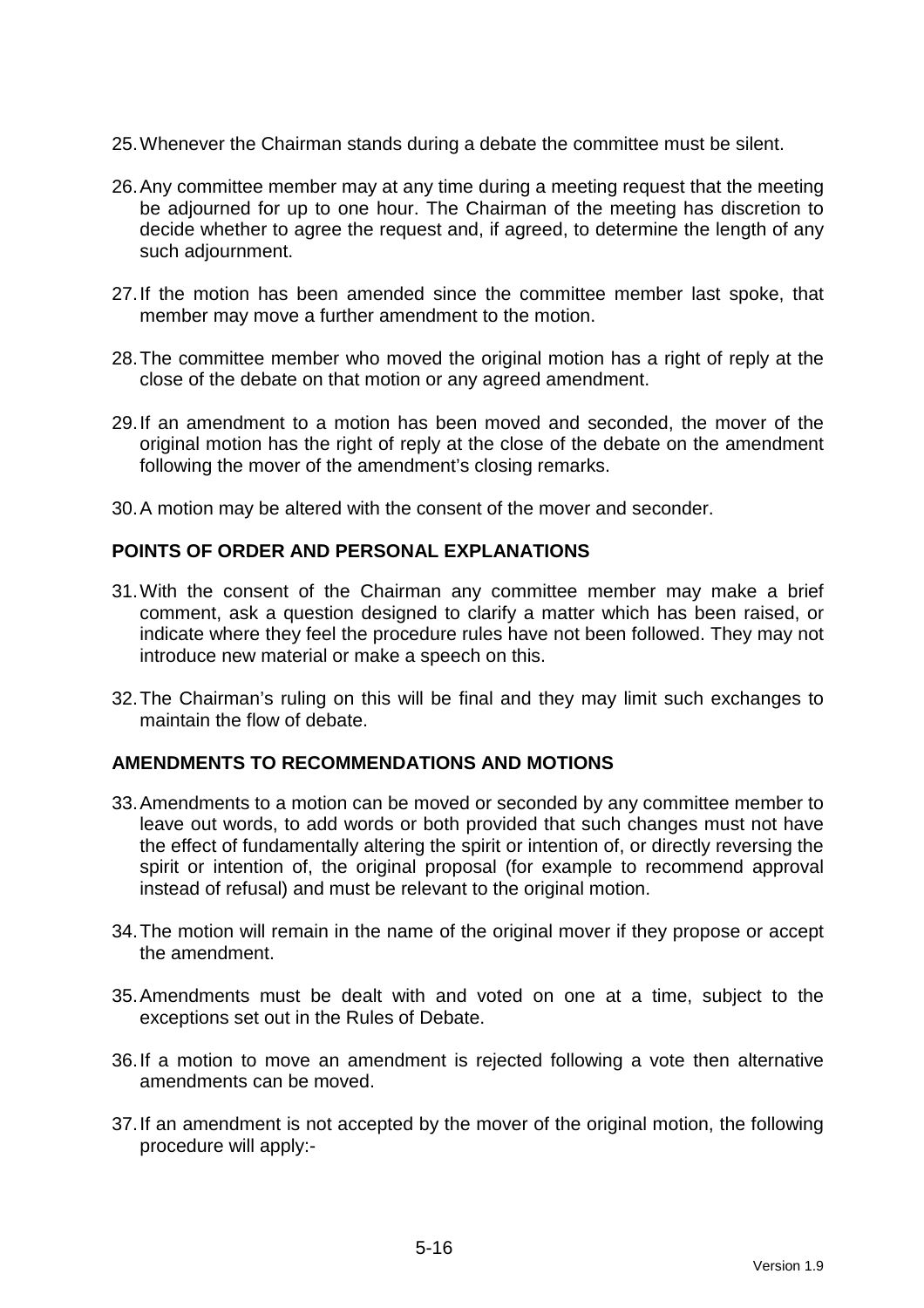25. Whenever the Chairman stands during a debate the committee must be silent.

26. Any committee member may at any time during a meeting request that the meeting be adjourned for up to one hour. The Chairman of the meeting has discretion to decide whether to agree the request and, if agreed, to determine the length of any such adjournment.

27. If the motion has been amended since the committee member last spoke, that member may move a further amendment to the motion.

28. The committee member who moved the original motion has a right of reply at the close of the debate on that motion or any agreed amendment.

29. If an amendment to a motion has been moved and seconded, the mover of the original motion has the right of reply at the close of the debate on the amendment following the mover of the amendment's closing remarks.

30. A motion may be altered with the consent of the mover and seconder.

**POINTS OF ORDER AND PERSONAL EXPLANATIONS**

31. With the consent of the Chairman any committee member may make a brief comment, ask a question designed to clarify a matter which has been raised, or indicate where they feel the procedure rules have not been followed. They may not introduce new material or make a speech on this.

32. The Chairman's ruling on this will be final and they may limit such exchanges to maintain the flow of debate.

**AMENDMENTS TO RECOMMENDATIONS AND MOTIONS**

33. Amendments to a motion can be moved or seconded by any committee member to leave out words, to add words or both provided that such changes must not have the effect of fundamentally altering the spirit or intention of, or directly reversing the spirit or intention of, the original proposal (for example to recommend approval instead of refusal) and must be relevant to the original motion.

34. The motion will remain in the name of the original mover if they propose or accept the amendment.

35. Amendments must be dealt with and voted on one at a time, subject to the exceptions set out in the Rules of Debate.

36. If a motion to move an amendment is rejected following a vote then alternative amendments can be moved.

37. If an amendment is not accepted by the mover of the original motion, the following procedure will apply:-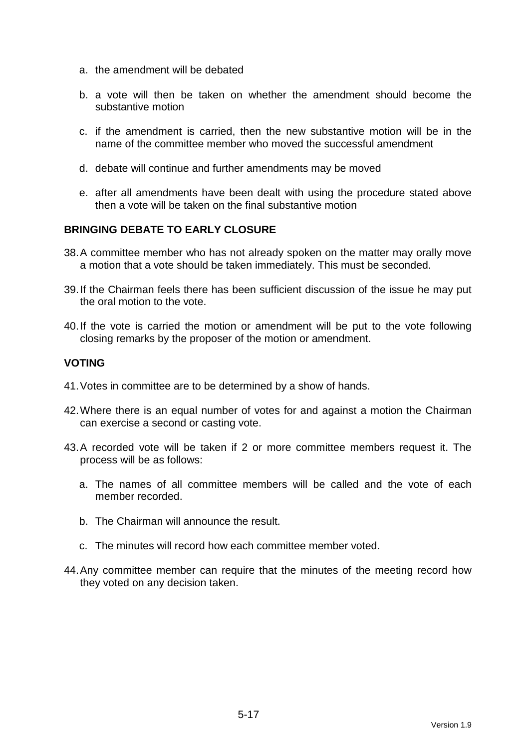a. the amendment will be debated

b. a vote will then be taken on whether the amendment should become the substantive motion

c. if the amendment is carried, then the new substantive motion will be in the name of the committee member who moved the successful amendment

d. debate will continue and further amendments may be moved

e. after all amendments have been dealt with using the procedure stated above then a vote will be taken on the final substantive motion

**BRINGING DEBATE TO EARLY CLOSURE**

38. A committee member who has not already spoken on the matter may orally move a motion that a vote should be taken immediately. This must be seconded.

39. If the Chairman feels there has been sufficient discussion of the issue he may put the oral motion to the vote.

40. If the vote is carried the motion or amendment will be put to the vote following closing remarks by the proposer of the motion or amendment.

**VOTING**

41. Votes in committee are to be determined by a show of hands.

42. Where there is an equal number of votes for and against a motion the Chairman can exercise a second or casting vote.

43. A recorded vote will be taken if 2 or more committee members request it. The process will be as follows:

    a. The names of all committee members will be called and the vote of each member recorded.

    b. The Chairman will announce the result.

    c. The minutes will record how each committee member voted.

44. Any committee member can require that the minutes of the meeting record how they voted on any decision taken.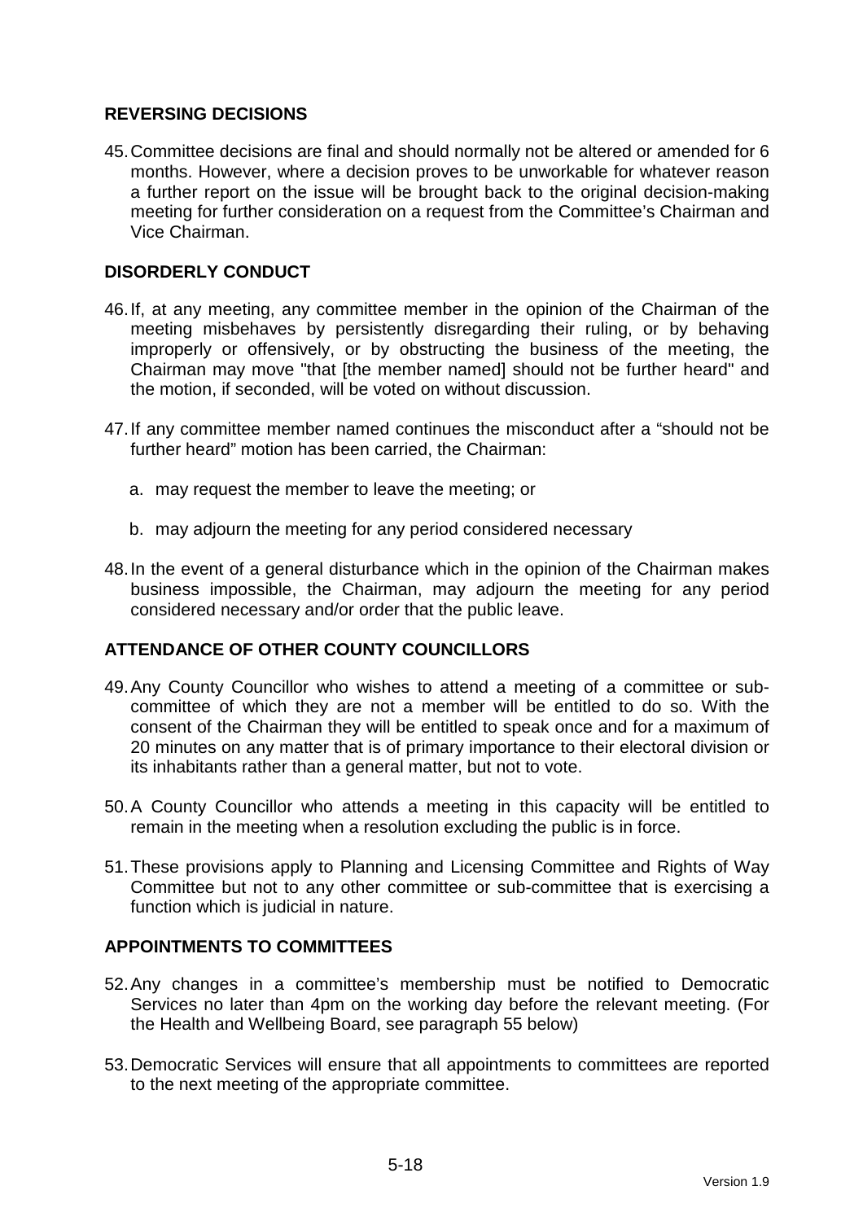## REVERSING DECISIONS

45. Committee decisions are final and should normally not be altered or amended for 6 months. However, where a decision proves to be unworkable for whatever reason a further report on the issue will be brought back to the original decision-making meeting for further consideration on a request from the Committee's Chairman and Vice Chairman.

## DISORDERLY CONDUCT

46. If, at any meeting, any committee member in the opinion of the Chairman of the meeting misbehaves by persistently disregarding their ruling, or by behaving improperly or offensively, or by obstructing the business of the meeting, the Chairman may move "that [the member named] should not be further heard" and the motion, if seconded, will be voted on without discussion.

47. If any committee member named continues the misconduct after a "should not be further heard" motion has been carried, the Chairman:

    a. may request the member to leave the meeting; or

    b. may adjourn the meeting for any period considered necessary

48. In the event of a general disturbance which in the opinion of the Chairman makes business impossible, the Chairman, may adjourn the meeting for any period considered necessary and/or order that the public leave.

## ATTENDANCE OF OTHER COUNTY COUNCILLORS

49. Any County Councillor who wishes to attend a meeting of a committee or sub-committee of which they are not a member will be entitled to do so. With the consent of the Chairman they will be entitled to speak once and for a maximum of 20 minutes on any matter that is of primary importance to their electoral division or its inhabitants rather than a general matter, but not to vote.

50. A County Councillor who attends a meeting in this capacity will be entitled to remain in the meeting when a resolution excluding the public is in force.

51. These provisions apply to Planning and Licensing Committee and Rights of Way Committee but not to any other committee or sub-committee that is exercising a function which is judicial in nature.

## APPOINTMENTS TO COMMITTEES

52. Any changes in a committee's membership must be notified to Democratic Services no later than 4pm on the working day before the relevant meeting. (For the Health and Wellbeing Board, see paragraph 55 below)

53. Democratic Services will ensure that all appointments to committees are reported to the next meeting of the appropriate committee.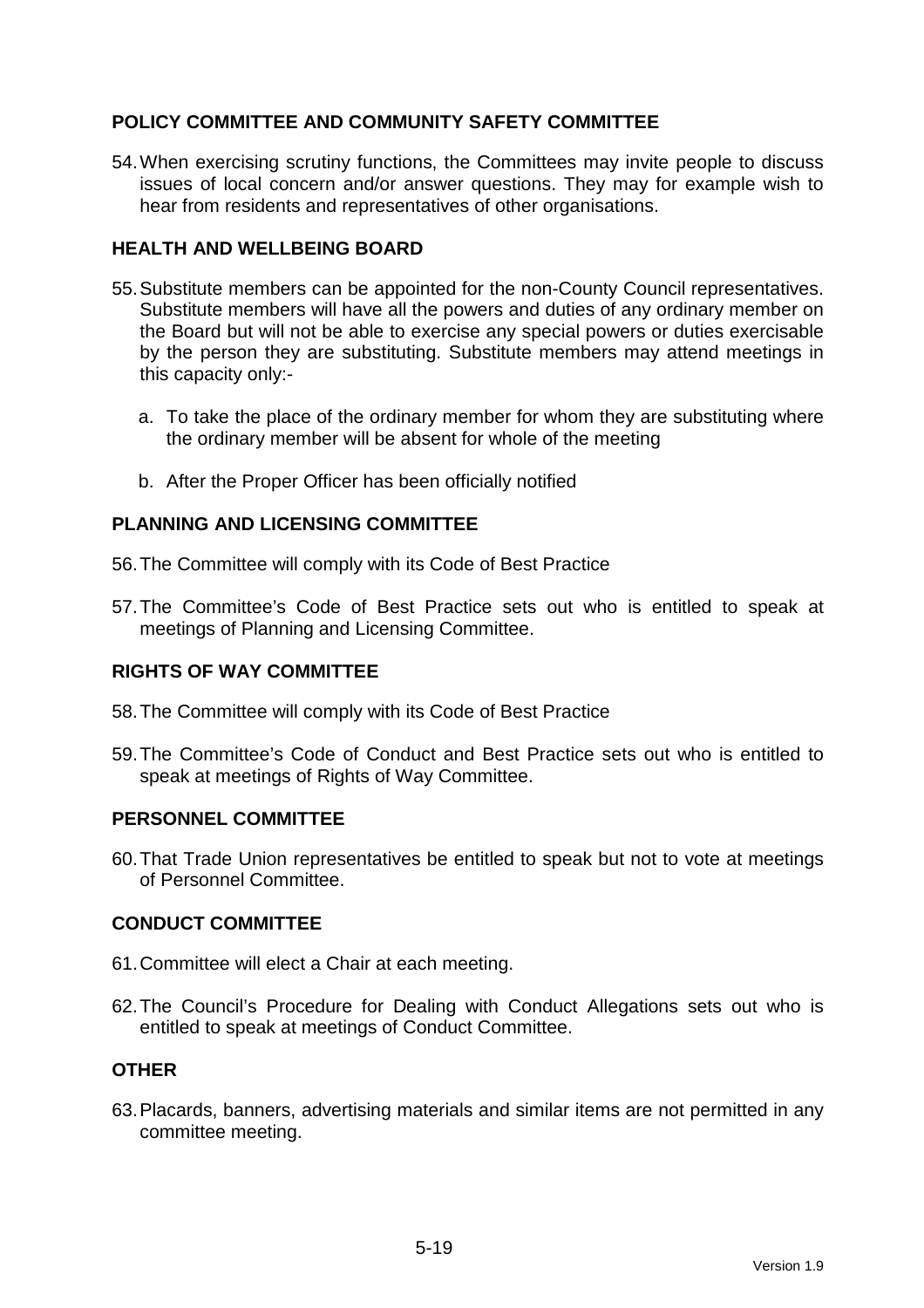## POLICY COMMITTEE AND COMMUNITY SAFETY COMMITTEE

54. When exercising scrutiny functions, the Committees may invite people to discuss issues of local concern and/or answer questions. They may for example wish to hear from residents and representatives of other organisations.

## HEALTH AND WELLBEING BOARD

55. Substitute members can be appointed for the non-County Council representatives. Substitute members will have all the powers and duties of any ordinary member on the Board but will not be able to exercise any special powers or duties exercisable by the person they are substituting. Substitute members may attend meetings in this capacity only:-

    a. To take the place of the ordinary member for whom they are substituting where the ordinary member will be absent for whole of the meeting

    b. After the Proper Officer has been officially notified

## PLANNING AND LICENSING COMMITTEE

56. The Committee will comply with its Code of Best Practice

57. The Committee's Code of Best Practice sets out who is entitled to speak at meetings of Planning and Licensing Committee.

## RIGHTS OF WAY COMMITTEE

58. The Committee will comply with its Code of Best Practice

59. The Committee's Code of Conduct and Best Practice sets out who is entitled to speak at meetings of Rights of Way Committee.

## PERSONNEL COMMITTEE

60. That Trade Union representatives be entitled to speak but not to vote at meetings of Personnel Committee.

## CONDUCT COMMITTEE

61. Committee will elect a Chair at each meeting.

62. The Council's Procedure for Dealing with Conduct Allegations sets out who is entitled to speak at meetings of Conduct Committee.

## OTHER

63. Placards, banners, advertising materials and similar items are not permitted in any committee meeting.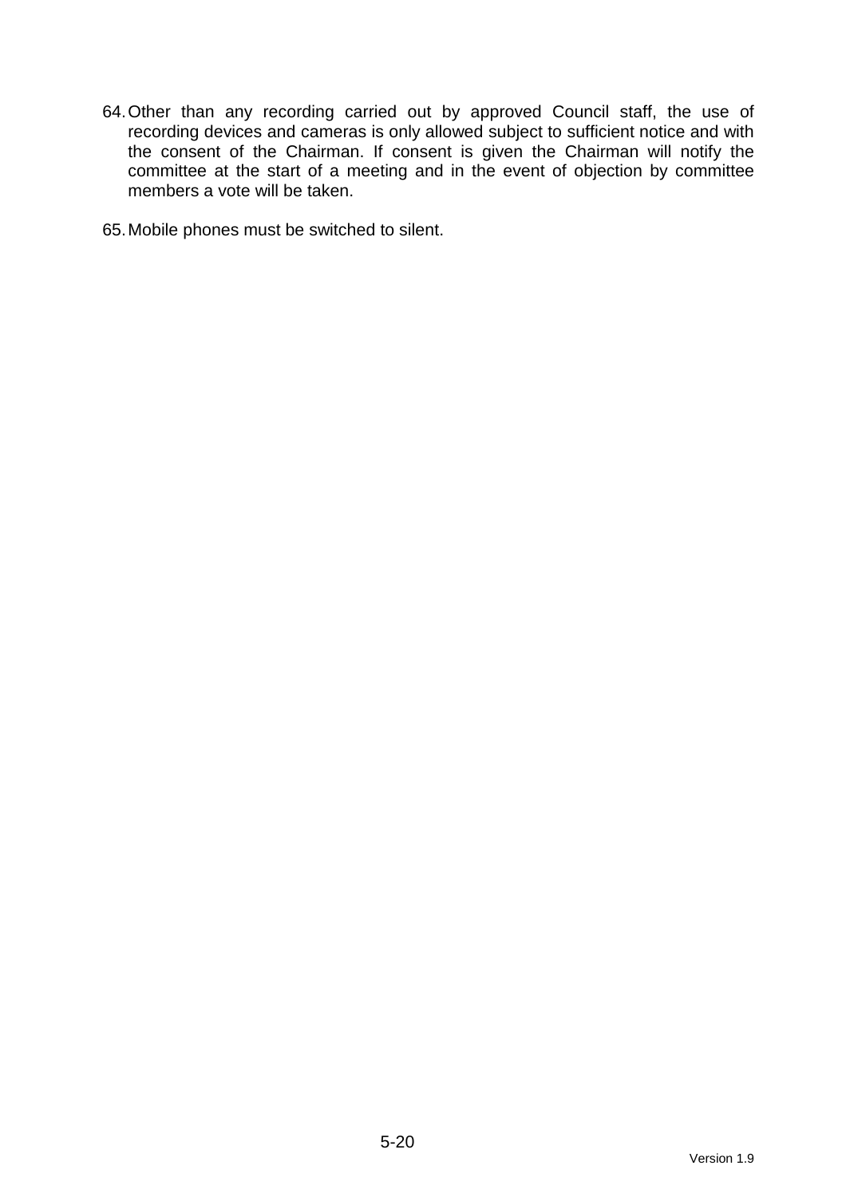64. Other than any recording carried out by approved Council staff, the use of recording devices and cameras is only allowed subject to sufficient notice and with the consent of the Chairman. If consent is given the Chairman will notify the committee at the start of a meeting and in the event of objection by committee members a vote will be taken.

65. Mobile phones must be switched to silent.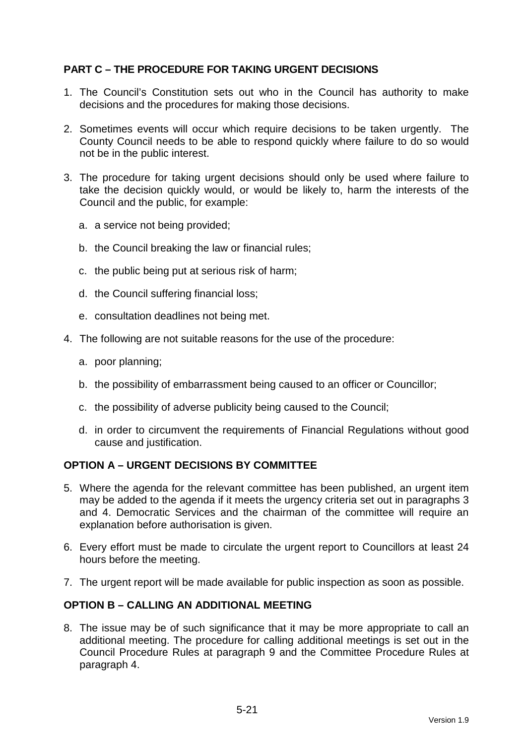## PART C – THE PROCEDURE FOR TAKING URGENT DECISIONS

1. The Council's Constitution sets out who in the Council has authority to make decisions and the procedures for making those decisions.

2. Sometimes events will occur which require decisions to be taken urgently. The County Council needs to be able to respond quickly where failure to do so would not be in the public interest.

3. The procedure for taking urgent decisions should only be used where failure to take the decision quickly would, or would be likely to, harm the interests of the Council and the public, for example:

   a. a service not being provided;

   b. the Council breaking the law or financial rules;

   c. the public being put at serious risk of harm;

   d. the Council suffering financial loss;

   e. consultation deadlines not being met.

4. The following are not suitable reasons for the use of the procedure:

   a. poor planning;

   b. the possibility of embarrassment being caused to an officer or Councillor;

   c. the possibility of adverse publicity being caused to the Council;

   d. in order to circumvent the requirements of Financial Regulations without good cause and justification.

## OPTION A – URGENT DECISIONS BY COMMITTEE

5. Where the agenda for the relevant committee has been published, an urgent item may be added to the agenda if it meets the urgency criteria set out in paragraphs 3 and 4. Democratic Services and the chairman of the committee will require an explanation before authorisation is given.

6. Every effort must be made to circulate the urgent report to Councillors at least 24 hours before the meeting.

7. The urgent report will be made available for public inspection as soon as possible.

## OPTION B – CALLING AN ADDITIONAL MEETING

8. The issue may be of such significance that it may be more appropriate to call an additional meeting. The procedure for calling additional meetings is set out in the Council Procedure Rules at paragraph 9 and the Committee Procedure Rules at paragraph 4.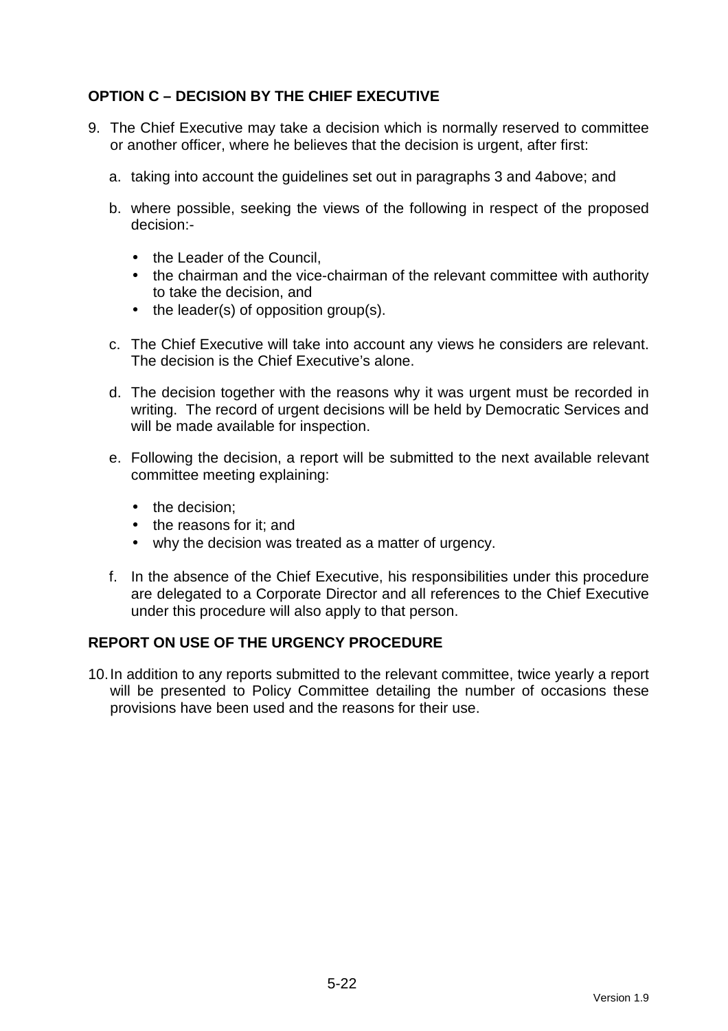## OPTION C – DECISION BY THE CHIEF EXECUTIVE

9. The Chief Executive may take a decision which is normally reserved to committee or another officer, where he believes that the decision is urgent, after first:

   a. taking into account the guidelines set out in paragraphs 3 and 4above; and

   b. where possible, seeking the views of the following in respect of the proposed decision:-

      - the Leader of the Council,
      - the chairman and the vice-chairman of the relevant committee with authority to take the decision, and
      - the leader(s) of opposition group(s).

   c. The Chief Executive will take into account any views he considers are relevant. The decision is the Chief Executive's alone.

   d. The decision together with the reasons why it was urgent must be recorded in writing. The record of urgent decisions will be held by Democratic Services and will be made available for inspection.

   e. Following the decision, a report will be submitted to the next available relevant committee meeting explaining:

      - the decision;
      - the reasons for it; and
      - why the decision was treated as a matter of urgency.

   f. In the absence of the Chief Executive, his responsibilities under this procedure are delegated to a Corporate Director and all references to the Chief Executive under this procedure will also apply to that person.

## REPORT ON USE OF THE URGENCY PROCEDURE

10. In addition to any reports submitted to the relevant committee, twice yearly a report will be presented to Policy Committee detailing the number of occasions these provisions have been used and the reasons for their use.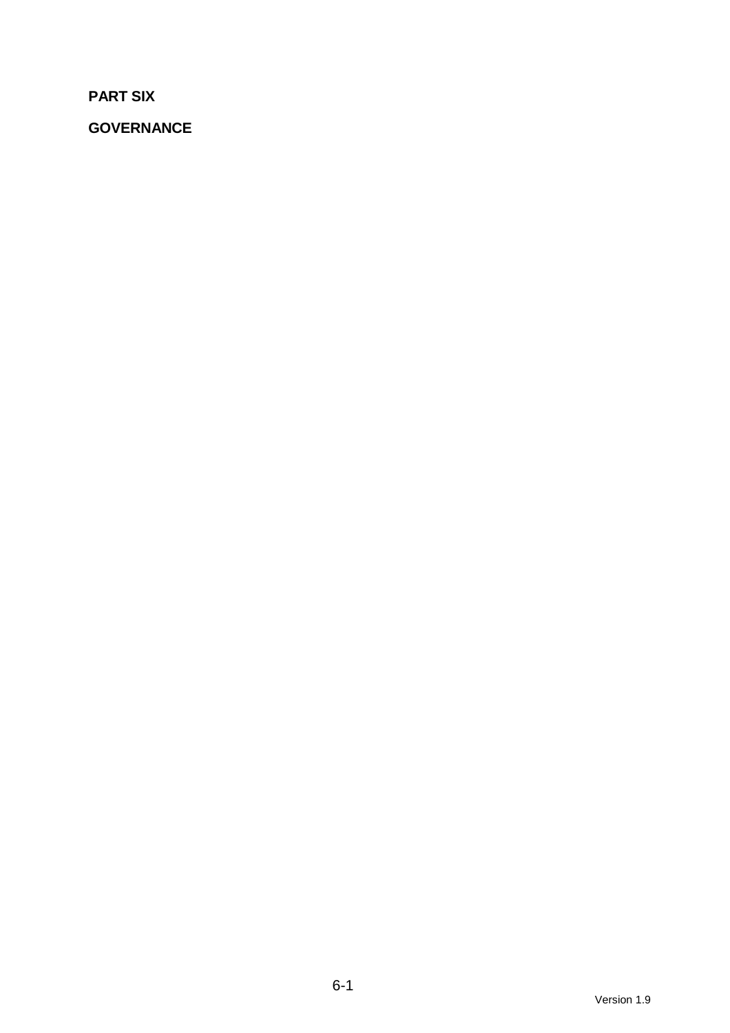# PART SIX

## GOVERNANCE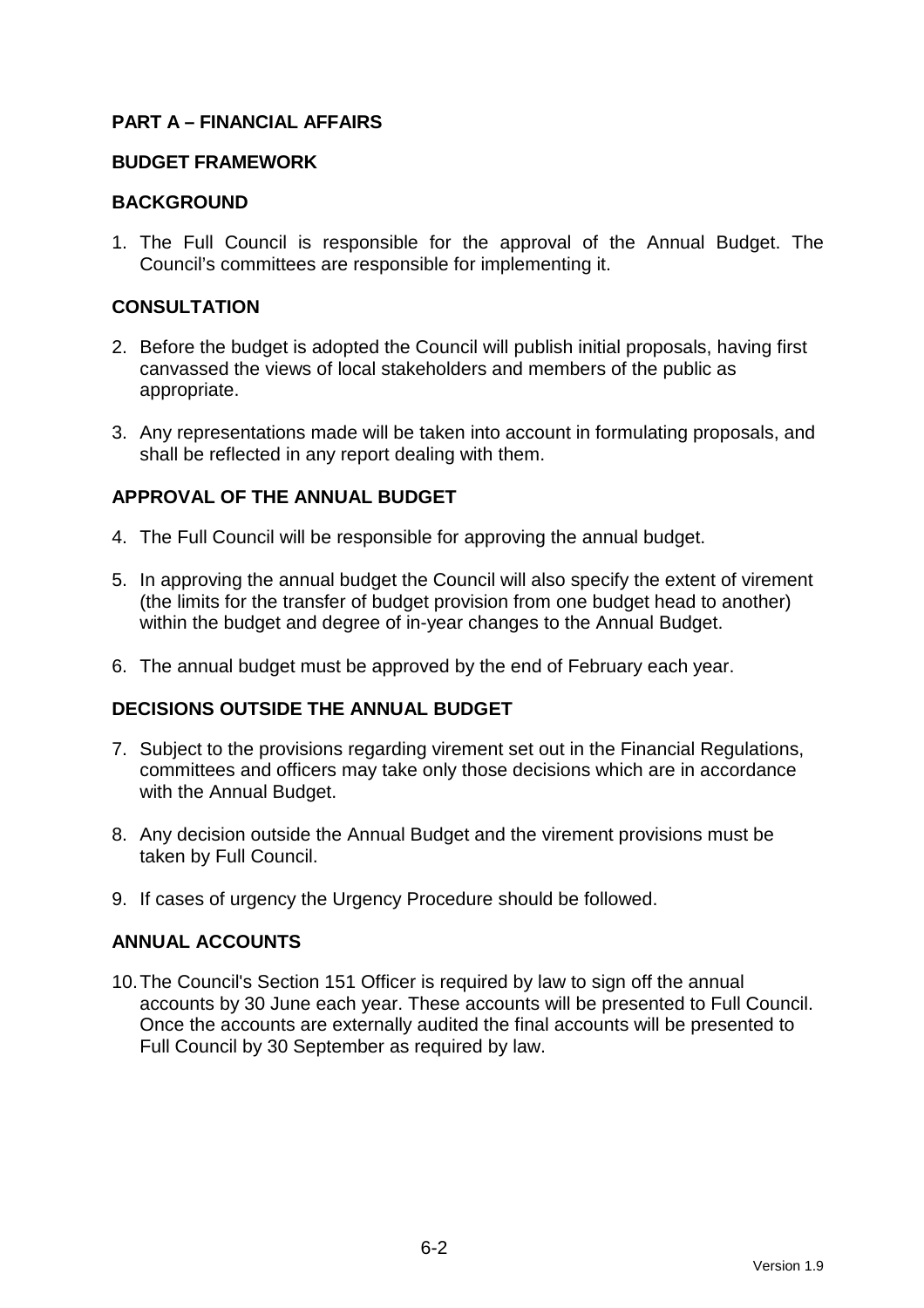## PART A – FINANCIAL AFFAIRS

### BUDGET FRAMEWORK

### BACKGROUND

1. The Full Council is responsible for the approval of the Annual Budget. The Council's committees are responsible for implementing it.

### CONSULTATION

2. Before the budget is adopted the Council will publish initial proposals, having first canvassed the views of local stakeholders and members of the public as appropriate.

3. Any representations made will be taken into account in formulating proposals, and shall be reflected in any report dealing with them.

### APPROVAL OF THE ANNUAL BUDGET

4. The Full Council will be responsible for approving the annual budget.

5. In approving the annual budget the Council will also specify the extent of virement (the limits for the transfer of budget provision from one budget head to another) within the budget and degree of in-year changes to the Annual Budget.

6. The annual budget must be approved by the end of February each year.

### DECISIONS OUTSIDE THE ANNUAL BUDGET

7. Subject to the provisions regarding virement set out in the Financial Regulations, committees and officers may take only those decisions which are in accordance with the Annual Budget.

8. Any decision outside the Annual Budget and the virement provisions must be taken by Full Council.

9. If cases of urgency the Urgency Procedure should be followed.

### ANNUAL ACCOUNTS

10. The Council's Section 151 Officer is required by law to sign off the annual accounts by 30 June each year. These accounts will be presented to Full Council. Once the accounts are externally audited the final accounts will be presented to Full Council by 30 September as required by law.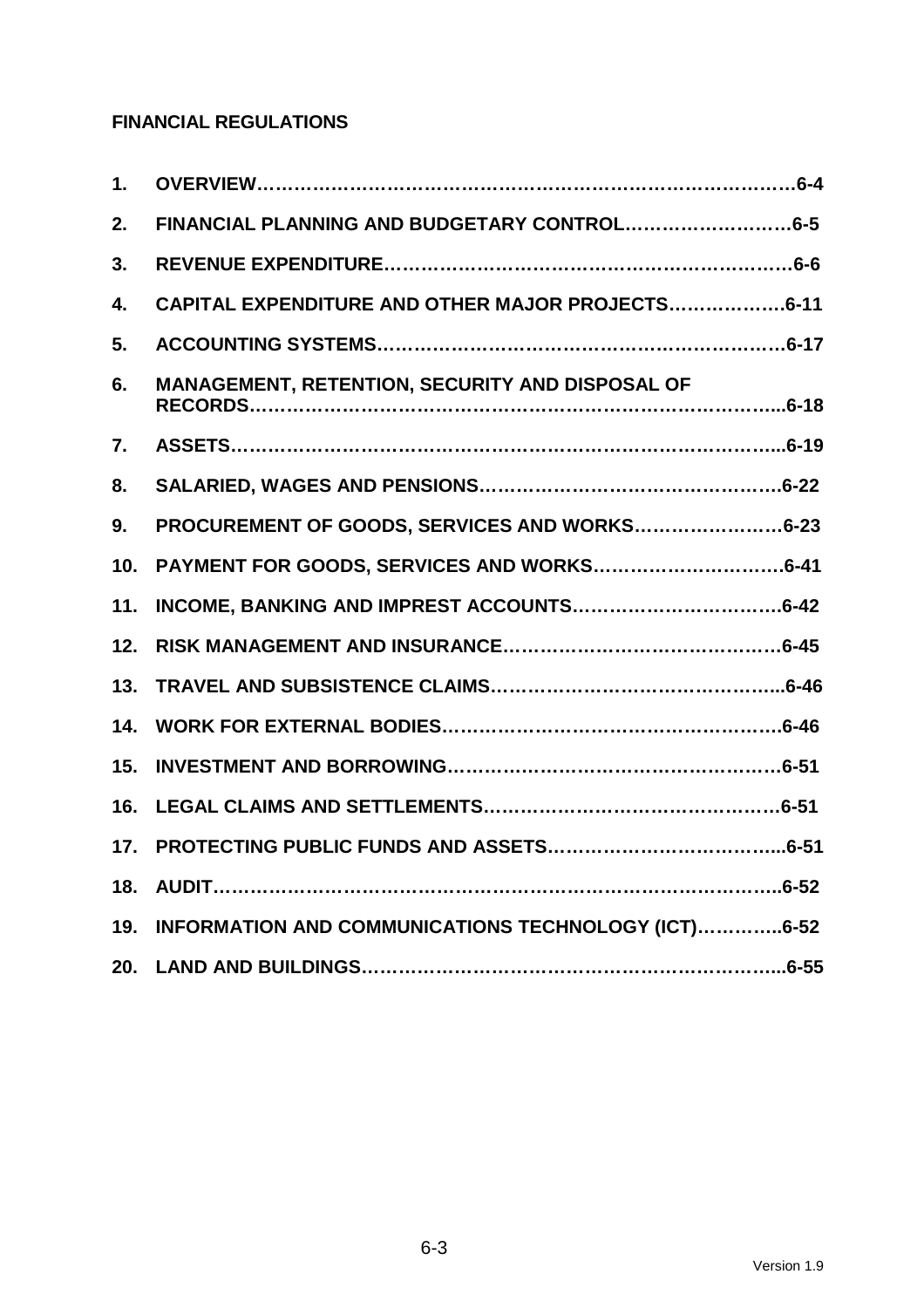## FINANCIAL REGULATIONS

1. **OVERVIEW……………………………………………………………………………6-4**
2. **FINANCIAL PLANNING AND BUDGETARY CONTROL………………………6-5**
3. **REVENUE EXPENDITURE………………………………………………………6-6**
4. **CAPITAL EXPENDITURE AND OTHER MAJOR PROJECTS………………6-11**
5. **ACCOUNTING SYSTEMS……………………………………………………6-17**
6. **MANAGEMENT, RETENTION, SECURITY AND DISPOSAL OF RECORDS……………………………………………………………………...6-18**
7. **ASSETS………………………………………………………………………...6-19**
8. **SALARIED, WAGES AND PENSIONS………………………………………….6-22**
9. **PROCUREMENT OF GOODS, SERVICES AND WORKS……………………6-23**
10. **PAYMENT FOR GOODS, SERVICES AND WORKS………………………….6-41**
11. **INCOME, BANKING AND IMPREST ACCOUNTS…………………………….6-42**
12. **RISK MANAGEMENT AND INSURANCE……………………………………6-45**
13. **TRAVEL AND SUBSISTENCE CLAIMS………………………………………..6-46**
14. **WORK FOR EXTERNAL BODIES……………………………………………….6-46**
15. **INVESTMENT AND BORROWING……………………………………………6-51**
16. **LEGAL CLAIMS AND SETTLEMENTS…………………………………………6-51**
17. **PROTECTING PUBLIC FUNDS AND ASSETS………………………………...6-51**
18. **AUDIT…………………………………………………………………………...6-52**
19. **INFORMATION AND COMMUNICATIONS TECHNOLOGY (ICT)…………..6-52**
20. **LAND AND BUILDINGS………………………………………………………...6-55**

Version 1.9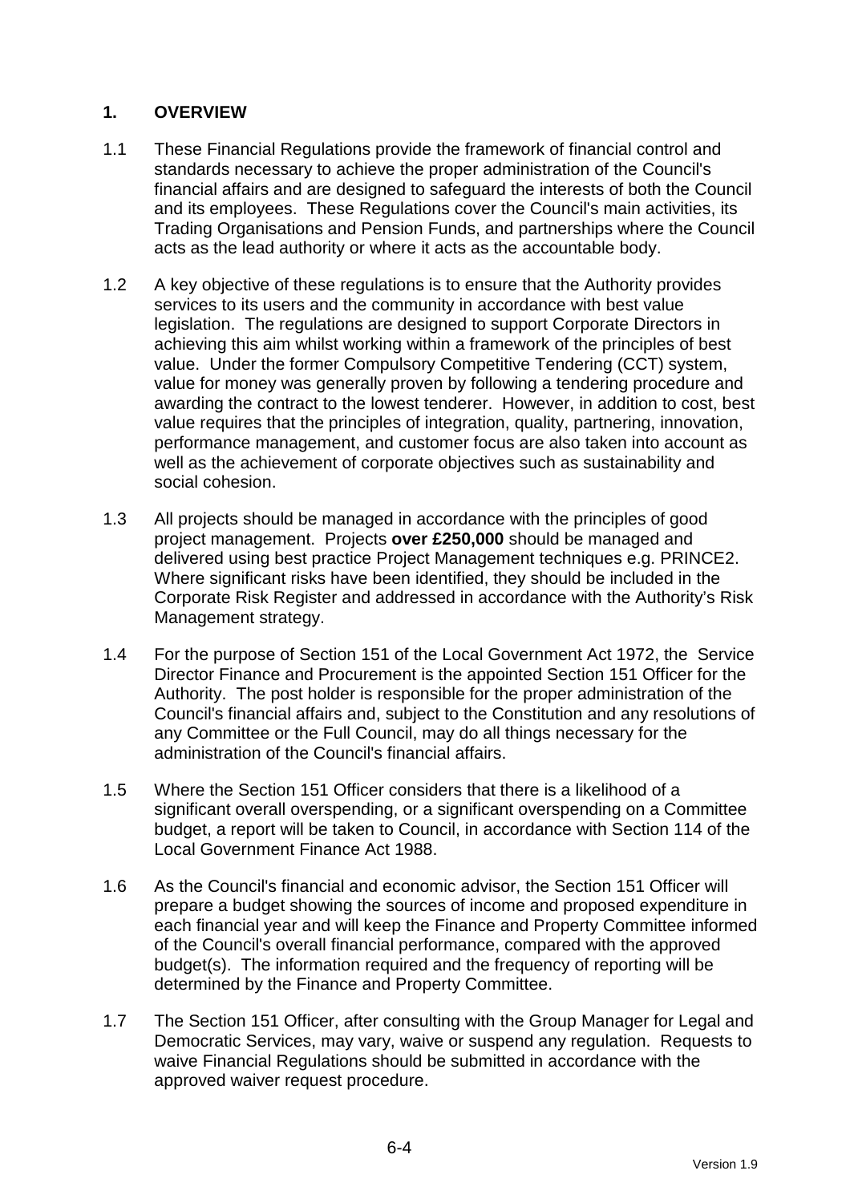## 1. OVERVIEW

1.1 These Financial Regulations provide the framework of financial control and standards necessary to achieve the proper administration of the Council's financial affairs and are designed to safeguard the interests of both the Council and its employees. These Regulations cover the Council's main activities, its Trading Organisations and Pension Funds, and partnerships where the Council acts as the lead authority or where it acts as the accountable body.

1.2 A key objective of these regulations is to ensure that the Authority provides services to its users and the community in accordance with best value legislation. The regulations are designed to support Corporate Directors in achieving this aim whilst working within a framework of the principles of best value. Under the former Compulsory Competitive Tendering (CCT) system, value for money was generally proven by following a tendering procedure and awarding the contract to the lowest tenderer. However, in addition to cost, best value requires that the principles of integration, quality, partnering, innovation, performance management, and customer focus are also taken into account as well as the achievement of corporate objectives such as sustainability and social cohesion.

1.3 All projects should be managed in accordance with the principles of good project management. Projects **over £250,000** should be managed and delivered using best practice Project Management techniques e.g. PRINCE2. Where significant risks have been identified, they should be included in the Corporate Risk Register and addressed in accordance with the Authority's Risk Management strategy.

1.4 For the purpose of Section 151 of the Local Government Act 1972, the Service Director Finance and Procurement is the appointed Section 151 Officer for the Authority. The post holder is responsible for the proper administration of the Council's financial affairs and, subject to the Constitution and any resolutions of any Committee or the Full Council, may do all things necessary for the administration of the Council's financial affairs.

1.5 Where the Section 151 Officer considers that there is a likelihood of a significant overall overspending, or a significant overspending on a Committee budget, a report will be taken to Council, in accordance with Section 114 of the Local Government Finance Act 1988.

1.6 As the Council's financial and economic advisor, the Section 151 Officer will prepare a budget showing the sources of income and proposed expenditure in each financial year and will keep the Finance and Property Committee informed of the Council's overall financial performance, compared with the approved budget(s). The information required and the frequency of reporting will be determined by the Finance and Property Committee.

1.7 The Section 151 Officer, after consulting with the Group Manager for Legal and Democratic Services, may vary, waive or suspend any regulation. Requests to waive Financial Regulations should be submitted in accordance with the approved waiver request procedure.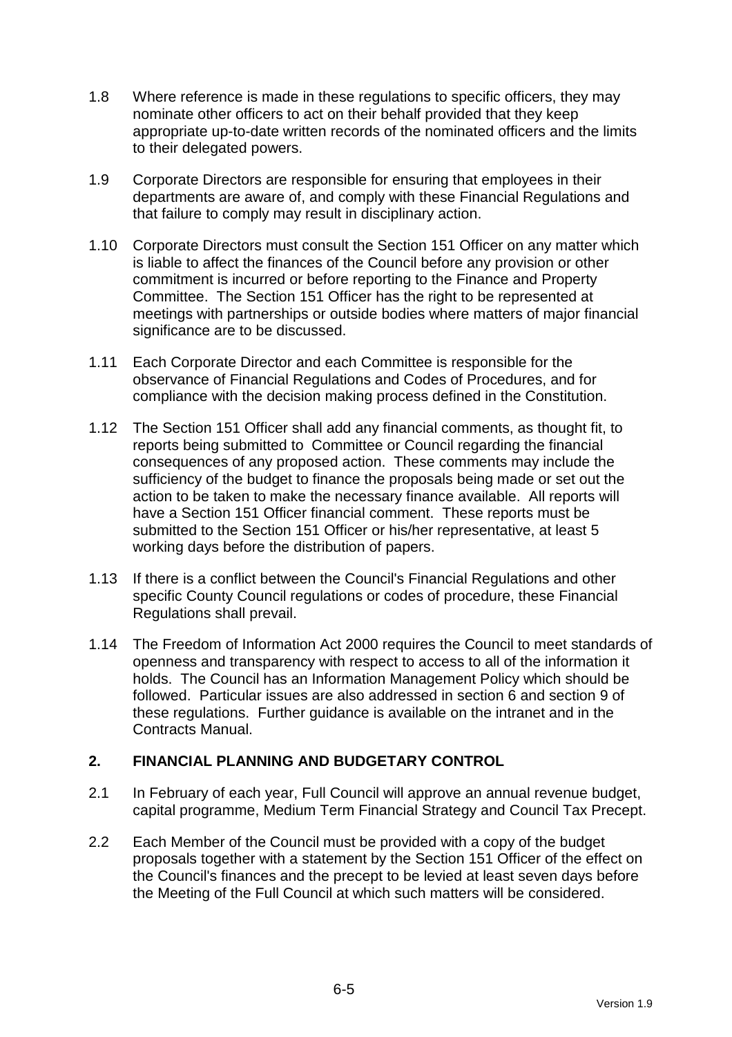1.8 Where reference is made in these regulations to specific officers, they may nominate other officers to act on their behalf provided that they keep appropriate up-to-date written records of the nominated officers and the limits to their delegated powers.

1.9 Corporate Directors are responsible for ensuring that employees in their departments are aware of, and comply with these Financial Regulations and that failure to comply may result in disciplinary action.

1.10 Corporate Directors must consult the Section 151 Officer on any matter which is liable to affect the finances of the Council before any provision or other commitment is incurred or before reporting to the Finance and Property Committee. The Section 151 Officer has the right to be represented at meetings with partnerships or outside bodies where matters of major financial significance are to be discussed.

1.11 Each Corporate Director and each Committee is responsible for the observance of Financial Regulations and Codes of Procedures, and for compliance with the decision making process defined in the Constitution.

1.12 The Section 151 Officer shall add any financial comments, as thought fit, to reports being submitted to Committee or Council regarding the financial consequences of any proposed action. These comments may include the sufficiency of the budget to finance the proposals being made or set out the action to be taken to make the necessary finance available. All reports will have a Section 151 Officer financial comment. These reports must be submitted to the Section 151 Officer or his/her representative, at least 5 working days before the distribution of papers.

1.13 If there is a conflict between the Council's Financial Regulations and other specific County Council regulations or codes of procedure, these Financial Regulations shall prevail.

1.14 The Freedom of Information Act 2000 requires the Council to meet standards of openness and transparency with respect to access to all of the information it holds. The Council has an Information Management Policy which should be followed. Particular issues are also addressed in section 6 and section 9 of these regulations. Further guidance is available on the intranet and in the Contracts Manual.

## 2. FINANCIAL PLANNING AND BUDGETARY CONTROL

2.1 In February of each year, Full Council will approve an annual revenue budget, capital programme, Medium Term Financial Strategy and Council Tax Precept.

2.2 Each Member of the Council must be provided with a copy of the budget proposals together with a statement by the Section 151 Officer of the effect on the Council's finances and the precept to be levied at least seven days before the Meeting of the Full Council at which such matters will be considered.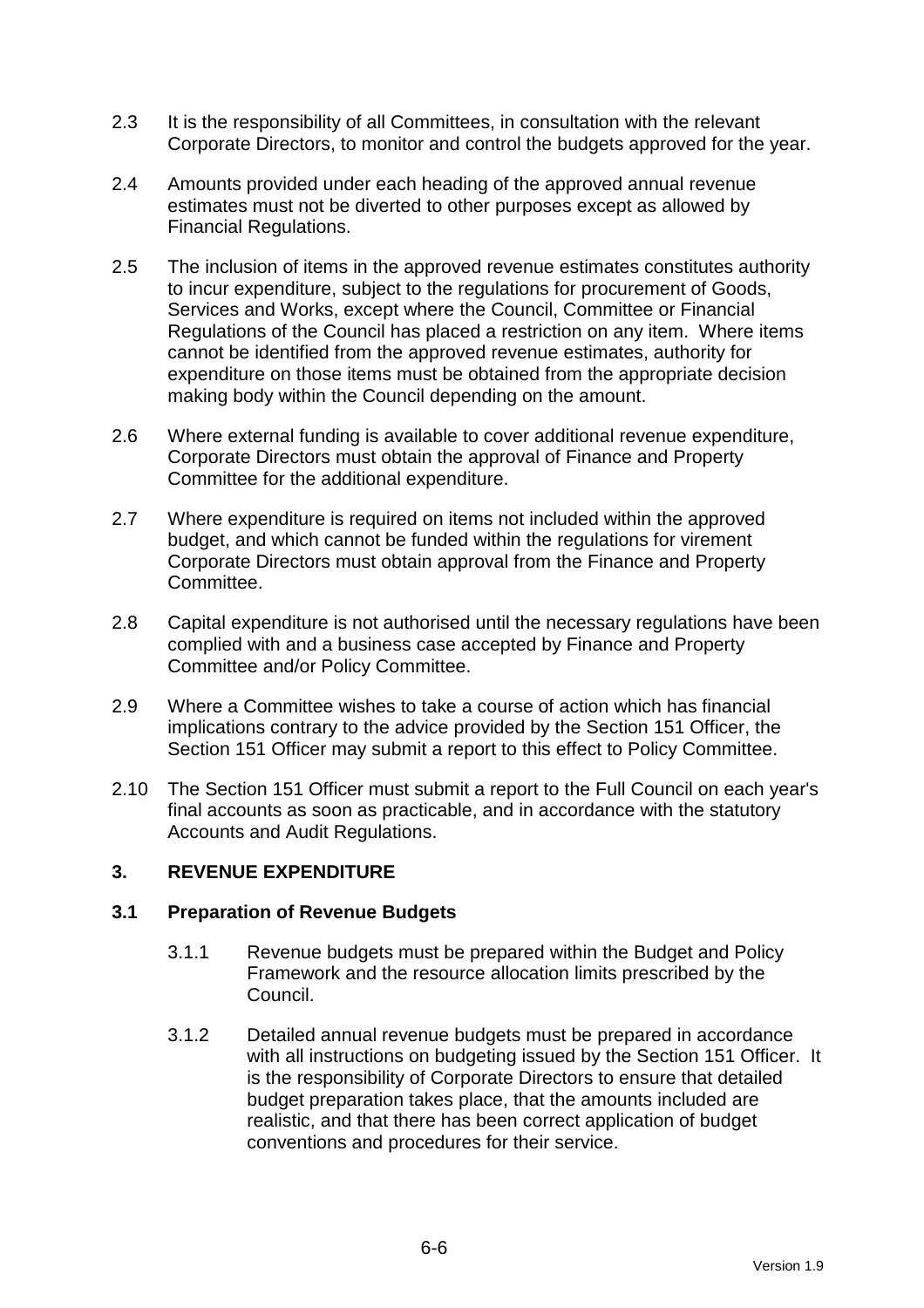2.3 It is the responsibility of all Committees, in consultation with the relevant Corporate Directors, to monitor and control the budgets approved for the year.

2.4 Amounts provided under each heading of the approved annual revenue estimates must not be diverted to other purposes except as allowed by Financial Regulations.

2.5 The inclusion of items in the approved revenue estimates constitutes authority to incur expenditure, subject to the regulations for procurement of Goods, Services and Works, except where the Council, Committee or Financial Regulations of the Council has placed a restriction on any item. Where items cannot be identified from the approved revenue estimates, authority for expenditure on those items must be obtained from the appropriate decision making body within the Council depending on the amount.

2.6 Where external funding is available to cover additional revenue expenditure, Corporate Directors must obtain the approval of Finance and Property Committee for the additional expenditure.

2.7 Where expenditure is required on items not included within the approved budget, and which cannot be funded within the regulations for virement Corporate Directors must obtain approval from the Finance and Property Committee.

2.8 Capital expenditure is not authorised until the necessary regulations have been complied with and a business case accepted by Finance and Property Committee and/or Policy Committee.

2.9 Where a Committee wishes to take a course of action which has financial implications contrary to the advice provided by the Section 151 Officer, the Section 151 Officer may submit a report to this effect to Policy Committee.

2.10 The Section 151 Officer must submit a report to the Full Council on each year's final accounts as soon as practicable, and in accordance with the statutory Accounts and Audit Regulations.

## 3. REVENUE EXPENDITURE

### 3.1 Preparation of Revenue Budgets

3.1.1 Revenue budgets must be prepared within the Budget and Policy Framework and the resource allocation limits prescribed by the Council.

3.1.2 Detailed annual revenue budgets must be prepared in accordance with all instructions on budgeting issued by the Section 151 Officer. It is the responsibility of Corporate Directors to ensure that detailed budget preparation takes place, that the amounts included are realistic, and that there has been correct application of budget conventions and procedures for their service.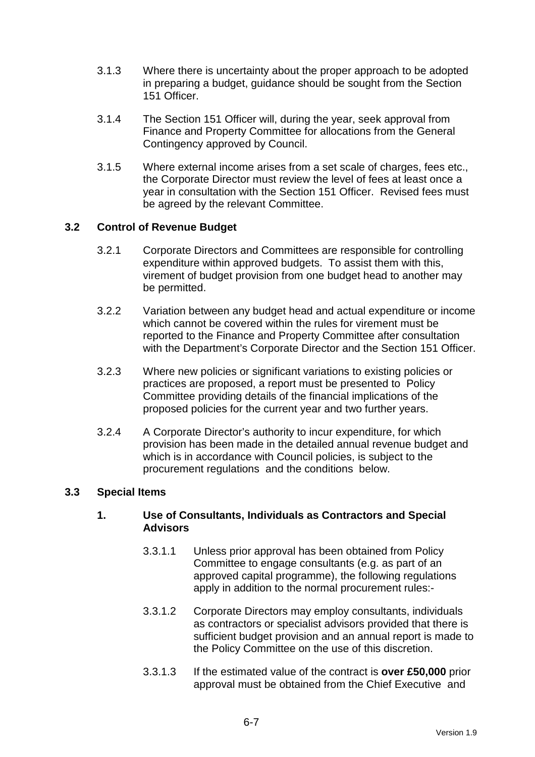3.1.3 Where there is uncertainty about the proper approach to be adopted in preparing a budget, guidance should be sought from the Section 151 Officer.

3.1.4 The Section 151 Officer will, during the year, seek approval from Finance and Property Committee for allocations from the General Contingency approved by Council.

3.1.5 Where external income arises from a set scale of charges, fees etc., the Corporate Director must review the level of fees at least once a year in consultation with the Section 151 Officer. Revised fees must be agreed by the relevant Committee.

### 3.2 Control of Revenue Budget

3.2.1 Corporate Directors and Committees are responsible for controlling expenditure within approved budgets. To assist them with this, virement of budget provision from one budget head to another may be permitted.

3.2.2 Variation between any budget head and actual expenditure or income which cannot be covered within the rules for virement must be reported to the Finance and Property Committee after consultation with the Department's Corporate Director and the Section 151 Officer.

3.2.3 Where new policies or significant variations to existing policies or practices are proposed, a report must be presented to Policy Committee providing details of the financial implications of the proposed policies for the current year and two further years.

3.2.4 A Corporate Director's authority to incur expenditure, for which provision has been made in the detailed annual revenue budget and which is in accordance with Council policies, is subject to the procurement regulations and the conditions below.

### 3.3 Special Items

#### 1. Use of Consultants, Individuals as Contractors and Special Advisors

3.3.1.1 Unless prior approval has been obtained from Policy Committee to engage consultants (e.g. as part of an approved capital programme), the following regulations apply in addition to the normal procurement rules:-

3.3.1.2 Corporate Directors may employ consultants, individuals as contractors or specialist advisors provided that there is sufficient budget provision and an annual report is made to the Policy Committee on the use of this discretion.

3.3.1.3 If the estimated value of the contract is **over £50,000** prior approval must be obtained from the Chief Executive and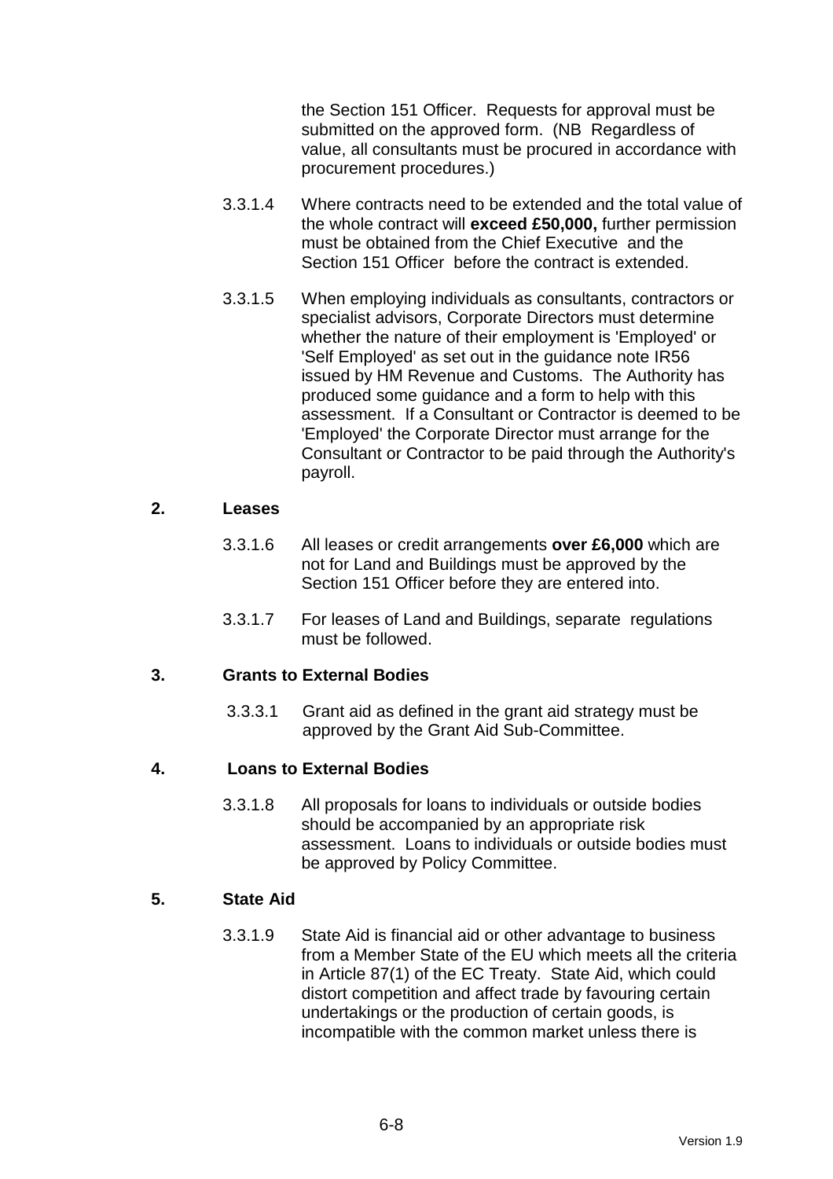the Section 151 Officer. Requests for approval must be submitted on the approved form. (NB Regardless of value, all consultants must be procured in accordance with procurement procedures.)

3.3.1.4 Where contracts need to be extended and the total value of the whole contract will **exceed £50,000,** further permission must be obtained from the Chief Executive and the Section 151 Officer before the contract is extended.

3.3.1.5 When employing individuals as consultants, contractors or specialist advisors, Corporate Directors must determine whether the nature of their employment is 'Employed' or 'Self Employed' as set out in the guidance note IR56 issued by HM Revenue and Customs. The Authority has produced some guidance and a form to help with this assessment. If a Consultant or Contractor is deemed to be 'Employed' the Corporate Director must arrange for the Consultant or Contractor to be paid through the Authority's payroll.

**2. Leases**

3.3.1.6 All leases or credit arrangements **over £6,000** which are not for Land and Buildings must be approved by the Section 151 Officer before they are entered into.

3.3.1.7 For leases of Land and Buildings, separate regulations must be followed.

**3. Grants to External Bodies**

3.3.3.1 Grant aid as defined in the grant aid strategy must be approved by the Grant Aid Sub-Committee.

**4. Loans to External Bodies**

3.3.1.8 All proposals for loans to individuals or outside bodies should be accompanied by an appropriate risk assessment. Loans to individuals or outside bodies must be approved by Policy Committee.

**5. State Aid**

3.3.1.9 State Aid is financial aid or other advantage to business from a Member State of the EU which meets all the criteria in Article 87(1) of the EC Treaty. State Aid, which could distort competition and affect trade by favouring certain undertakings or the production of certain goods, is incompatible with the common market unless there is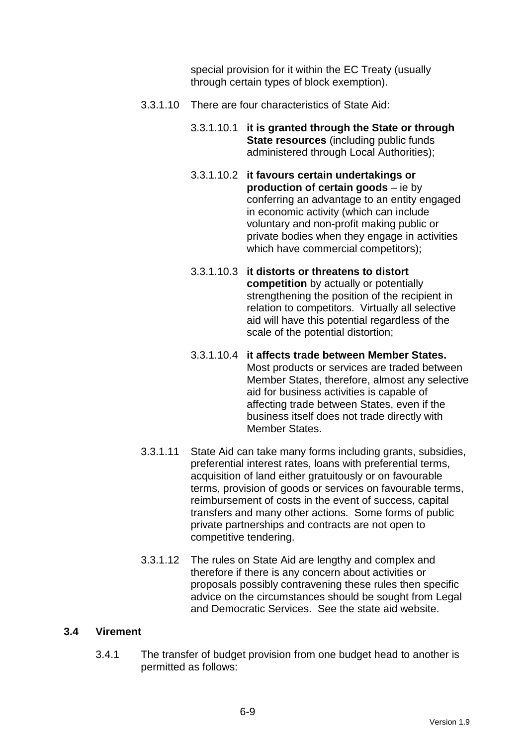special provision for it within the EC Treaty (usually through certain types of block exemption).

3.3.1.10 There are four characteristics of State Aid:

3.3.1.10.1 **it is granted through the State or through State resources** (including public funds administered through Local Authorities);

3.3.1.10.2 **it favours certain undertakings or production of certain goods** – ie by conferring an advantage to an entity engaged in economic activity (which can include voluntary and non-profit making public or private bodies when they engage in activities which have commercial competitors);

3.3.1.10.3 **it distorts or threatens to distort competition** by actually or potentially strengthening the position of the recipient in relation to competitors. Virtually all selective aid will have this potential regardless of the scale of the potential distortion;

3.3.1.10.4 **it affects trade between Member States.** Most products or services are traded between Member States, therefore, almost any selective aid for business activities is capable of affecting trade between States, even if the business itself does not trade directly with Member States.

3.3.1.11 State Aid can take many forms including grants, subsidies, preferential interest rates, loans with preferential terms, acquisition of land either gratuitously or on favourable terms, provision of goods or services on favourable terms, reimbursement of costs in the event of success, capital transfers and many other actions. Some forms of public private partnerships and contracts are not open to competitive tendering.

3.3.1.12 The rules on State Aid are lengthy and complex and therefore if there is any concern about activities or proposals possibly contravening these rules then specific advice on the circumstances should be sought from Legal and Democratic Services. See the state aid website.

## 3.4 Virement

3.4.1 The transfer of budget provision from one budget head to another is permitted as follows: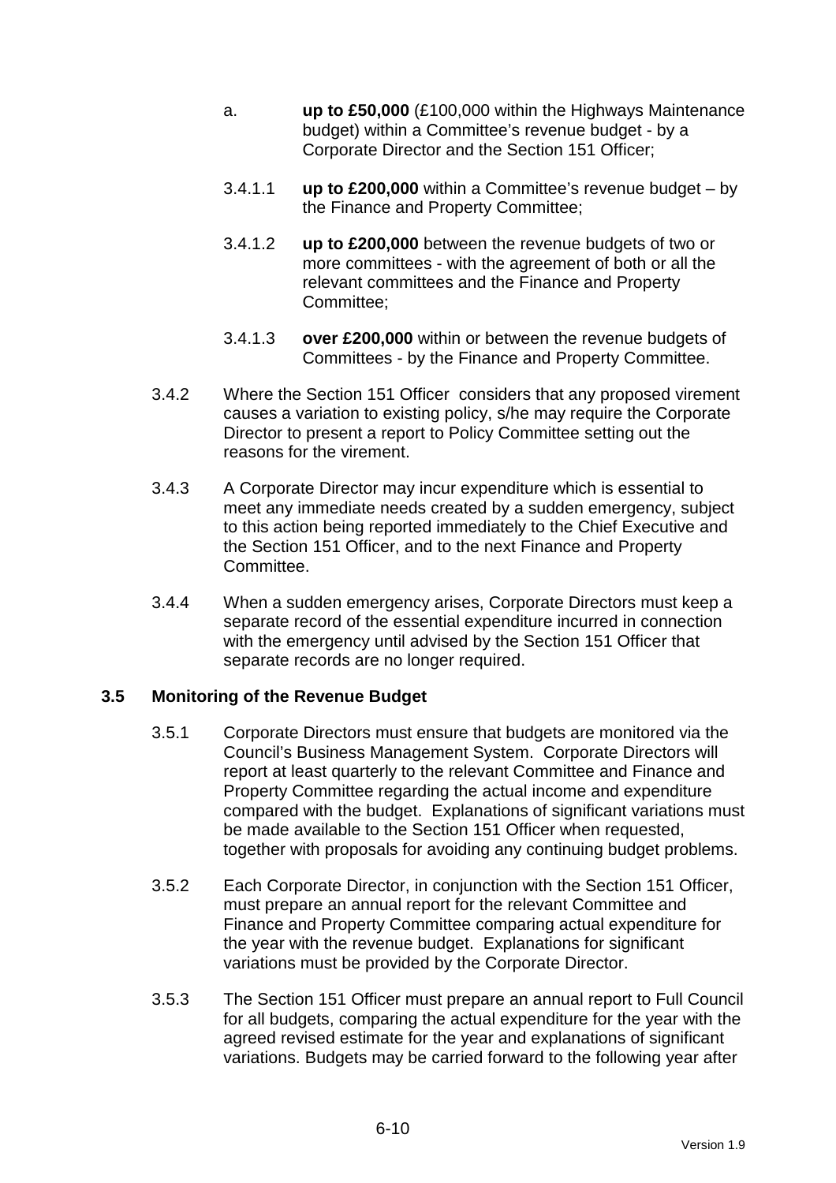a. **up to £50,000** (£100,000 within the Highways Maintenance budget) within a Committee's revenue budget - by a Corporate Director and the Section 151 Officer;

3.4.1.1 **up to £200,000** within a Committee's revenue budget – by the Finance and Property Committee;

3.4.1.2 **up to £200,000** between the revenue budgets of two or more committees - with the agreement of both or all the relevant committees and the Finance and Property Committee;

3.4.1.3 **over £200,000** within or between the revenue budgets of Committees - by the Finance and Property Committee.

3.4.2 Where the Section 151 Officer considers that any proposed virement causes a variation to existing policy, s/he may require the Corporate Director to present a report to Policy Committee setting out the reasons for the virement.

3.4.3 A Corporate Director may incur expenditure which is essential to meet any immediate needs created by a sudden emergency, subject to this action being reported immediately to the Chief Executive and the Section 151 Officer, and to the next Finance and Property Committee.

3.4.4 When a sudden emergency arises, Corporate Directors must keep a separate record of the essential expenditure incurred in connection with the emergency until advised by the Section 151 Officer that separate records are no longer required.

### 3.5 Monitoring of the Revenue Budget

3.5.1 Corporate Directors must ensure that budgets are monitored via the Council's Business Management System. Corporate Directors will report at least quarterly to the relevant Committee and Finance and Property Committee regarding the actual income and expenditure compared with the budget. Explanations of significant variations must be made available to the Section 151 Officer when requested, together with proposals for avoiding any continuing budget problems.

3.5.2 Each Corporate Director, in conjunction with the Section 151 Officer, must prepare an annual report for the relevant Committee and Finance and Property Committee comparing actual expenditure for the year with the revenue budget. Explanations for significant variations must be provided by the Corporate Director.

3.5.3 The Section 151 Officer must prepare an annual report to Full Council for all budgets, comparing the actual expenditure for the year with the agreed revised estimate for the year and explanations of significant variations. Budgets may be carried forward to the following year after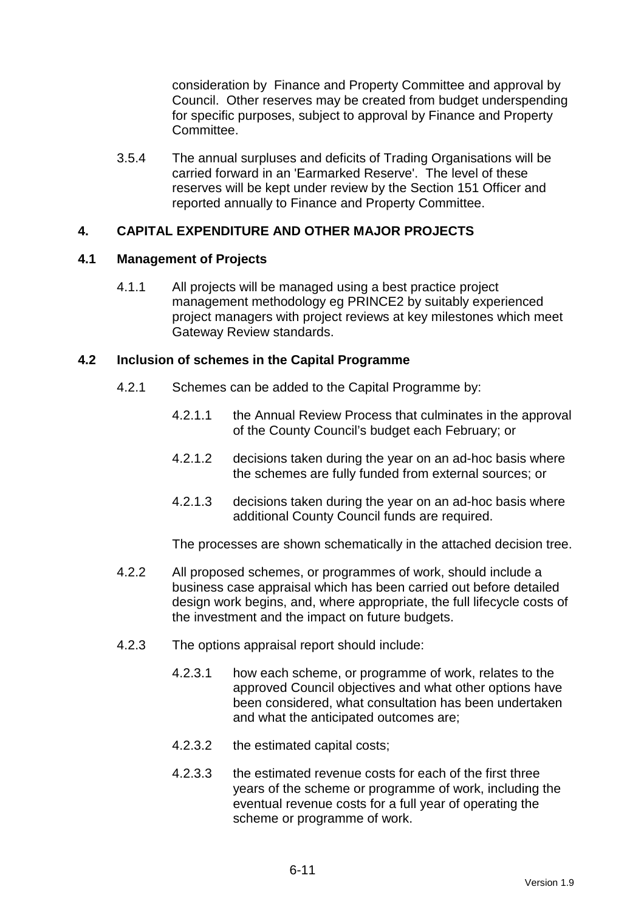consideration by Finance and Property Committee and approval by Council. Other reserves may be created from budget underspending for specific purposes, subject to approval by Finance and Property Committee.

3.5.4 The annual surpluses and deficits of Trading Organisations will be carried forward in an 'Earmarked Reserve'. The level of these reserves will be kept under review by the Section 151 Officer and reported annually to Finance and Property Committee.

## 4. CAPITAL EXPENDITURE AND OTHER MAJOR PROJECTS

### 4.1 Management of Projects

4.1.1 All projects will be managed using a best practice project management methodology eg PRINCE2 by suitably experienced project managers with project reviews at key milestones which meet Gateway Review standards.

### 4.2 Inclusion of schemes in the Capital Programme

4.2.1 Schemes can be added to the Capital Programme by:

4.2.1.1 the Annual Review Process that culminates in the approval of the County Council's budget each February; or

4.2.1.2 decisions taken during the year on an ad-hoc basis where the schemes are fully funded from external sources; or

4.2.1.3 decisions taken during the year on an ad-hoc basis where additional County Council funds are required.

The processes are shown schematically in the attached decision tree.

4.2.2 All proposed schemes, or programmes of work, should include a business case appraisal which has been carried out before detailed design work begins, and, where appropriate, the full lifecycle costs of the investment and the impact on future budgets.

4.2.3 The options appraisal report should include:

4.2.3.1 how each scheme, or programme of work, relates to the approved Council objectives and what other options have been considered, what consultation has been undertaken and what the anticipated outcomes are;

4.2.3.2 the estimated capital costs;

4.2.3.3 the estimated revenue costs for each of the first three years of the scheme or programme of work, including the eventual revenue costs for a full year of operating the scheme or programme of work.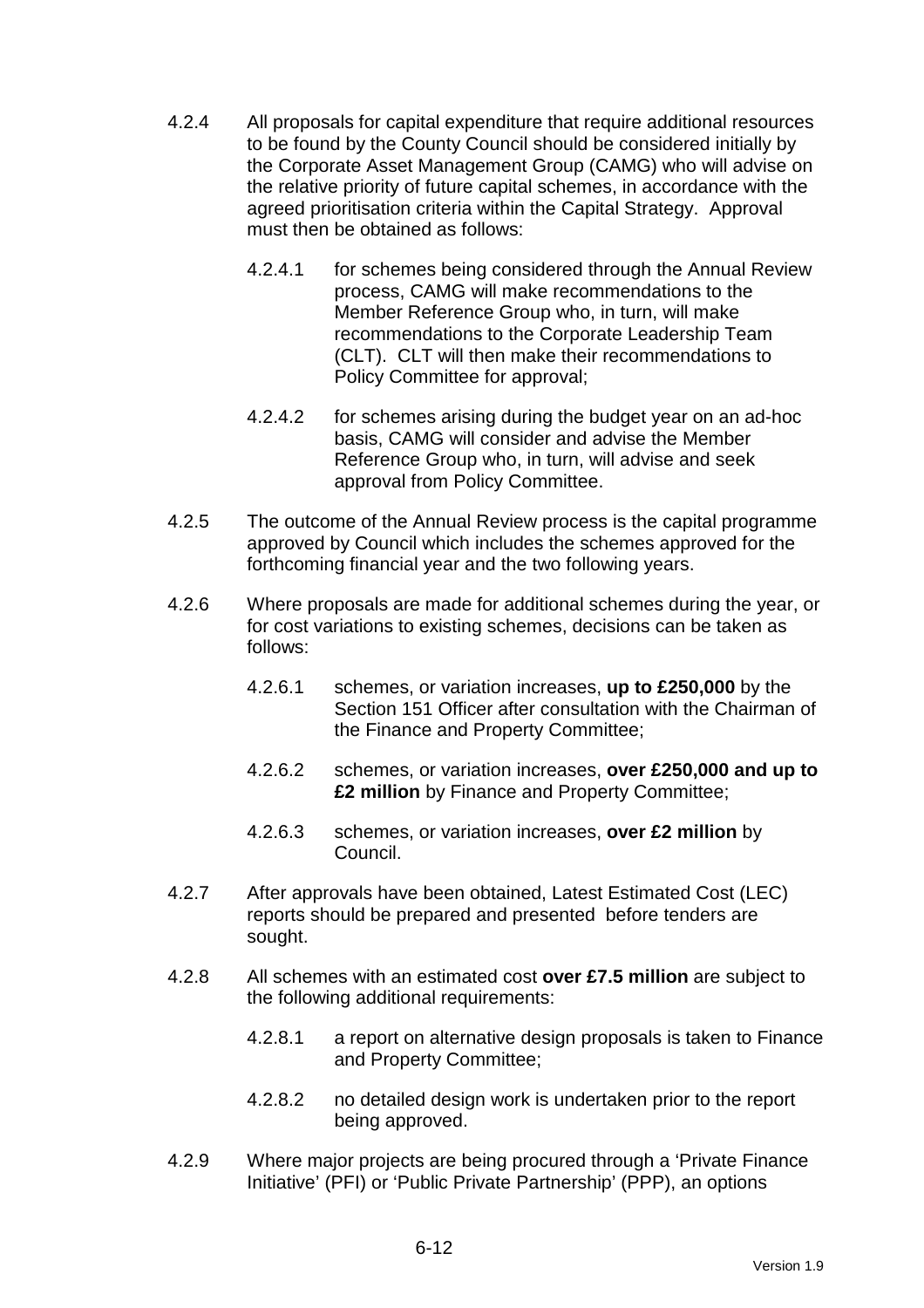4.2.4 All proposals for capital expenditure that require additional resources to be found by the County Council should be considered initially by the Corporate Asset Management Group (CAMG) who will advise on the relative priority of future capital schemes, in accordance with the agreed prioritisation criteria within the Capital Strategy. Approval must then be obtained as follows:

   4.2.4.1 for schemes being considered through the Annual Review process, CAMG will make recommendations to the Member Reference Group who, in turn, will make recommendations to the Corporate Leadership Team (CLT). CLT will then make their recommendations to Policy Committee for approval;

   4.2.4.2 for schemes arising during the budget year on an ad-hoc basis, CAMG will consider and advise the Member Reference Group who, in turn, will advise and seek approval from Policy Committee.

4.2.5 The outcome of the Annual Review process is the capital programme approved by Council which includes the schemes approved for the forthcoming financial year and the two following years.

4.2.6 Where proposals are made for additional schemes during the year, or for cost variations to existing schemes, decisions can be taken as follows:

   4.2.6.1 schemes, or variation increases, **up to £250,000** by the Section 151 Officer after consultation with the Chairman of the Finance and Property Committee;

   4.2.6.2 schemes, or variation increases, **over £250,000 and up to £2 million** by Finance and Property Committee;

   4.2.6.3 schemes, or variation increases, **over £2 million** by Council.

4.2.7 After approvals have been obtained, Latest Estimated Cost (LEC) reports should be prepared and presented before tenders are sought.

4.2.8 All schemes with an estimated cost **over £7.5 million** are subject to the following additional requirements:

   4.2.8.1 a report on alternative design proposals is taken to Finance and Property Committee;

   4.2.8.2 no detailed design work is undertaken prior to the report being approved.

4.2.9 Where major projects are being procured through a 'Private Finance Initiative' (PFI) or 'Public Private Partnership' (PPP), an options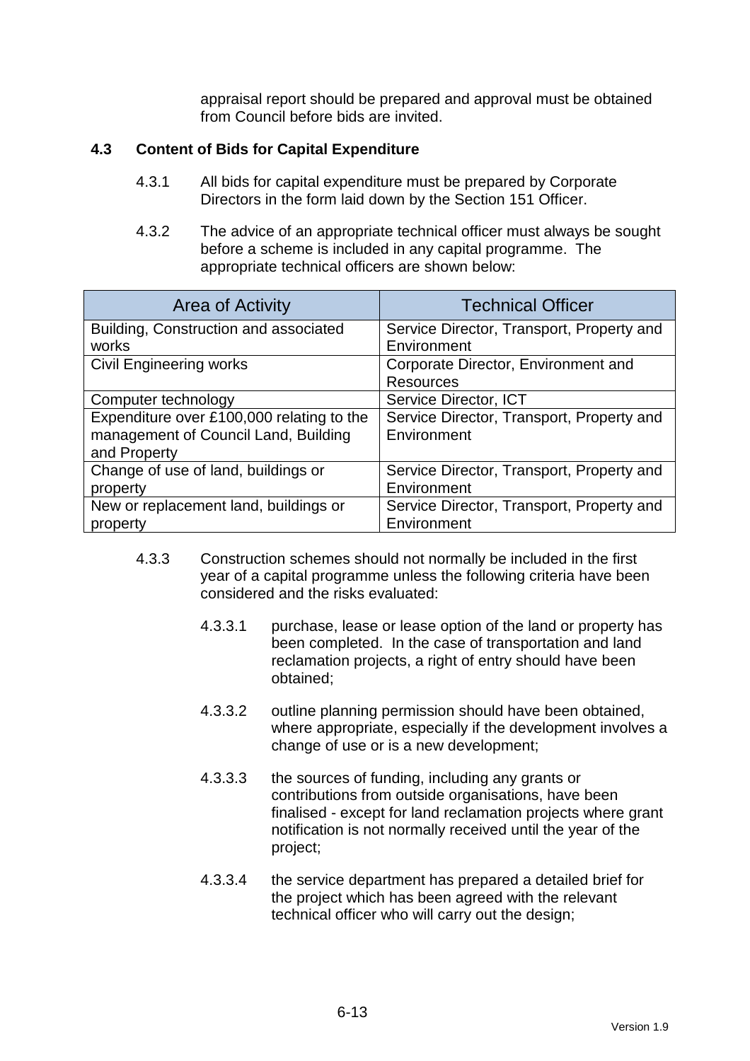appraisal report should be prepared and approval must be obtained from Council before bids are invited.

### 4.3 Content of Bids for Capital Expenditure

4.3.1 All bids for capital expenditure must be prepared by Corporate Directors in the form laid down by the Section 151 Officer.

4.3.2 The advice of an appropriate technical officer must always be sought before a scheme is included in any capital programme. The appropriate technical officers are shown below:

| Area of Activity | Technical Officer |
|---|---|
| Building, Construction and associated works | Service Director, Transport, Property and Environment |
| Civil Engineering works | Corporate Director, Environment and Resources |
| Computer technology | Service Director, ICT |
| Expenditure over £100,000 relating to the management of Council Land, Building and Property | Service Director, Transport, Property and Environment |
| Change of use of land, buildings or property | Service Director, Transport, Property and Environment |
| New or replacement land, buildings or property | Service Director, Transport, Property and Environment |

4.3.3 Construction schemes should not normally be included in the first year of a capital programme unless the following criteria have been considered and the risks evaluated:

4.3.3.1 purchase, lease or lease option of the land or property has been completed. In the case of transportation and land reclamation projects, a right of entry should have been obtained;

4.3.3.2 outline planning permission should have been obtained, where appropriate, especially if the development involves a change of use or is a new development;

4.3.3.3 the sources of funding, including any grants or contributions from outside organisations, have been finalised - except for land reclamation projects where grant notification is not normally received until the year of the project;

4.3.3.4 the service department has prepared a detailed brief for the project which has been agreed with the relevant technical officer who will carry out the design;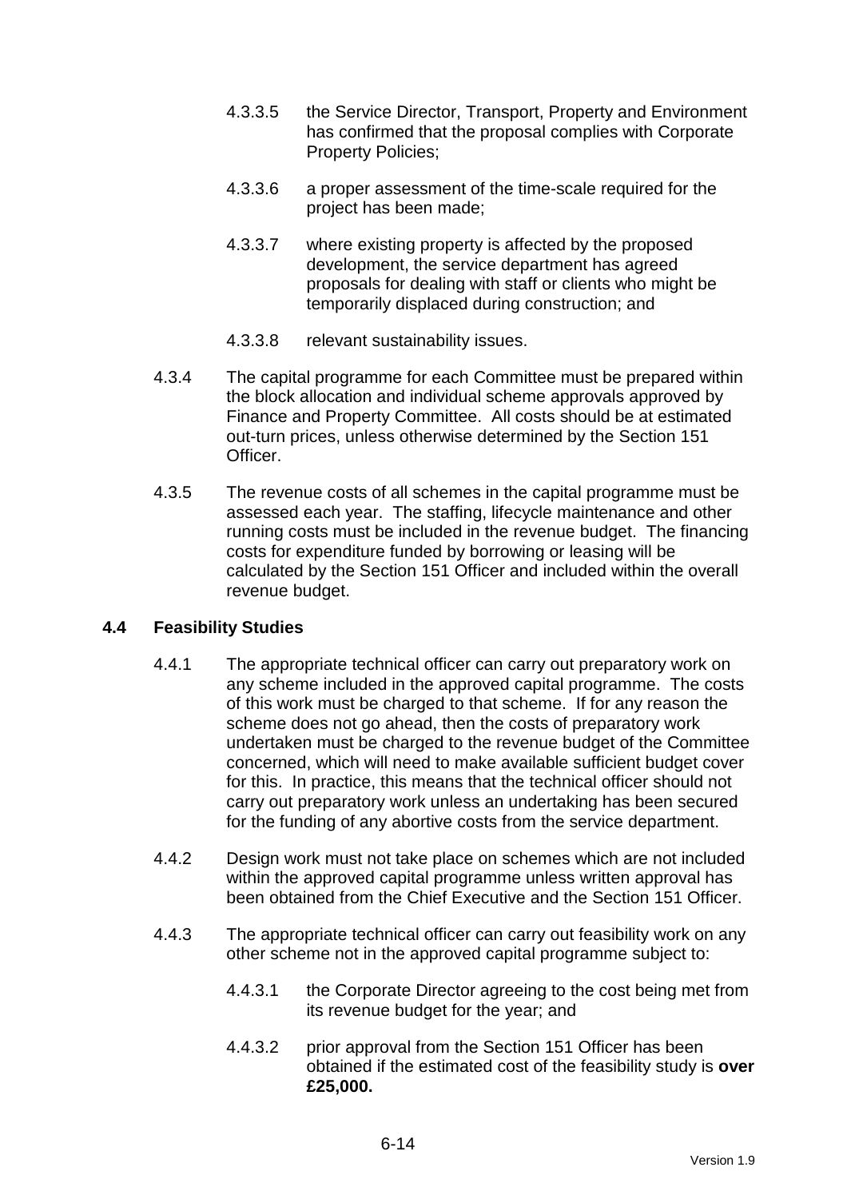4.3.3.5 the Service Director, Transport, Property and Environment has confirmed that the proposal complies with Corporate Property Policies;

4.3.3.6 a proper assessment of the time-scale required for the project has been made;

4.3.3.7 where existing property is affected by the proposed development, the service department has agreed proposals for dealing with staff or clients who might be temporarily displaced during construction; and

4.3.3.8 relevant sustainability issues.

4.3.4 The capital programme for each Committee must be prepared within the block allocation and individual scheme approvals approved by Finance and Property Committee. All costs should be at estimated out-turn prices, unless otherwise determined by the Section 151 Officer.

4.3.5 The revenue costs of all schemes in the capital programme must be assessed each year. The staffing, lifecycle maintenance and other running costs must be included in the revenue budget. The financing costs for expenditure funded by borrowing or leasing will be calculated by the Section 151 Officer and included within the overall revenue budget.

### 4.4 Feasibility Studies

4.4.1 The appropriate technical officer can carry out preparatory work on any scheme included in the approved capital programme. The costs of this work must be charged to that scheme. If for any reason the scheme does not go ahead, then the costs of preparatory work undertaken must be charged to the revenue budget of the Committee concerned, which will need to make available sufficient budget cover for this. In practice, this means that the technical officer should not carry out preparatory work unless an undertaking has been secured for the funding of any abortive costs from the service department.

4.4.2 Design work must not take place on schemes which are not included within the approved capital programme unless written approval has been obtained from the Chief Executive and the Section 151 Officer.

4.4.3 The appropriate technical officer can carry out feasibility work on any other scheme not in the approved capital programme subject to:

4.4.3.1 the Corporate Director agreeing to the cost being met from its revenue budget for the year; and

4.4.3.2 prior approval from the Section 151 Officer has been obtained if the estimated cost of the feasibility study is **over £25,000.**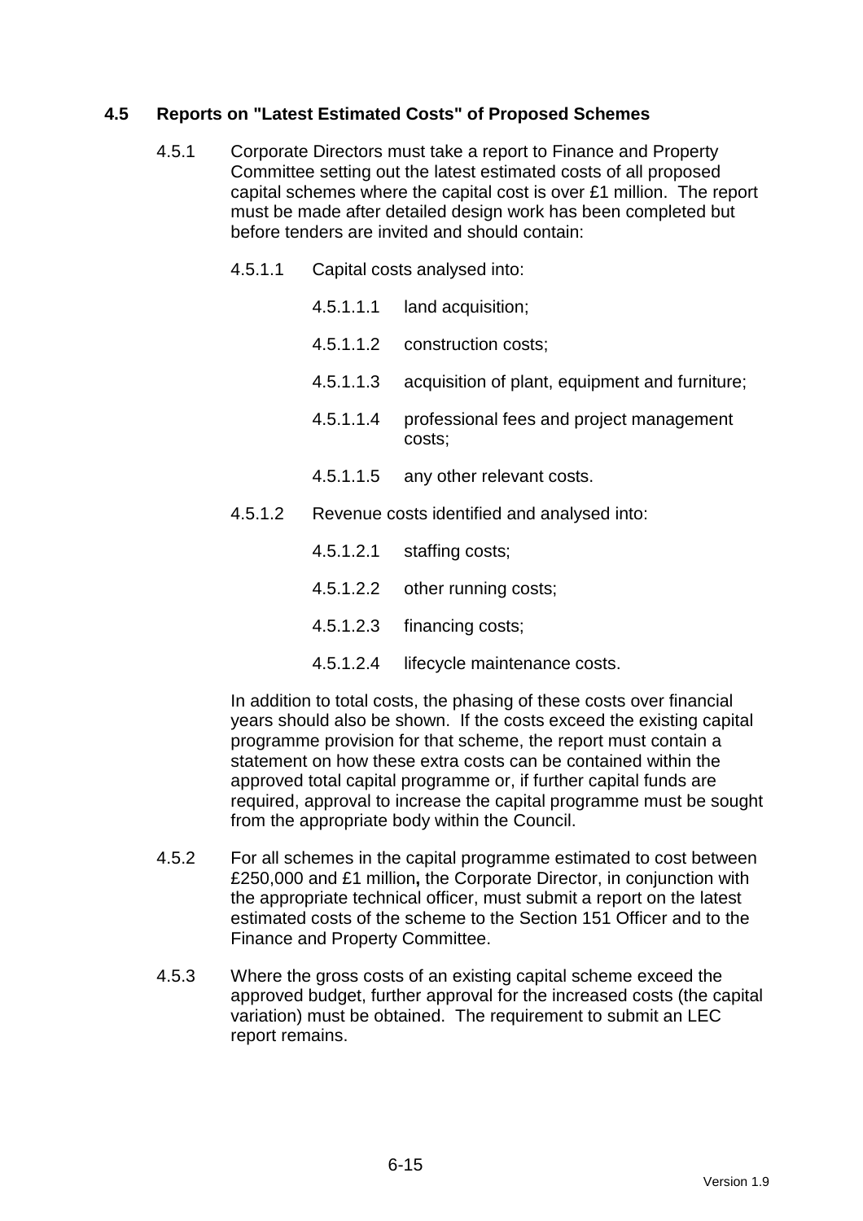### 4.5 Reports on "Latest Estimated Costs" of Proposed Schemes

4.5.1 Corporate Directors must take a report to Finance and Property Committee setting out the latest estimated costs of all proposed capital schemes where the capital cost is over £1 million. The report must be made after detailed design work has been completed but before tenders are invited and should contain:

4.5.1.1 Capital costs analysed into:

4.5.1.1.1 land acquisition;

4.5.1.1.2 construction costs;

4.5.1.1.3 acquisition of plant, equipment and furniture;

4.5.1.1.4 professional fees and project management costs;

4.5.1.1.5 any other relevant costs.

4.5.1.2 Revenue costs identified and analysed into:

4.5.1.2.1 staffing costs;

4.5.1.2.2 other running costs;

4.5.1.2.3 financing costs;

4.5.1.2.4 lifecycle maintenance costs.

In addition to total costs, the phasing of these costs over financial years should also be shown. If the costs exceed the existing capital programme provision for that scheme, the report must contain a statement on how these extra costs can be contained within the approved total capital programme or, if further capital funds are required, approval to increase the capital programme must be sought from the appropriate body within the Council.

4.5.2 For all schemes in the capital programme estimated to cost between £250,000 and £1 million**,** the Corporate Director, in conjunction with the appropriate technical officer, must submit a report on the latest estimated costs of the scheme to the Section 151 Officer and to the Finance and Property Committee.

4.5.3 Where the gross costs of an existing capital scheme exceed the approved budget, further approval for the increased costs (the capital variation) must be obtained. The requirement to submit an LEC report remains.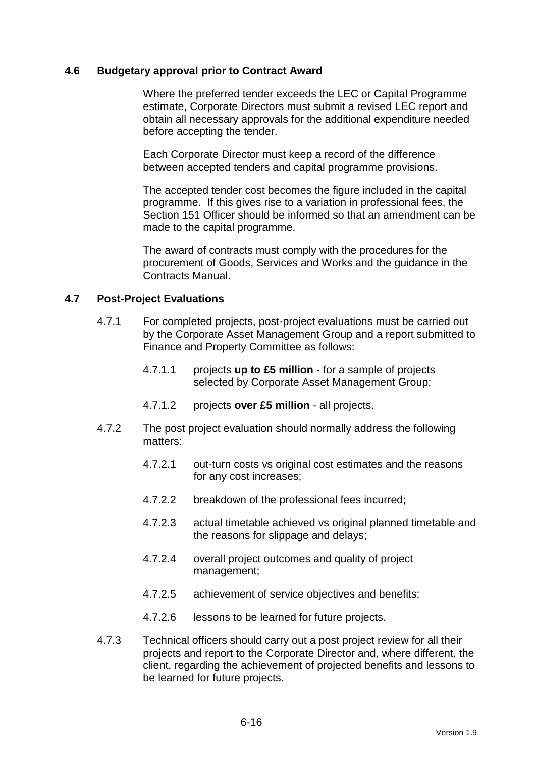### 4.6 Budgetary approval prior to Contract Award

Where the preferred tender exceeds the LEC or Capital Programme estimate, Corporate Directors must submit a revised LEC report and obtain all necessary approvals for the additional expenditure needed before accepting the tender.

Each Corporate Director must keep a record of the difference between accepted tenders and capital programme provisions.

The accepted tender cost becomes the figure included in the capital programme. If this gives rise to a variation in professional fees, the Section 151 Officer should be informed so that an amendment can be made to the capital programme.

The award of contracts must comply with the procedures for the procurement of Goods, Services and Works and the guidance in the Contracts Manual.

### 4.7 Post-Project Evaluations

4.7.1 For completed projects, post-project evaluations must be carried out by the Corporate Asset Management Group and a report submitted to Finance and Property Committee as follows:

- 4.7.1.1 projects **up to £5 million** - for a sample of projects selected by Corporate Asset Management Group;
- 4.7.1.2 projects **over £5 million** - all projects.

4.7.2 The post project evaluation should normally address the following matters:

- 4.7.2.1 out-turn costs vs original cost estimates and the reasons for any cost increases;
- 4.7.2.2 breakdown of the professional fees incurred;
- 4.7.2.3 actual timetable achieved vs original planned timetable and the reasons for slippage and delays;
- 4.7.2.4 overall project outcomes and quality of project management;
- 4.7.2.5 achievement of service objectives and benefits;
- 4.7.2.6 lessons to be learned for future projects.

4.7.3 Technical officers should carry out a post project review for all their projects and report to the Corporate Director and, where different, the client, regarding the achievement of projected benefits and lessons to be learned for future projects.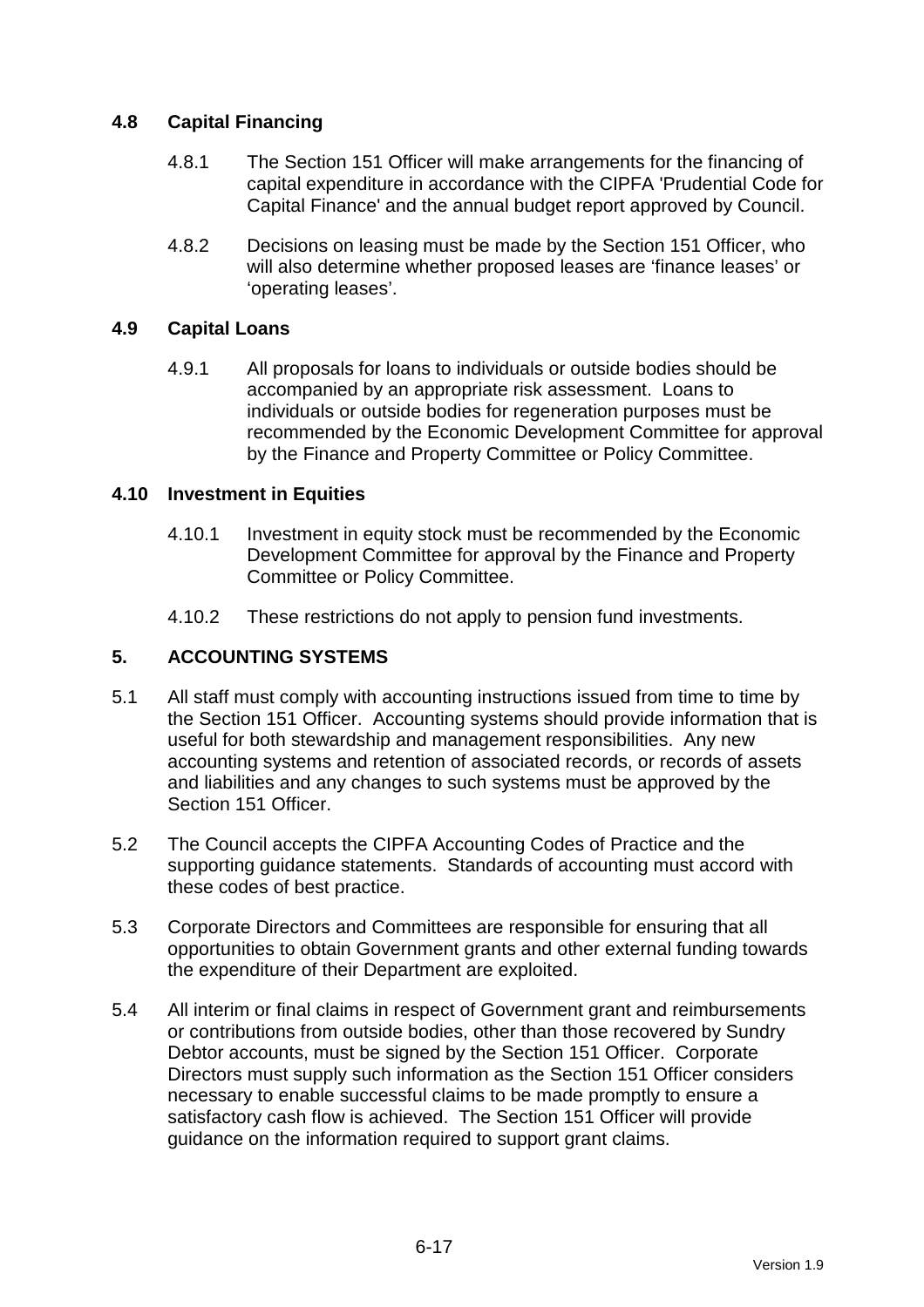### 4.8 Capital Financing

4.8.1 The Section 151 Officer will make arrangements for the financing of capital expenditure in accordance with the CIPFA 'Prudential Code for Capital Finance' and the annual budget report approved by Council.

4.8.2 Decisions on leasing must be made by the Section 151 Officer, who will also determine whether proposed leases are 'finance leases' or 'operating leases'.

### 4.9 Capital Loans

4.9.1 All proposals for loans to individuals or outside bodies should be accompanied by an appropriate risk assessment. Loans to individuals or outside bodies for regeneration purposes must be recommended by the Economic Development Committee for approval by the Finance and Property Committee or Policy Committee.

### 4.10 Investment in Equities

4.10.1 Investment in equity stock must be recommended by the Economic Development Committee for approval by the Finance and Property Committee or Policy Committee.

4.10.2 These restrictions do not apply to pension fund investments.

## 5. ACCOUNTING SYSTEMS

5.1 All staff must comply with accounting instructions issued from time to time by the Section 151 Officer. Accounting systems should provide information that is useful for both stewardship and management responsibilities. Any new accounting systems and retention of associated records, or records of assets and liabilities and any changes to such systems must be approved by the Section 151 Officer.

5.2 The Council accepts the CIPFA Accounting Codes of Practice and the supporting guidance statements. Standards of accounting must accord with these codes of best practice.

5.3 Corporate Directors and Committees are responsible for ensuring that all opportunities to obtain Government grants and other external funding towards the expenditure of their Department are exploited.

5.4 All interim or final claims in respect of Government grant and reimbursements or contributions from outside bodies, other than those recovered by Sundry Debtor accounts, must be signed by the Section 151 Officer. Corporate Directors must supply such information as the Section 151 Officer considers necessary to enable successful claims to be made promptly to ensure a satisfactory cash flow is achieved. The Section 151 Officer will provide guidance on the information required to support grant claims.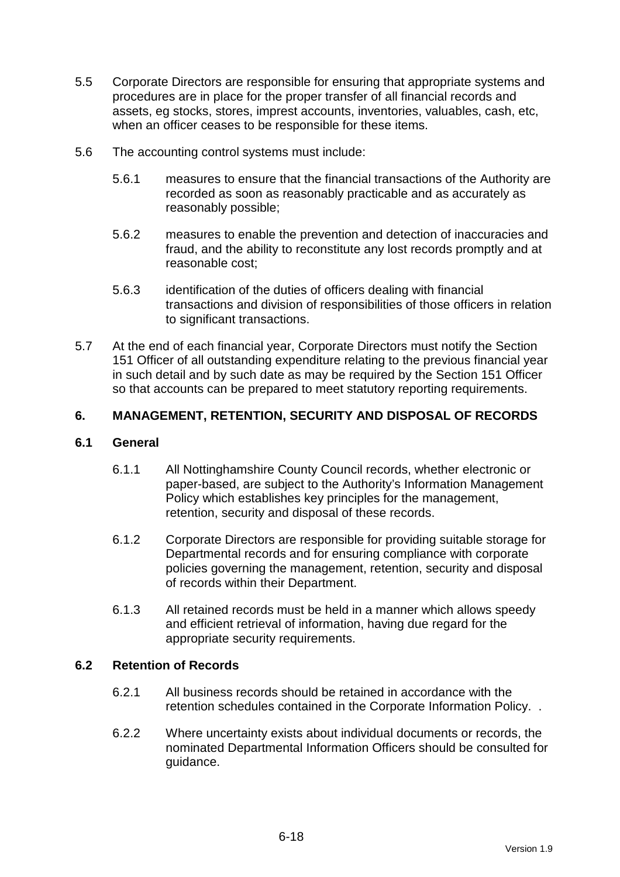5.5 Corporate Directors are responsible for ensuring that appropriate systems and procedures are in place for the proper transfer of all financial records and assets, eg stocks, stores, imprest accounts, inventories, valuables, cash, etc, when an officer ceases to be responsible for these items.

5.6 The accounting control systems must include:

5.6.1 measures to ensure that the financial transactions of the Authority are recorded as soon as reasonably practicable and as accurately as reasonably possible;

5.6.2 measures to enable the prevention and detection of inaccuracies and fraud, and the ability to reconstitute any lost records promptly and at reasonable cost;

5.6.3 identification of the duties of officers dealing with financial transactions and division of responsibilities of those officers in relation to significant transactions.

5.7 At the end of each financial year, Corporate Directors must notify the Section 151 Officer of all outstanding expenditure relating to the previous financial year in such detail and by such date as may be required by the Section 151 Officer so that accounts can be prepared to meet statutory reporting requirements.

## 6. MANAGEMENT, RETENTION, SECURITY AND DISPOSAL OF RECORDS

### 6.1 General

6.1.1 All Nottinghamshire County Council records, whether electronic or paper-based, are subject to the Authority's Information Management Policy which establishes key principles for the management, retention, security and disposal of these records.

6.1.2 Corporate Directors are responsible for providing suitable storage for Departmental records and for ensuring compliance with corporate policies governing the management, retention, security and disposal of records within their Department.

6.1.3 All retained records must be held in a manner which allows speedy and efficient retrieval of information, having due regard for the appropriate security requirements.

### 6.2 Retention of Records

6.2.1 All business records should be retained in accordance with the retention schedules contained in the Corporate Information Policy. .

6.2.2 Where uncertainty exists about individual documents or records, the nominated Departmental Information Officers should be consulted for guidance.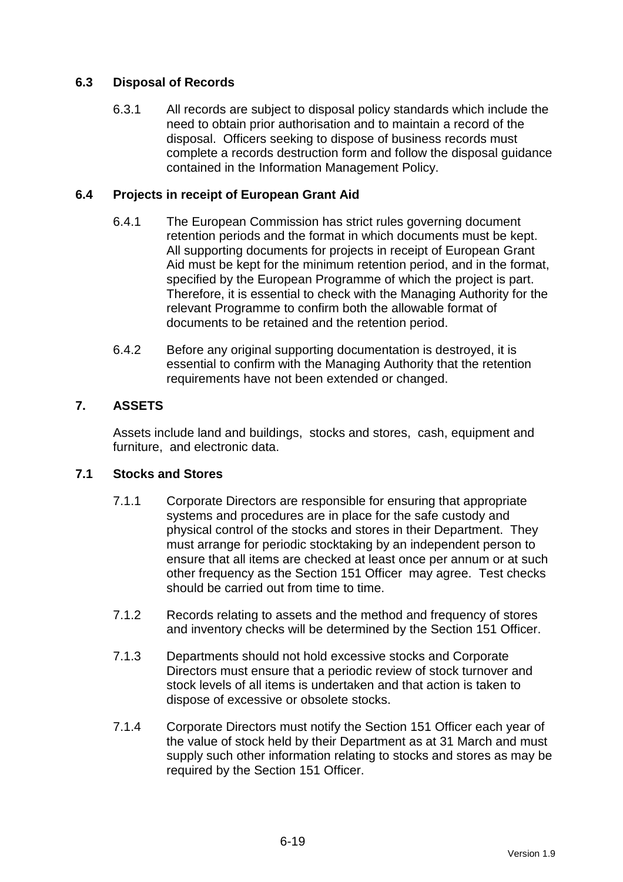### 6.3 Disposal of Records

6.3.1 All records are subject to disposal policy standards which include the need to obtain prior authorisation and to maintain a record of the disposal. Officers seeking to dispose of business records must complete a records destruction form and follow the disposal guidance contained in the Information Management Policy.

### 6.4 Projects in receipt of European Grant Aid

6.4.1 The European Commission has strict rules governing document retention periods and the format in which documents must be kept. All supporting documents for projects in receipt of European Grant Aid must be kept for the minimum retention period, and in the format, specified by the European Programme of which the project is part. Therefore, it is essential to check with the Managing Authority for the relevant Programme to confirm both the allowable format of documents to be retained and the retention period.

6.4.2 Before any original supporting documentation is destroyed, it is essential to confirm with the Managing Authority that the retention requirements have not been extended or changed.

## 7. ASSETS

Assets include land and buildings, stocks and stores, cash, equipment and furniture, and electronic data.

### 7.1 Stocks and Stores

7.1.1 Corporate Directors are responsible for ensuring that appropriate systems and procedures are in place for the safe custody and physical control of the stocks and stores in their Department. They must arrange for periodic stocktaking by an independent person to ensure that all items are checked at least once per annum or at such other frequency as the Section 151 Officer may agree. Test checks should be carried out from time to time.

7.1.2 Records relating to assets and the method and frequency of stores and inventory checks will be determined by the Section 151 Officer.

7.1.3 Departments should not hold excessive stocks and Corporate Directors must ensure that a periodic review of stock turnover and stock levels of all items is undertaken and that action is taken to dispose of excessive or obsolete stocks.

7.1.4 Corporate Directors must notify the Section 151 Officer each year of the value of stock held by their Department as at 31 March and must supply such other information relating to stocks and stores as may be required by the Section 151 Officer.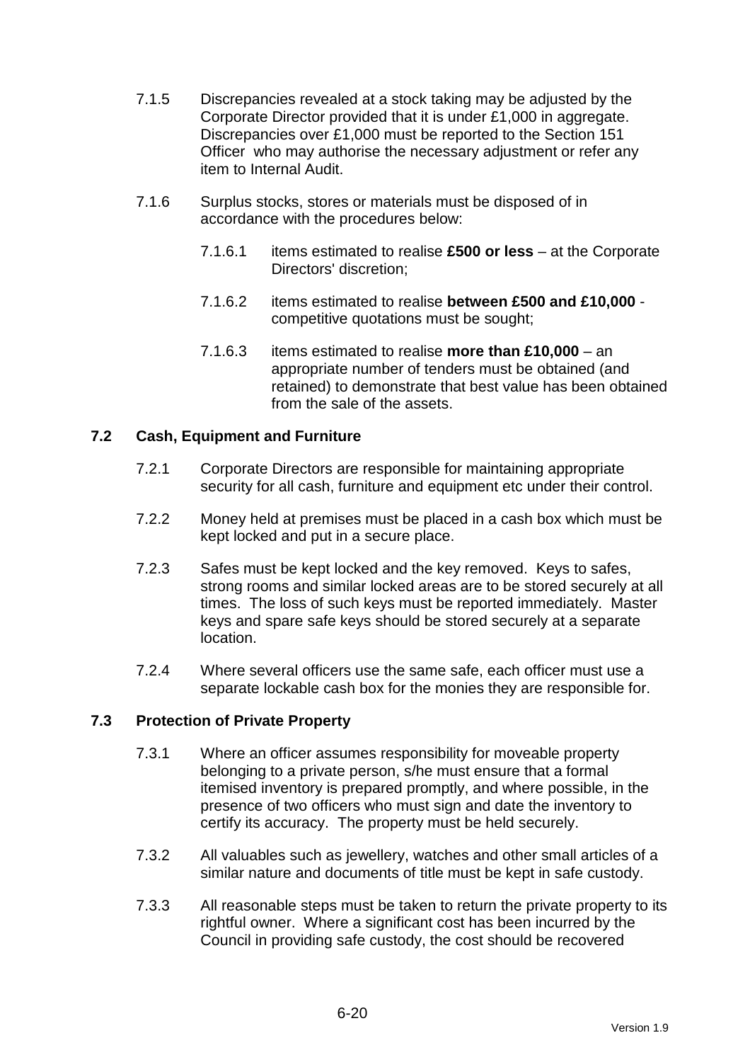7.1.5 Discrepancies revealed at a stock taking may be adjusted by the Corporate Director provided that it is under £1,000 in aggregate. Discrepancies over £1,000 must be reported to the Section 151 Officer who may authorise the necessary adjustment or refer any item to Internal Audit.

7.1.6 Surplus stocks, stores or materials must be disposed of in accordance with the procedures below:

7.1.6.1 items estimated to realise **£500 or less** – at the Corporate Directors' discretion;

7.1.6.2 items estimated to realise **between £500 and £10,000** - competitive quotations must be sought;

7.1.6.3 items estimated to realise **more than £10,000** – an appropriate number of tenders must be obtained (and retained) to demonstrate that best value has been obtained from the sale of the assets.

### 7.2 Cash, Equipment and Furniture

7.2.1 Corporate Directors are responsible for maintaining appropriate security for all cash, furniture and equipment etc under their control.

7.2.2 Money held at premises must be placed in a cash box which must be kept locked and put in a secure place.

7.2.3 Safes must be kept locked and the key removed. Keys to safes, strong rooms and similar locked areas are to be stored securely at all times. The loss of such keys must be reported immediately. Master keys and spare safe keys should be stored securely at a separate location.

7.2.4 Where several officers use the same safe, each officer must use a separate lockable cash box for the monies they are responsible for.

### 7.3 Protection of Private Property

7.3.1 Where an officer assumes responsibility for moveable property belonging to a private person, s/he must ensure that a formal itemised inventory is prepared promptly, and where possible, in the presence of two officers who must sign and date the inventory to certify its accuracy. The property must be held securely.

7.3.2 All valuables such as jewellery, watches and other small articles of a similar nature and documents of title must be kept in safe custody.

7.3.3 All reasonable steps must be taken to return the private property to its rightful owner. Where a significant cost has been incurred by the Council in providing safe custody, the cost should be recovered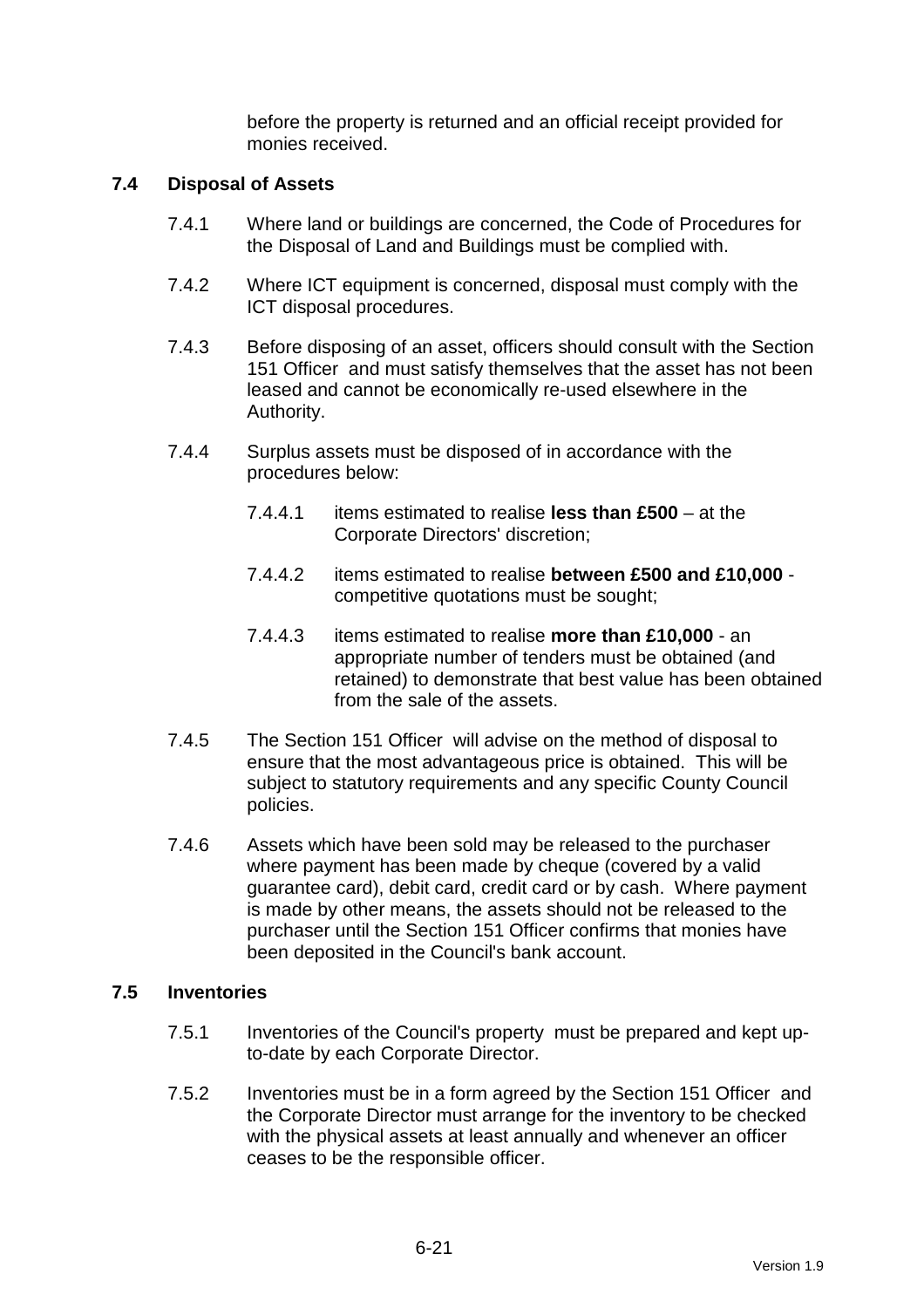before the property is returned and an official receipt provided for monies received.

### 7.4 Disposal of Assets

7.4.1 Where land or buildings are concerned, the Code of Procedures for the Disposal of Land and Buildings must be complied with.

7.4.2 Where ICT equipment is concerned, disposal must comply with the ICT disposal procedures.

7.4.3 Before disposing of an asset, officers should consult with the Section 151 Officer and must satisfy themselves that the asset has not been leased and cannot be economically re-used elsewhere in the Authority.

7.4.4 Surplus assets must be disposed of in accordance with the procedures below:

7.4.4.1 items estimated to realise **less than £500** – at the Corporate Directors' discretion;

7.4.4.2 items estimated to realise **between £500 and £10,000** - competitive quotations must be sought;

7.4.4.3 items estimated to realise **more than £10,000** - an appropriate number of tenders must be obtained (and retained) to demonstrate that best value has been obtained from the sale of the assets.

7.4.5 The Section 151 Officer will advise on the method of disposal to ensure that the most advantageous price is obtained. This will be subject to statutory requirements and any specific County Council policies.

7.4.6 Assets which have been sold may be released to the purchaser where payment has been made by cheque (covered by a valid guarantee card), debit card, credit card or by cash. Where payment is made by other means, the assets should not be released to the purchaser until the Section 151 Officer confirms that monies have been deposited in the Council's bank account.

### 7.5 Inventories

7.5.1 Inventories of the Council's property must be prepared and kept up-to-date by each Corporate Director.

7.5.2 Inventories must be in a form agreed by the Section 151 Officer and the Corporate Director must arrange for the inventory to be checked with the physical assets at least annually and whenever an officer ceases to be the responsible officer.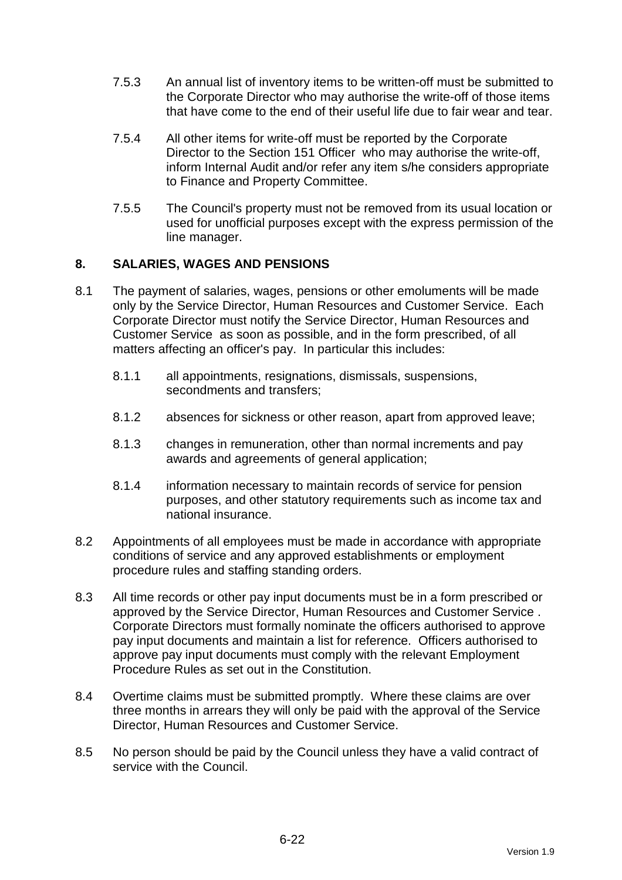7.5.3 An annual list of inventory items to be written-off must be submitted to the Corporate Director who may authorise the write-off of those items that have come to the end of their useful life due to fair wear and tear.

7.5.4 All other items for write-off must be reported by the Corporate Director to the Section 151 Officer who may authorise the write-off, inform Internal Audit and/or refer any item s/he considers appropriate to Finance and Property Committee.

7.5.5 The Council's property must not be removed from its usual location or used for unofficial purposes except with the express permission of the line manager.

## 8. SALARIES, WAGES AND PENSIONS

8.1 The payment of salaries, wages, pensions or other emoluments will be made only by the Service Director, Human Resources and Customer Service. Each Corporate Director must notify the Service Director, Human Resources and Customer Service as soon as possible, and in the form prescribed, of all matters affecting an officer's pay. In particular this includes:

8.1.1 all appointments, resignations, dismissals, suspensions, secondments and transfers;

8.1.2 absences for sickness or other reason, apart from approved leave;

8.1.3 changes in remuneration, other than normal increments and pay awards and agreements of general application;

8.1.4 information necessary to maintain records of service for pension purposes, and other statutory requirements such as income tax and national insurance.

8.2 Appointments of all employees must be made in accordance with appropriate conditions of service and any approved establishments or employment procedure rules and staffing standing orders.

8.3 All time records or other pay input documents must be in a form prescribed or approved by the Service Director, Human Resources and Customer Service . Corporate Directors must formally nominate the officers authorised to approve pay input documents and maintain a list for reference. Officers authorised to approve pay input documents must comply with the relevant Employment Procedure Rules as set out in the Constitution.

8.4 Overtime claims must be submitted promptly. Where these claims are over three months in arrears they will only be paid with the approval of the Service Director, Human Resources and Customer Service.

8.5 No person should be paid by the Council unless they have a valid contract of service with the Council.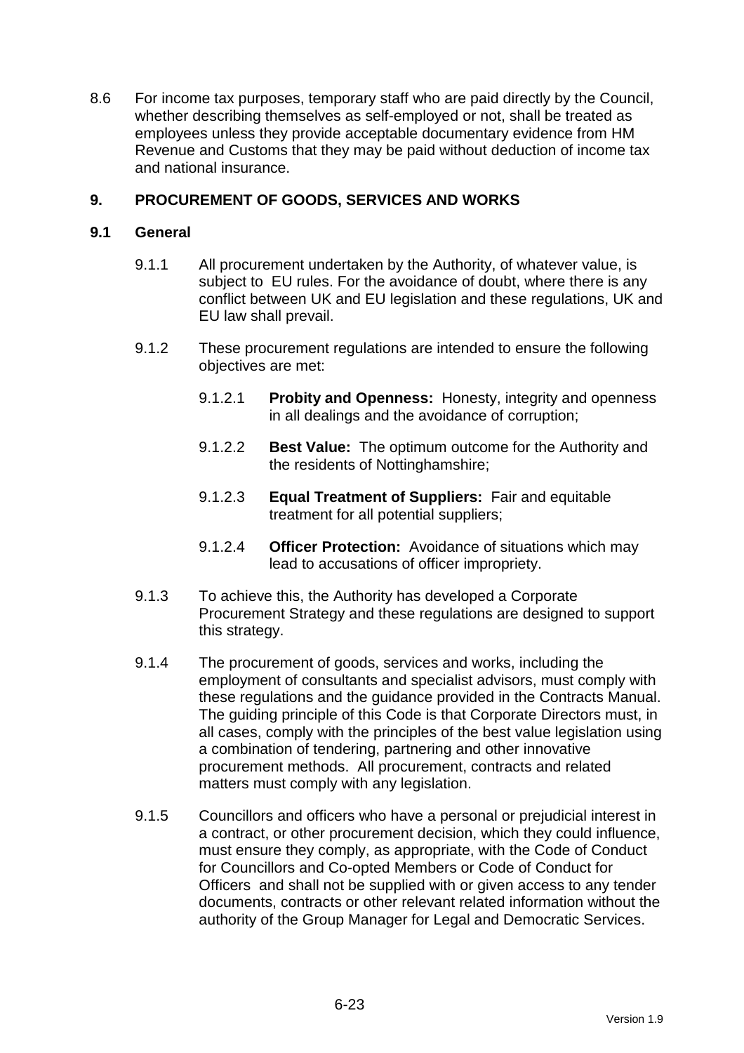8.6 For income tax purposes, temporary staff who are paid directly by the Council, whether describing themselves as self-employed or not, shall be treated as employees unless they provide acceptable documentary evidence from HM Revenue and Customs that they may be paid without deduction of income tax and national insurance.

## 9. PROCUREMENT OF GOODS, SERVICES AND WORKS

### 9.1 General

9.1.1 All procurement undertaken by the Authority, of whatever value, is subject to EU rules. For the avoidance of doubt, where there is any conflict between UK and EU legislation and these regulations, UK and EU law shall prevail.

9.1.2 These procurement regulations are intended to ensure the following objectives are met:

9.1.2.1 **Probity and Openness:** Honesty, integrity and openness in all dealings and the avoidance of corruption;

9.1.2.2 **Best Value:** The optimum outcome for the Authority and the residents of Nottinghamshire;

9.1.2.3 **Equal Treatment of Suppliers:** Fair and equitable treatment for all potential suppliers;

9.1.2.4 **Officer Protection:** Avoidance of situations which may lead to accusations of officer impropriety.

9.1.3 To achieve this, the Authority has developed a Corporate Procurement Strategy and these regulations are designed to support this strategy.

9.1.4 The procurement of goods, services and works, including the employment of consultants and specialist advisors, must comply with these regulations and the guidance provided in the Contracts Manual. The guiding principle of this Code is that Corporate Directors must, in all cases, comply with the principles of the best value legislation using a combination of tendering, partnering and other innovative procurement methods. All procurement, contracts and related matters must comply with any legislation.

9.1.5 Councillors and officers who have a personal or prejudicial interest in a contract, or other procurement decision, which they could influence, must ensure they comply, as appropriate, with the Code of Conduct for Councillors and Co-opted Members or Code of Conduct for Officers and shall not be supplied with or given access to any tender documents, contracts or other relevant related information without the authority of the Group Manager for Legal and Democratic Services.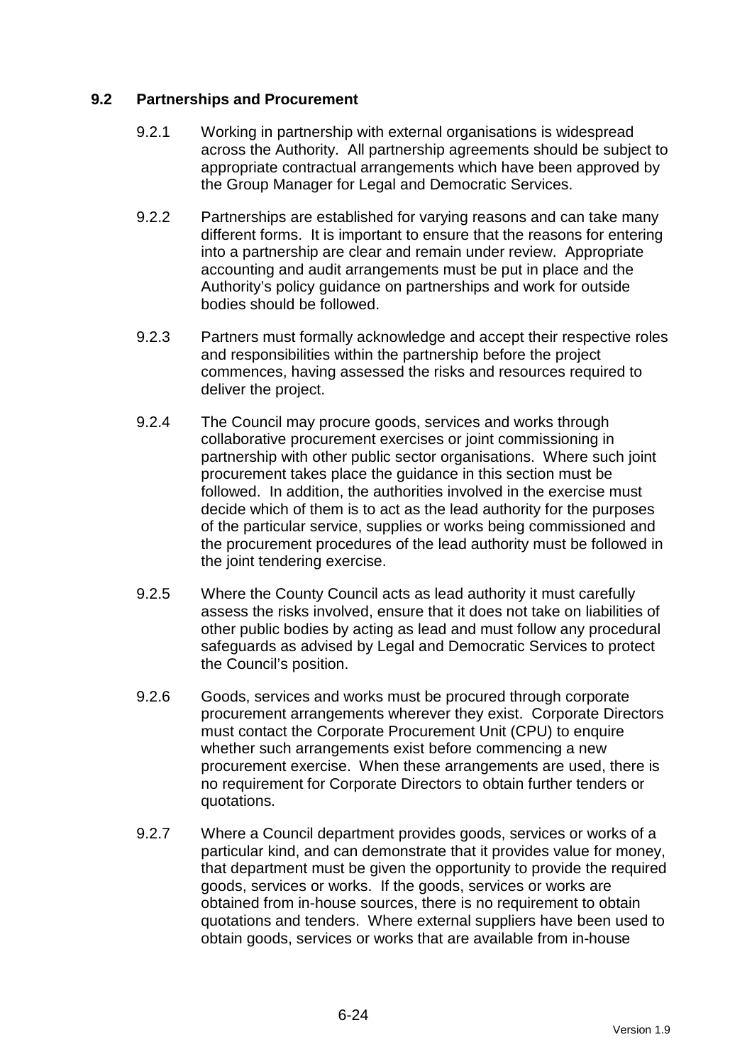### 9.2 Partnerships and Procurement

9.2.1 Working in partnership with external organisations is widespread across the Authority. All partnership agreements should be subject to appropriate contractual arrangements which have been approved by the Group Manager for Legal and Democratic Services.

9.2.2 Partnerships are established for varying reasons and can take many different forms. It is important to ensure that the reasons for entering into a partnership are clear and remain under review. Appropriate accounting and audit arrangements must be put in place and the Authority's policy guidance on partnerships and work for outside bodies should be followed.

9.2.3 Partners must formally acknowledge and accept their respective roles and responsibilities within the partnership before the project commences, having assessed the risks and resources required to deliver the project.

9.2.4 The Council may procure goods, services and works through collaborative procurement exercises or joint commissioning in partnership with other public sector organisations. Where such joint procurement takes place the guidance in this section must be followed. In addition, the authorities involved in the exercise must decide which of them is to act as the lead authority for the purposes of the particular service, supplies or works being commissioned and the procurement procedures of the lead authority must be followed in the joint tendering exercise.

9.2.5 Where the County Council acts as lead authority it must carefully assess the risks involved, ensure that it does not take on liabilities of other public bodies by acting as lead and must follow any procedural safeguards as advised by Legal and Democratic Services to protect the Council's position.

9.2.6 Goods, services and works must be procured through corporate procurement arrangements wherever they exist. Corporate Directors must contact the Corporate Procurement Unit (CPU) to enquire whether such arrangements exist before commencing a new procurement exercise. When these arrangements are used, there is no requirement for Corporate Directors to obtain further tenders or quotations.

9.2.7 Where a Council department provides goods, services or works of a particular kind, and can demonstrate that it provides value for money, that department must be given the opportunity to provide the required goods, services or works. If the goods, services or works are obtained from in-house sources, there is no requirement to obtain quotations and tenders. Where external suppliers have been used to obtain goods, services or works that are available from in-house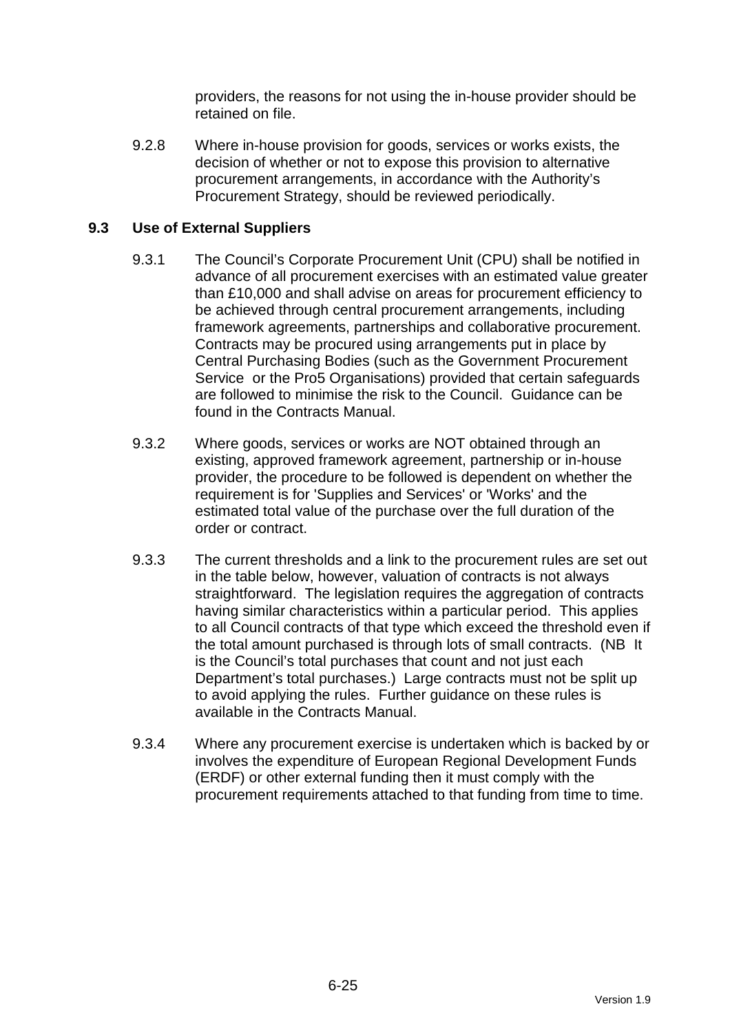providers, the reasons for not using the in-house provider should be retained on file.

9.2.8 Where in-house provision for goods, services or works exists, the decision of whether or not to expose this provision to alternative procurement arrangements, in accordance with the Authority's Procurement Strategy, should be reviewed periodically.

### 9.3 Use of External Suppliers

9.3.1 The Council's Corporate Procurement Unit (CPU) shall be notified in advance of all procurement exercises with an estimated value greater than £10,000 and shall advise on areas for procurement efficiency to be achieved through central procurement arrangements, including framework agreements, partnerships and collaborative procurement. Contracts may be procured using arrangements put in place by Central Purchasing Bodies (such as the Government Procurement Service or the Pro5 Organisations) provided that certain safeguards are followed to minimise the risk to the Council. Guidance can be found in the Contracts Manual.

9.3.2 Where goods, services or works are NOT obtained through an existing, approved framework agreement, partnership or in-house provider, the procedure to be followed is dependent on whether the requirement is for 'Supplies and Services' or 'Works' and the estimated total value of the purchase over the full duration of the order or contract.

9.3.3 The current thresholds and a link to the procurement rules are set out in the table below, however, valuation of contracts is not always straightforward. The legislation requires the aggregation of contracts having similar characteristics within a particular period. This applies to all Council contracts of that type which exceed the threshold even if the total amount purchased is through lots of small contracts. (NB It is the Council's total purchases that count and not just each Department's total purchases.) Large contracts must not be split up to avoid applying the rules. Further guidance on these rules is available in the Contracts Manual.

9.3.4 Where any procurement exercise is undertaken which is backed by or involves the expenditure of European Regional Development Funds (ERDF) or other external funding then it must comply with the procurement requirements attached to that funding from time to time.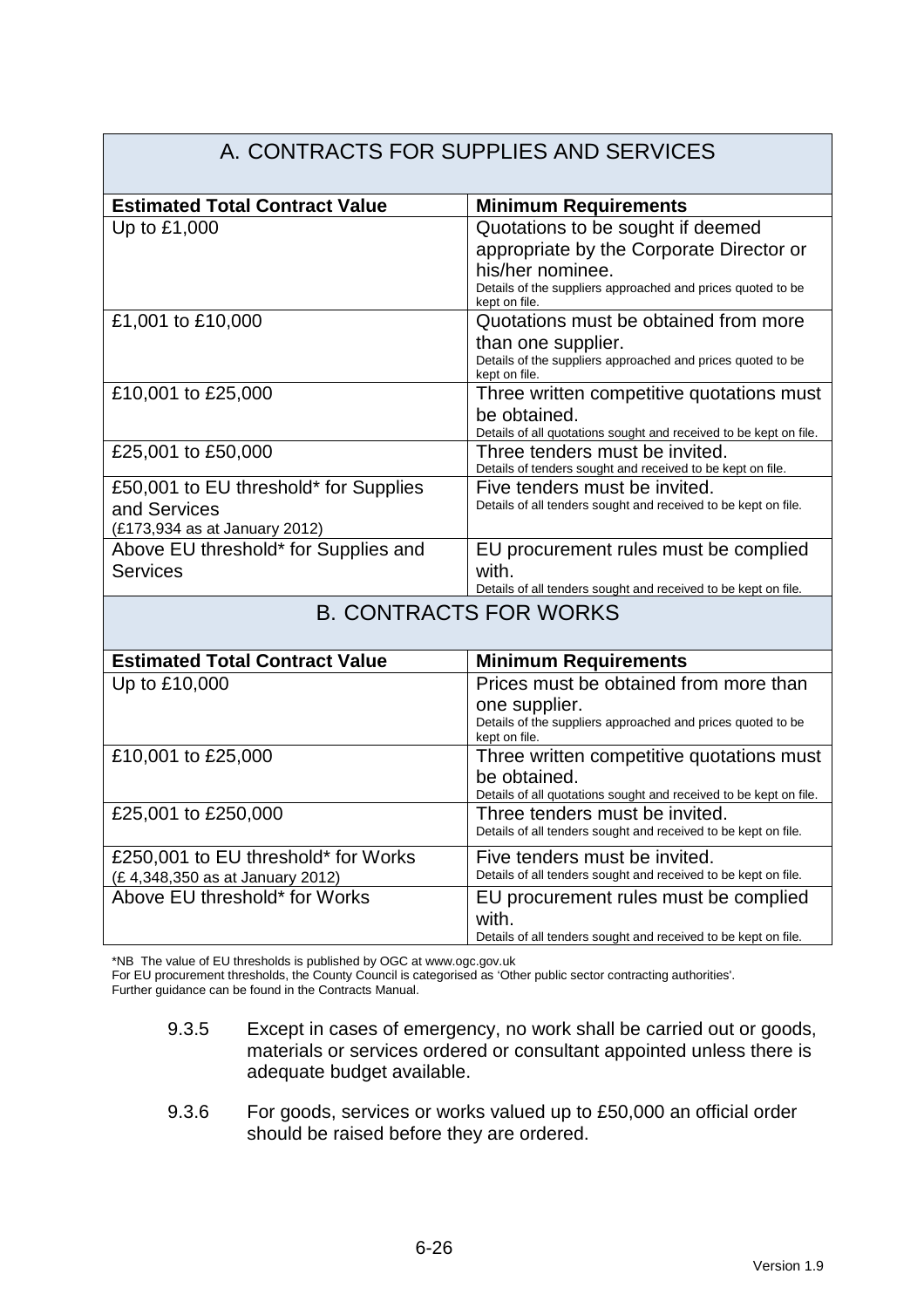## A. CONTRACTS FOR SUPPLIES AND SERVICES

| Estimated Total Contract Value | Minimum Requirements |
|---|---|
| Up to £1,000 | Quotations to be sought if deemed appropriate by the Corporate Director or his/her nominee. Details of the suppliers approached and prices quoted to be kept on file. |
| £1,001 to £10,000 | Quotations must be obtained from more than one supplier. Details of the suppliers approached and prices quoted to be kept on file. |
| £10,001 to £25,000 | Three written competitive quotations must be obtained. Details of all quotations sought and received to be kept on file. |
| £25,001 to £50,000 | Three tenders must be invited. Details of tenders sought and received to be kept on file. |
| £50,001 to EU threshold* for Supplies and Services (£173,934 as at January 2012) | Five tenders must be invited. Details of all tenders sought and received to be kept on file. |
| Above EU threshold* for Supplies and Services | EU procurement rules must be complied with. Details of all tenders sought and received to be kept on file. |

## B. CONTRACTS FOR WORKS

| Estimated Total Contract Value | Minimum Requirements |
|---|---|
| Up to £10,000 | Prices must be obtained from more than one supplier. Details of the suppliers approached and prices quoted to be kept on file. |
| £10,001 to £25,000 | Three written competitive quotations must be obtained. Details of all quotations sought and received to be kept on file. |
| £25,001 to £250,000 | Three tenders must be invited. Details of all tenders sought and received to be kept on file. |
| £250,001 to EU threshold* for Works (£ 4,348,350 as at January 2012) | Five tenders must be invited. Details of all tenders sought and received to be kept on file. |
| Above EU threshold* for Works | EU procurement rules must be complied with. Details of all tenders sought and received to be kept on file. |

*NB The value of EU thresholds is published by OGC at www.ogc.gov.uk
For EU procurement thresholds, the County Council is categorised as 'Other public sector contracting authorities'.
Further guidance can be found in the Contracts Manual.

9.3.5 Except in cases of emergency, no work shall be carried out or goods, materials or services ordered or consultant appointed unless there is adequate budget available.

9.3.6 For goods, services or works valued up to £50,000 an official order should be raised before they are ordered.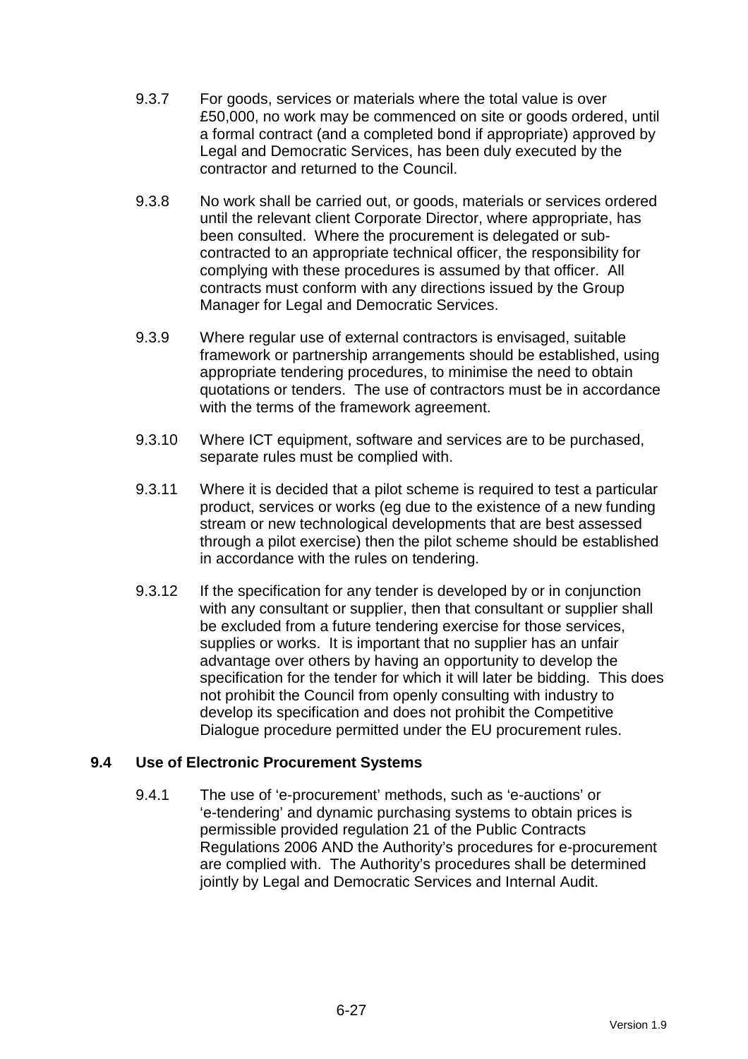9.3.7 For goods, services or materials where the total value is over £50,000, no work may be commenced on site or goods ordered, until a formal contract (and a completed bond if appropriate) approved by Legal and Democratic Services, has been duly executed by the contractor and returned to the Council.

9.3.8 No work shall be carried out, or goods, materials or services ordered until the relevant client Corporate Director, where appropriate, has been consulted. Where the procurement is delegated or sub-contracted to an appropriate technical officer, the responsibility for complying with these procedures is assumed by that officer. All contracts must conform with any directions issued by the Group Manager for Legal and Democratic Services.

9.3.9 Where regular use of external contractors is envisaged, suitable framework or partnership arrangements should be established, using appropriate tendering procedures, to minimise the need to obtain quotations or tenders. The use of contractors must be in accordance with the terms of the framework agreement.

9.3.10 Where ICT equipment, software and services are to be purchased, separate rules must be complied with.

9.3.11 Where it is decided that a pilot scheme is required to test a particular product, services or works (eg due to the existence of a new funding stream or new technological developments that are best assessed through a pilot exercise) then the pilot scheme should be established in accordance with the rules on tendering.

9.3.12 If the specification for any tender is developed by or in conjunction with any consultant or supplier, then that consultant or supplier shall be excluded from a future tendering exercise for those services, supplies or works. It is important that no supplier has an unfair advantage over others by having an opportunity to develop the specification for the tender for which it will later be bidding. This does not prohibit the Council from openly consulting with industry to develop its specification and does not prohibit the Competitive Dialogue procedure permitted under the EU procurement rules.

### 9.4 Use of Electronic Procurement Systems

9.4.1 The use of 'e-procurement' methods, such as 'e-auctions' or 'e-tendering' and dynamic purchasing systems to obtain prices is permissible provided regulation 21 of the Public Contracts Regulations 2006 AND the Authority's procedures for e-procurement are complied with. The Authority's procedures shall be determined jointly by Legal and Democratic Services and Internal Audit.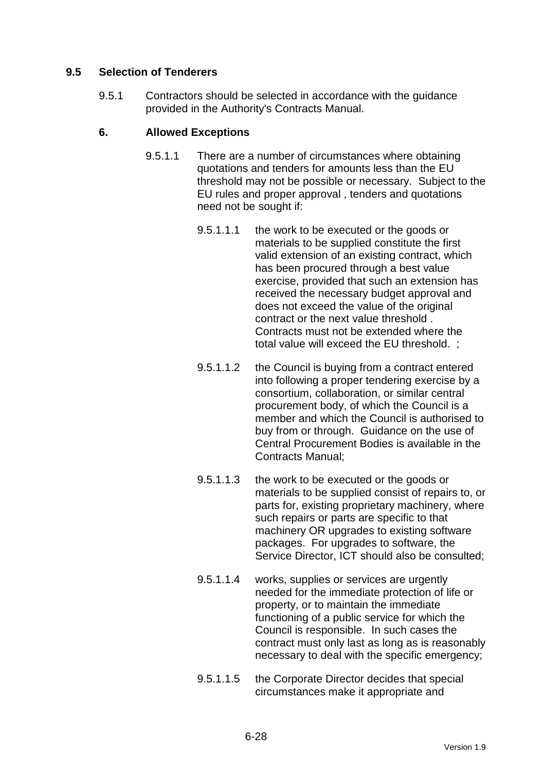### 9.5 Selection of Tenderers

9.5.1 Contractors should be selected in accordance with the guidance provided in the Authority's Contracts Manual.

#### 6. Allowed Exceptions

9.5.1.1 There are a number of circumstances where obtaining quotations and tenders for amounts less than the EU threshold may not be possible or necessary. Subject to the EU rules and proper approval , tenders and quotations need not be sought if:

9.5.1.1.1 the work to be executed or the goods or materials to be supplied constitute the first valid extension of an existing contract, which has been procured through a best value exercise, provided that such an extension has received the necessary budget approval and does not exceed the value of the original contract or the next value threshold . Contracts must not be extended where the total value will exceed the EU threshold. ;

9.5.1.1.2 the Council is buying from a contract entered into following a proper tendering exercise by a consortium, collaboration, or similar central procurement body, of which the Council is a member and which the Council is authorised to buy from or through. Guidance on the use of Central Procurement Bodies is available in the Contracts Manual;

9.5.1.1.3 the work to be executed or the goods or materials to be supplied consist of repairs to, or parts for, existing proprietary machinery, where such repairs or parts are specific to that machinery OR upgrades to existing software packages. For upgrades to software, the Service Director, ICT should also be consulted;

9.5.1.1.4 works, supplies or services are urgently needed for the immediate protection of life or property, or to maintain the immediate functioning of a public service for which the Council is responsible. In such cases the contract must only last as long as is reasonably necessary to deal with the specific emergency;

9.5.1.1.5 the Corporate Director decides that special circumstances make it appropriate and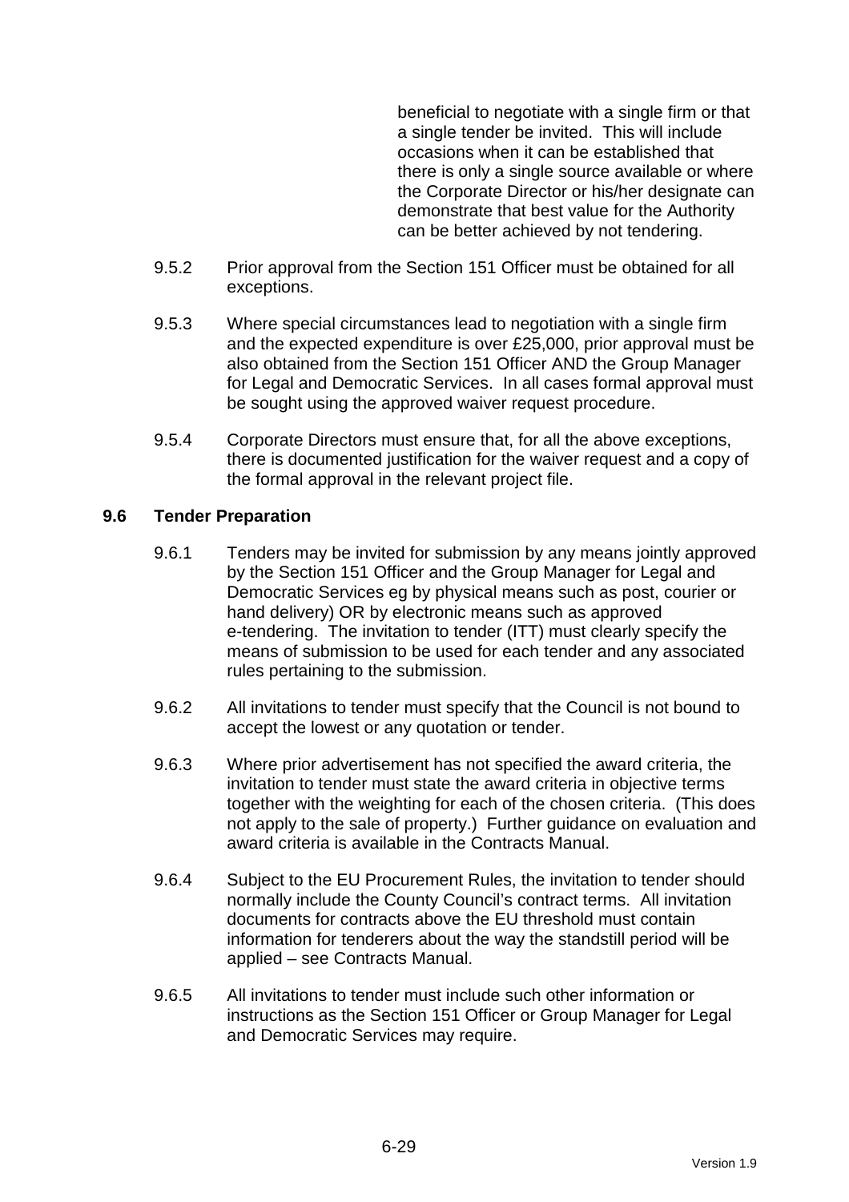beneficial to negotiate with a single firm or that a single tender be invited. This will include occasions when it can be established that there is only a single source available or where the Corporate Director or his/her designate can demonstrate that best value for the Authority can be better achieved by not tendering.

9.5.2 Prior approval from the Section 151 Officer must be obtained for all exceptions.

9.5.3 Where special circumstances lead to negotiation with a single firm and the expected expenditure is over £25,000, prior approval must be also obtained from the Section 151 Officer AND the Group Manager for Legal and Democratic Services. In all cases formal approval must be sought using the approved waiver request procedure.

9.5.4 Corporate Directors must ensure that, for all the above exceptions, there is documented justification for the waiver request and a copy of the formal approval in the relevant project file.

## 9.6 Tender Preparation

9.6.1 Tenders may be invited for submission by any means jointly approved by the Section 151 Officer and the Group Manager for Legal and Democratic Services eg by physical means such as post, courier or hand delivery) OR by electronic means such as approved e-tendering. The invitation to tender (ITT) must clearly specify the means of submission to be used for each tender and any associated rules pertaining to the submission.

9.6.2 All invitations to tender must specify that the Council is not bound to accept the lowest or any quotation or tender.

9.6.3 Where prior advertisement has not specified the award criteria, the invitation to tender must state the award criteria in objective terms together with the weighting for each of the chosen criteria. (This does not apply to the sale of property.) Further guidance on evaluation and award criteria is available in the Contracts Manual.

9.6.4 Subject to the EU Procurement Rules, the invitation to tender should normally include the County Council's contract terms. All invitation documents for contracts above the EU threshold must contain information for tenderers about the way the standstill period will be applied – see Contracts Manual.

9.6.5 All invitations to tender must include such other information or instructions as the Section 151 Officer or Group Manager for Legal and Democratic Services may require.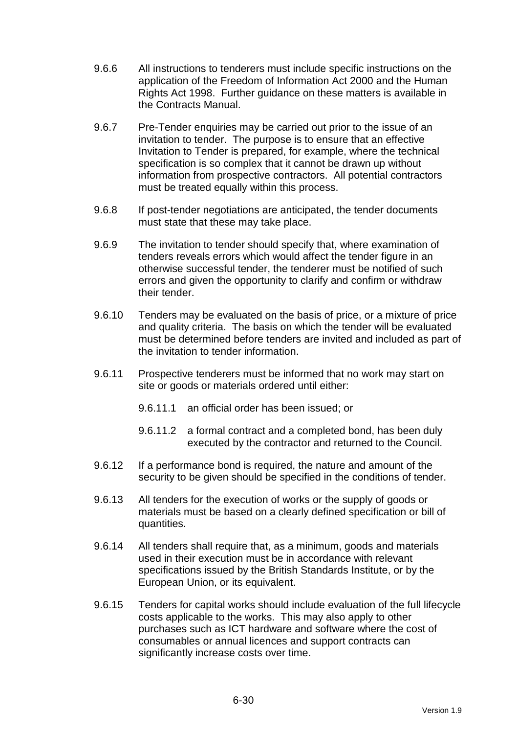9.6.6 All instructions to tenderers must include specific instructions on the application of the Freedom of Information Act 2000 and the Human Rights Act 1998. Further guidance on these matters is available in the Contracts Manual.

9.6.7 Pre-Tender enquiries may be carried out prior to the issue of an invitation to tender. The purpose is to ensure that an effective Invitation to Tender is prepared, for example, where the technical specification is so complex that it cannot be drawn up without information from prospective contractors. All potential contractors must be treated equally within this process.

9.6.8 If post-tender negotiations are anticipated, the tender documents must state that these may take place.

9.6.9 The invitation to tender should specify that, where examination of tenders reveals errors which would affect the tender figure in an otherwise successful tender, the tenderer must be notified of such errors and given the opportunity to clarify and confirm or withdraw their tender.

9.6.10 Tenders may be evaluated on the basis of price, or a mixture of price and quality criteria. The basis on which the tender will be evaluated must be determined before tenders are invited and included as part of the invitation to tender information.

9.6.11 Prospective tenderers must be informed that no work may start on site or goods or materials ordered until either:

- 9.6.11.1 an official order has been issued; or
- 9.6.11.2 a formal contract and a completed bond, has been duly executed by the contractor and returned to the Council.

9.6.12 If a performance bond is required, the nature and amount of the security to be given should be specified in the conditions of tender.

9.6.13 All tenders for the execution of works or the supply of goods or materials must be based on a clearly defined specification or bill of quantities.

9.6.14 All tenders shall require that, as a minimum, goods and materials used in their execution must be in accordance with relevant specifications issued by the British Standards Institute, or by the European Union, or its equivalent.

9.6.15 Tenders for capital works should include evaluation of the full lifecycle costs applicable to the works. This may also apply to other purchases such as ICT hardware and software where the cost of consumables or annual licences and support contracts can significantly increase costs over time.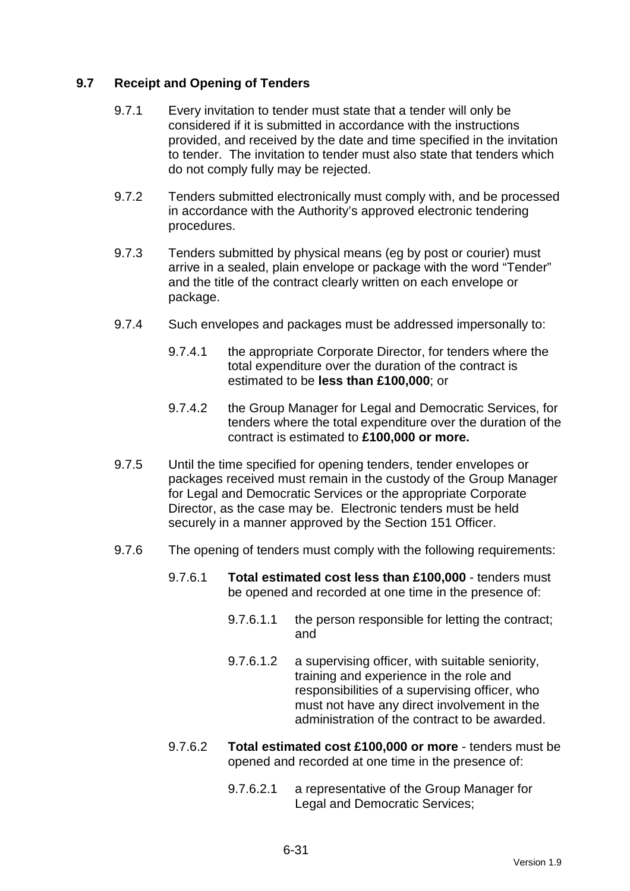## 9.7 Receipt and Opening of Tenders

9.7.1 Every invitation to tender must state that a tender will only be considered if it is submitted in accordance with the instructions provided, and received by the date and time specified in the invitation to tender. The invitation to tender must also state that tenders which do not comply fully may be rejected.

9.7.2 Tenders submitted electronically must comply with, and be processed in accordance with the Authority's approved electronic tendering procedures.

9.7.3 Tenders submitted by physical means (eg by post or courier) must arrive in a sealed, plain envelope or package with the word "Tender" and the title of the contract clearly written on each envelope or package.

9.7.4 Such envelopes and packages must be addressed impersonally to:

9.7.4.1 the appropriate Corporate Director, for tenders where the total expenditure over the duration of the contract is estimated to be **less than £100,000**; or

9.7.4.2 the Group Manager for Legal and Democratic Services, for tenders where the total expenditure over the duration of the contract is estimated to **£100,000 or more.**

9.7.5 Until the time specified for opening tenders, tender envelopes or packages received must remain in the custody of the Group Manager for Legal and Democratic Services or the appropriate Corporate Director, as the case may be. Electronic tenders must be held securely in a manner approved by the Section 151 Officer.

9.7.6 The opening of tenders must comply with the following requirements:

9.7.6.1 **Total estimated cost less than £100,000** - tenders must be opened and recorded at one time in the presence of:

9.7.6.1.1 the person responsible for letting the contract; and

9.7.6.1.2 a supervising officer, with suitable seniority, training and experience in the role and responsibilities of a supervising officer, who must not have any direct involvement in the administration of the contract to be awarded.

9.7.6.2 **Total estimated cost £100,000 or more** - tenders must be opened and recorded at one time in the presence of:

9.7.6.2.1 a representative of the Group Manager for Legal and Democratic Services;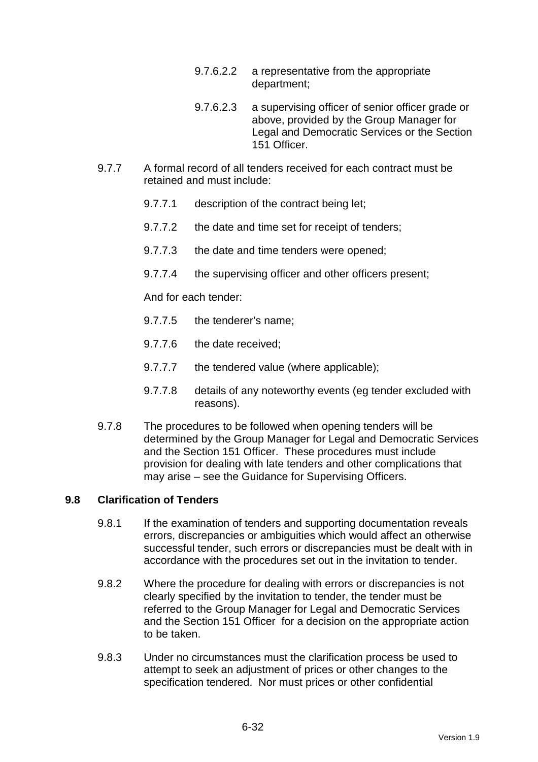9.7.6.2.2 a representative from the appropriate department;

9.7.6.2.3 a supervising officer of senior officer grade or above, provided by the Group Manager for Legal and Democratic Services or the Section 151 Officer.

9.7.7 A formal record of all tenders received for each contract must be retained and must include:

9.7.7.1 description of the contract being let;

9.7.7.2 the date and time set for receipt of tenders;

9.7.7.3 the date and time tenders were opened;

9.7.7.4 the supervising officer and other officers present;

And for each tender:

9.7.7.5 the tenderer's name;

9.7.7.6 the date received;

9.7.7.7 the tendered value (where applicable);

9.7.7.8 details of any noteworthy events (eg tender excluded with reasons).

9.7.8 The procedures to be followed when opening tenders will be determined by the Group Manager for Legal and Democratic Services and the Section 151 Officer. These procedures must include provision for dealing with late tenders and other complications that may arise – see the Guidance for Supervising Officers.

### 9.8 Clarification of Tenders

9.8.1 If the examination of tenders and supporting documentation reveals errors, discrepancies or ambiguities which would affect an otherwise successful tender, such errors or discrepancies must be dealt with in accordance with the procedures set out in the invitation to tender.

9.8.2 Where the procedure for dealing with errors or discrepancies is not clearly specified by the invitation to tender, the tender must be referred to the Group Manager for Legal and Democratic Services and the Section 151 Officer for a decision on the appropriate action to be taken.

9.8.3 Under no circumstances must the clarification process be used to attempt to seek an adjustment of prices or other changes to the specification tendered. Nor must prices or other confidential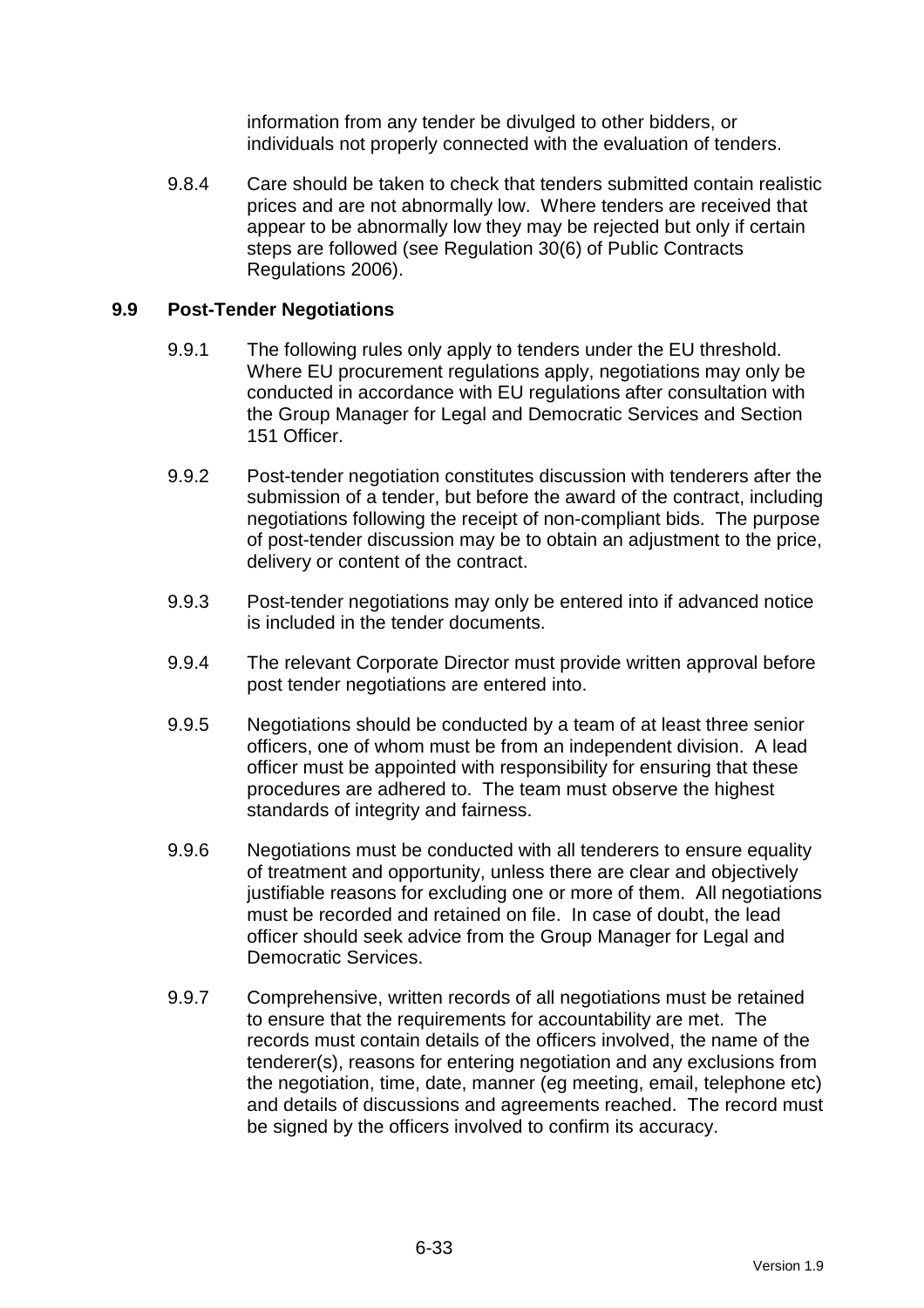information from any tender be divulged to other bidders, or individuals not properly connected with the evaluation of tenders.

9.8.4 Care should be taken to check that tenders submitted contain realistic prices and are not abnormally low. Where tenders are received that appear to be abnormally low they may be rejected but only if certain steps are followed (see Regulation 30(6) of Public Contracts Regulations 2006).

### 9.9 Post-Tender Negotiations

9.9.1 The following rules only apply to tenders under the EU threshold. Where EU procurement regulations apply, negotiations may only be conducted in accordance with EU regulations after consultation with the Group Manager for Legal and Democratic Services and Section 151 Officer.

9.9.2 Post-tender negotiation constitutes discussion with tenderers after the submission of a tender, but before the award of the contract, including negotiations following the receipt of non-compliant bids. The purpose of post-tender discussion may be to obtain an adjustment to the price, delivery or content of the contract.

9.9.3 Post-tender negotiations may only be entered into if advanced notice is included in the tender documents.

9.9.4 The relevant Corporate Director must provide written approval before post tender negotiations are entered into.

9.9.5 Negotiations should be conducted by a team of at least three senior officers, one of whom must be from an independent division. A lead officer must be appointed with responsibility for ensuring that these procedures are adhered to. The team must observe the highest standards of integrity and fairness.

9.9.6 Negotiations must be conducted with all tenderers to ensure equality of treatment and opportunity, unless there are clear and objectively justifiable reasons for excluding one or more of them. All negotiations must be recorded and retained on file. In case of doubt, the lead officer should seek advice from the Group Manager for Legal and Democratic Services.

9.9.7 Comprehensive, written records of all negotiations must be retained to ensure that the requirements for accountability are met. The records must contain details of the officers involved, the name of the tenderer(s), reasons for entering negotiation and any exclusions from the negotiation, time, date, manner (eg meeting, email, telephone etc) and details of discussions and agreements reached. The record must be signed by the officers involved to confirm its accuracy.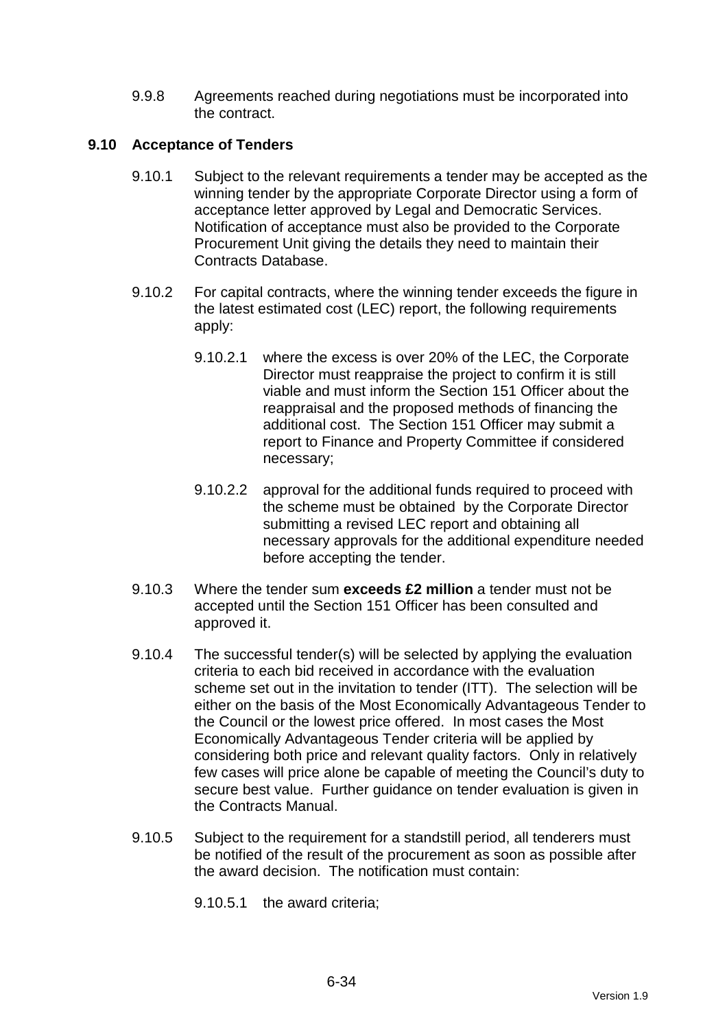9.9.8 Agreements reached during negotiations must be incorporated into the contract.

## 9.10 Acceptance of Tenders

9.10.1 Subject to the relevant requirements a tender may be accepted as the winning tender by the appropriate Corporate Director using a form of acceptance letter approved by Legal and Democratic Services. Notification of acceptance must also be provided to the Corporate Procurement Unit giving the details they need to maintain their Contracts Database.

9.10.2 For capital contracts, where the winning tender exceeds the figure in the latest estimated cost (LEC) report, the following requirements apply:

9.10.2.1 where the excess is over 20% of the LEC, the Corporate Director must reappraise the project to confirm it is still viable and must inform the Section 151 Officer about the reappraisal and the proposed methods of financing the additional cost. The Section 151 Officer may submit a report to Finance and Property Committee if considered necessary;

9.10.2.2 approval for the additional funds required to proceed with the scheme must be obtained by the Corporate Director submitting a revised LEC report and obtaining all necessary approvals for the additional expenditure needed before accepting the tender.

9.10.3 Where the tender sum **exceeds £2 million** a tender must not be accepted until the Section 151 Officer has been consulted and approved it.

9.10.4 The successful tender(s) will be selected by applying the evaluation criteria to each bid received in accordance with the evaluation scheme set out in the invitation to tender (ITT). The selection will be either on the basis of the Most Economically Advantageous Tender to the Council or the lowest price offered. In most cases the Most Economically Advantageous Tender criteria will be applied by considering both price and relevant quality factors. Only in relatively few cases will price alone be capable of meeting the Council's duty to secure best value. Further guidance on tender evaluation is given in the Contracts Manual.

9.10.5 Subject to the requirement for a standstill period, all tenderers must be notified of the result of the procurement as soon as possible after the award decision. The notification must contain:

9.10.5.1 the award criteria;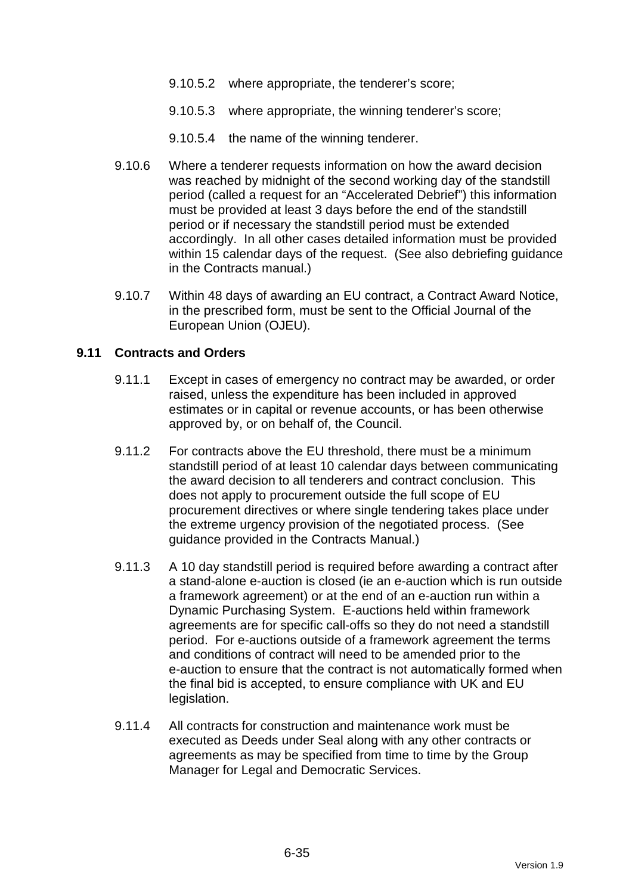9.10.5.2 where appropriate, the tenderer's score;

9.10.5.3 where appropriate, the winning tenderer's score;

9.10.5.4 the name of the winning tenderer.

9.10.6 Where a tenderer requests information on how the award decision was reached by midnight of the second working day of the standstill period (called a request for an "Accelerated Debrief") this information must be provided at least 3 days before the end of the standstill period or if necessary the standstill period must be extended accordingly. In all other cases detailed information must be provided within 15 calendar days of the request. (See also debriefing guidance in the Contracts manual.)

9.10.7 Within 48 days of awarding an EU contract, a Contract Award Notice, in the prescribed form, must be sent to the Official Journal of the European Union (OJEU).

### 9.11 Contracts and Orders

9.11.1 Except in cases of emergency no contract may be awarded, or order raised, unless the expenditure has been included in approved estimates or in capital or revenue accounts, or has been otherwise approved by, or on behalf of, the Council.

9.11.2 For contracts above the EU threshold, there must be a minimum standstill period of at least 10 calendar days between communicating the award decision to all tenderers and contract conclusion. This does not apply to procurement outside the full scope of EU procurement directives or where single tendering takes place under the extreme urgency provision of the negotiated process. (See guidance provided in the Contracts Manual.)

9.11.3 A 10 day standstill period is required before awarding a contract after a stand-alone e-auction is closed (ie an e-auction which is run outside a framework agreement) or at the end of an e-auction run within a Dynamic Purchasing System. E-auctions held within framework agreements are for specific call-offs so they do not need a standstill period. For e-auctions outside of a framework agreement the terms and conditions of contract will need to be amended prior to the e-auction to ensure that the contract is not automatically formed when the final bid is accepted, to ensure compliance with UK and EU legislation.

9.11.4 All contracts for construction and maintenance work must be executed as Deeds under Seal along with any other contracts or agreements as may be specified from time to time by the Group Manager for Legal and Democratic Services.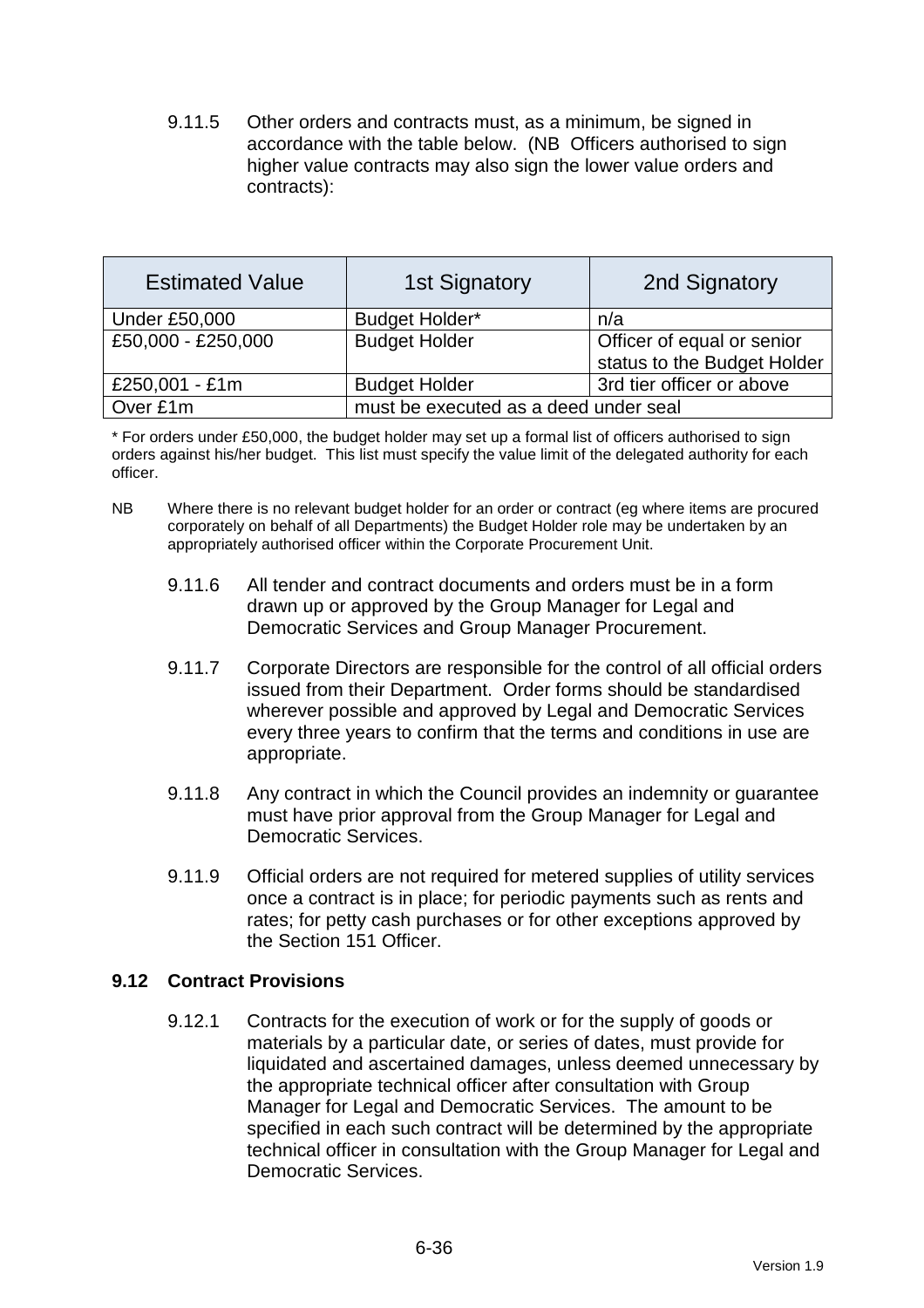9.11.5 Other orders and contracts must, as a minimum, be signed in accordance with the table below. (NB Officers authorised to sign higher value contracts may also sign the lower value orders and contracts):

| Estimated Value | 1st Signatory | 2nd Signatory |
|---|---|---|
| Under £50,000 | Budget Holder* | n/a |
| £50,000 - £250,000 | Budget Holder | Officer of equal or senior status to the Budget Holder |
| £250,001 - £1m | Budget Holder | 3rd tier officer or above |
| Over £1m | must be executed as a deed under seal | |

* For orders under £50,000, the budget holder may set up a formal list of officers authorised to sign orders against his/her budget. This list must specify the value limit of the delegated authority for each officer.

NB Where there is no relevant budget holder for an order or contract (eg where items are procured corporately on behalf of all Departments) the Budget Holder role may be undertaken by an appropriately authorised officer within the Corporate Procurement Unit.

9.11.6 All tender and contract documents and orders must be in a form drawn up or approved by the Group Manager for Legal and Democratic Services and Group Manager Procurement.

9.11.7 Corporate Directors are responsible for the control of all official orders issued from their Department. Order forms should be standardised wherever possible and approved by Legal and Democratic Services every three years to confirm that the terms and conditions in use are appropriate.

9.11.8 Any contract in which the Council provides an indemnity or guarantee must have prior approval from the Group Manager for Legal and Democratic Services.

9.11.9 Official orders are not required for metered supplies of utility services once a contract is in place; for periodic payments such as rents and rates; for petty cash purchases or for other exceptions approved by the Section 151 Officer.

### 9.12 Contract Provisions

9.12.1 Contracts for the execution of work or for the supply of goods or materials by a particular date, or series of dates, must provide for liquidated and ascertained damages, unless deemed unnecessary by the appropriate technical officer after consultation with Group Manager for Legal and Democratic Services. The amount to be specified in each such contract will be determined by the appropriate technical officer in consultation with the Group Manager for Legal and Democratic Services.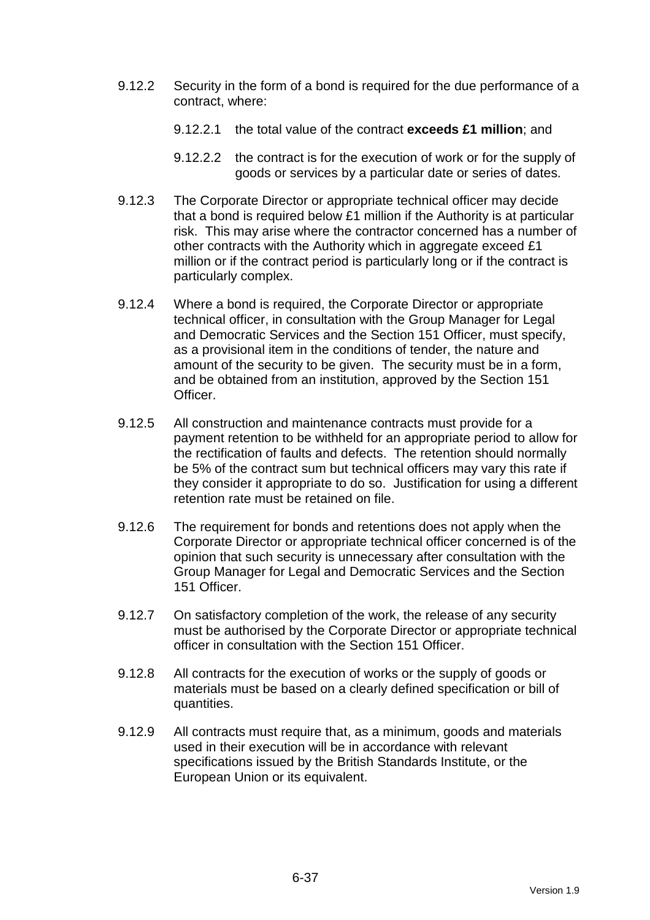9.12.2 Security in the form of a bond is required for the due performance of a contract, where:

9.12.2.1 the total value of the contract **exceeds £1 million**; and

9.12.2.2 the contract is for the execution of work or for the supply of goods or services by a particular date or series of dates.

9.12.3 The Corporate Director or appropriate technical officer may decide that a bond is required below £1 million if the Authority is at particular risk. This may arise where the contractor concerned has a number of other contracts with the Authority which in aggregate exceed £1 million or if the contract period is particularly long or if the contract is particularly complex.

9.12.4 Where a bond is required, the Corporate Director or appropriate technical officer, in consultation with the Group Manager for Legal and Democratic Services and the Section 151 Officer, must specify, as a provisional item in the conditions of tender, the nature and amount of the security to be given. The security must be in a form, and be obtained from an institution, approved by the Section 151 Officer.

9.12.5 All construction and maintenance contracts must provide for a payment retention to be withheld for an appropriate period to allow for the rectification of faults and defects. The retention should normally be 5% of the contract sum but technical officers may vary this rate if they consider it appropriate to do so. Justification for using a different retention rate must be retained on file.

9.12.6 The requirement for bonds and retentions does not apply when the Corporate Director or appropriate technical officer concerned is of the opinion that such security is unnecessary after consultation with the Group Manager for Legal and Democratic Services and the Section 151 Officer.

9.12.7 On satisfactory completion of the work, the release of any security must be authorised by the Corporate Director or appropriate technical officer in consultation with the Section 151 Officer.

9.12.8 All contracts for the execution of works or the supply of goods or materials must be based on a clearly defined specification or bill of quantities.

9.12.9 All contracts must require that, as a minimum, goods and materials used in their execution will be in accordance with relevant specifications issued by the British Standards Institute, or the European Union or its equivalent.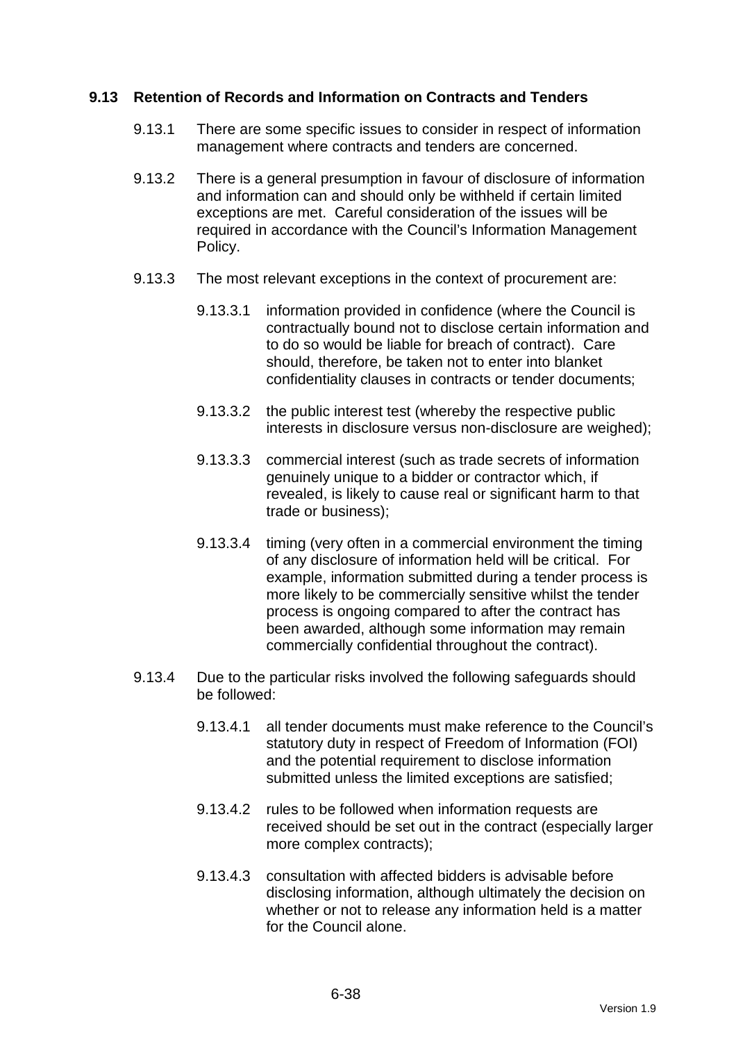## 9.13 Retention of Records and Information on Contracts and Tenders

9.13.1 There are some specific issues to consider in respect of information management where contracts and tenders are concerned.

9.13.2 There is a general presumption in favour of disclosure of information and information can and should only be withheld if certain limited exceptions are met. Careful consideration of the issues will be required in accordance with the Council's Information Management Policy.

9.13.3 The most relevant exceptions in the context of procurement are:

- 9.13.3.1 information provided in confidence (where the Council is contractually bound not to disclose certain information and to do so would be liable for breach of contract). Care should, therefore, be taken not to enter into blanket confidentiality clauses in contracts or tender documents;
- 9.13.3.2 the public interest test (whereby the respective public interests in disclosure versus non-disclosure are weighed);
- 9.13.3.3 commercial interest (such as trade secrets of information genuinely unique to a bidder or contractor which, if revealed, is likely to cause real or significant harm to that trade or business);
- 9.13.3.4 timing (very often in a commercial environment the timing of any disclosure of information held will be critical. For example, information submitted during a tender process is more likely to be commercially sensitive whilst the tender process is ongoing compared to after the contract has been awarded, although some information may remain commercially confidential throughout the contract).

9.13.4 Due to the particular risks involved the following safeguards should be followed:

- 9.13.4.1 all tender documents must make reference to the Council's statutory duty in respect of Freedom of Information (FOI) and the potential requirement to disclose information submitted unless the limited exceptions are satisfied;
- 9.13.4.2 rules to be followed when information requests are received should be set out in the contract (especially larger more complex contracts);
- 9.13.4.3 consultation with affected bidders is advisable before disclosing information, although ultimately the decision on whether or not to release any information held is a matter for the Council alone.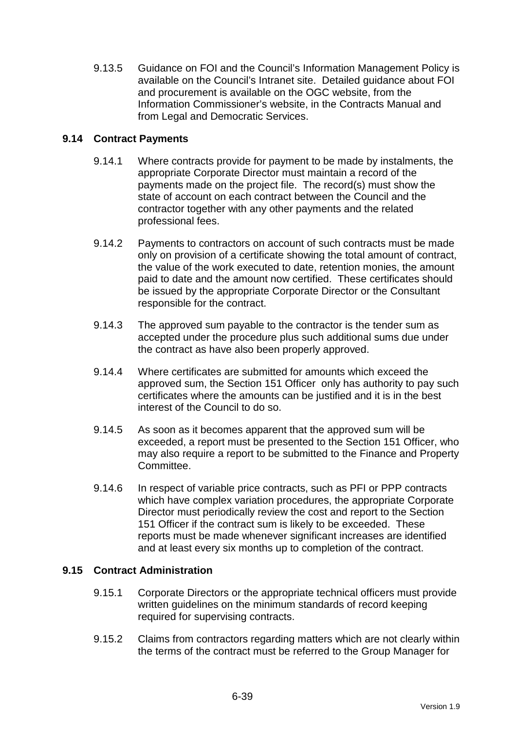9.13.5 Guidance on FOI and the Council's Information Management Policy is available on the Council's Intranet site. Detailed guidance about FOI and procurement is available on the OGC website, from the Information Commissioner's website, in the Contracts Manual and from Legal and Democratic Services.

## 9.14 Contract Payments

9.14.1 Where contracts provide for payment to be made by instalments, the appropriate Corporate Director must maintain a record of the payments made on the project file. The record(s) must show the state of account on each contract between the Council and the contractor together with any other payments and the related professional fees.

9.14.2 Payments to contractors on account of such contracts must be made only on provision of a certificate showing the total amount of contract, the value of the work executed to date, retention monies, the amount paid to date and the amount now certified. These certificates should be issued by the appropriate Corporate Director or the Consultant responsible for the contract.

9.14.3 The approved sum payable to the contractor is the tender sum as accepted under the procedure plus such additional sums due under the contract as have also been properly approved.

9.14.4 Where certificates are submitted for amounts which exceed the approved sum, the Section 151 Officer only has authority to pay such certificates where the amounts can be justified and it is in the best interest of the Council to do so.

9.14.5 As soon as it becomes apparent that the approved sum will be exceeded, a report must be presented to the Section 151 Officer, who may also require a report to be submitted to the Finance and Property Committee.

9.14.6 In respect of variable price contracts, such as PFI or PPP contracts which have complex variation procedures, the appropriate Corporate Director must periodically review the cost and report to the Section 151 Officer if the contract sum is likely to be exceeded. These reports must be made whenever significant increases are identified and at least every six months up to completion of the contract.

## 9.15 Contract Administration

9.15.1 Corporate Directors or the appropriate technical officers must provide written guidelines on the minimum standards of record keeping required for supervising contracts.

9.15.2 Claims from contractors regarding matters which are not clearly within the terms of the contract must be referred to the Group Manager for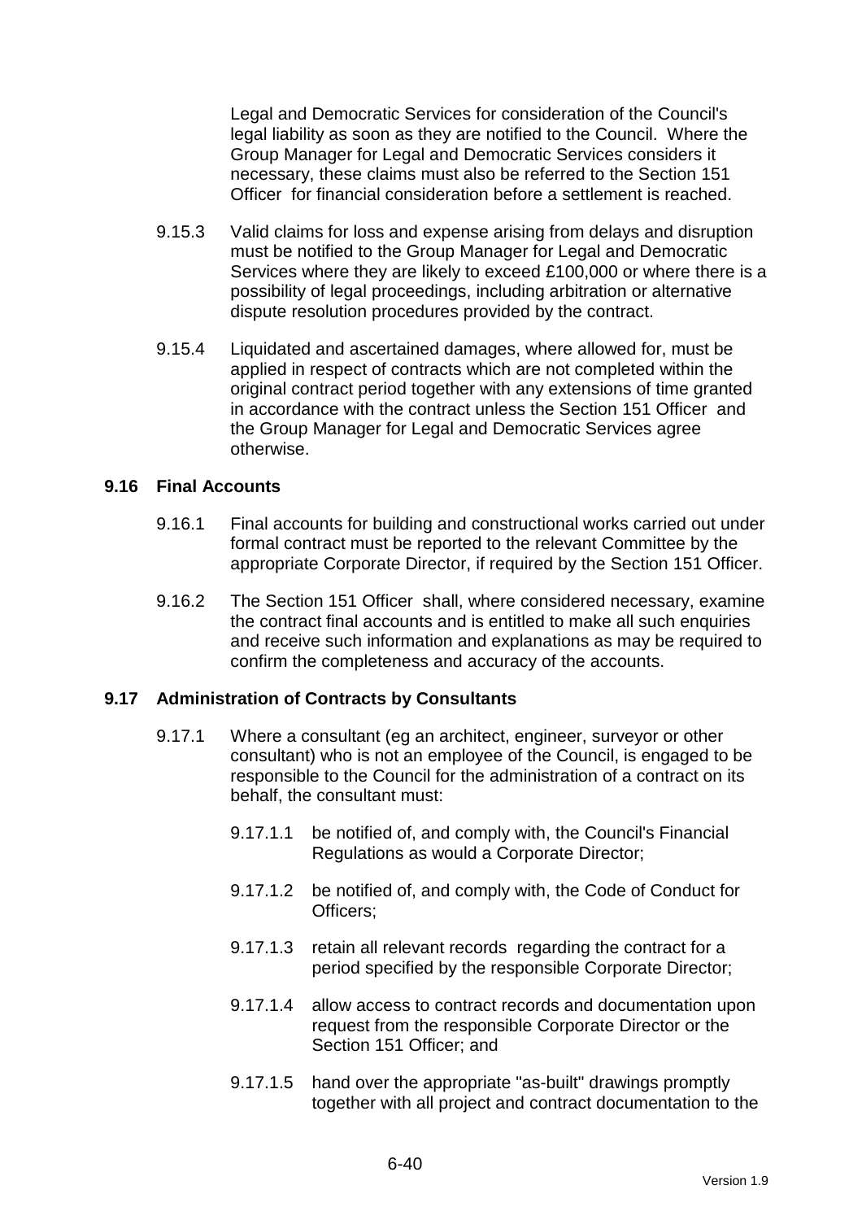Legal and Democratic Services for consideration of the Council's legal liability as soon as they are notified to the Council. Where the Group Manager for Legal and Democratic Services considers it necessary, these claims must also be referred to the Section 151 Officer for financial consideration before a settlement is reached.

9.15.3 Valid claims for loss and expense arising from delays and disruption must be notified to the Group Manager for Legal and Democratic Services where they are likely to exceed £100,000 or where there is a possibility of legal proceedings, including arbitration or alternative dispute resolution procedures provided by the contract.

9.15.4 Liquidated and ascertained damages, where allowed for, must be applied in respect of contracts which are not completed within the original contract period together with any extensions of time granted in accordance with the contract unless the Section 151 Officer and the Group Manager for Legal and Democratic Services agree otherwise.

### 9.16 Final Accounts

9.16.1 Final accounts for building and constructional works carried out under formal contract must be reported to the relevant Committee by the appropriate Corporate Director, if required by the Section 151 Officer.

9.16.2 The Section 151 Officer shall, where considered necessary, examine the contract final accounts and is entitled to make all such enquiries and receive such information and explanations as may be required to confirm the completeness and accuracy of the accounts.

### 9.17 Administration of Contracts by Consultants

9.17.1 Where a consultant (eg an architect, engineer, surveyor or other consultant) who is not an employee of the Council, is engaged to be responsible to the Council for the administration of a contract on its behalf, the consultant must:

9.17.1.1 be notified of, and comply with, the Council's Financial Regulations as would a Corporate Director;

9.17.1.2 be notified of, and comply with, the Code of Conduct for Officers;

9.17.1.3 retain all relevant records regarding the contract for a period specified by the responsible Corporate Director;

9.17.1.4 allow access to contract records and documentation upon request from the responsible Corporate Director or the Section 151 Officer; and

9.17.1.5 hand over the appropriate "as-built" drawings promptly together with all project and contract documentation to the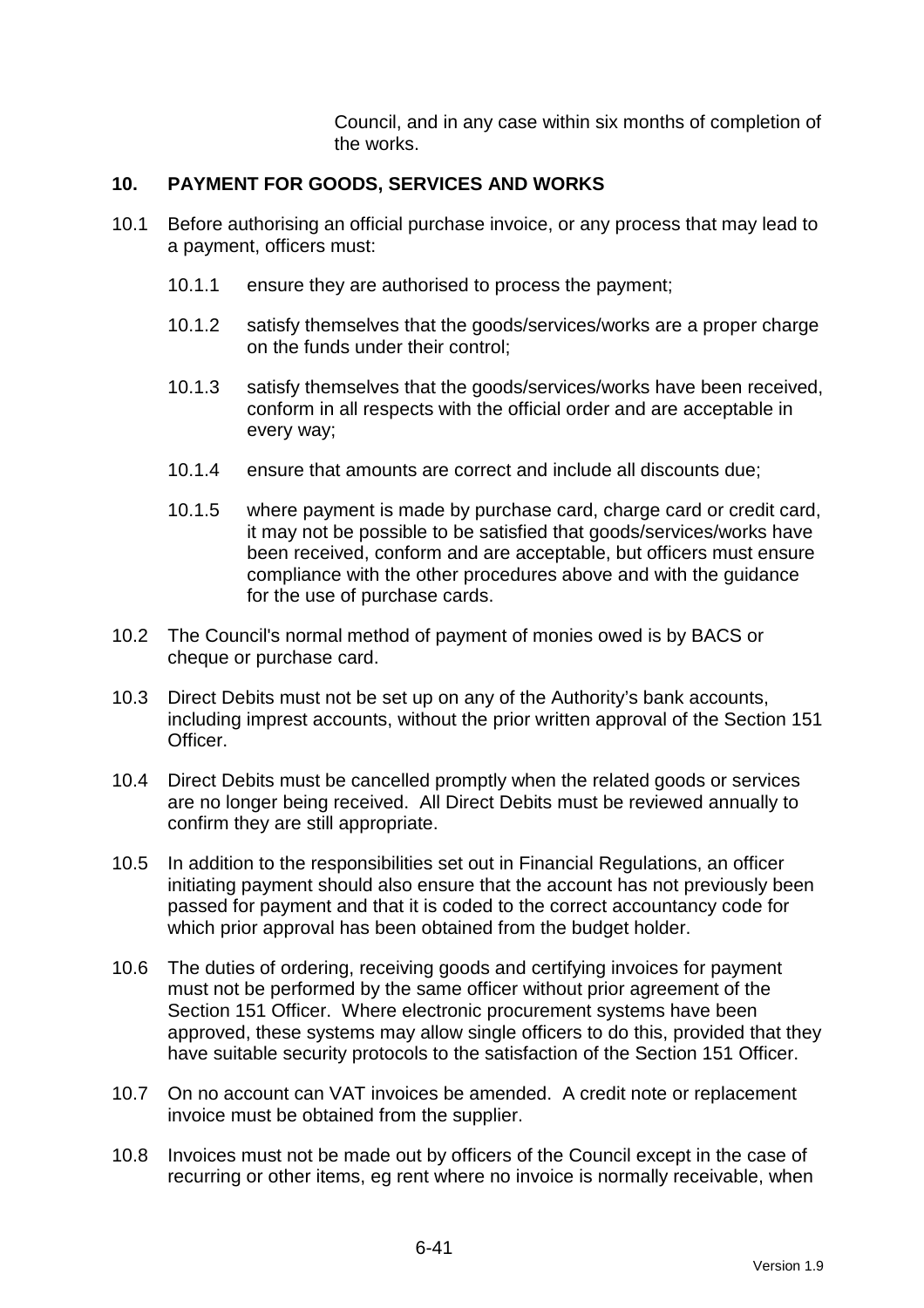Council, and in any case within six months of completion of the works.

## 10. PAYMENT FOR GOODS, SERVICES AND WORKS

10.1 Before authorising an official purchase invoice, or any process that may lead to a payment, officers must:

10.1.1 ensure they are authorised to process the payment;

10.1.2 satisfy themselves that the goods/services/works are a proper charge on the funds under their control;

10.1.3 satisfy themselves that the goods/services/works have been received, conform in all respects with the official order and are acceptable in every way;

10.1.4 ensure that amounts are correct and include all discounts due;

10.1.5 where payment is made by purchase card, charge card or credit card, it may not be possible to be satisfied that goods/services/works have been received, conform and are acceptable, but officers must ensure compliance with the other procedures above and with the guidance for the use of purchase cards.

10.2 The Council's normal method of payment of monies owed is by BACS or cheque or purchase card.

10.3 Direct Debits must not be set up on any of the Authority's bank accounts, including imprest accounts, without the prior written approval of the Section 151 Officer.

10.4 Direct Debits must be cancelled promptly when the related goods or services are no longer being received. All Direct Debits must be reviewed annually to confirm they are still appropriate.

10.5 In addition to the responsibilities set out in Financial Regulations, an officer initiating payment should also ensure that the account has not previously been passed for payment and that it is coded to the correct accountancy code for which prior approval has been obtained from the budget holder.

10.6 The duties of ordering, receiving goods and certifying invoices for payment must not be performed by the same officer without prior agreement of the Section 151 Officer. Where electronic procurement systems have been approved, these systems may allow single officers to do this, provided that they have suitable security protocols to the satisfaction of the Section 151 Officer.

10.7 On no account can VAT invoices be amended. A credit note or replacement invoice must be obtained from the supplier.

10.8 Invoices must not be made out by officers of the Council except in the case of recurring or other items, eg rent where no invoice is normally receivable, when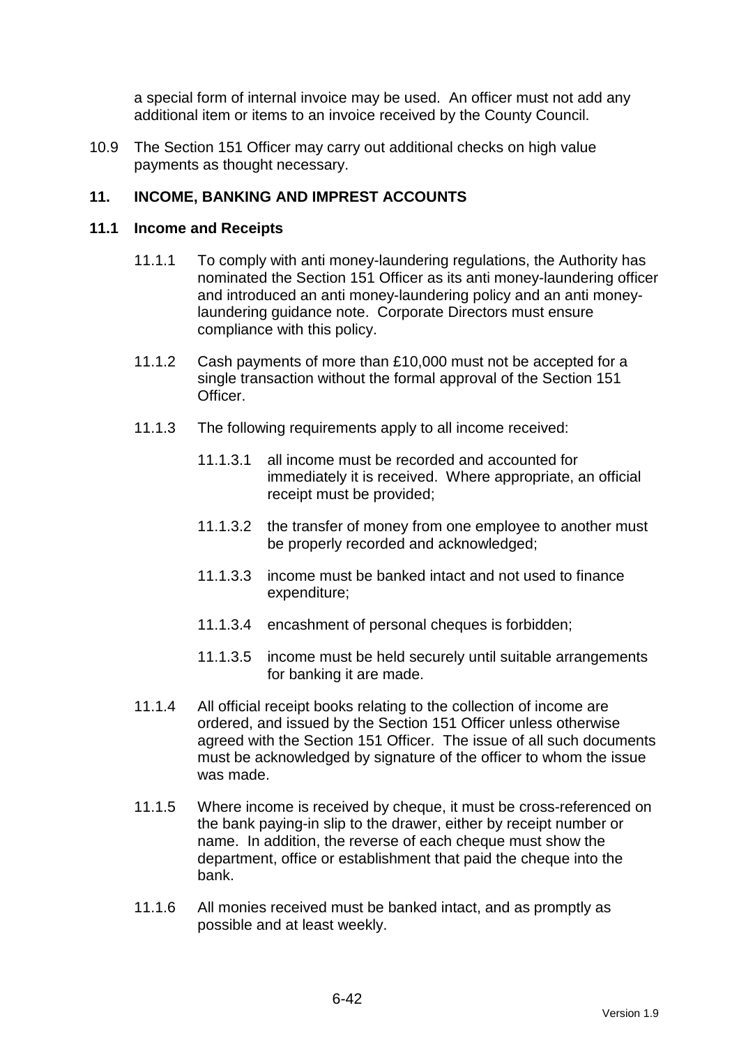a special form of internal invoice may be used. An officer must not add any additional item or items to an invoice received by the County Council.

10.9 The Section 151 Officer may carry out additional checks on high value payments as thought necessary.

## 11. INCOME, BANKING AND IMPREST ACCOUNTS

### 11.1 Income and Receipts

11.1.1 To comply with anti money-laundering regulations, the Authority has nominated the Section 151 Officer as its anti money-laundering officer and introduced an anti money-laundering policy and an anti money-laundering guidance note. Corporate Directors must ensure compliance with this policy.

11.1.2 Cash payments of more than £10,000 must not be accepted for a single transaction without the formal approval of the Section 151 Officer.

11.1.3 The following requirements apply to all income received:

11.1.3.1 all income must be recorded and accounted for immediately it is received. Where appropriate, an official receipt must be provided;

11.1.3.2 the transfer of money from one employee to another must be properly recorded and acknowledged;

11.1.3.3 income must be banked intact and not used to finance expenditure;

11.1.3.4 encashment of personal cheques is forbidden;

11.1.3.5 income must be held securely until suitable arrangements for banking it are made.

11.1.4 All official receipt books relating to the collection of income are ordered, and issued by the Section 151 Officer unless otherwise agreed with the Section 151 Officer. The issue of all such documents must be acknowledged by signature of the officer to whom the issue was made.

11.1.5 Where income is received by cheque, it must be cross-referenced on the bank paying-in slip to the drawer, either by receipt number or name. In addition, the reverse of each cheque must show the department, office or establishment that paid the cheque into the bank.

11.1.6 All monies received must be banked intact, and as promptly as possible and at least weekly.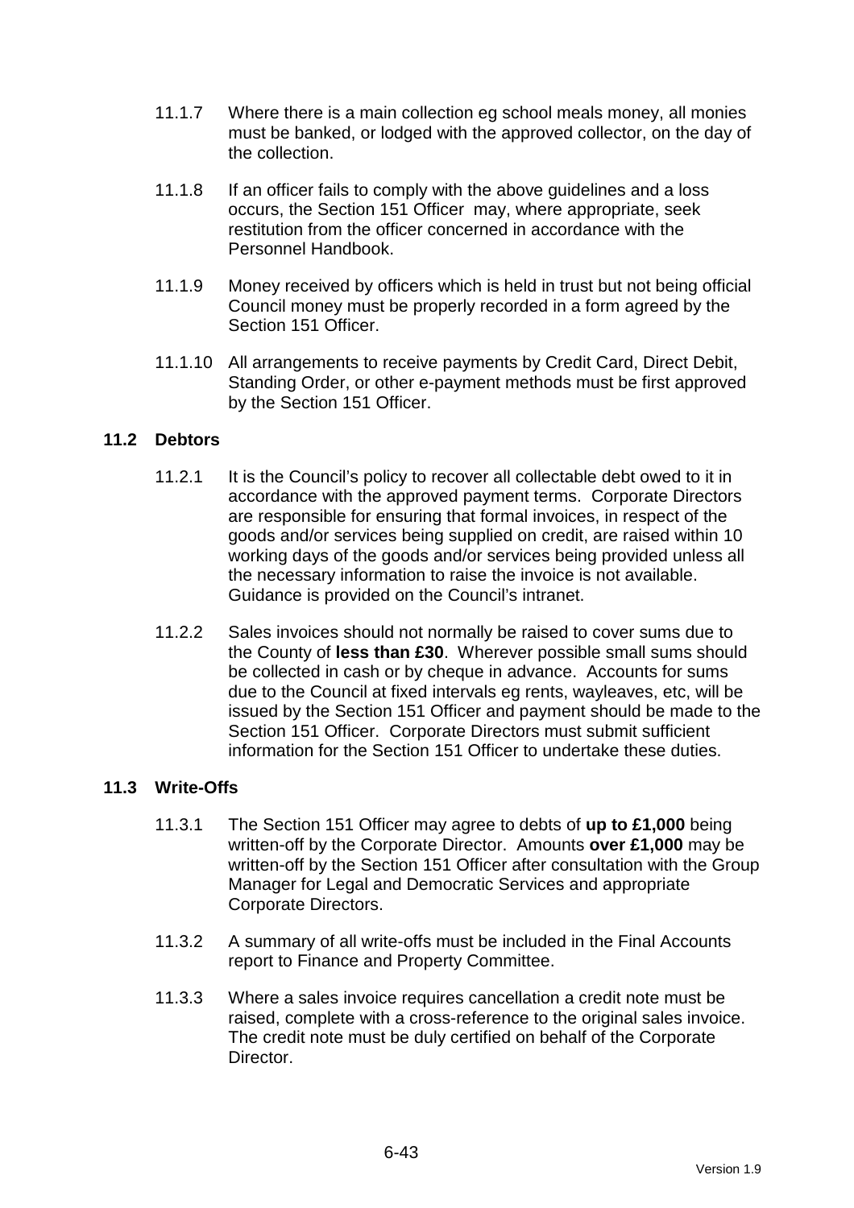11.1.7 Where there is a main collection eg school meals money, all monies must be banked, or lodged with the approved collector, on the day of the collection.

11.1.8 If an officer fails to comply with the above guidelines and a loss occurs, the Section 151 Officer may, where appropriate, seek restitution from the officer concerned in accordance with the Personnel Handbook.

11.1.9 Money received by officers which is held in trust but not being official Council money must be properly recorded in a form agreed by the Section 151 Officer.

11.1.10 All arrangements to receive payments by Credit Card, Direct Debit, Standing Order, or other e-payment methods must be first approved by the Section 151 Officer.

### 11.2 Debtors

11.2.1 It is the Council's policy to recover all collectable debt owed to it in accordance with the approved payment terms. Corporate Directors are responsible for ensuring that formal invoices, in respect of the goods and/or services being supplied on credit, are raised within 10 working days of the goods and/or services being provided unless all the necessary information to raise the invoice is not available. Guidance is provided on the Council's intranet.

11.2.2 Sales invoices should not normally be raised to cover sums due to the County of **less than £30**. Wherever possible small sums should be collected in cash or by cheque in advance. Accounts for sums due to the Council at fixed intervals eg rents, wayleaves, etc, will be issued by the Section 151 Officer and payment should be made to the Section 151 Officer. Corporate Directors must submit sufficient information for the Section 151 Officer to undertake these duties.

### 11.3 Write-Offs

11.3.1 The Section 151 Officer may agree to debts of **up to £1,000** being written-off by the Corporate Director. Amounts **over £1,000** may be written-off by the Section 151 Officer after consultation with the Group Manager for Legal and Democratic Services and appropriate Corporate Directors.

11.3.2 A summary of all write-offs must be included in the Final Accounts report to Finance and Property Committee.

11.3.3 Where a sales invoice requires cancellation a credit note must be raised, complete with a cross-reference to the original sales invoice. The credit note must be duly certified on behalf of the Corporate Director.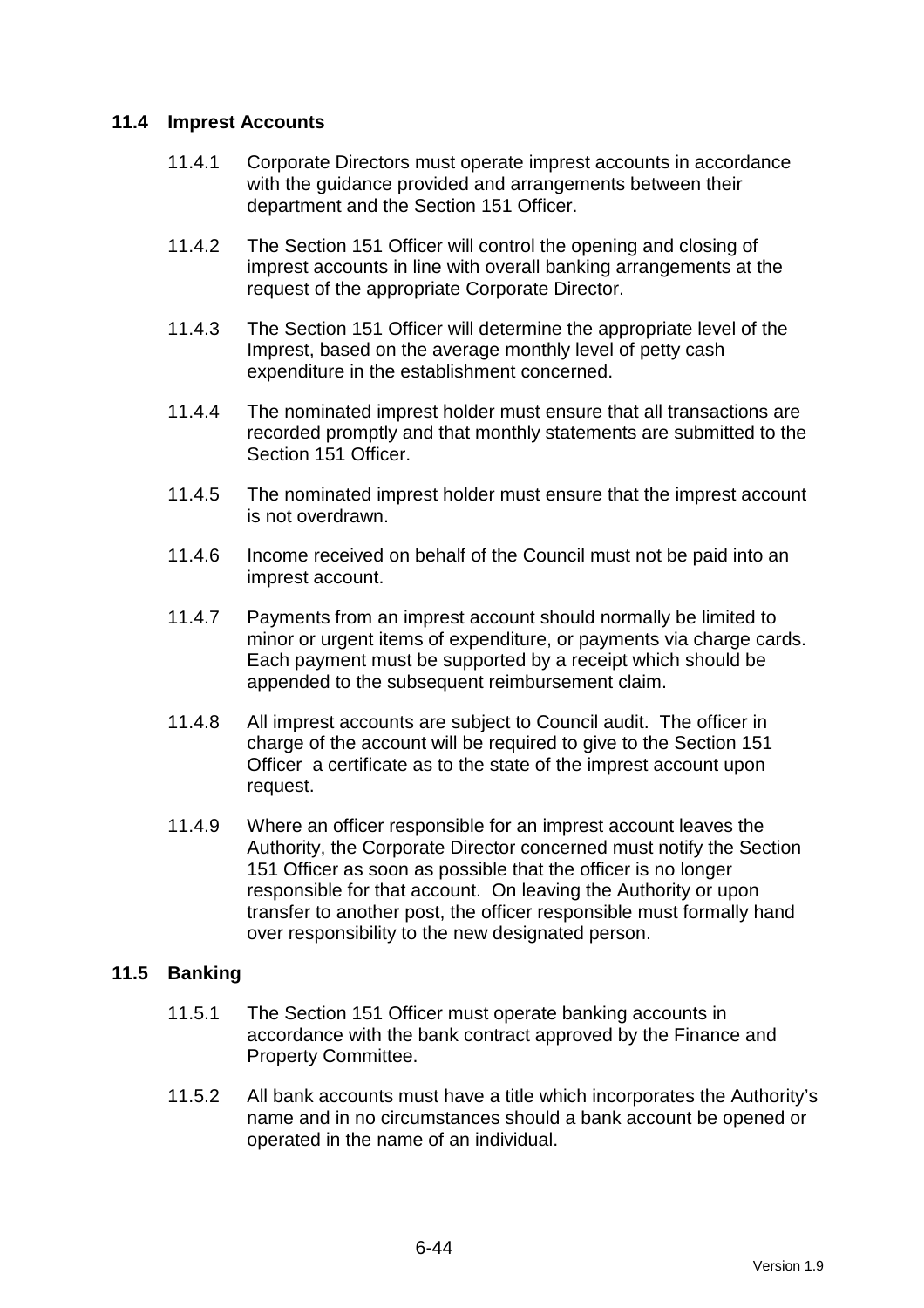### 11.4 Imprest Accounts

11.4.1 Corporate Directors must operate imprest accounts in accordance with the guidance provided and arrangements between their department and the Section 151 Officer.

11.4.2 The Section 151 Officer will control the opening and closing of imprest accounts in line with overall banking arrangements at the request of the appropriate Corporate Director.

11.4.3 The Section 151 Officer will determine the appropriate level of the Imprest, based on the average monthly level of petty cash expenditure in the establishment concerned.

11.4.4 The nominated imprest holder must ensure that all transactions are recorded promptly and that monthly statements are submitted to the Section 151 Officer.

11.4.5 The nominated imprest holder must ensure that the imprest account is not overdrawn.

11.4.6 Income received on behalf of the Council must not be paid into an imprest account.

11.4.7 Payments from an imprest account should normally be limited to minor or urgent items of expenditure, or payments via charge cards. Each payment must be supported by a receipt which should be appended to the subsequent reimbursement claim.

11.4.8 All imprest accounts are subject to Council audit. The officer in charge of the account will be required to give to the Section 151 Officer a certificate as to the state of the imprest account upon request.

11.4.9 Where an officer responsible for an imprest account leaves the Authority, the Corporate Director concerned must notify the Section 151 Officer as soon as possible that the officer is no longer responsible for that account. On leaving the Authority or upon transfer to another post, the officer responsible must formally hand over responsibility to the new designated person.

### 11.5 Banking

11.5.1 The Section 151 Officer must operate banking accounts in accordance with the bank contract approved by the Finance and Property Committee.

11.5.2 All bank accounts must have a title which incorporates the Authority's name and in no circumstances should a bank account be opened or operated in the name of an individual.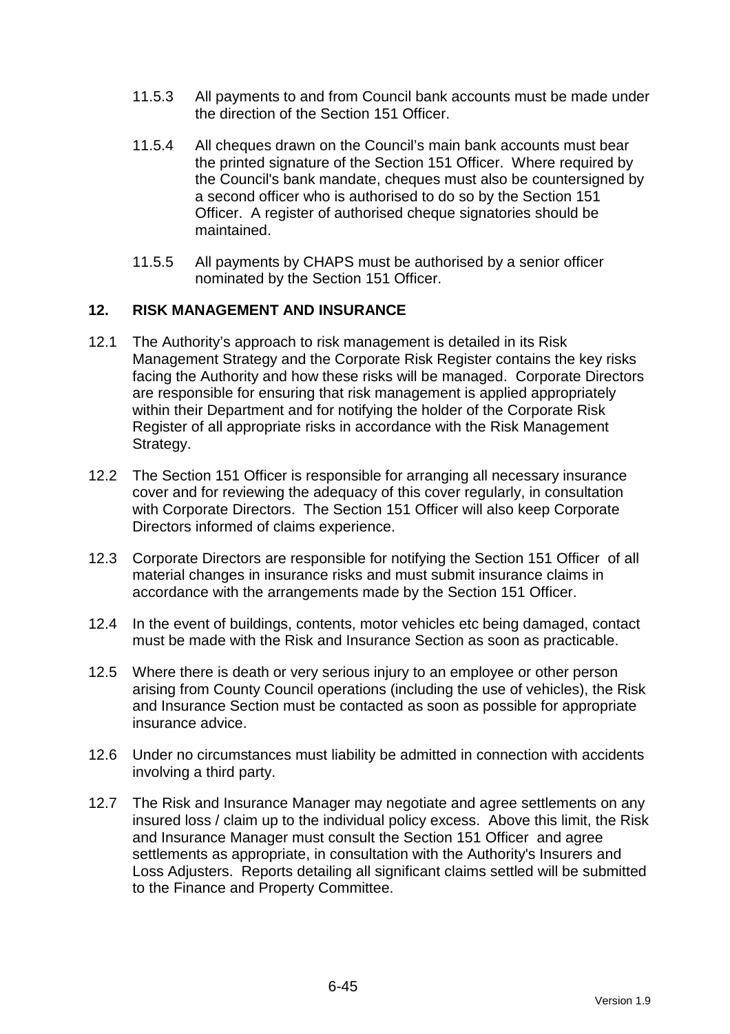11.5.3 All payments to and from Council bank accounts must be made under the direction of the Section 151 Officer.

11.5.4 All cheques drawn on the Council's main bank accounts must bear the printed signature of the Section 151 Officer. Where required by the Council's bank mandate, cheques must also be countersigned by a second officer who is authorised to do so by the Section 151 Officer. A register of authorised cheque signatories should be maintained.

11.5.5 All payments by CHAPS must be authorised by a senior officer nominated by the Section 151 Officer.

## 12. RISK MANAGEMENT AND INSURANCE

12.1 The Authority's approach to risk management is detailed in its Risk Management Strategy and the Corporate Risk Register contains the key risks facing the Authority and how these risks will be managed. Corporate Directors are responsible for ensuring that risk management is applied appropriately within their Department and for notifying the holder of the Corporate Risk Register of all appropriate risks in accordance with the Risk Management Strategy.

12.2 The Section 151 Officer is responsible for arranging all necessary insurance cover and for reviewing the adequacy of this cover regularly, in consultation with Corporate Directors. The Section 151 Officer will also keep Corporate Directors informed of claims experience.

12.3 Corporate Directors are responsible for notifying the Section 151 Officer of all material changes in insurance risks and must submit insurance claims in accordance with the arrangements made by the Section 151 Officer.

12.4 In the event of buildings, contents, motor vehicles etc being damaged, contact must be made with the Risk and Insurance Section as soon as practicable.

12.5 Where there is death or very serious injury to an employee or other person arising from County Council operations (including the use of vehicles), the Risk and Insurance Section must be contacted as soon as possible for appropriate insurance advice.

12.6 Under no circumstances must liability be admitted in connection with accidents involving a third party.

12.7 The Risk and Insurance Manager may negotiate and agree settlements on any insured loss / claim up to the individual policy excess. Above this limit, the Risk and Insurance Manager must consult the Section 151 Officer and agree settlements as appropriate, in consultation with the Authority's Insurers and Loss Adjusters. Reports detailing all significant claims settled will be submitted to the Finance and Property Committee.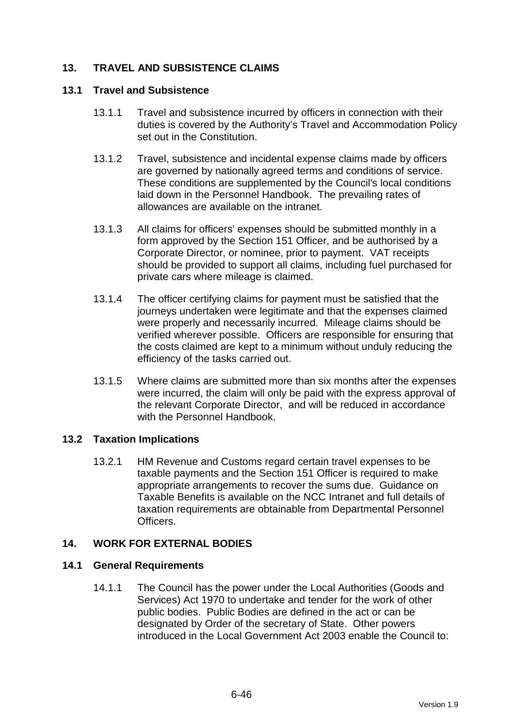## 13. TRAVEL AND SUBSISTENCE CLAIMS

### 13.1 Travel and Subsistence

13.1.1 Travel and subsistence incurred by officers in connection with their duties is covered by the Authority's Travel and Accommodation Policy set out in the Constitution.

13.1.2 Travel, subsistence and incidental expense claims made by officers are governed by nationally agreed terms and conditions of service. These conditions are supplemented by the Council's local conditions laid down in the Personnel Handbook. The prevailing rates of allowances are available on the intranet.

13.1.3 All claims for officers' expenses should be submitted monthly in a form approved by the Section 151 Officer, and be authorised by a Corporate Director, or nominee, prior to payment. VAT receipts should be provided to support all claims, including fuel purchased for private cars where mileage is claimed.

13.1.4 The officer certifying claims for payment must be satisfied that the journeys undertaken were legitimate and that the expenses claimed were properly and necessarily incurred. Mileage claims should be verified wherever possible. Officers are responsible for ensuring that the costs claimed are kept to a minimum without unduly reducing the efficiency of the tasks carried out.

13.1.5 Where claims are submitted more than six months after the expenses were incurred, the claim will only be paid with the express approval of the relevant Corporate Director, and will be reduced in accordance with the Personnel Handbook.

### 13.2 Taxation Implications

13.2.1 HM Revenue and Customs regard certain travel expenses to be taxable payments and the Section 151 Officer is required to make appropriate arrangements to recover the sums due. Guidance on Taxable Benefits is available on the NCC Intranet and full details of taxation requirements are obtainable from Departmental Personnel Officers.

## 14. WORK FOR EXTERNAL BODIES

### 14.1 General Requirements

14.1.1 The Council has the power under the Local Authorities (Goods and Services) Act 1970 to undertake and tender for the work of other public bodies. Public Bodies are defined in the act or can be designated by Order of the secretary of State. Other powers introduced in the Local Government Act 2003 enable the Council to: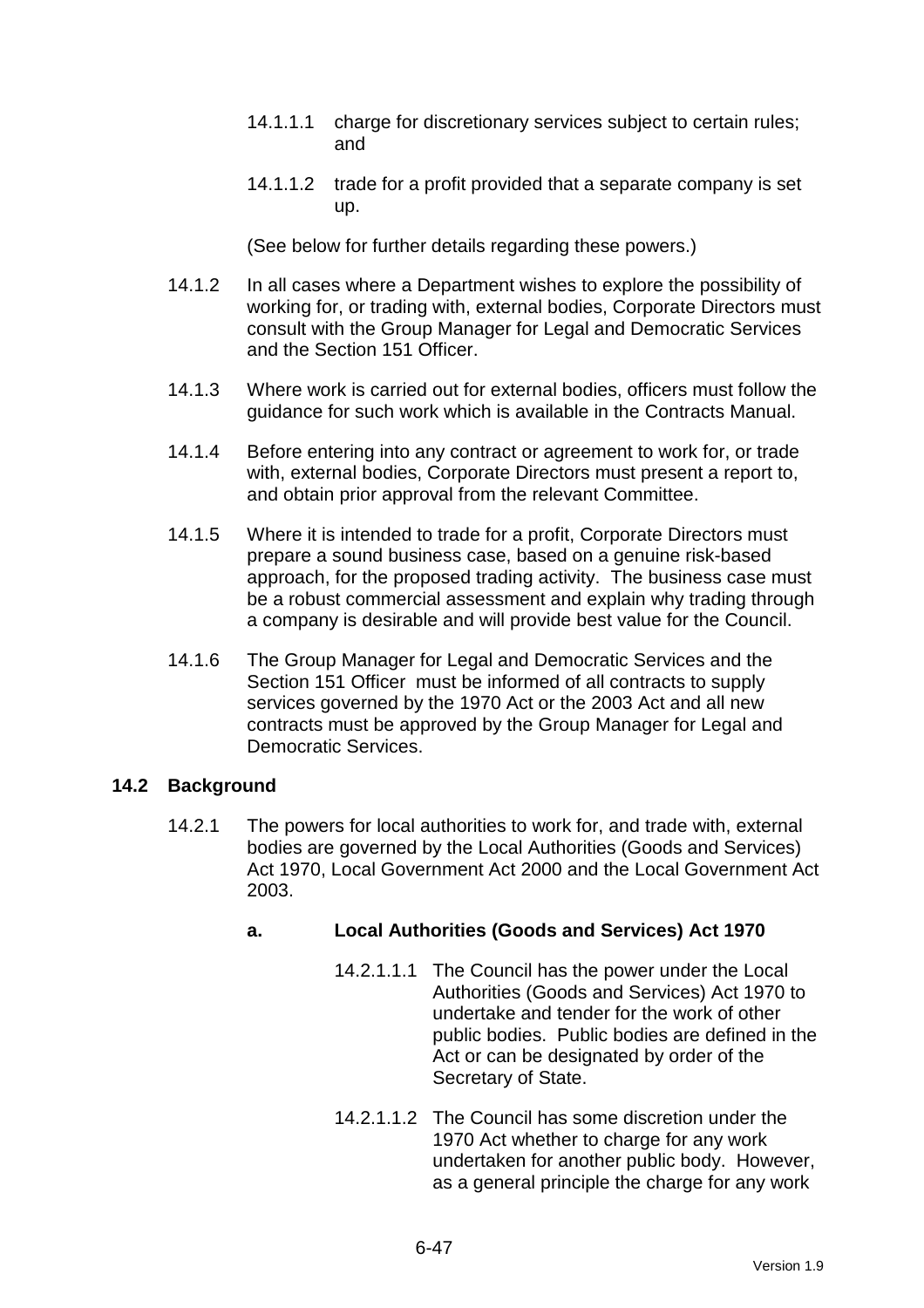14.1.1.1 charge for discretionary services subject to certain rules; and

14.1.1.2 trade for a profit provided that a separate company is set up.

(See below for further details regarding these powers.)

14.1.2 In all cases where a Department wishes to explore the possibility of working for, or trading with, external bodies, Corporate Directors must consult with the Group Manager for Legal and Democratic Services and the Section 151 Officer.

14.1.3 Where work is carried out for external bodies, officers must follow the guidance for such work which is available in the Contracts Manual.

14.1.4 Before entering into any contract or agreement to work for, or trade with, external bodies, Corporate Directors must present a report to, and obtain prior approval from the relevant Committee.

14.1.5 Where it is intended to trade for a profit, Corporate Directors must prepare a sound business case, based on a genuine risk-based approach, for the proposed trading activity. The business case must be a robust commercial assessment and explain why trading through a company is desirable and will provide best value for the Council.

14.1.6 The Group Manager for Legal and Democratic Services and the Section 151 Officer must be informed of all contracts to supply services governed by the 1970 Act or the 2003 Act and all new contracts must be approved by the Group Manager for Legal and Democratic Services.

## 14.2 Background

14.2.1 The powers for local authorities to work for, and trade with, external bodies are governed by the Local Authorities (Goods and Services) Act 1970, Local Government Act 2000 and the Local Government Act 2003.

### a. Local Authorities (Goods and Services) Act 1970

14.2.1.1.1 The Council has the power under the Local Authorities (Goods and Services) Act 1970 to undertake and tender for the work of other public bodies. Public bodies are defined in the Act or can be designated by order of the Secretary of State.

14.2.1.1.2 The Council has some discretion under the 1970 Act whether to charge for any work undertaken for another public body. However, as a general principle the charge for any work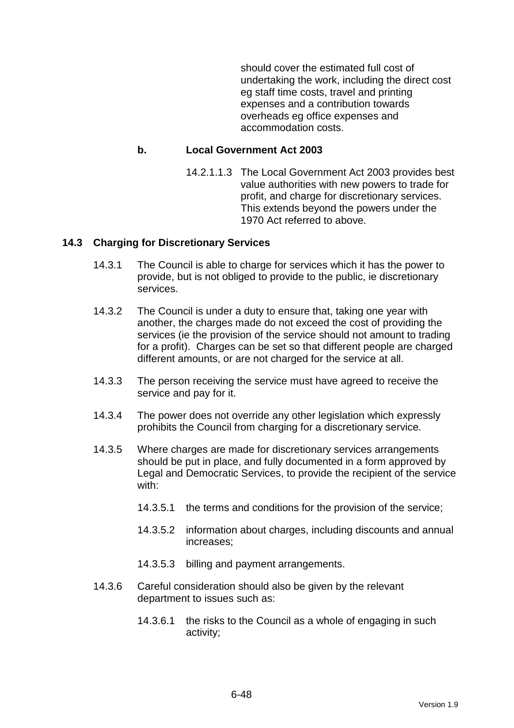should cover the estimated full cost of undertaking the work, including the direct cost eg staff time costs, travel and printing expenses and a contribution towards overheads eg office expenses and accommodation costs.

**b. Local Government Act 2003**

14.2.1.1.3 The Local Government Act 2003 provides best value authorities with new powers to trade for profit, and charge for discretionary services. This extends beyond the powers under the 1970 Act referred to above.

## 14.3 Charging for Discretionary Services

14.3.1 The Council is able to charge for services which it has the power to provide, but is not obliged to provide to the public, ie discretionary services.

14.3.2 The Council is under a duty to ensure that, taking one year with another, the charges made do not exceed the cost of providing the services (ie the provision of the service should not amount to trading for a profit). Charges can be set so that different people are charged different amounts, or are not charged for the service at all.

14.3.3 The person receiving the service must have agreed to receive the service and pay for it.

14.3.4 The power does not override any other legislation which expressly prohibits the Council from charging for a discretionary service.

14.3.5 Where charges are made for discretionary services arrangements should be put in place, and fully documented in a form approved by Legal and Democratic Services, to provide the recipient of the service with:

14.3.5.1 the terms and conditions for the provision of the service;

14.3.5.2 information about charges, including discounts and annual increases;

14.3.5.3 billing and payment arrangements.

14.3.6 Careful consideration should also be given by the relevant department to issues such as:

14.3.6.1 the risks to the Council as a whole of engaging in such activity;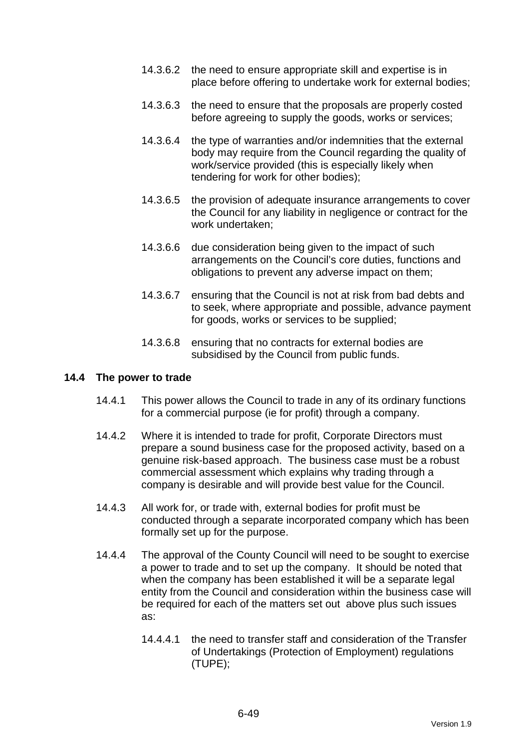14.3.6.2 the need to ensure appropriate skill and expertise is in place before offering to undertake work for external bodies;

14.3.6.3 the need to ensure that the proposals are properly costed before agreeing to supply the goods, works or services;

14.3.6.4 the type of warranties and/or indemnities that the external body may require from the Council regarding the quality of work/service provided (this is especially likely when tendering for work for other bodies);

14.3.6.5 the provision of adequate insurance arrangements to cover the Council for any liability in negligence or contract for the work undertaken;

14.3.6.6 due consideration being given to the impact of such arrangements on the Council's core duties, functions and obligations to prevent any adverse impact on them;

14.3.6.7 ensuring that the Council is not at risk from bad debts and to seek, where appropriate and possible, advance payment for goods, works or services to be supplied;

14.3.6.8 ensuring that no contracts for external bodies are subsidised by the Council from public funds.

## 14.4 The power to trade

14.4.1 This power allows the Council to trade in any of its ordinary functions for a commercial purpose (ie for profit) through a company.

14.4.2 Where it is intended to trade for profit, Corporate Directors must prepare a sound business case for the proposed activity, based on a genuine risk-based approach. The business case must be a robust commercial assessment which explains why trading through a company is desirable and will provide best value for the Council.

14.4.3 All work for, or trade with, external bodies for profit must be conducted through a separate incorporated company which has been formally set up for the purpose.

14.4.4 The approval of the County Council will need to be sought to exercise a power to trade and to set up the company. It should be noted that when the company has been established it will be a separate legal entity from the Council and consideration within the business case will be required for each of the matters set out above plus such issues as:

14.4.4.1 the need to transfer staff and consideration of the Transfer of Undertakings (Protection of Employment) regulations (TUPE);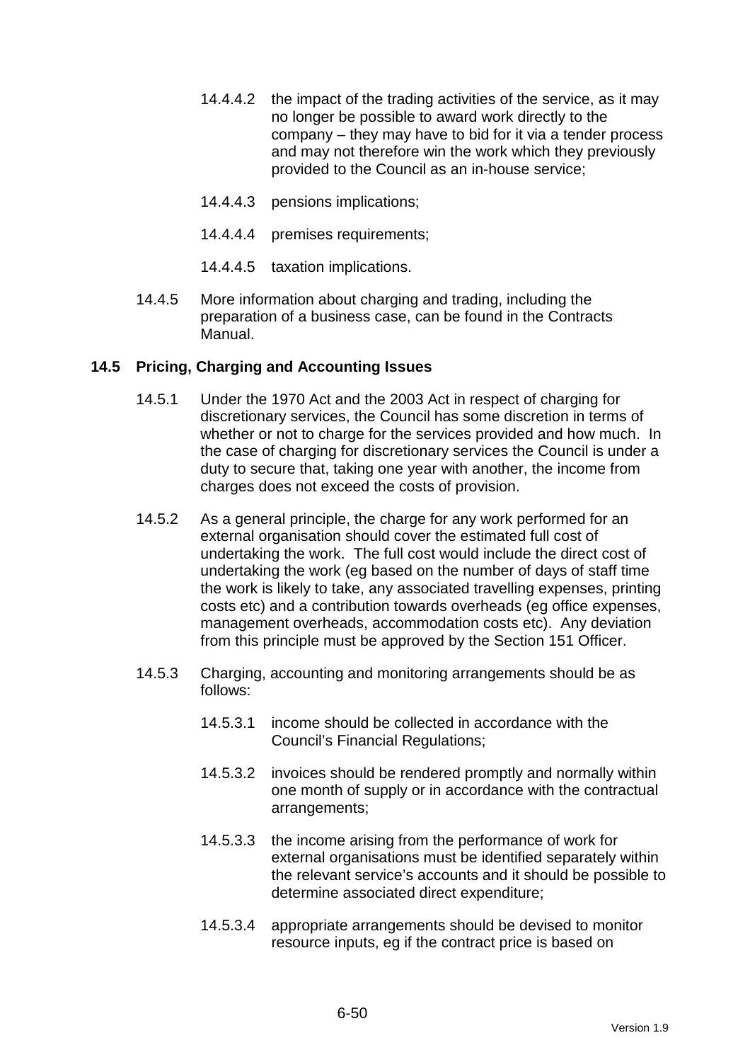14.4.4.2 the impact of the trading activities of the service, as it may no longer be possible to award work directly to the company – they may have to bid for it via a tender process and may not therefore win the work which they previously provided to the Council as an in-house service;

14.4.4.3 pensions implications;

14.4.4.4 premises requirements;

14.4.4.5 taxation implications.

14.4.5 More information about charging and trading, including the preparation of a business case, can be found in the Contracts Manual.

### 14.5 Pricing, Charging and Accounting Issues

14.5.1 Under the 1970 Act and the 2003 Act in respect of charging for discretionary services, the Council has some discretion in terms of whether or not to charge for the services provided and how much. In the case of charging for discretionary services the Council is under a duty to secure that, taking one year with another, the income from charges does not exceed the costs of provision.

14.5.2 As a general principle, the charge for any work performed for an external organisation should cover the estimated full cost of undertaking the work. The full cost would include the direct cost of undertaking the work (eg based on the number of days of staff time the work is likely to take, any associated travelling expenses, printing costs etc) and a contribution towards overheads (eg office expenses, management overheads, accommodation costs etc). Any deviation from this principle must be approved by the Section 151 Officer.

14.5.3 Charging, accounting and monitoring arrangements should be as follows:

14.5.3.1 income should be collected in accordance with the Council's Financial Regulations;

14.5.3.2 invoices should be rendered promptly and normally within one month of supply or in accordance with the contractual arrangements;

14.5.3.3 the income arising from the performance of work for external organisations must be identified separately within the relevant service's accounts and it should be possible to determine associated direct expenditure;

14.5.3.4 appropriate arrangements should be devised to monitor resource inputs, eg if the contract price is based on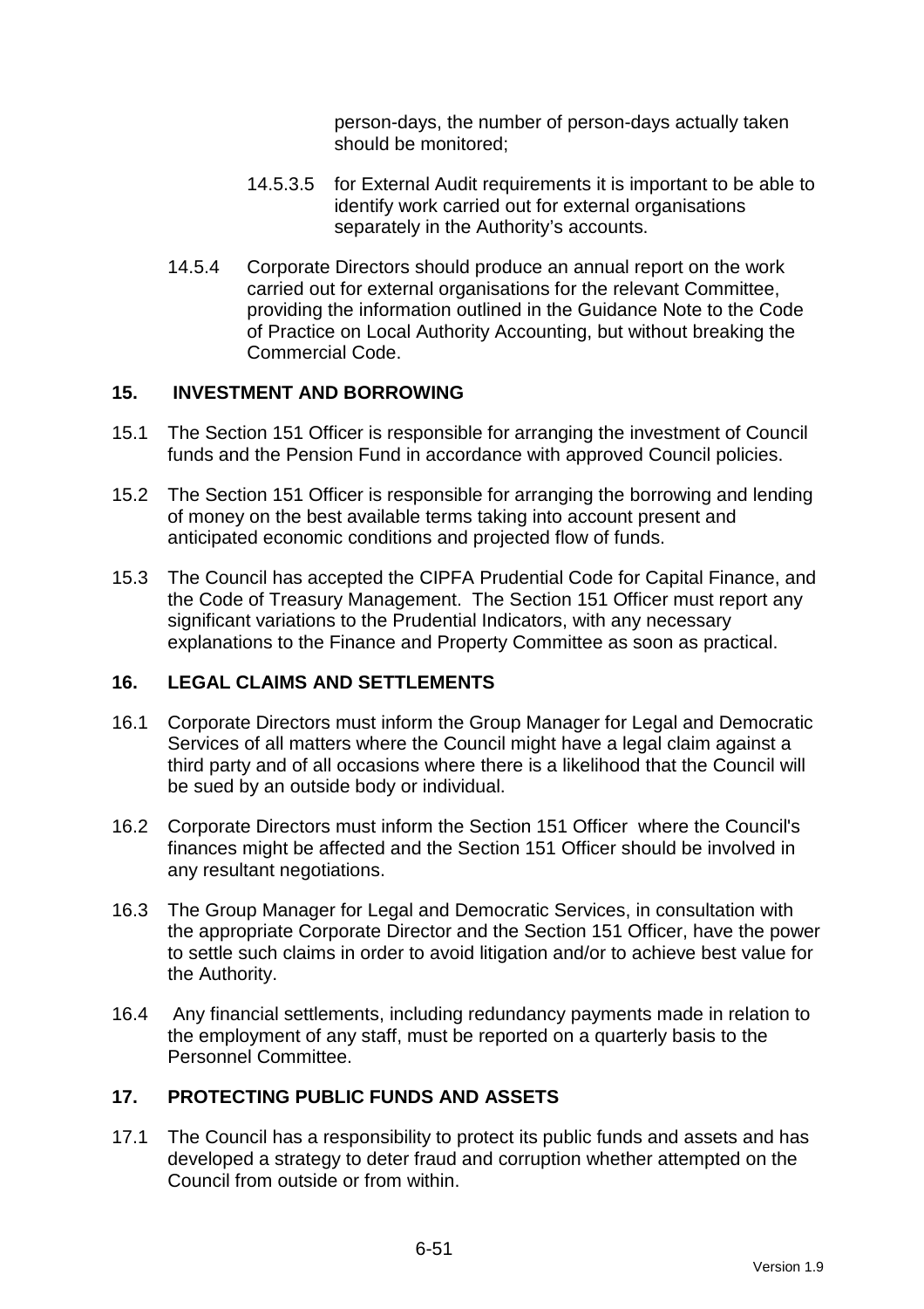person-days, the number of person-days actually taken should be monitored;

14.5.3.5 for External Audit requirements it is important to be able to identify work carried out for external organisations separately in the Authority's accounts.

14.5.4 Corporate Directors should produce an annual report on the work carried out for external organisations for the relevant Committee, providing the information outlined in the Guidance Note to the Code of Practice on Local Authority Accounting, but without breaking the Commercial Code.

## 15. INVESTMENT AND BORROWING

15.1 The Section 151 Officer is responsible for arranging the investment of Council funds and the Pension Fund in accordance with approved Council policies.

15.2 The Section 151 Officer is responsible for arranging the borrowing and lending of money on the best available terms taking into account present and anticipated economic conditions and projected flow of funds.

15.3 The Council has accepted the CIPFA Prudential Code for Capital Finance, and the Code of Treasury Management. The Section 151 Officer must report any significant variations to the Prudential Indicators, with any necessary explanations to the Finance and Property Committee as soon as practical.

## 16. LEGAL CLAIMS AND SETTLEMENTS

16.1 Corporate Directors must inform the Group Manager for Legal and Democratic Services of all matters where the Council might have a legal claim against a third party and of all occasions where there is a likelihood that the Council will be sued by an outside body or individual.

16.2 Corporate Directors must inform the Section 151 Officer where the Council's finances might be affected and the Section 151 Officer should be involved in any resultant negotiations.

16.3 The Group Manager for Legal and Democratic Services, in consultation with the appropriate Corporate Director and the Section 151 Officer, have the power to settle such claims in order to avoid litigation and/or to achieve best value for the Authority.

16.4 Any financial settlements, including redundancy payments made in relation to the employment of any staff, must be reported on a quarterly basis to the Personnel Committee.

## 17. PROTECTING PUBLIC FUNDS AND ASSETS

17.1 The Council has a responsibility to protect its public funds and assets and has developed a strategy to deter fraud and corruption whether attempted on the Council from outside or from within.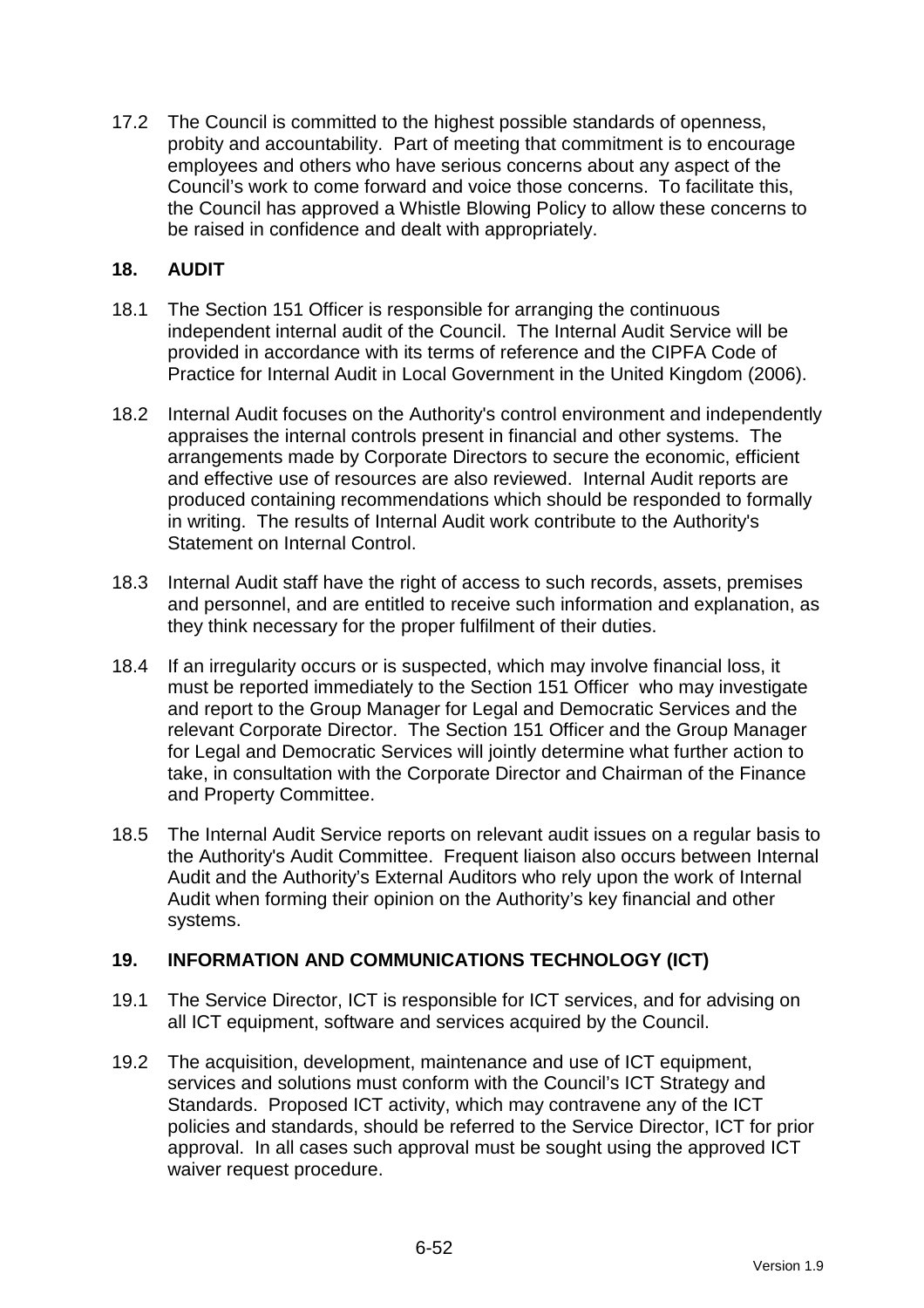17.2 The Council is committed to the highest possible standards of openness, probity and accountability. Part of meeting that commitment is to encourage employees and others who have serious concerns about any aspect of the Council's work to come forward and voice those concerns. To facilitate this, the Council has approved a Whistle Blowing Policy to allow these concerns to be raised in confidence and dealt with appropriately.

## 18. AUDIT

18.1 The Section 151 Officer is responsible for arranging the continuous independent internal audit of the Council. The Internal Audit Service will be provided in accordance with its terms of reference and the CIPFA Code of Practice for Internal Audit in Local Government in the United Kingdom (2006).

18.2 Internal Audit focuses on the Authority's control environment and independently appraises the internal controls present in financial and other systems. The arrangements made by Corporate Directors to secure the economic, efficient and effective use of resources are also reviewed. Internal Audit reports are produced containing recommendations which should be responded to formally in writing. The results of Internal Audit work contribute to the Authority's Statement on Internal Control.

18.3 Internal Audit staff have the right of access to such records, assets, premises and personnel, and are entitled to receive such information and explanation, as they think necessary for the proper fulfilment of their duties.

18.4 If an irregularity occurs or is suspected, which may involve financial loss, it must be reported immediately to the Section 151 Officer who may investigate and report to the Group Manager for Legal and Democratic Services and the relevant Corporate Director. The Section 151 Officer and the Group Manager for Legal and Democratic Services will jointly determine what further action to take, in consultation with the Corporate Director and Chairman of the Finance and Property Committee.

18.5 The Internal Audit Service reports on relevant audit issues on a regular basis to the Authority's Audit Committee. Frequent liaison also occurs between Internal Audit and the Authority's External Auditors who rely upon the work of Internal Audit when forming their opinion on the Authority's key financial and other systems.

## 19. INFORMATION AND COMMUNICATIONS TECHNOLOGY (ICT)

19.1 The Service Director, ICT is responsible for ICT services, and for advising on all ICT equipment, software and services acquired by the Council.

19.2 The acquisition, development, maintenance and use of ICT equipment, services and solutions must conform with the Council's ICT Strategy and Standards. Proposed ICT activity, which may contravene any of the ICT policies and standards, should be referred to the Service Director, ICT for prior approval. In all cases such approval must be sought using the approved ICT waiver request procedure.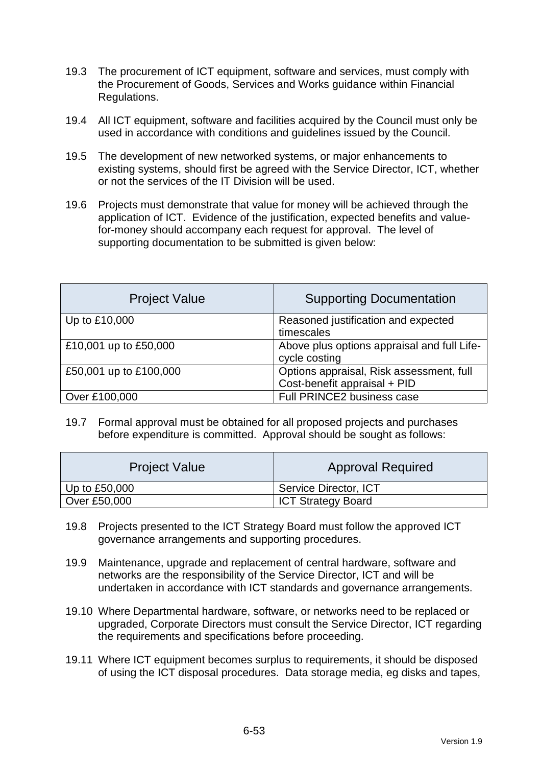19.3 The procurement of ICT equipment, software and services, must comply with the Procurement of Goods, Services and Works guidance within Financial Regulations.

19.4 All ICT equipment, software and facilities acquired by the Council must only be used in accordance with conditions and guidelines issued by the Council.

19.5 The development of new networked systems, or major enhancements to existing systems, should first be agreed with the Service Director, ICT, whether or not the services of the IT Division will be used.

19.6 Projects must demonstrate that value for money will be achieved through the application of ICT. Evidence of the justification, expected benefits and value-for-money should accompany each request for approval. The level of supporting documentation to be submitted is given below:

| Project Value | Supporting Documentation |
|---|---|
| Up to £10,000 | Reasoned justification and expected timescales |
| £10,001 up to £50,000 | Above plus options appraisal and full Life-cycle costing |
| £50,001 up to £100,000 | Options appraisal, Risk assessment, full Cost-benefit appraisal + PID |
| Over £100,000 | Full PRINCE2 business case |

19.7 Formal approval must be obtained for all proposed projects and purchases before expenditure is committed. Approval should be sought as follows:

| Project Value | Approval Required |
|---|---|
| Up to £50,000 | Service Director, ICT |
| Over £50,000 | ICT Strategy Board |

19.8 Projects presented to the ICT Strategy Board must follow the approved ICT governance arrangements and supporting procedures.

19.9 Maintenance, upgrade and replacement of central hardware, software and networks are the responsibility of the Service Director, ICT and will be undertaken in accordance with ICT standards and governance arrangements.

19.10 Where Departmental hardware, software, or networks need to be replaced or upgraded, Corporate Directors must consult the Service Director, ICT regarding the requirements and specifications before proceeding.

19.11 Where ICT equipment becomes surplus to requirements, it should be disposed of using the ICT disposal procedures. Data storage media, eg disks and tapes,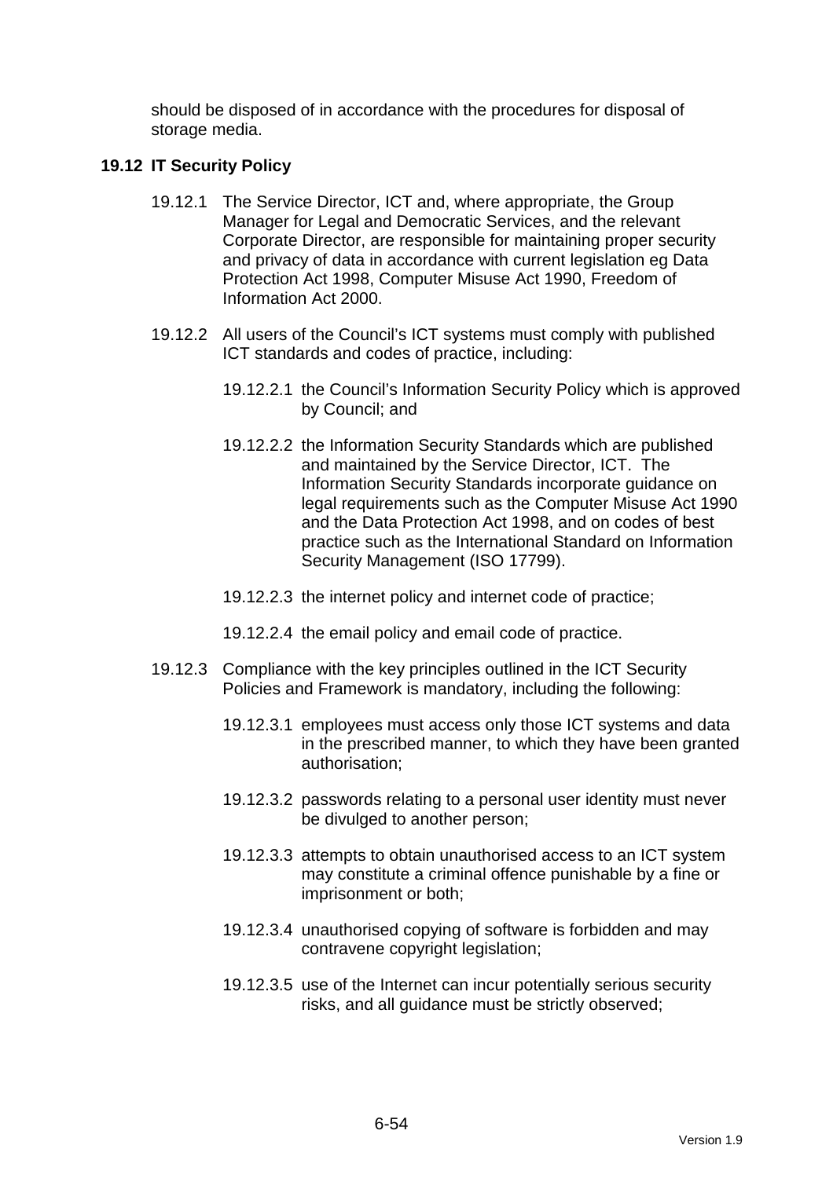should be disposed of in accordance with the procedures for disposal of storage media.

### 19.12 IT Security Policy

19.12.1 The Service Director, ICT and, where appropriate, the Group Manager for Legal and Democratic Services, and the relevant Corporate Director, are responsible for maintaining proper security and privacy of data in accordance with current legislation eg Data Protection Act 1998, Computer Misuse Act 1990, Freedom of Information Act 2000.

19.12.2 All users of the Council's ICT systems must comply with published ICT standards and codes of practice, including:

19.12.2.1 the Council's Information Security Policy which is approved by Council; and

19.12.2.2 the Information Security Standards which are published and maintained by the Service Director, ICT. The Information Security Standards incorporate guidance on legal requirements such as the Computer Misuse Act 1990 and the Data Protection Act 1998, and on codes of best practice such as the International Standard on Information Security Management (ISO 17799).

19.12.2.3 the internet policy and internet code of practice;

19.12.2.4 the email policy and email code of practice.

19.12.3 Compliance with the key principles outlined in the ICT Security Policies and Framework is mandatory, including the following:

19.12.3.1 employees must access only those ICT systems and data in the prescribed manner, to which they have been granted authorisation;

19.12.3.2 passwords relating to a personal user identity must never be divulged to another person;

19.12.3.3 attempts to obtain unauthorised access to an ICT system may constitute a criminal offence punishable by a fine or imprisonment or both;

19.12.3.4 unauthorised copying of software is forbidden and may contravene copyright legislation;

19.12.3.5 use of the Internet can incur potentially serious security risks, and all guidance must be strictly observed;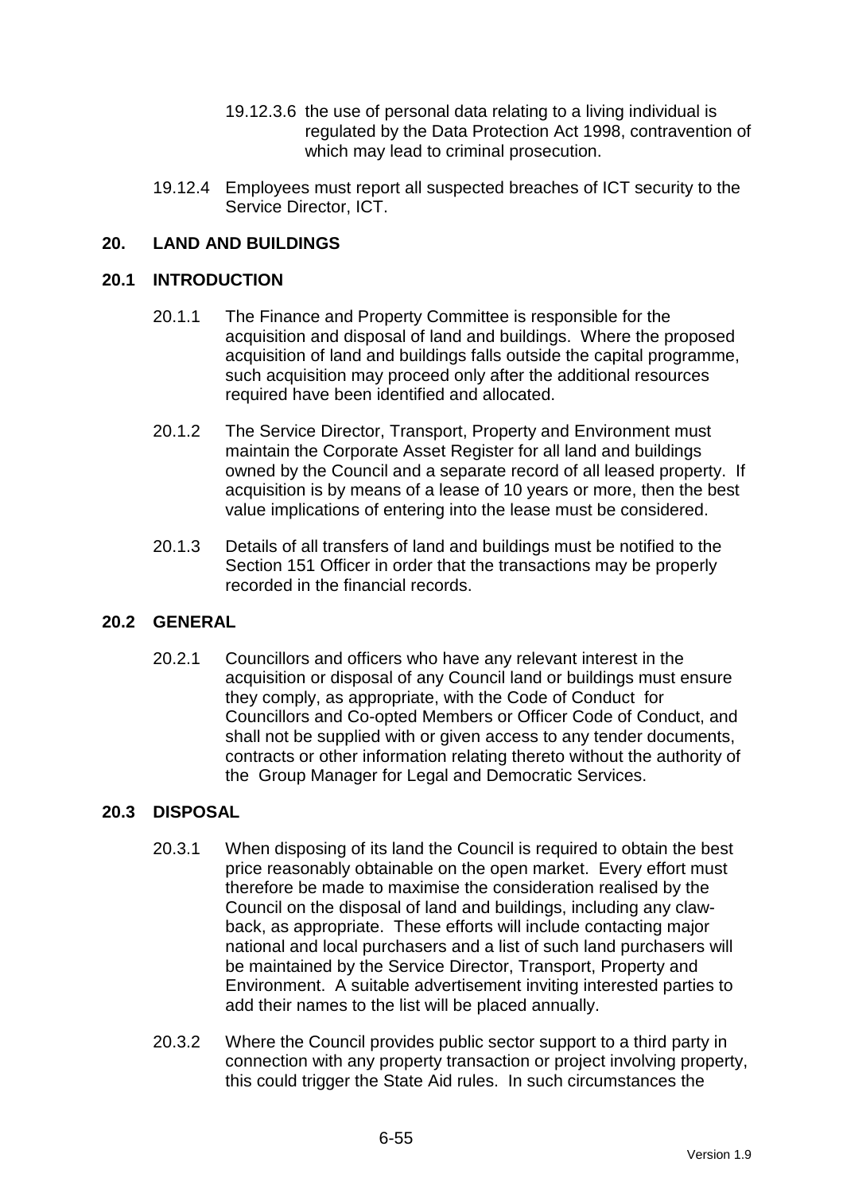19.12.3.6 the use of personal data relating to a living individual is regulated by the Data Protection Act 1998, contravention of which may lead to criminal prosecution.

19.12.4 Employees must report all suspected breaches of ICT security to the Service Director, ICT.

## 20. LAND AND BUILDINGS

### 20.1 INTRODUCTION

20.1.1 The Finance and Property Committee is responsible for the acquisition and disposal of land and buildings. Where the proposed acquisition of land and buildings falls outside the capital programme, such acquisition may proceed only after the additional resources required have been identified and allocated.

20.1.2 The Service Director, Transport, Property and Environment must maintain the Corporate Asset Register for all land and buildings owned by the Council and a separate record of all leased property. If acquisition is by means of a lease of 10 years or more, then the best value implications of entering into the lease must be considered.

20.1.3 Details of all transfers of land and buildings must be notified to the Section 151 Officer in order that the transactions may be properly recorded in the financial records.

### 20.2 GENERAL

20.2.1 Councillors and officers who have any relevant interest in the acquisition or disposal of any Council land or buildings must ensure they comply, as appropriate, with the Code of Conduct for Councillors and Co-opted Members or Officer Code of Conduct, and shall not be supplied with or given access to any tender documents, contracts or other information relating thereto without the authority of the Group Manager for Legal and Democratic Services.

### 20.3 DISPOSAL

20.3.1 When disposing of its land the Council is required to obtain the best price reasonably obtainable on the open market. Every effort must therefore be made to maximise the consideration realised by the Council on the disposal of land and buildings, including any claw-back, as appropriate. These efforts will include contacting major national and local purchasers and a list of such land purchasers will be maintained by the Service Director, Transport, Property and Environment. A suitable advertisement inviting interested parties to add their names to the list will be placed annually.

20.3.2 Where the Council provides public sector support to a third party in connection with any property transaction or project involving property, this could trigger the State Aid rules. In such circumstances the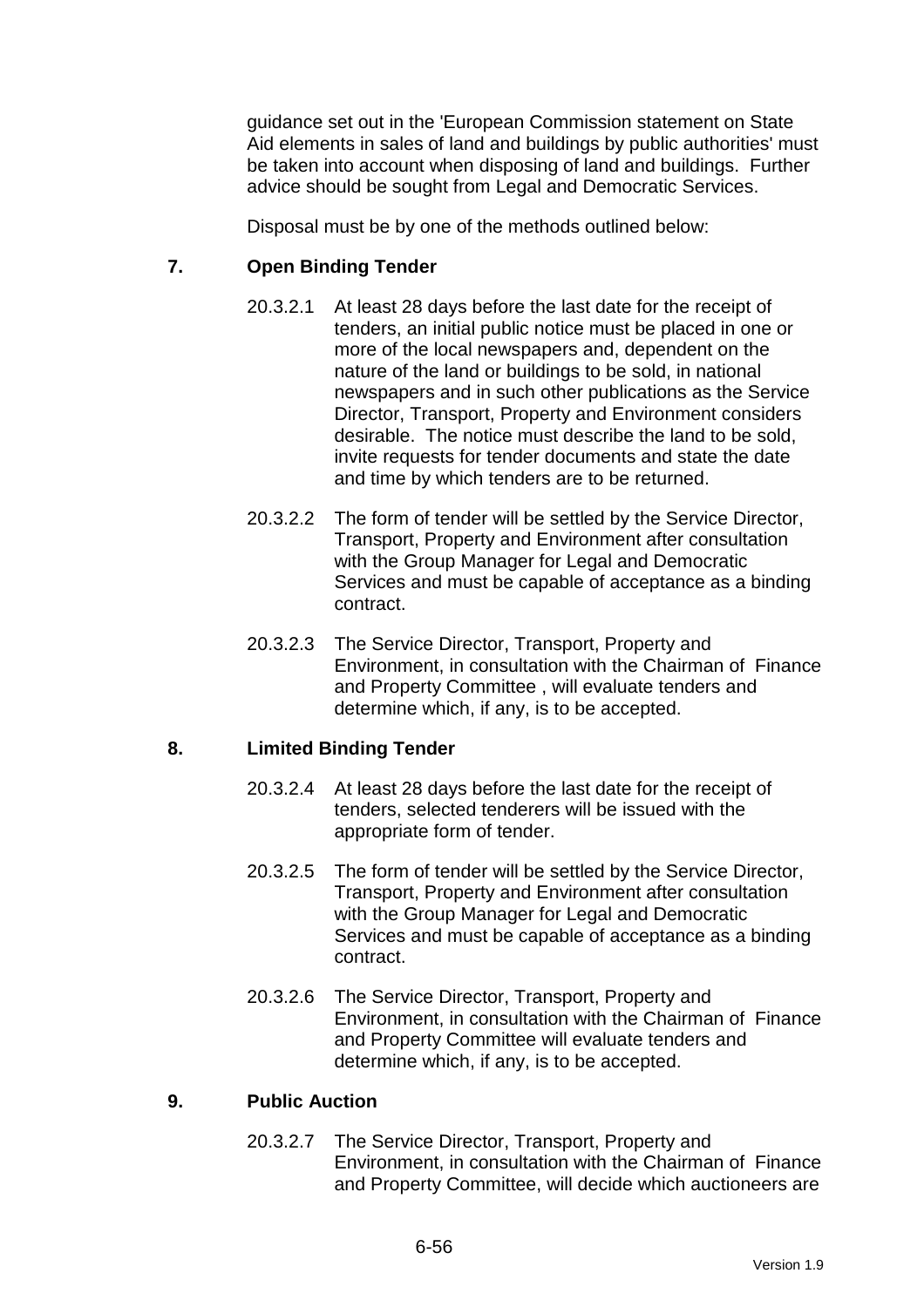guidance set out in the 'European Commission statement on State Aid elements in sales of land and buildings by public authorities' must be taken into account when disposing of land and buildings. Further advice should be sought from Legal and Democratic Services.

Disposal must be by one of the methods outlined below:

### 7. Open Binding Tender

20.3.2.1 At least 28 days before the last date for the receipt of tenders, an initial public notice must be placed in one or more of the local newspapers and, dependent on the nature of the land or buildings to be sold, in national newspapers and in such other publications as the Service Director, Transport, Property and Environment considers desirable. The notice must describe the land to be sold, invite requests for tender documents and state the date and time by which tenders are to be returned.

20.3.2.2 The form of tender will be settled by the Service Director, Transport, Property and Environment after consultation with the Group Manager for Legal and Democratic Services and must be capable of acceptance as a binding contract.

20.3.2.3 The Service Director, Transport, Property and Environment, in consultation with the Chairman of Finance and Property Committee , will evaluate tenders and determine which, if any, is to be accepted.

### 8. Limited Binding Tender

20.3.2.4 At least 28 days before the last date for the receipt of tenders, selected tenderers will be issued with the appropriate form of tender.

20.3.2.5 The form of tender will be settled by the Service Director, Transport, Property and Environment after consultation with the Group Manager for Legal and Democratic Services and must be capable of acceptance as a binding contract.

20.3.2.6 The Service Director, Transport, Property and Environment, in consultation with the Chairman of Finance and Property Committee will evaluate tenders and determine which, if any, is to be accepted.

### 9. Public Auction

20.3.2.7 The Service Director, Transport, Property and Environment, in consultation with the Chairman of Finance and Property Committee, will decide which auctioneers are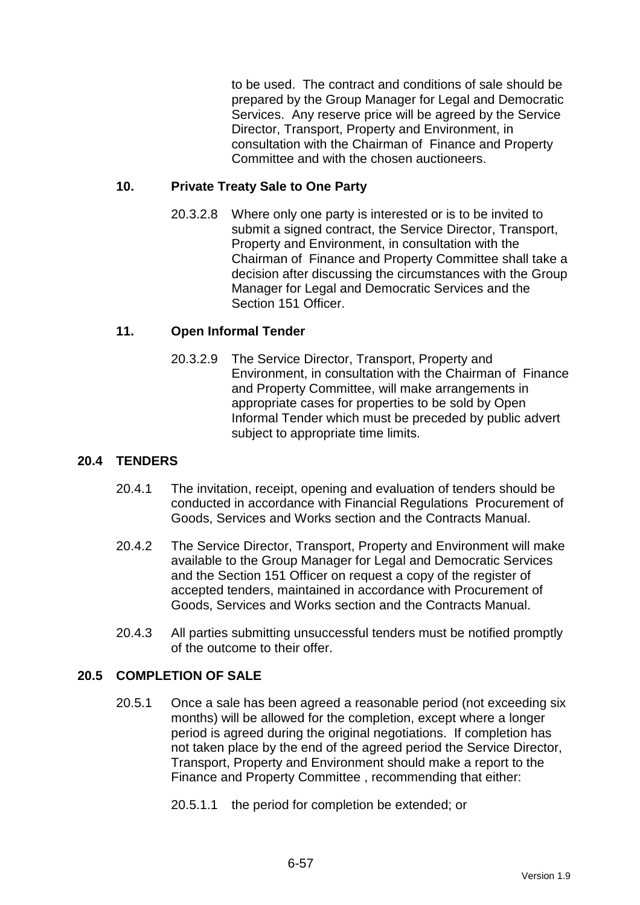to be used. The contract and conditions of sale should be prepared by the Group Manager for Legal and Democratic Services. Any reserve price will be agreed by the Service Director, Transport, Property and Environment, in consultation with the Chairman of Finance and Property Committee and with the chosen auctioneers.

### 10. Private Treaty Sale to One Party

20.3.2.8 Where only one party is interested or is to be invited to submit a signed contract, the Service Director, Transport, Property and Environment, in consultation with the Chairman of Finance and Property Committee shall take a decision after discussing the circumstances with the Group Manager for Legal and Democratic Services and the Section 151 Officer.

### 11. Open Informal Tender

20.3.2.9 The Service Director, Transport, Property and Environment, in consultation with the Chairman of Finance and Property Committee, will make arrangements in appropriate cases for properties to be sold by Open Informal Tender which must be preceded by public advert subject to appropriate time limits.

## 20.4 TENDERS

20.4.1 The invitation, receipt, opening and evaluation of tenders should be conducted in accordance with Financial Regulations Procurement of Goods, Services and Works section and the Contracts Manual.

20.4.2 The Service Director, Transport, Property and Environment will make available to the Group Manager for Legal and Democratic Services and the Section 151 Officer on request a copy of the register of accepted tenders, maintained in accordance with Procurement of Goods, Services and Works section and the Contracts Manual.

20.4.3 All parties submitting unsuccessful tenders must be notified promptly of the outcome to their offer.

## 20.5 COMPLETION OF SALE

20.5.1 Once a sale has been agreed a reasonable period (not exceeding six months) will be allowed for the completion, except where a longer period is agreed during the original negotiations. If completion has not taken place by the end of the agreed period the Service Director, Transport, Property and Environment should make a report to the Finance and Property Committee , recommending that either:

20.5.1.1 the period for completion be extended; or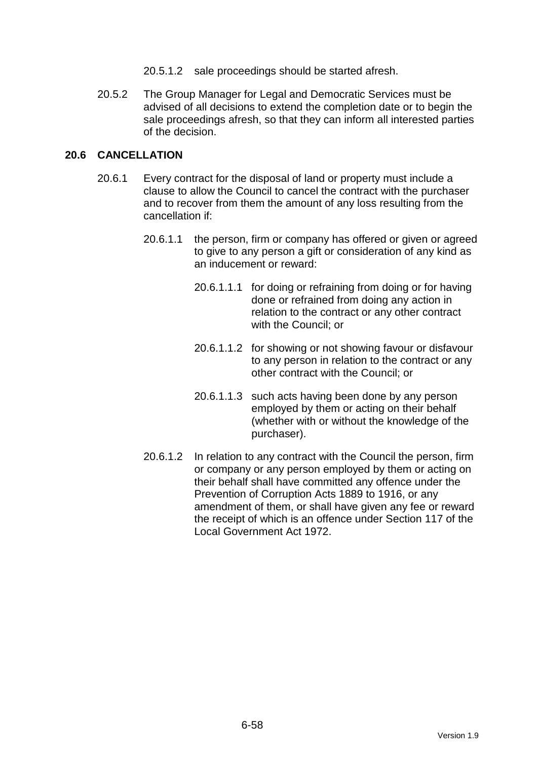20.5.1.2 sale proceedings should be started afresh.

20.5.2 The Group Manager for Legal and Democratic Services must be advised of all decisions to extend the completion date or to begin the sale proceedings afresh, so that they can inform all interested parties of the decision.

### 20.6 CANCELLATION

20.6.1 Every contract for the disposal of land or property must include a clause to allow the Council to cancel the contract with the purchaser and to recover from them the amount of any loss resulting from the cancellation if:

20.6.1.1 the person, firm or company has offered or given or agreed to give to any person a gift or consideration of any kind as an inducement or reward:

20.6.1.1.1 for doing or refraining from doing or for having done or refrained from doing any action in relation to the contract or any other contract with the Council; or

20.6.1.1.2 for showing or not showing favour or disfavour to any person in relation to the contract or any other contract with the Council; or

20.6.1.1.3 such acts having been done by any person employed by them or acting on their behalf (whether with or without the knowledge of the purchaser).

20.6.1.2 In relation to any contract with the Council the person, firm or company or any person employed by them or acting on their behalf shall have committed any offence under the Prevention of Corruption Acts 1889 to 1916, or any amendment of them, or shall have given any fee or reward the receipt of which is an offence under Section 117 of the Local Government Act 1972.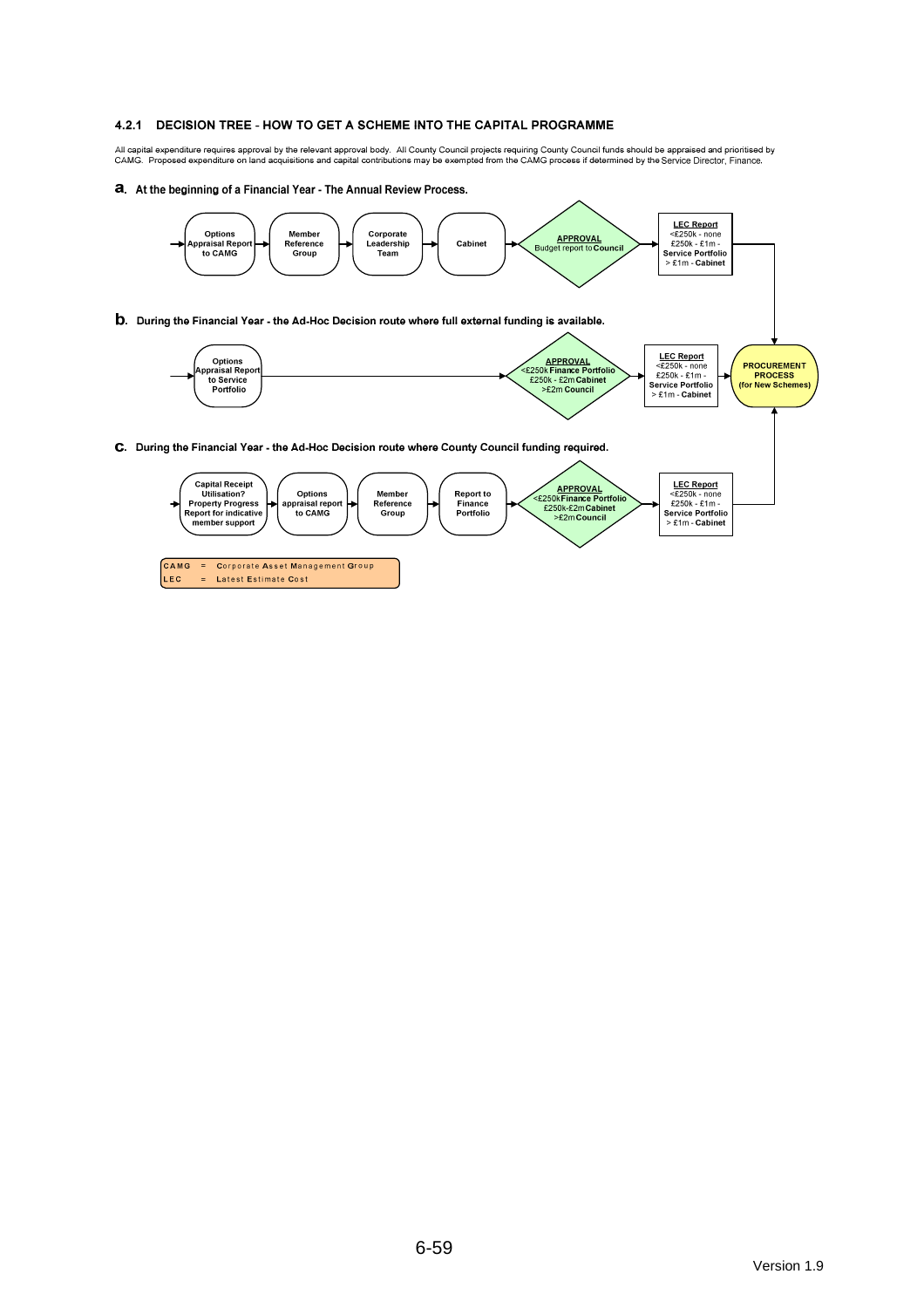### 4.2.1 DECISION TREE - HOW TO GET A SCHEME INTO THE CAPITAL PROGRAMME

All capital expenditure requires approval by the relevant approval body. All County Council projects requiring County Council funds should be appraised and prioritised by CAMG. Proposed expenditure on land acquisitions and capital contributions may be exempted from the CAMG process if determined by the Service Director, Finance.

**a. At the beginning of a Financial Year - The Annual Review Process.**

Options Appraisal Report to CAMG → Member Reference Group → Corporate Leadership Team → Cabinet → **APPROVAL** Budget report to **Council** → **LEC Report** <£250k - none; £250k - £1m - **Service Portfolio**; > £1m - **Cabinet** → **PROCUREMENT PROCESS (for New Schemes)**

**b. During the Financial Year - the Ad-Hoc Decision route where full external funding is available.**

Options Appraisal Report to Service Portfolio → **APPROVAL** <£250k **Finance Portfolio**; £250k - £2m **Cabinet**; >£2m **Council** → **LEC Report** <£250k - none; £250k - £1m - **Service Portfolio**; > £1m - **Cabinet** → **PROCUREMENT PROCESS (for New Schemes)**

**c. During the Financial Year - the Ad-Hoc Decision route where County Council funding required.**

Capital Receipt Utilisation? Property Progress Report for indicative member support → Options appraisal report to CAMG → Member Reference Group → Report to Finance Portfolio → **APPROVAL** <£250k **Finance Portfolio**; £250k-£2m **Cabinet**; >£2m **Council** → **LEC Report** <£250k - none; £250k - £1m - **Service Portfolio**; > £1m - **Cabinet** → **PROCUREMENT PROCESS (for New Schemes)**

| | | |
|---|---|---|
| **CAMG** | = | **C**orporate **A**sset **M**anagement **G**roup |
| **LEC** | = | **L**atest **E**stimate **C**ost |

Version 1.9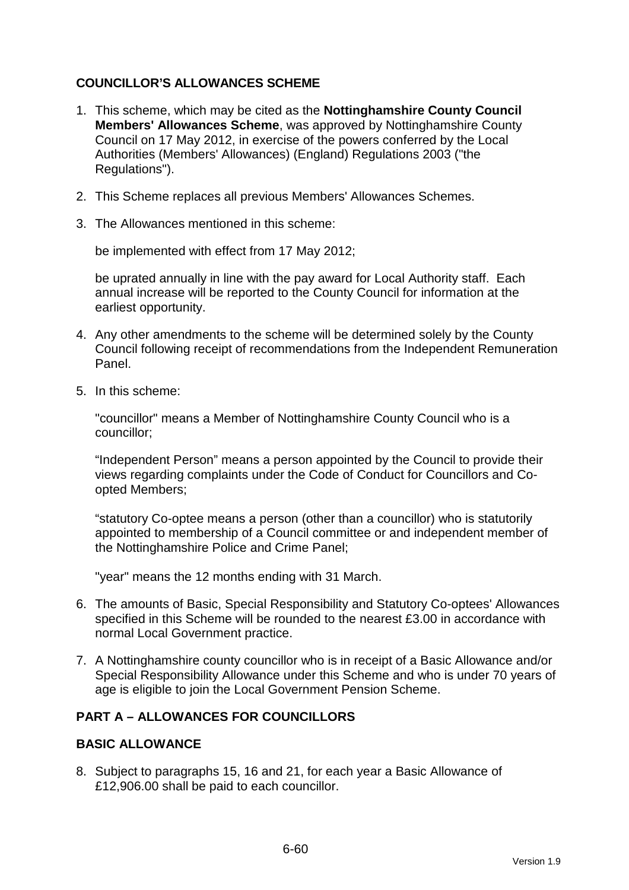## COUNCILLOR'S ALLOWANCES SCHEME

1. This scheme, which may be cited as the **Nottinghamshire County Council Members' Allowances Scheme**, was approved by Nottinghamshire County Council on 17 May 2012, in exercise of the powers conferred by the Local Authorities (Members' Allowances) (England) Regulations 2003 ("the Regulations").

2. This Scheme replaces all previous Members' Allowances Schemes.

3. The Allowances mentioned in this scheme:

   be implemented with effect from 17 May 2012;

   be uprated annually in line with the pay award for Local Authority staff. Each annual increase will be reported to the County Council for information at the earliest opportunity.

4. Any other amendments to the scheme will be determined solely by the County Council following receipt of recommendations from the Independent Remuneration Panel.

5. In this scheme:

   "councillor" means a Member of Nottinghamshire County Council who is a councillor;

   "Independent Person" means a person appointed by the Council to provide their views regarding complaints under the Code of Conduct for Councillors and Co-opted Members;

   "statutory Co-optee means a person (other than a councillor) who is statutorily appointed to membership of a Council committee or and independent member of the Nottinghamshire Police and Crime Panel;

   "year" means the 12 months ending with 31 March.

6. The amounts of Basic, Special Responsibility and Statutory Co-optees' Allowances specified in this Scheme will be rounded to the nearest £3.00 in accordance with normal Local Government practice.

7. A Nottinghamshire county councillor who is in receipt of a Basic Allowance and/or Special Responsibility Allowance under this Scheme and who is under 70 years of age is eligible to join the Local Government Pension Scheme.

## PART A – ALLOWANCES FOR COUNCILLORS

### BASIC ALLOWANCE

8. Subject to paragraphs 15, 16 and 21, for each year a Basic Allowance of £12,906.00 shall be paid to each councillor.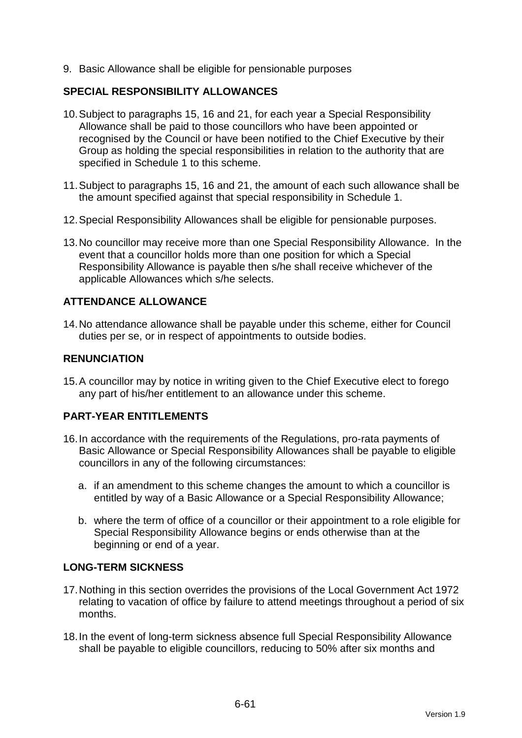9. Basic Allowance shall be eligible for pensionable purposes

## SPECIAL RESPONSIBILITY ALLOWANCES

10. Subject to paragraphs 15, 16 and 21, for each year a Special Responsibility Allowance shall be paid to those councillors who have been appointed or recognised by the Council or have been notified to the Chief Executive by their Group as holding the special responsibilities in relation to the authority that are specified in Schedule 1 to this scheme.

11. Subject to paragraphs 15, 16 and 21, the amount of each such allowance shall be the amount specified against that special responsibility in Schedule 1.

12. Special Responsibility Allowances shall be eligible for pensionable purposes.

13. No councillor may receive more than one Special Responsibility Allowance. In the event that a councillor holds more than one position for which a Special Responsibility Allowance is payable then s/he shall receive whichever of the applicable Allowances which s/he selects.

## ATTENDANCE ALLOWANCE

14. No attendance allowance shall be payable under this scheme, either for Council duties per se, or in respect of appointments to outside bodies.

## RENUNCIATION

15. A councillor may by notice in writing given to the Chief Executive elect to forego any part of his/her entitlement to an allowance under this scheme.

## PART-YEAR ENTITLEMENTS

16. In accordance with the requirements of the Regulations, pro-rata payments of Basic Allowance or Special Responsibility Allowances shall be payable to eligible councillors in any of the following circumstances:

    a. if an amendment to this scheme changes the amount to which a councillor is entitled by way of a Basic Allowance or a Special Responsibility Allowance;

    b. where the term of office of a councillor or their appointment to a role eligible for Special Responsibility Allowance begins or ends otherwise than at the beginning or end of a year.

## LONG-TERM SICKNESS

17. Nothing in this section overrides the provisions of the Local Government Act 1972 relating to vacation of office by failure to attend meetings throughout a period of six months.

18. In the event of long-term sickness absence full Special Responsibility Allowance shall be payable to eligible councillors, reducing to 50% after six months and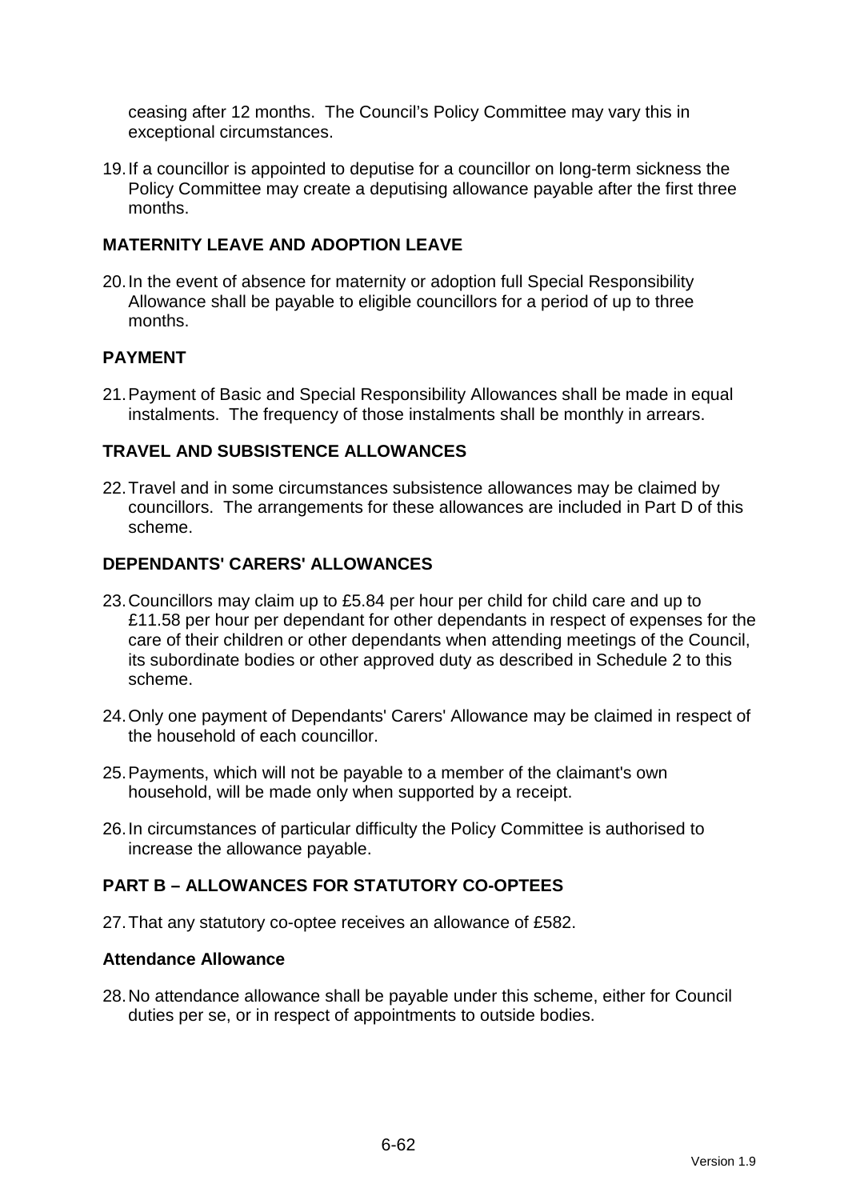ceasing after 12 months. The Council's Policy Committee may vary this in exceptional circumstances.

19. If a councillor is appointed to deputise for a councillor on long-term sickness the Policy Committee may create a deputising allowance payable after the first three months.

## MATERNITY LEAVE AND ADOPTION LEAVE

20. In the event of absence for maternity or adoption full Special Responsibility Allowance shall be payable to eligible councillors for a period of up to three months.

## PAYMENT

21. Payment of Basic and Special Responsibility Allowances shall be made in equal instalments. The frequency of those instalments shall be monthly in arrears.

## TRAVEL AND SUBSISTENCE ALLOWANCES

22. Travel and in some circumstances subsistence allowances may be claimed by councillors. The arrangements for these allowances are included in Part D of this scheme.

## DEPENDANTS' CARERS' ALLOWANCES

23. Councillors may claim up to £5.84 per hour per child for child care and up to £11.58 per hour per dependant for other dependants in respect of expenses for the care of their children or other dependants when attending meetings of the Council, its subordinate bodies or other approved duty as described in Schedule 2 to this scheme.

24. Only one payment of Dependants' Carers' Allowance may be claimed in respect of the household of each councillor.

25. Payments, which will not be payable to a member of the claimant's own household, will be made only when supported by a receipt.

26. In circumstances of particular difficulty the Policy Committee is authorised to increase the allowance payable.

## PART B – ALLOWANCES FOR STATUTORY CO-OPTEES

27. That any statutory co-optee receives an allowance of £582.

### Attendance Allowance

28. No attendance allowance shall be payable under this scheme, either for Council duties per se, or in respect of appointments to outside bodies.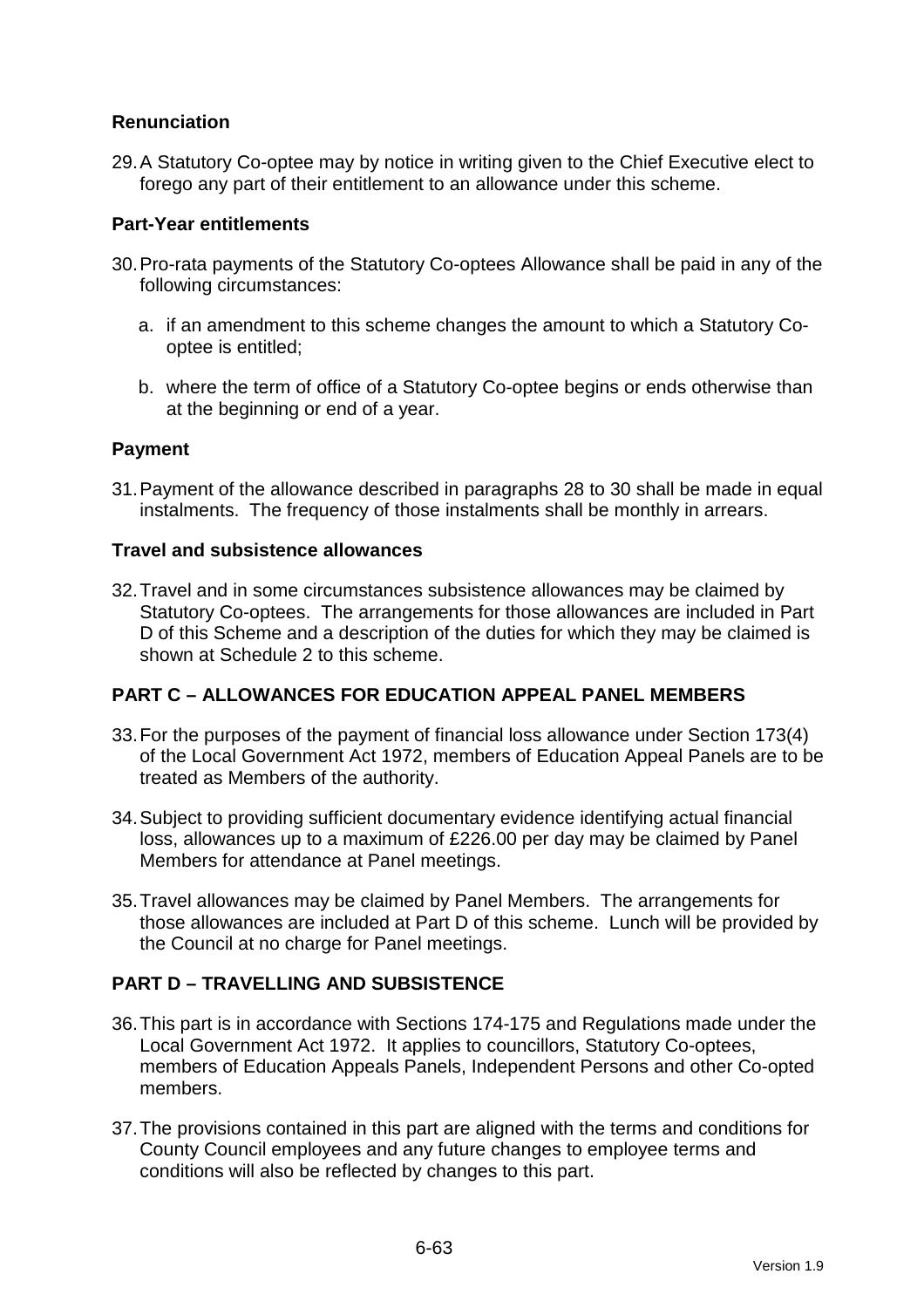**Renunciation**

29. A Statutory Co-optee may by notice in writing given to the Chief Executive elect to forego any part of their entitlement to an allowance under this scheme.

**Part-Year entitlements**

30. Pro-rata payments of the Statutory Co-optees Allowance shall be paid in any of the following circumstances:

    a. if an amendment to this scheme changes the amount to which a Statutory Co-optee is entitled;

    b. where the term of office of a Statutory Co-optee begins or ends otherwise than at the beginning or end of a year.

**Payment**

31. Payment of the allowance described in paragraphs 28 to 30 shall be made in equal instalments. The frequency of those instalments shall be monthly in arrears.

**Travel and subsistence allowances**

32. Travel and in some circumstances subsistence allowances may be claimed by Statutory Co-optees. The arrangements for those allowances are included in Part D of this Scheme and a description of the duties for which they may be claimed is shown at Schedule 2 to this scheme.

## PART C – ALLOWANCES FOR EDUCATION APPEAL PANEL MEMBERS

33. For the purposes of the payment of financial loss allowance under Section 173(4) of the Local Government Act 1972, members of Education Appeal Panels are to be treated as Members of the authority.

34. Subject to providing sufficient documentary evidence identifying actual financial loss, allowances up to a maximum of £226.00 per day may be claimed by Panel Members for attendance at Panel meetings.

35. Travel allowances may be claimed by Panel Members. The arrangements for those allowances are included at Part D of this scheme. Lunch will be provided by the Council at no charge for Panel meetings.

## PART D – TRAVELLING AND SUBSISTENCE

36. This part is in accordance with Sections 174-175 and Regulations made under the Local Government Act 1972. It applies to councillors, Statutory Co-optees, members of Education Appeals Panels, Independent Persons and other Co-opted members.

37. The provisions contained in this part are aligned with the terms and conditions for County Council employees and any future changes to employee terms and conditions will also be reflected by changes to this part.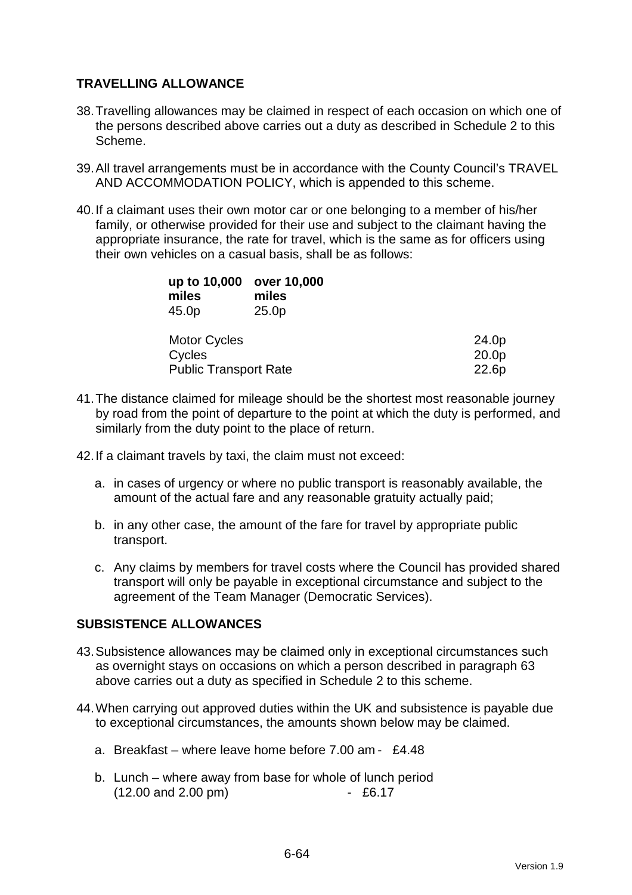## TRAVELLING ALLOWANCE

38. Travelling allowances may be claimed in respect of each occasion on which one of the persons described above carries out a duty as described in Schedule 2 to this Scheme.

39. All travel arrangements must be in accordance with the County Council's TRAVEL AND ACCOMMODATION POLICY, which is appended to this scheme.

40. If a claimant uses their own motor car or one belonging to a member of his/her family, or otherwise provided for their use and subject to the claimant having the appropriate insurance, the rate for travel, which is the same as for officers using their own vehicles on a casual basis, shall be as follows:

| **up to 10,000 miles** | **over 10,000 miles** |
|---|---|
| 45.0p | 25.0p |

| | |
|---|---|
| Motor Cycles | 24.0p |
| Cycles | 20.0p |
| Public Transport Rate | 22.6p |

41. The distance claimed for mileage should be the shortest most reasonable journey by road from the point of departure to the point at which the duty is performed, and similarly from the duty point to the place of return.

42. If a claimant travels by taxi, the claim must not exceed:

    a. in cases of urgency or where no public transport is reasonably available, the amount of the actual fare and any reasonable gratuity actually paid;

    b. in any other case, the amount of the fare for travel by appropriate public transport.

    c. Any claims by members for travel costs where the Council has provided shared transport will only be payable in exceptional circumstance and subject to the agreement of the Team Manager (Democratic Services).

## SUBSISTENCE ALLOWANCES

43. Subsistence allowances may be claimed only in exceptional circumstances such as overnight stays on occasions on which a person described in paragraph 63 above carries out a duty as specified in Schedule 2 to this scheme.

44. When carrying out approved duties within the UK and subsistence is payable due to exceptional circumstances, the amounts shown below may be claimed.

    a. Breakfast – where leave home before 7.00 am - £4.48

    b. Lunch – where away from base for whole of lunch period (12.00 and 2.00 pm) - £6.17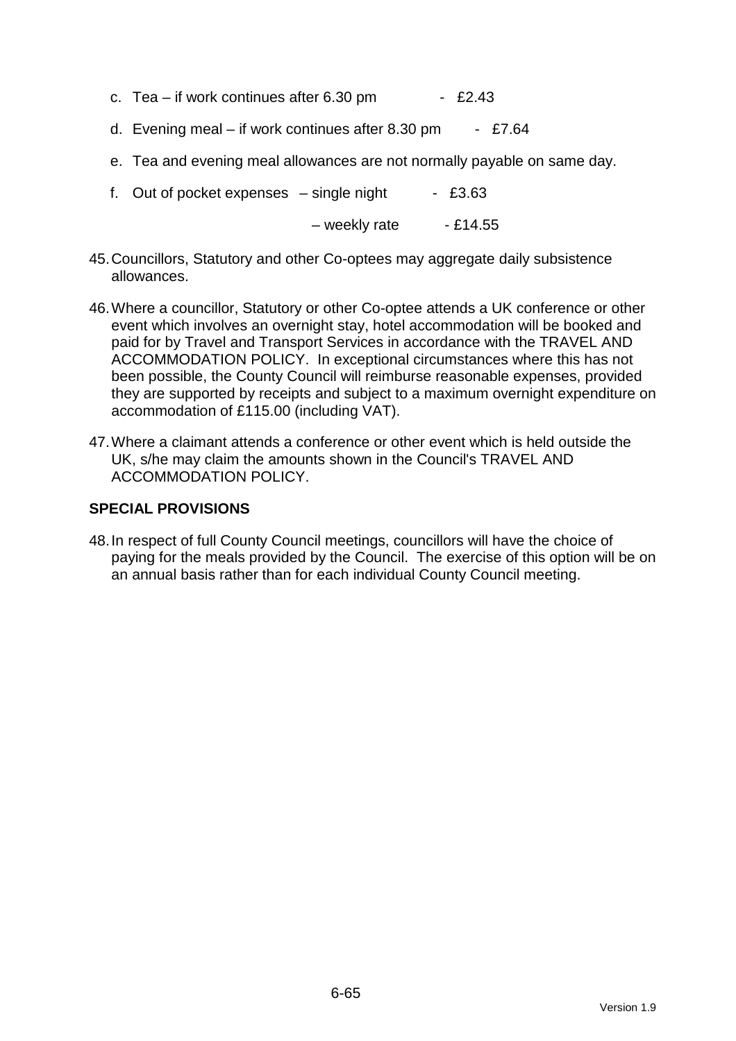c. Tea – if work continues after 6.30 pm - £2.43

d. Evening meal – if work continues after 8.30 pm - £7.64

e. Tea and evening meal allowances are not normally payable on same day.

f. Out of pocket expenses – single night - £3.63

– weekly rate - £14.55

45. Councillors, Statutory and other Co-optees may aggregate daily subsistence allowances.

46. Where a councillor, Statutory or other Co-optee attends a UK conference or other event which involves an overnight stay, hotel accommodation will be booked and paid for by Travel and Transport Services in accordance with the TRAVEL AND ACCOMMODATION POLICY. In exceptional circumstances where this has not been possible, the County Council will reimburse reasonable expenses, provided they are supported by receipts and subject to a maximum overnight expenditure on accommodation of £115.00 (including VAT).

47. Where a claimant attends a conference or other event which is held outside the UK, s/he may claim the amounts shown in the Council's TRAVEL AND ACCOMMODATION POLICY.

## SPECIAL PROVISIONS

48. In respect of full County Council meetings, councillors will have the choice of paying for the meals provided by the Council. The exercise of this option will be on an annual basis rather than for each individual County Council meeting.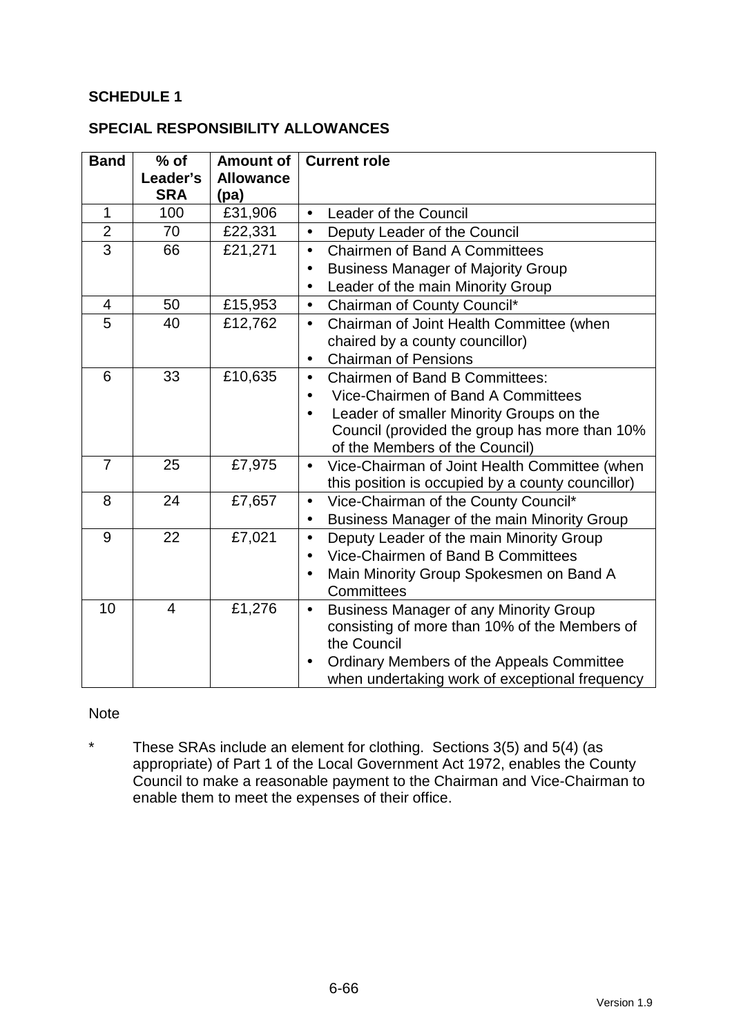**SCHEDULE 1**

**SPECIAL RESPONSIBILITY ALLOWANCES**

| Band | % of Leader's SRA | Amount of Allowance (pa) | Current role |
|---|---|---|---|
| 1 | 100 | £31,906 | • Leader of the Council |
| 2 | 70 | £22,331 | • Deputy Leader of the Council |
| 3 | 66 | £21,271 | • Chairmen of Band A Committees<br>• Business Manager of Majority Group<br>• Leader of the main Minority Group |
| 4 | 50 | £15,953 | • Chairman of County Council* |
| 5 | 40 | £12,762 | • Chairman of Joint Health Committee (when chaired by a county councillor)<br>• Chairman of Pensions |
| 6 | 33 | £10,635 | • Chairmen of Band B Committees:<br>• Vice-Chairmen of Band A Committees<br>• Leader of smaller Minority Groups on the Council (provided the group has more than 10% of the Members of the Council) |
| 7 | 25 | £7,975 | • Vice-Chairman of Joint Health Committee (when this position is occupied by a county councillor) |
| 8 | 24 | £7,657 | • Vice-Chairman of the County Council*<br>• Business Manager of the main Minority Group |
| 9 | 22 | £7,021 | • Deputy Leader of the main Minority Group<br>• Vice-Chairmen of Band B Committees<br>• Main Minority Group Spokesmen on Band A Committees |
| 10 | 4 | £1,276 | • Business Manager of any Minority Group consisting of more than 10% of the Members of the Council<br>• Ordinary Members of the Appeals Committee when undertaking work of exceptional frequency |

Note

\* These SRAs include an element for clothing. Sections 3(5) and 5(4) (as appropriate) of Part 1 of the Local Government Act 1972, enables the County Council to make a reasonable payment to the Chairman and Vice-Chairman to enable them to meet the expenses of their office.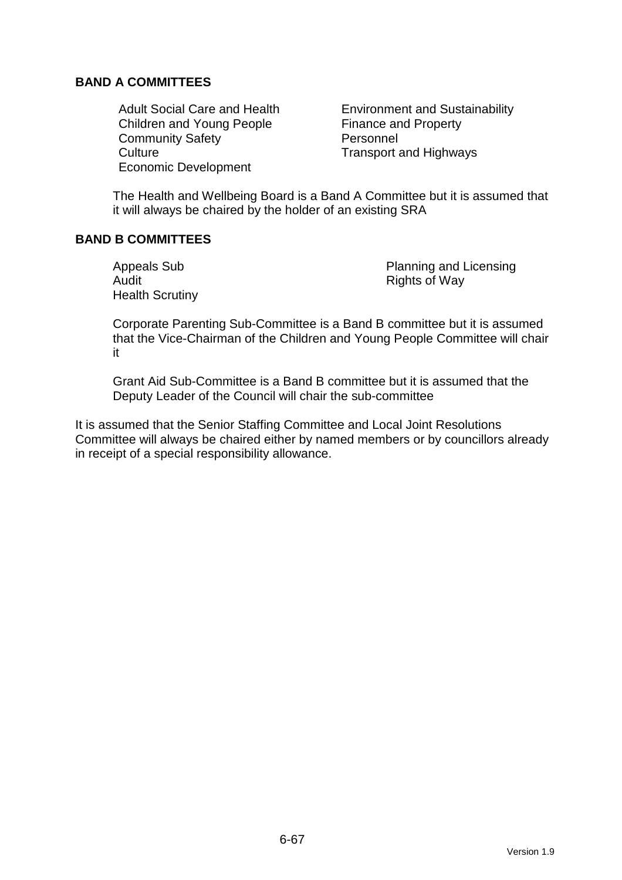**BAND A COMMITTEES**

- Adult Social Care and Health
- Children and Young People
- Community Safety
- Culture
- Economic Development
- Environment and Sustainability
- Finance and Property
- Personnel
- Transport and Highways

The Health and Wellbeing Board is a Band A Committee but it is assumed that it will always be chaired by the holder of an existing SRA

**BAND B COMMITTEES**

- Appeals Sub
- Audit
- Health Scrutiny
- Planning and Licensing
- Rights of Way

Corporate Parenting Sub-Committee is a Band B committee but it is assumed that the Vice-Chairman of the Children and Young People Committee will chair it

Grant Aid Sub-Committee is a Band B committee but it is assumed that the Deputy Leader of the Council will chair the sub-committee

It is assumed that the Senior Staffing Committee and Local Joint Resolutions Committee will always be chaired either by named members or by councillors already in receipt of a special responsibility allowance.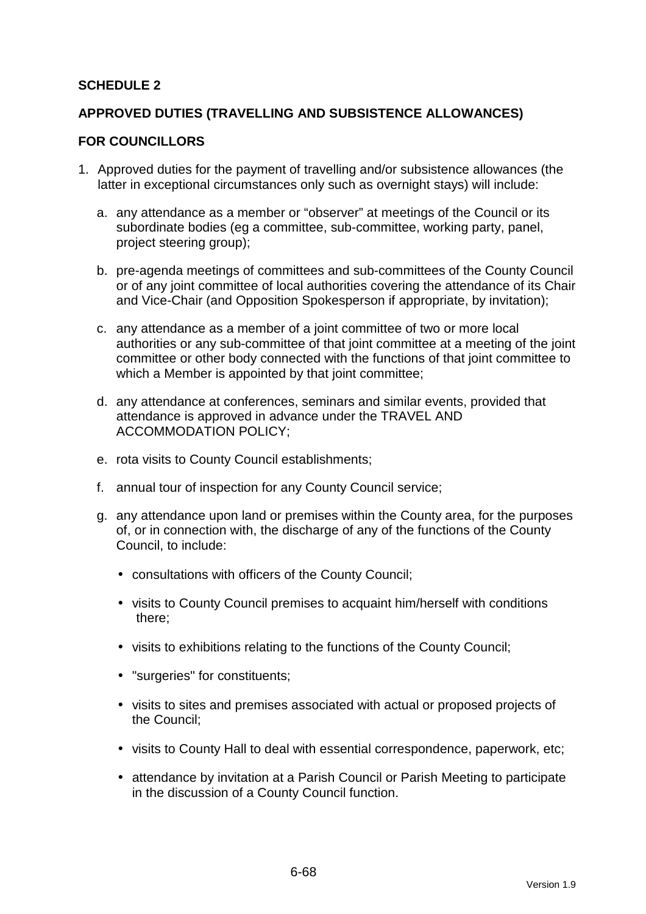**SCHEDULE 2**

**APPROVED DUTIES (TRAVELLING AND SUBSISTENCE ALLOWANCES)**

**FOR COUNCILLORS**

1. Approved duties for the payment of travelling and/or subsistence allowances (the latter in exceptional circumstances only such as overnight stays) will include:

   a. any attendance as a member or “observer” at meetings of the Council or its subordinate bodies (eg a committee, sub-committee, working party, panel, project steering group);

   b. pre-agenda meetings of committees and sub-committees of the County Council or of any joint committee of local authorities covering the attendance of its Chair and Vice-Chair (and Opposition Spokesperson if appropriate, by invitation);

   c. any attendance as a member of a joint committee of two or more local authorities or any sub-committee of that joint committee at a meeting of the joint committee or other body connected with the functions of that joint committee to which a Member is appointed by that joint committee;

   d. any attendance at conferences, seminars and similar events, provided that attendance is approved in advance under the TRAVEL AND ACCOMMODATION POLICY;

   e. rota visits to County Council establishments;

   f. annual tour of inspection for any County Council service;

   g. any attendance upon land or premises within the County area, for the purposes of, or in connection with, the discharge of any of the functions of the County Council, to include:

      - consultations with officers of the County Council;
      - visits to County Council premises to acquaint him/herself with conditions there;
      - visits to exhibitions relating to the functions of the County Council;
      - "surgeries" for constituents;
      - visits to sites and premises associated with actual or proposed projects of the Council;
      - visits to County Hall to deal with essential correspondence, paperwork, etc;
      - attendance by invitation at a Parish Council or Parish Meeting to participate in the discussion of a County Council function.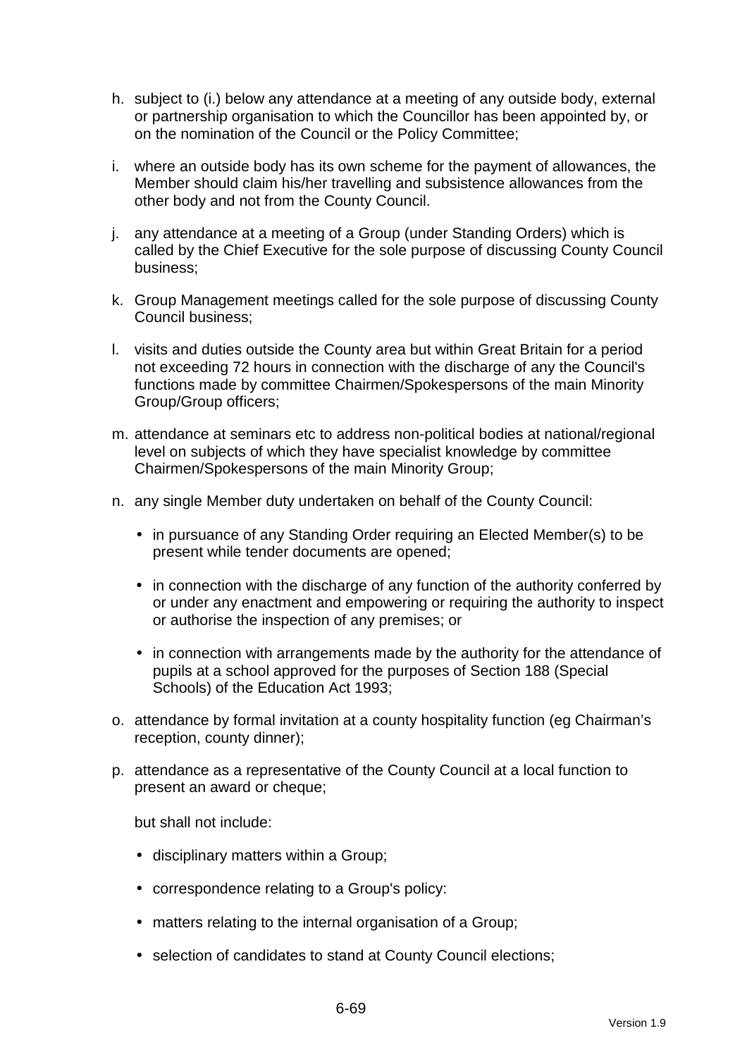h. subject to (i.) below any attendance at a meeting of any outside body, external or partnership organisation to which the Councillor has been appointed by, or on the nomination of the Council or the Policy Committee;

i. where an outside body has its own scheme for the payment of allowances, the Member should claim his/her travelling and subsistence allowances from the other body and not from the County Council.

j. any attendance at a meeting of a Group (under Standing Orders) which is called by the Chief Executive for the sole purpose of discussing County Council business;

k. Group Management meetings called for the sole purpose of discussing County Council business;

l. visits and duties outside the County area but within Great Britain for a period not exceeding 72 hours in connection with the discharge of any the Council's functions made by committee Chairmen/Spokespersons of the main Minority Group/Group officers;

m. attendance at seminars etc to address non-political bodies at national/regional level on subjects of which they have specialist knowledge by committee Chairmen/Spokespersons of the main Minority Group;

n. any single Member duty undertaken on behalf of the County Council:

   - in pursuance of any Standing Order requiring an Elected Member(s) to be present while tender documents are opened;
   - in connection with the discharge of any function of the authority conferred by or under any enactment and empowering or requiring the authority to inspect or authorise the inspection of any premises; or
   - in connection with arrangements made by the authority for the attendance of pupils at a school approved for the purposes of Section 188 (Special Schools) of the Education Act 1993;

o. attendance by formal invitation at a county hospitality function (eg Chairman's reception, county dinner);

p. attendance as a representative of the County Council at a local function to present an award or cheque;

   but shall not include:

   - disciplinary matters within a Group;
   - correspondence relating to a Group's policy:
   - matters relating to the internal organisation of a Group;
   - selection of candidates to stand at County Council elections;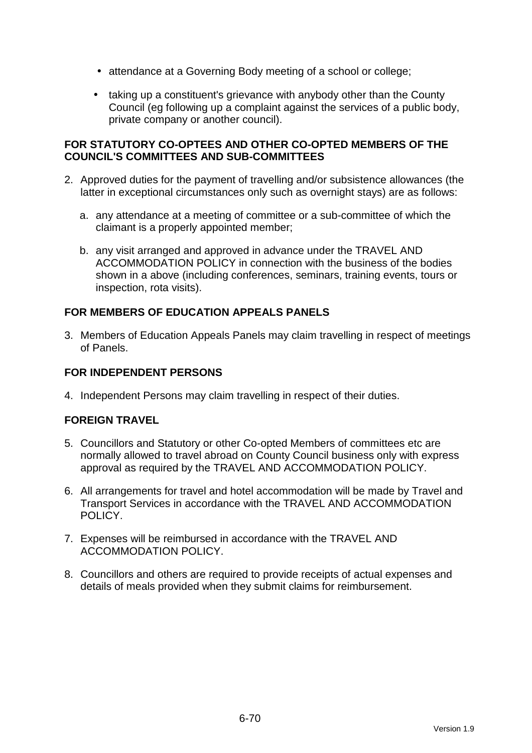- attendance at a Governing Body meeting of a school or college;
- taking up a constituent's grievance with anybody other than the County Council (eg following up a complaint against the services of a public body, private company or another council).

**FOR STATUTORY CO-OPTEES AND OTHER CO-OPTED MEMBERS OF THE COUNCIL'S COMMITTEES AND SUB-COMMITTEES**

2. Approved duties for the payment of travelling and/or subsistence allowances (the latter in exceptional circumstances only such as overnight stays) are as follows:

   a. any attendance at a meeting of committee or a sub-committee of which the claimant is a properly appointed member;

   b. any visit arranged and approved in advance under the TRAVEL AND ACCOMMODATION POLICY in connection with the business of the bodies shown in a above (including conferences, seminars, training events, tours or inspection, rota visits).

**FOR MEMBERS OF EDUCATION APPEALS PANELS**

3. Members of Education Appeals Panels may claim travelling in respect of meetings of Panels.

**FOR INDEPENDENT PERSONS**

4. Independent Persons may claim travelling in respect of their duties.

**FOREIGN TRAVEL**

5. Councillors and Statutory or other Co-opted Members of committees etc are normally allowed to travel abroad on County Council business only with express approval as required by the TRAVEL AND ACCOMMODATION POLICY.

6. All arrangements for travel and hotel accommodation will be made by Travel and Transport Services in accordance with the TRAVEL AND ACCOMMODATION POLICY.

7. Expenses will be reimbursed in accordance with the TRAVEL AND ACCOMMODATION POLICY.

8. Councillors and others are required to provide receipts of actual expenses and details of meals provided when they submit claims for reimbursement.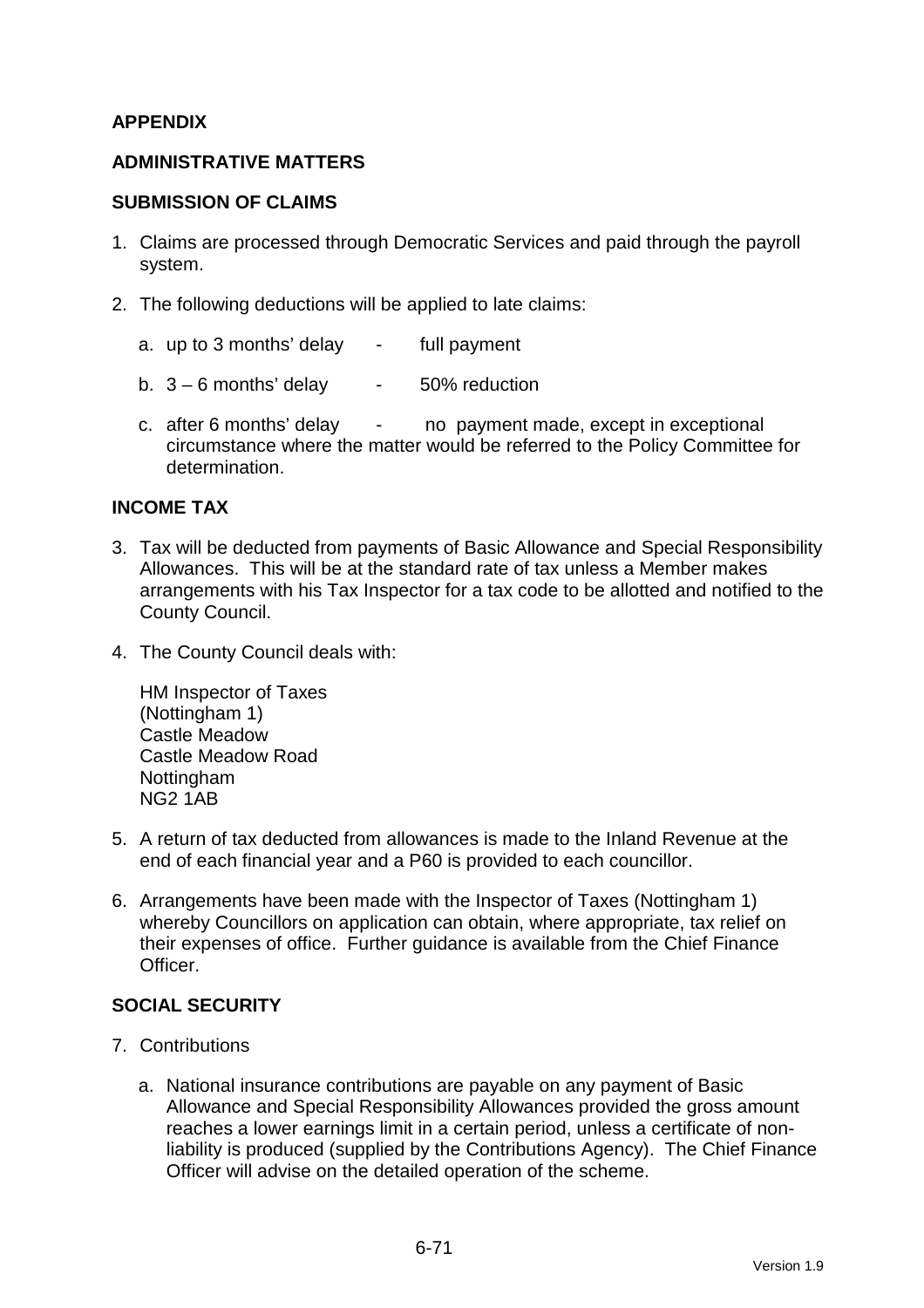## APPENDIX

## ADMINISTRATIVE MATTERS

### SUBMISSION OF CLAIMS

1. Claims are processed through Democratic Services and paid through the payroll system.

2. The following deductions will be applied to late claims:

   a. up to 3 months' delay - full payment

   b. 3 – 6 months' delay - 50% reduction

   c. after 6 months' delay - no payment made, except in exceptional circumstance where the matter would be referred to the Policy Committee for determination.

### INCOME TAX

3. Tax will be deducted from payments of Basic Allowance and Special Responsibility Allowances. This will be at the standard rate of tax unless a Member makes arrangements with his Tax Inspector for a tax code to be allotted and notified to the County Council.

4. The County Council deals with:

   HM Inspector of Taxes
   (Nottingham 1)
   Castle Meadow
   Castle Meadow Road
   Nottingham
   NG2 1AB

5. A return of tax deducted from allowances is made to the Inland Revenue at the end of each financial year and a P60 is provided to each councillor.

6. Arrangements have been made with the Inspector of Taxes (Nottingham 1) whereby Councillors on application can obtain, where appropriate, tax relief on their expenses of office. Further guidance is available from the Chief Finance Officer.

### SOCIAL SECURITY

7. Contributions

   a. National insurance contributions are payable on any payment of Basic Allowance and Special Responsibility Allowances provided the gross amount reaches a lower earnings limit in a certain period, unless a certificate of non-liability is produced (supplied by the Contributions Agency). The Chief Finance Officer will advise on the detailed operation of the scheme.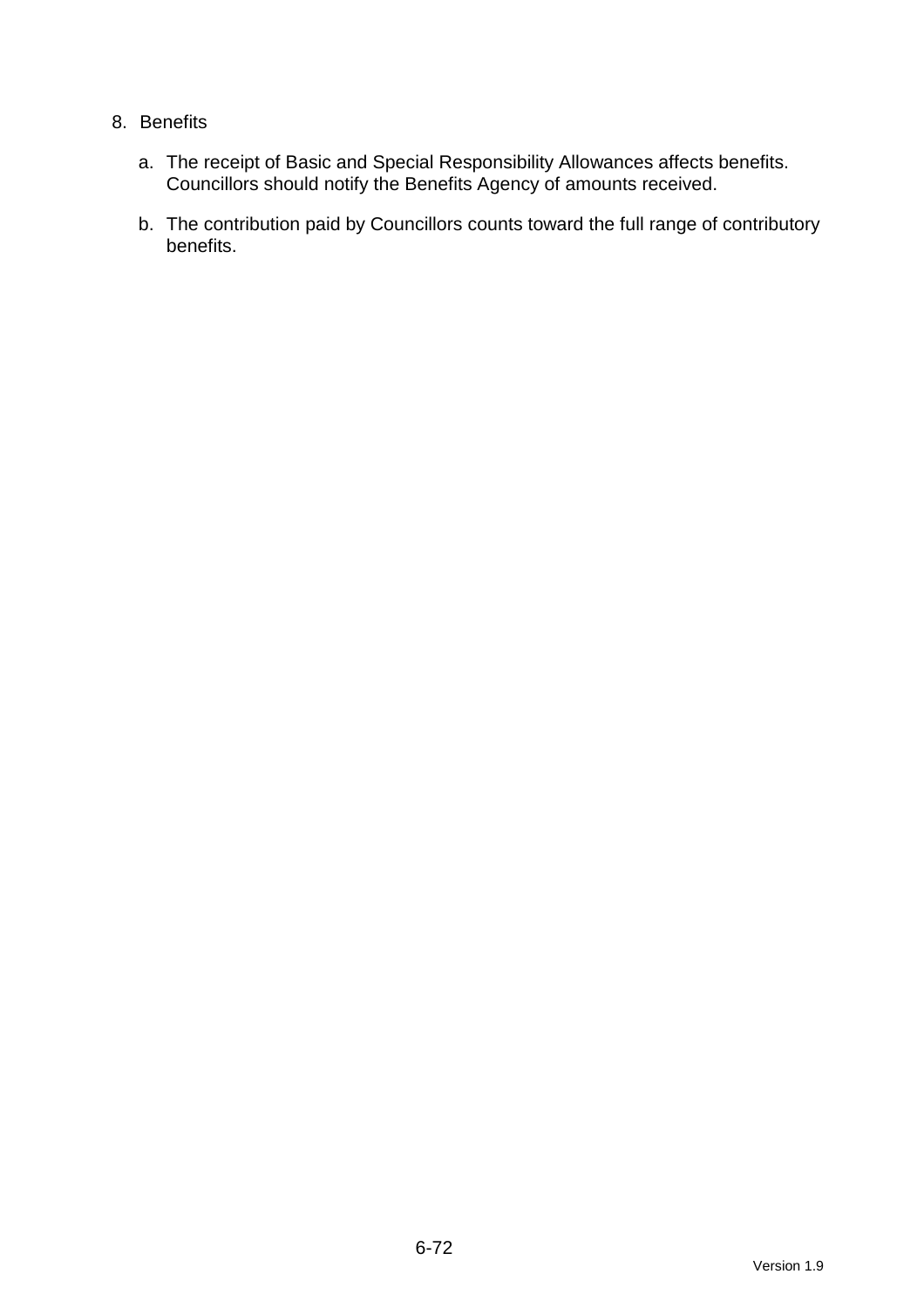8. Benefits

   a. The receipt of Basic and Special Responsibility Allowances affects benefits. Councillors should notify the Benefits Agency of amounts received.

   b. The contribution paid by Councillors counts toward the full range of contributory benefits.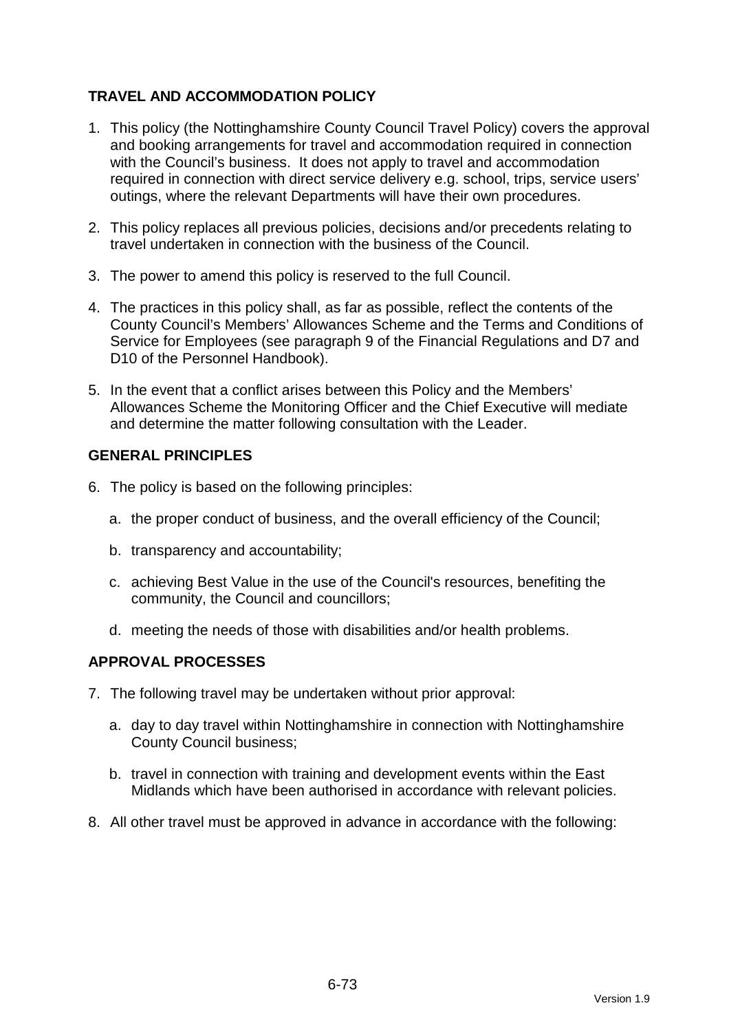## TRAVEL AND ACCOMMODATION POLICY

1. This policy (the Nottinghamshire County Council Travel Policy) covers the approval and booking arrangements for travel and accommodation required in connection with the Council's business. It does not apply to travel and accommodation required in connection with direct service delivery e.g. school, trips, service users' outings, where the relevant Departments will have their own procedures.

2. This policy replaces all previous policies, decisions and/or precedents relating to travel undertaken in connection with the business of the Council.

3. The power to amend this policy is reserved to the full Council.

4. The practices in this policy shall, as far as possible, reflect the contents of the County Council's Members' Allowances Scheme and the Terms and Conditions of Service for Employees (see paragraph 9 of the Financial Regulations and D7 and D10 of the Personnel Handbook).

5. In the event that a conflict arises between this Policy and the Members' Allowances Scheme the Monitoring Officer and the Chief Executive will mediate and determine the matter following consultation with the Leader.

## GENERAL PRINCIPLES

6. The policy is based on the following principles:

   a. the proper conduct of business, and the overall efficiency of the Council;

   b. transparency and accountability;

   c. achieving Best Value in the use of the Council's resources, benefiting the community, the Council and councillors;

   d. meeting the needs of those with disabilities and/or health problems.

## APPROVAL PROCESSES

7. The following travel may be undertaken without prior approval:

   a. day to day travel within Nottinghamshire in connection with Nottinghamshire County Council business;

   b. travel in connection with training and development events within the East Midlands which have been authorised in accordance with relevant policies.

8. All other travel must be approved in advance in accordance with the following: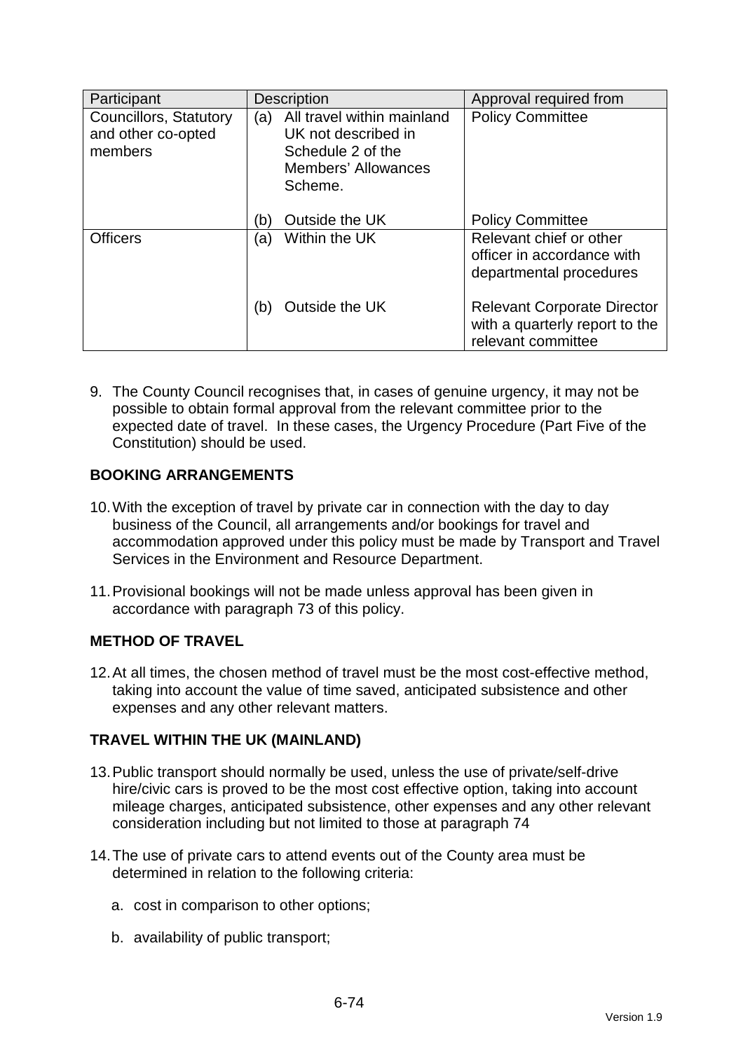| Participant | Description | Approval required from |
|---|---|---|
| Councillors, Statutory and other co-opted members | (a) All travel within mainland UK not described in Schedule 2 of the Members' Allowances Scheme. | Policy Committee |
| | (b) Outside the UK | Policy Committee |
| Officers | (a) Within the UK | Relevant chief or other officer in accordance with departmental procedures |
| | (b) Outside the UK | Relevant Corporate Director with a quarterly report to the relevant committee |

9. The County Council recognises that, in cases of genuine urgency, it may not be possible to obtain formal approval from the relevant committee prior to the expected date of travel. In these cases, the Urgency Procedure (Part Five of the Constitution) should be used.

**BOOKING ARRANGEMENTS**

10. With the exception of travel by private car in connection with the day to day business of the Council, all arrangements and/or bookings for travel and accommodation approved under this policy must be made by Transport and Travel Services in the Environment and Resource Department.

11. Provisional bookings will not be made unless approval has been given in accordance with paragraph 73 of this policy.

**METHOD OF TRAVEL**

12. At all times, the chosen method of travel must be the most cost-effective method, taking into account the value of time saved, anticipated subsistence and other expenses and any other relevant matters.

**TRAVEL WITHIN THE UK (MAINLAND)**

13. Public transport should normally be used, unless the use of private/self-drive hire/civic cars is proved to be the most cost effective option, taking into account mileage charges, anticipated subsistence, other expenses and any other relevant consideration including but not limited to those at paragraph 74

14. The use of private cars to attend events out of the County area must be determined in relation to the following criteria:

    a. cost in comparison to other options;

    b. availability of public transport;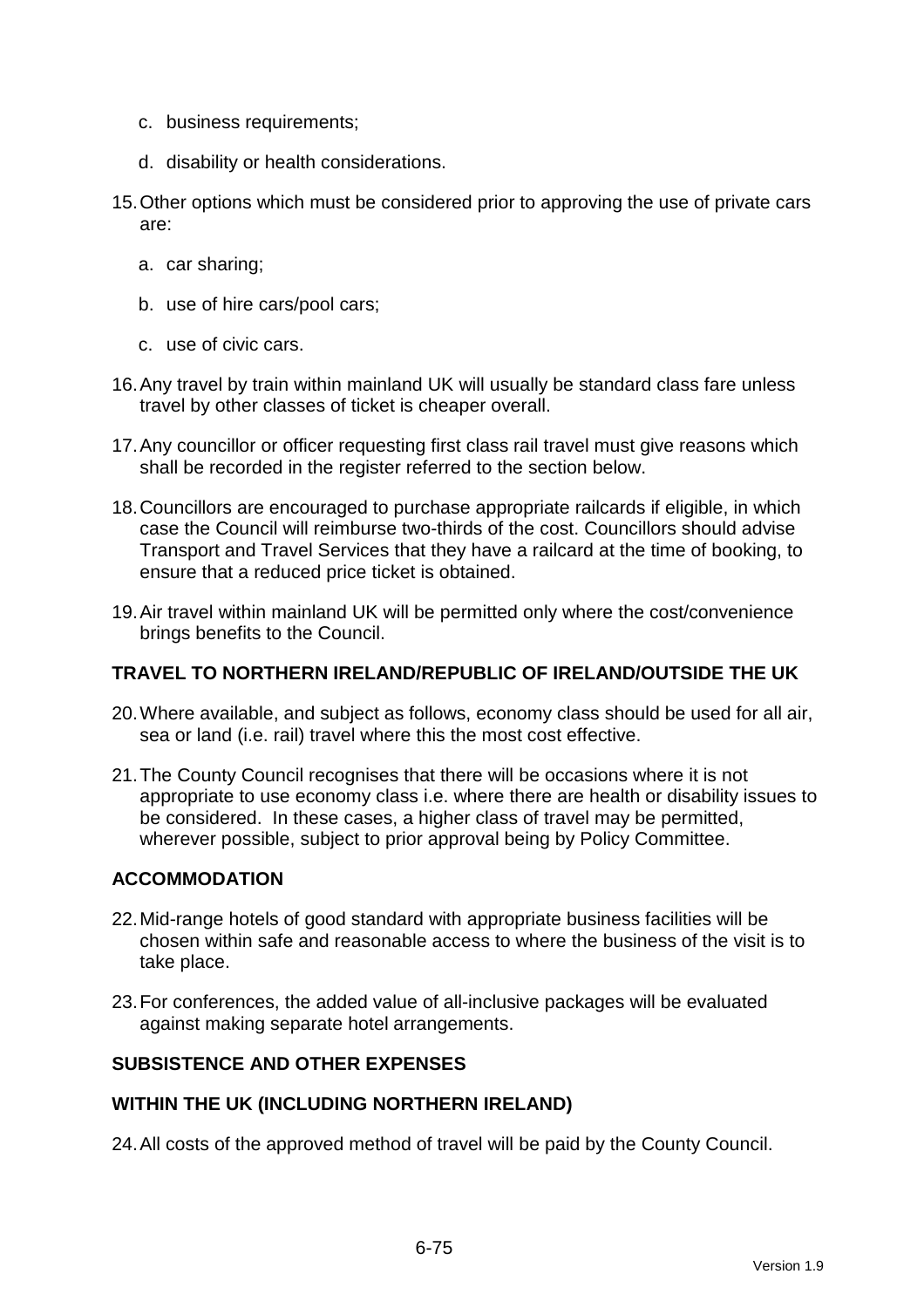c. business requirements;

d. disability or health considerations.

15. Other options which must be considered prior to approving the use of private cars are:

    a. car sharing;

    b. use of hire cars/pool cars;

    c. use of civic cars.

16. Any travel by train within mainland UK will usually be standard class fare unless travel by other classes of ticket is cheaper overall.

17. Any councillor or officer requesting first class rail travel must give reasons which shall be recorded in the register referred to the section below.

18. Councillors are encouraged to purchase appropriate railcards if eligible, in which case the Council will reimburse two-thirds of the cost. Councillors should advise Transport and Travel Services that they have a railcard at the time of booking, to ensure that a reduced price ticket is obtained.

19. Air travel within mainland UK will be permitted only where the cost/convenience brings benefits to the Council.

**TRAVEL TO NORTHERN IRELAND/REPUBLIC OF IRELAND/OUTSIDE THE UK**

20. Where available, and subject as follows, economy class should be used for all air, sea or land (i.e. rail) travel where this the most cost effective.

21. The County Council recognises that there will be occasions where it is not appropriate to use economy class i.e. where there are health or disability issues to be considered. In these cases, a higher class of travel may be permitted, wherever possible, subject to prior approval being by Policy Committee.

**ACCOMMODATION**

22. Mid-range hotels of good standard with appropriate business facilities will be chosen within safe and reasonable access to where the business of the visit is to take place.

23. For conferences, the added value of all-inclusive packages will be evaluated against making separate hotel arrangements.

**SUBSISTENCE AND OTHER EXPENSES**

**WITHIN THE UK (INCLUDING NORTHERN IRELAND)**

24. All costs of the approved method of travel will be paid by the County Council.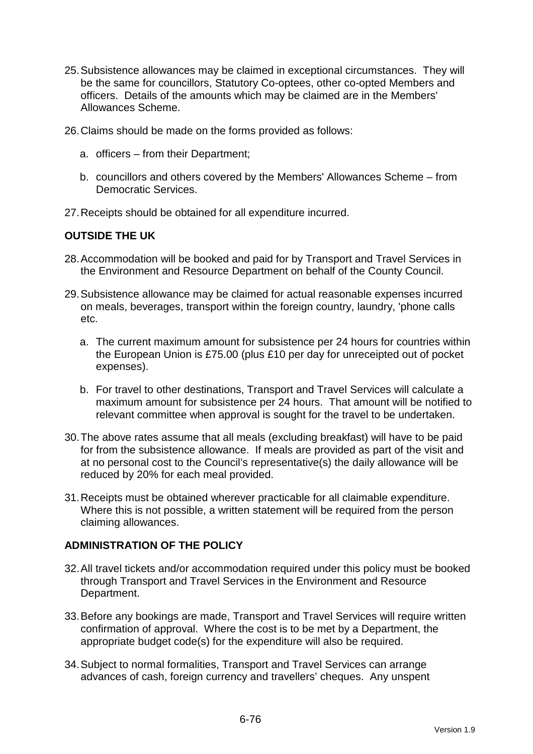25. Subsistence allowances may be claimed in exceptional circumstances. They will be the same for councillors, Statutory Co-optees, other co-opted Members and officers. Details of the amounts which may be claimed are in the Members' Allowances Scheme.

26. Claims should be made on the forms provided as follows:

    a. officers – from their Department;

    b. councillors and others covered by the Members' Allowances Scheme – from Democratic Services.

27. Receipts should be obtained for all expenditure incurred.

**OUTSIDE THE UK**

28. Accommodation will be booked and paid for by Transport and Travel Services in the Environment and Resource Department on behalf of the County Council.

29. Subsistence allowance may be claimed for actual reasonable expenses incurred on meals, beverages, transport within the foreign country, laundry, 'phone calls etc.

    a. The current maximum amount for subsistence per 24 hours for countries within the European Union is £75.00 (plus £10 per day for unreceipted out of pocket expenses).

    b. For travel to other destinations, Transport and Travel Services will calculate a maximum amount for subsistence per 24 hours. That amount will be notified to relevant committee when approval is sought for the travel to be undertaken.

30. The above rates assume that all meals (excluding breakfast) will have to be paid for from the subsistence allowance. If meals are provided as part of the visit and at no personal cost to the Council's representative(s) the daily allowance will be reduced by 20% for each meal provided.

31. Receipts must be obtained wherever practicable for all claimable expenditure. Where this is not possible, a written statement will be required from the person claiming allowances.

**ADMINISTRATION OF THE POLICY**

32. All travel tickets and/or accommodation required under this policy must be booked through Transport and Travel Services in the Environment and Resource Department.

33. Before any bookings are made, Transport and Travel Services will require written confirmation of approval. Where the cost is to be met by a Department, the appropriate budget code(s) for the expenditure will also be required.

34. Subject to normal formalities, Transport and Travel Services can arrange advances of cash, foreign currency and travellers' cheques. Any unspent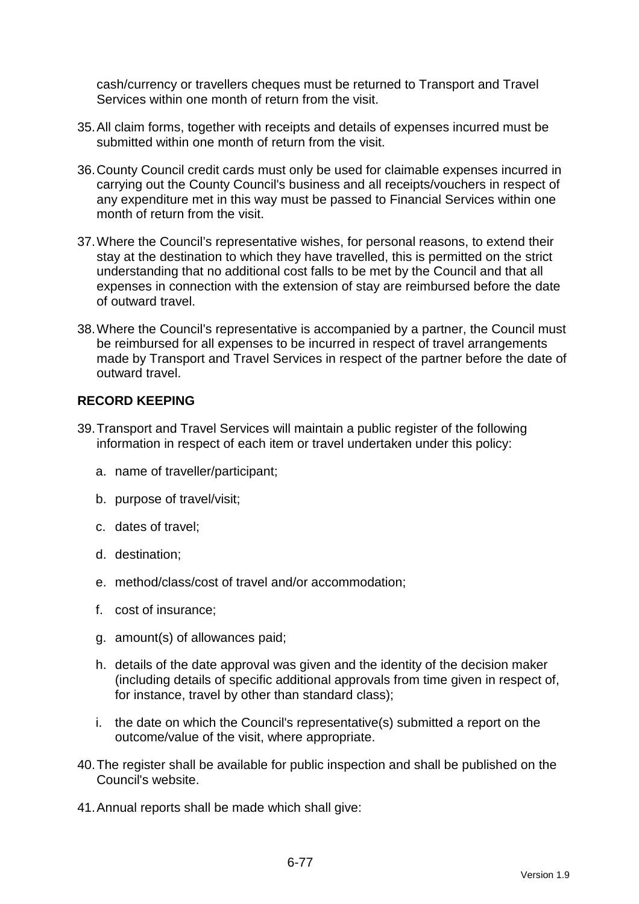cash/currency or travellers cheques must be returned to Transport and Travel Services within one month of return from the visit.

35. All claim forms, together with receipts and details of expenses incurred must be submitted within one month of return from the visit.

36. County Council credit cards must only be used for claimable expenses incurred in carrying out the County Council's business and all receipts/vouchers in respect of any expenditure met in this way must be passed to Financial Services within one month of return from the visit.

37. Where the Council's representative wishes, for personal reasons, to extend their stay at the destination to which they have travelled, this is permitted on the strict understanding that no additional cost falls to be met by the Council and that all expenses in connection with the extension of stay are reimbursed before the date of outward travel.

38. Where the Council's representative is accompanied by a partner, the Council must be reimbursed for all expenses to be incurred in respect of travel arrangements made by Transport and Travel Services in respect of the partner before the date of outward travel.

**RECORD KEEPING**

39. Transport and Travel Services will maintain a public register of the following information in respect of each item or travel undertaken under this policy:

    a. name of traveller/participant;

    b. purpose of travel/visit;

    c. dates of travel;

    d. destination;

    e. method/class/cost of travel and/or accommodation;

    f. cost of insurance;

    g. amount(s) of allowances paid;

    h. details of the date approval was given and the identity of the decision maker (including details of specific additional approvals from time given in respect of, for instance, travel by other than standard class);

    i. the date on which the Council's representative(s) submitted a report on the outcome/value of the visit, where appropriate.

40. The register shall be available for public inspection and shall be published on the Council's website.

41. Annual reports shall be made which shall give: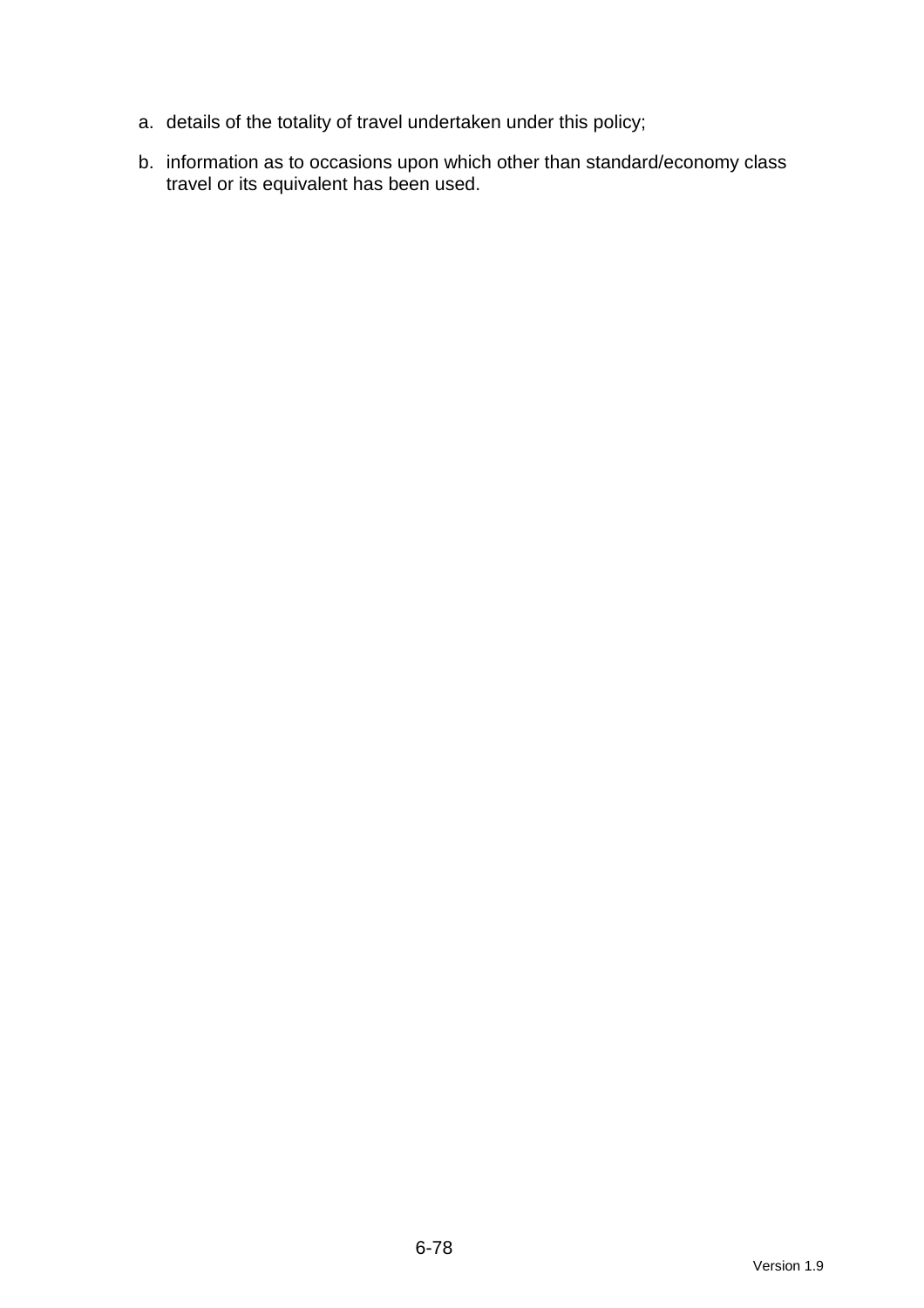a. details of the totality of travel undertaken under this policy;

b. information as to occasions upon which other than standard/economy class travel or its equivalent has been used.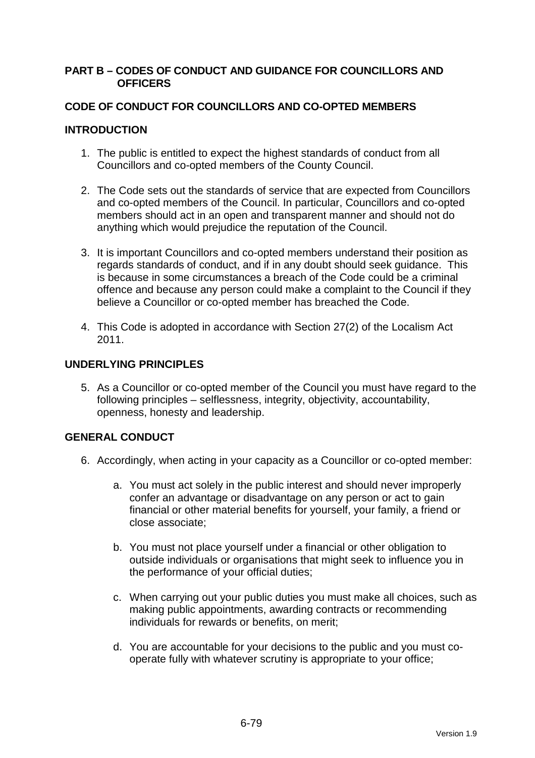## PART B – CODES OF CONDUCT AND GUIDANCE FOR COUNCILLORS AND OFFICERS

## CODE OF CONDUCT FOR COUNCILLORS AND CO-OPTED MEMBERS

### INTRODUCTION

1. The public is entitled to expect the highest standards of conduct from all Councillors and co-opted members of the County Council.

2. The Code sets out the standards of service that are expected from Councillors and co-opted members of the Council. In particular, Councillors and co-opted members should act in an open and transparent manner and should not do anything which would prejudice the reputation of the Council.

3. It is important Councillors and co-opted members understand their position as regards standards of conduct, and if in any doubt should seek guidance. This is because in some circumstances a breach of the Code could be a criminal offence and because any person could make a complaint to the Council if they believe a Councillor or co-opted member has breached the Code.

4. This Code is adopted in accordance with Section 27(2) of the Localism Act 2011.

### UNDERLYING PRINCIPLES

5. As a Councillor or co-opted member of the Council you must have regard to the following principles – selflessness, integrity, objectivity, accountability, openness, honesty and leadership.

### GENERAL CONDUCT

6. Accordingly, when acting in your capacity as a Councillor or co-opted member:

    a. You must act solely in the public interest and should never improperly confer an advantage or disadvantage on any person or act to gain financial or other material benefits for yourself, your family, a friend or close associate;

    b. You must not place yourself under a financial or other obligation to outside individuals or organisations that might seek to influence you in the performance of your official duties;

    c. When carrying out your public duties you must make all choices, such as making public appointments, awarding contracts or recommending individuals for rewards or benefits, on merit;

    d. You are accountable for your decisions to the public and you must co-operate fully with whatever scrutiny is appropriate to your office;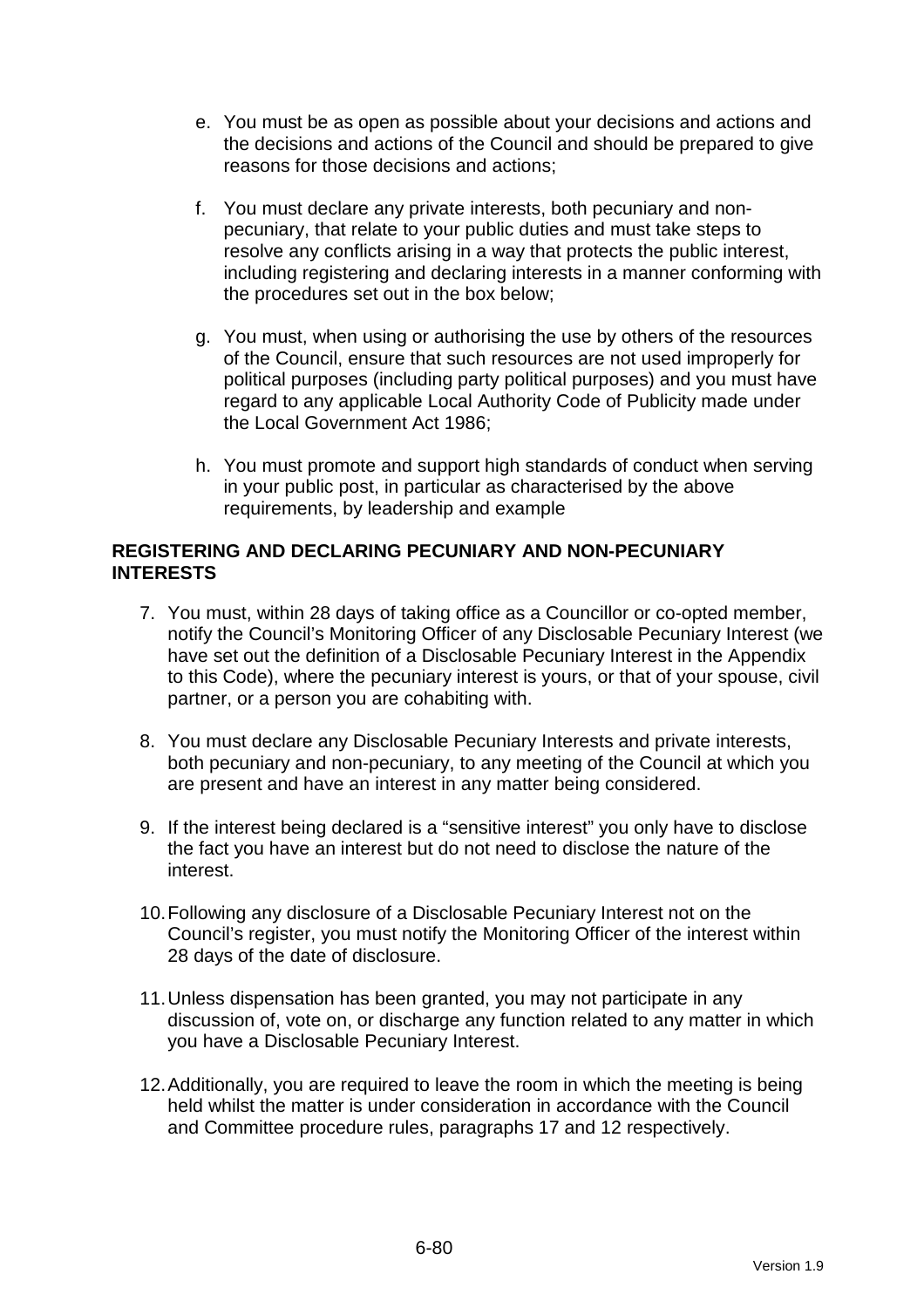e. You must be as open as possible about your decisions and actions and the decisions and actions of the Council and should be prepared to give reasons for those decisions and actions;

f. You must declare any private interests, both pecuniary and non-pecuniary, that relate to your public duties and must take steps to resolve any conflicts arising in a way that protects the public interest, including registering and declaring interests in a manner conforming with the procedures set out in the box below;

g. You must, when using or authorising the use by others of the resources of the Council, ensure that such resources are not used improperly for political purposes (including party political purposes) and you must have regard to any applicable Local Authority Code of Publicity made under the Local Government Act 1986;

h. You must promote and support high standards of conduct when serving in your public post, in particular as characterised by the above requirements, by leadership and example

**REGISTERING AND DECLARING PECUNIARY AND NON-PECUNIARY INTERESTS**

7. You must, within 28 days of taking office as a Councillor or co-opted member, notify the Council's Monitoring Officer of any Disclosable Pecuniary Interest (we have set out the definition of a Disclosable Pecuniary Interest in the Appendix to this Code), where the pecuniary interest is yours, or that of your spouse, civil partner, or a person you are cohabiting with.

8. You must declare any Disclosable Pecuniary Interests and private interests, both pecuniary and non-pecuniary, to any meeting of the Council at which you are present and have an interest in any matter being considered.

9. If the interest being declared is a "sensitive interest" you only have to disclose the fact you have an interest but do not need to disclose the nature of the interest.

10. Following any disclosure of a Disclosable Pecuniary Interest not on the Council's register, you must notify the Monitoring Officer of the interest within 28 days of the date of disclosure.

11. Unless dispensation has been granted, you may not participate in any discussion of, vote on, or discharge any function related to any matter in which you have a Disclosable Pecuniary Interest.

12. Additionally, you are required to leave the room in which the meeting is being held whilst the matter is under consideration in accordance with the Council and Committee procedure rules, paragraphs 17 and 12 respectively.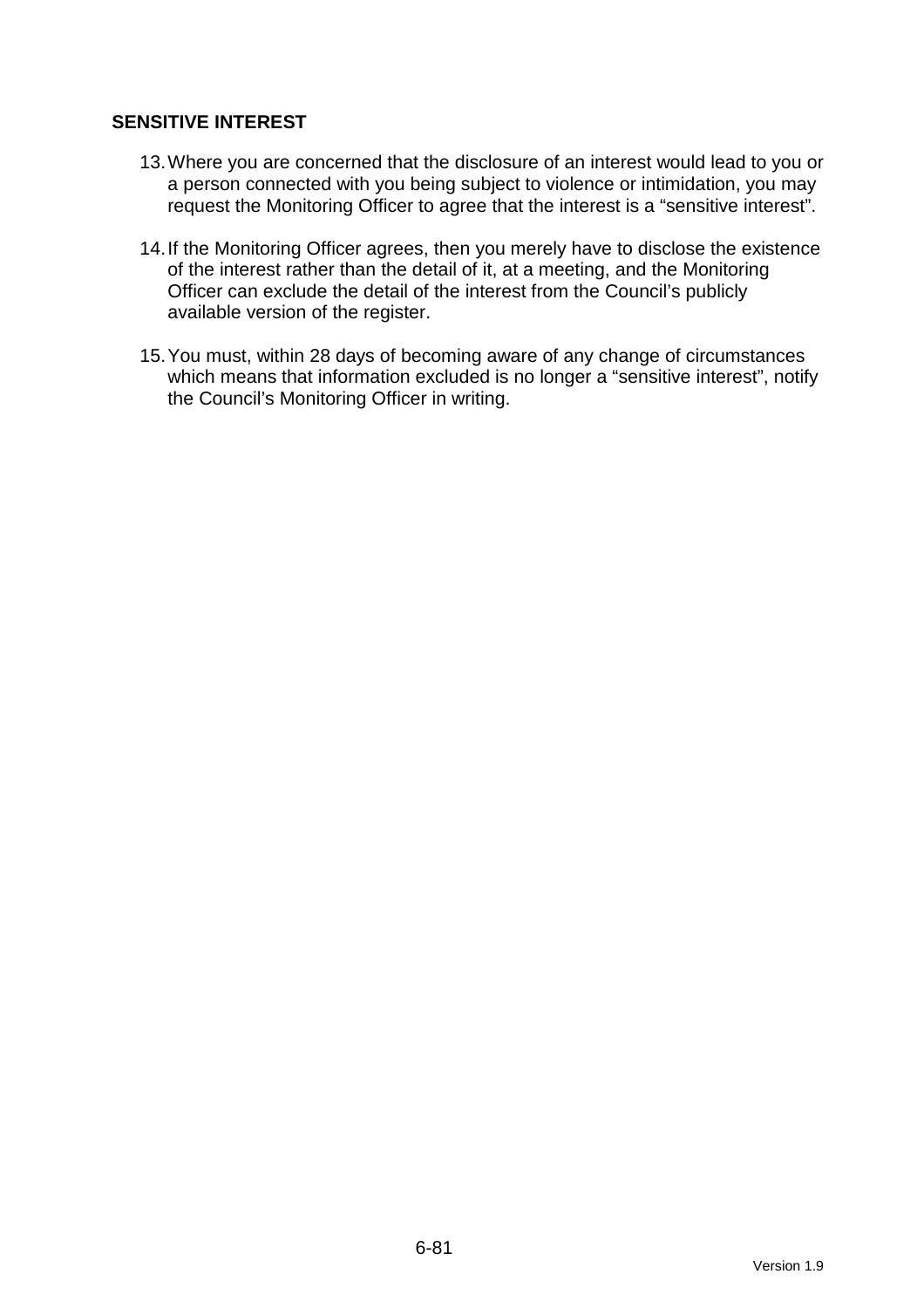## SENSITIVE INTEREST

13. Where you are concerned that the disclosure of an interest would lead to you or a person connected with you being subject to violence or intimidation, you may request the Monitoring Officer to agree that the interest is a “sensitive interest”.

14. If the Monitoring Officer agrees, then you merely have to disclose the existence of the interest rather than the detail of it, at a meeting, and the Monitoring Officer can exclude the detail of the interest from the Council’s publicly available version of the register.

15. You must, within 28 days of becoming aware of any change of circumstances which means that information excluded is no longer a “sensitive interest”, notify the Council’s Monitoring Officer in writing.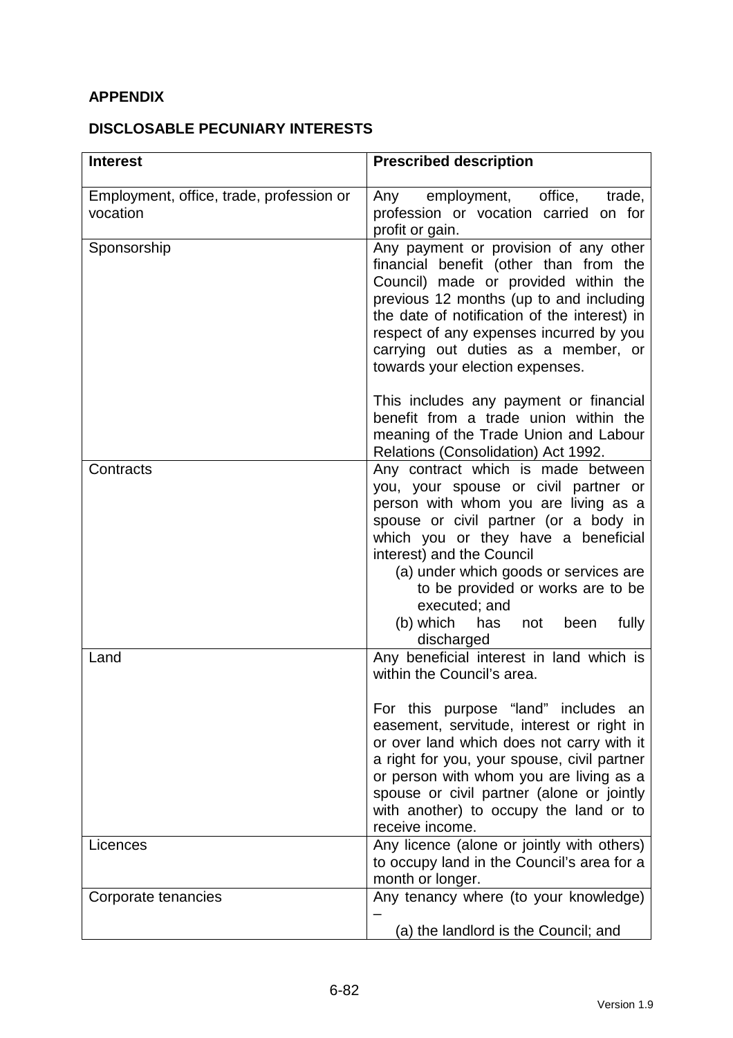**APPENDIX**

**DISCLOSABLE PECUNIARY INTERESTS**

| Interest | Prescribed description |
|---|---|
| Employment, office, trade, profession or vocation | Any employment, office, trade, profession or vocation carried on for profit or gain. |
| Sponsorship | Any payment or provision of any other financial benefit (other than from the Council) made or provided within the previous 12 months (up to and including the date of notification of the interest) in respect of any expenses incurred by you carrying out duties as a member, or towards your election expenses.<br><br>This includes any payment or financial benefit from a trade union within the meaning of the Trade Union and Labour Relations (Consolidation) Act 1992. |
| Contracts | Any contract which is made between you, your spouse or civil partner or person with whom you are living as a spouse or civil partner (or a body in which you or they have a beneficial interest) and the Council<br>(a) under which goods or services are to be provided or works are to be executed; and<br>(b) which has not been fully discharged |
| Land | Any beneficial interest in land which is within the Council's area.<br><br>For this purpose "land" includes an easement, servitude, interest or right in or over land which does not carry with it a right for you, your spouse, civil partner or person with whom you are living as a spouse or civil partner (alone or jointly with another) to occupy the land or to receive income. |
| Licences | Any licence (alone or jointly with others) to occupy land in the Council's area for a month or longer. |
| Corporate tenancies | Any tenancy where (to your knowledge) –<br>(a) the landlord is the Council; and |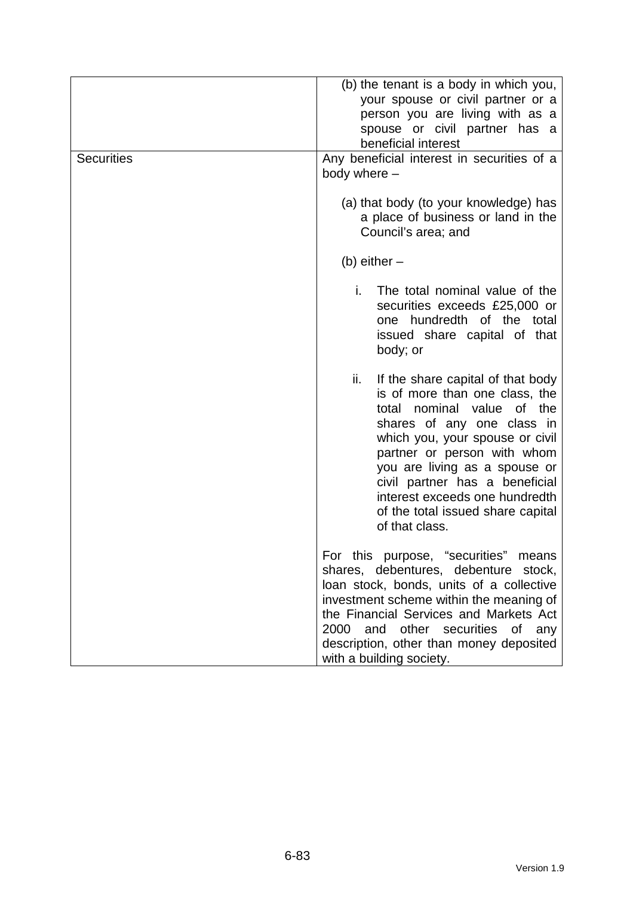| | |
|---|---|
| | (b) the tenant is a body in which you, your spouse or civil partner or a person you are living with as a spouse or civil partner has a beneficial interest |
| Securities | Any beneficial interest in securities of a body where –<br><br>(a) that body (to your knowledge) has a place of business or land in the Council's area; and<br><br>(b) either –<br><br>i. The total nominal value of the securities exceeds £25,000 or one hundredth of the total issued share capital of that body; or<br><br>ii. If the share capital of that body is of more than one class, the total nominal value of the shares of any one class in which you, your spouse or civil partner or person with whom you are living as a spouse or civil partner has a beneficial interest exceeds one hundredth of the total issued share capital of that class.<br><br>For this purpose, "securities" means shares, debentures, debenture stock, loan stock, bonds, units of a collective investment scheme within the meaning of the Financial Services and Markets Act 2000 and other securities of any description, other than money deposited with a building society. |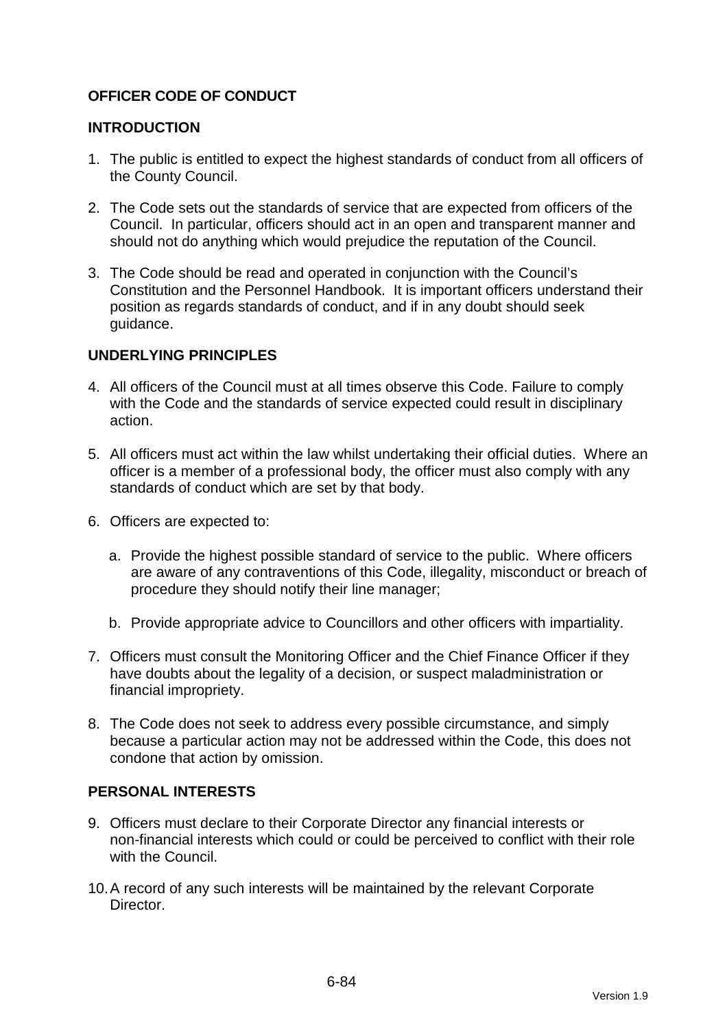## OFFICER CODE OF CONDUCT

### INTRODUCTION

1. The public is entitled to expect the highest standards of conduct from all officers of the County Council.

2. The Code sets out the standards of service that are expected from officers of the Council. In particular, officers should act in an open and transparent manner and should not do anything which would prejudice the reputation of the Council.

3. The Code should be read and operated in conjunction with the Council's Constitution and the Personnel Handbook. It is important officers understand their position as regards standards of conduct, and if in any doubt should seek guidance.

### UNDERLYING PRINCIPLES

4. All officers of the Council must at all times observe this Code. Failure to comply with the Code and the standards of service expected could result in disciplinary action.

5. All officers must act within the law whilst undertaking their official duties. Where an officer is a member of a professional body, the officer must also comply with any standards of conduct which are set by that body.

6. Officers are expected to:

   a. Provide the highest possible standard of service to the public. Where officers are aware of any contraventions of this Code, illegality, misconduct or breach of procedure they should notify their line manager;

   b. Provide appropriate advice to Councillors and other officers with impartiality.

7. Officers must consult the Monitoring Officer and the Chief Finance Officer if they have doubts about the legality of a decision, or suspect maladministration or financial impropriety.

8. The Code does not seek to address every possible circumstance, and simply because a particular action may not be addressed within the Code, this does not condone that action by omission.

### PERSONAL INTERESTS

9. Officers must declare to their Corporate Director any financial interests or non-financial interests which could or could be perceived to conflict with their role with the Council.

10. A record of any such interests will be maintained by the relevant Corporate Director.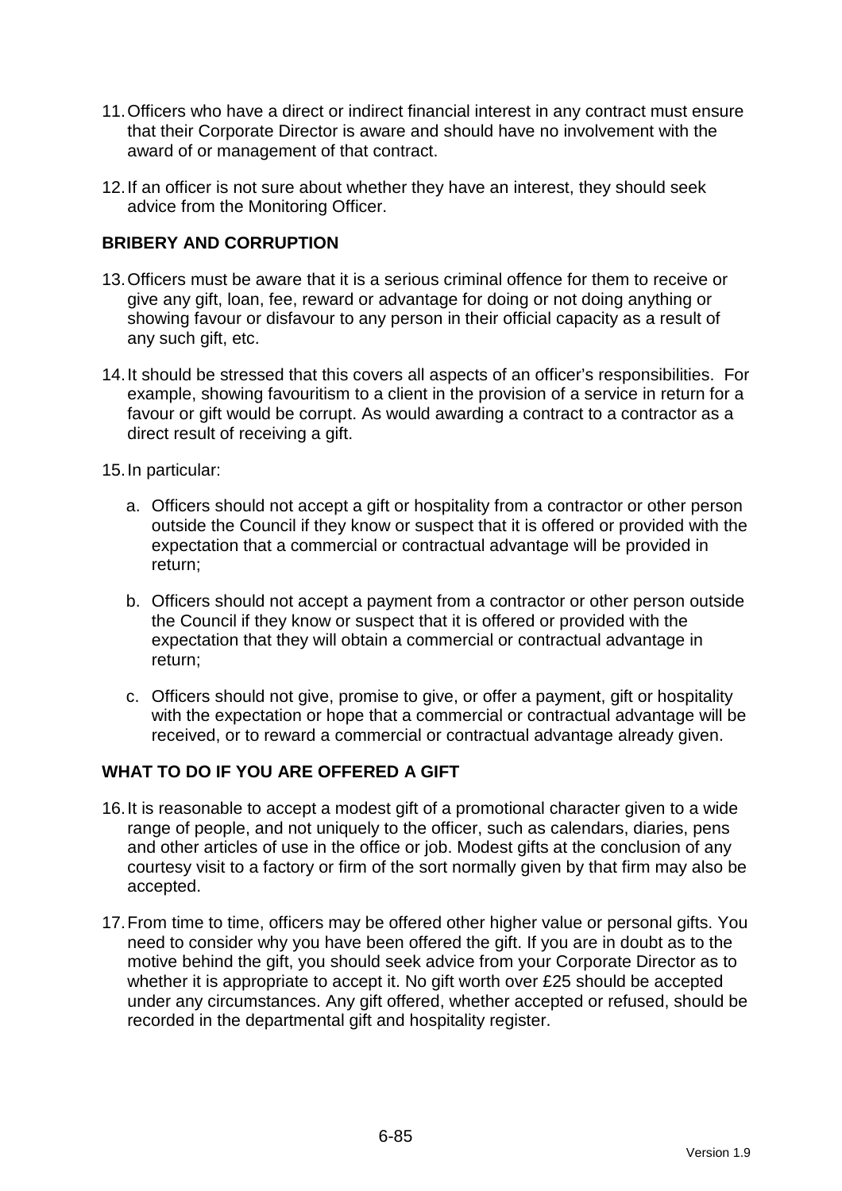11. Officers who have a direct or indirect financial interest in any contract must ensure that their Corporate Director is aware and should have no involvement with the award of or management of that contract.

12. If an officer is not sure about whether they have an interest, they should seek advice from the Monitoring Officer.

## BRIBERY AND CORRUPTION

13. Officers must be aware that it is a serious criminal offence for them to receive or give any gift, loan, fee, reward or advantage for doing or not doing anything or showing favour or disfavour to any person in their official capacity as a result of any such gift, etc.

14. It should be stressed that this covers all aspects of an officer's responsibilities. For example, showing favouritism to a client in the provision of a service in return for a favour or gift would be corrupt. As would awarding a contract to a contractor as a direct result of receiving a gift.

15. In particular:

    a. Officers should not accept a gift or hospitality from a contractor or other person outside the Council if they know or suspect that it is offered or provided with the expectation that a commercial or contractual advantage will be provided in return;

    b. Officers should not accept a payment from a contractor or other person outside the Council if they know or suspect that it is offered or provided with the expectation that they will obtain a commercial or contractual advantage in return;

    c. Officers should not give, promise to give, or offer a payment, gift or hospitality with the expectation or hope that a commercial or contractual advantage will be received, or to reward a commercial or contractual advantage already given.

## WHAT TO DO IF YOU ARE OFFERED A GIFT

16. It is reasonable to accept a modest gift of a promotional character given to a wide range of people, and not uniquely to the officer, such as calendars, diaries, pens and other articles of use in the office or job. Modest gifts at the conclusion of any courtesy visit to a factory or firm of the sort normally given by that firm may also be accepted.

17. From time to time, officers may be offered other higher value or personal gifts. You need to consider why you have been offered the gift. If you are in doubt as to the motive behind the gift, you should seek advice from your Corporate Director as to whether it is appropriate to accept it. No gift worth over £25 should be accepted under any circumstances. Any gift offered, whether accepted or refused, should be recorded in the departmental gift and hospitality register.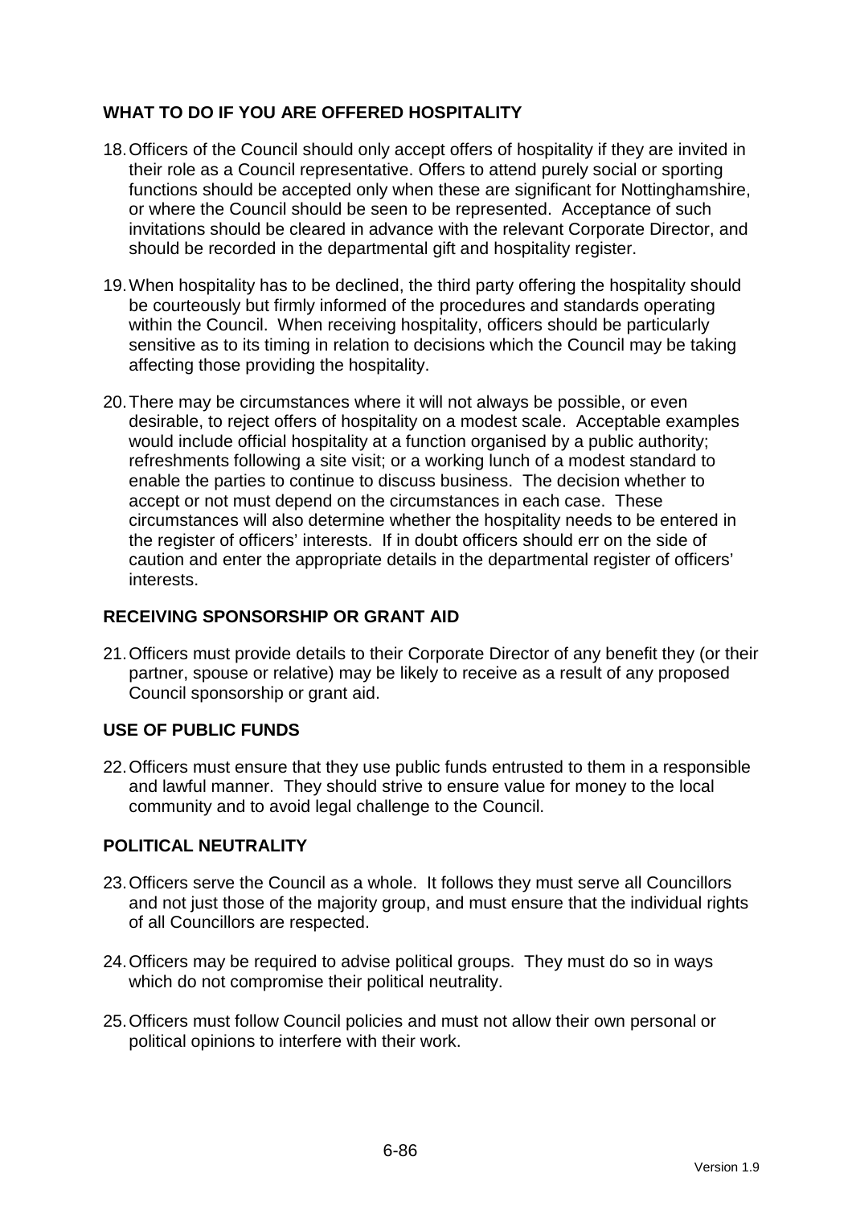## WHAT TO DO IF YOU ARE OFFERED HOSPITALITY

18. Officers of the Council should only accept offers of hospitality if they are invited in their role as a Council representative. Offers to attend purely social or sporting functions should be accepted only when these are significant for Nottinghamshire, or where the Council should be seen to be represented. Acceptance of such invitations should be cleared in advance with the relevant Corporate Director, and should be recorded in the departmental gift and hospitality register.

19. When hospitality has to be declined, the third party offering the hospitality should be courteously but firmly informed of the procedures and standards operating within the Council. When receiving hospitality, officers should be particularly sensitive as to its timing in relation to decisions which the Council may be taking affecting those providing the hospitality.

20. There may be circumstances where it will not always be possible, or even desirable, to reject offers of hospitality on a modest scale. Acceptable examples would include official hospitality at a function organised by a public authority; refreshments following a site visit; or a working lunch of a modest standard to enable the parties to continue to discuss business. The decision whether to accept or not must depend on the circumstances in each case. These circumstances will also determine whether the hospitality needs to be entered in the register of officers' interests. If in doubt officers should err on the side of caution and enter the appropriate details in the departmental register of officers' interests.

## RECEIVING SPONSORSHIP OR GRANT AID

21. Officers must provide details to their Corporate Director of any benefit they (or their partner, spouse or relative) may be likely to receive as a result of any proposed Council sponsorship or grant aid.

## USE OF PUBLIC FUNDS

22. Officers must ensure that they use public funds entrusted to them in a responsible and lawful manner. They should strive to ensure value for money to the local community and to avoid legal challenge to the Council.

## POLITICAL NEUTRALITY

23. Officers serve the Council as a whole. It follows they must serve all Councillors and not just those of the majority group, and must ensure that the individual rights of all Councillors are respected.

24. Officers may be required to advise political groups. They must do so in ways which do not compromise their political neutrality.

25. Officers must follow Council policies and must not allow their own personal or political opinions to interfere with their work.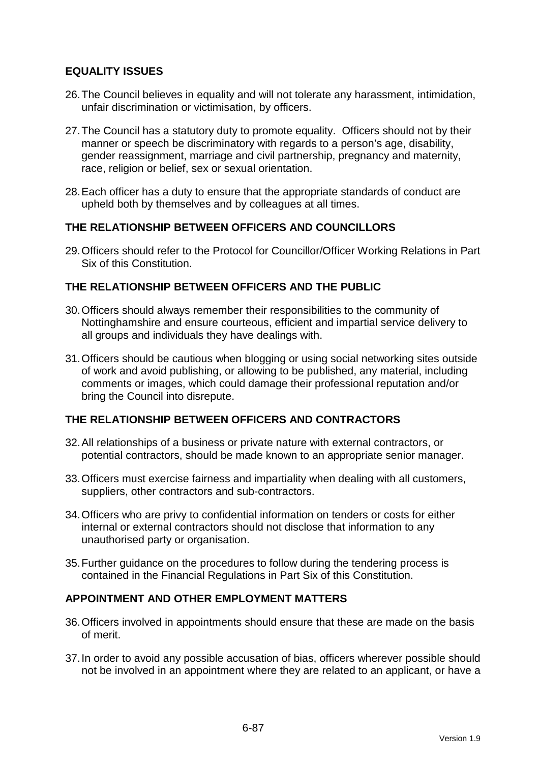## EQUALITY ISSUES

26. The Council believes in equality and will not tolerate any harassment, intimidation, unfair discrimination or victimisation, by officers.

27. The Council has a statutory duty to promote equality. Officers should not by their manner or speech be discriminatory with regards to a person's age, disability, gender reassignment, marriage and civil partnership, pregnancy and maternity, race, religion or belief, sex or sexual orientation.

28. Each officer has a duty to ensure that the appropriate standards of conduct are upheld both by themselves and by colleagues at all times.

## THE RELATIONSHIP BETWEEN OFFICERS AND COUNCILLORS

29. Officers should refer to the Protocol for Councillor/Officer Working Relations in Part Six of this Constitution.

## THE RELATIONSHIP BETWEEN OFFICERS AND THE PUBLIC

30. Officers should always remember their responsibilities to the community of Nottinghamshire and ensure courteous, efficient and impartial service delivery to all groups and individuals they have dealings with.

31. Officers should be cautious when blogging or using social networking sites outside of work and avoid publishing, or allowing to be published, any material, including comments or images, which could damage their professional reputation and/or bring the Council into disrepute.

## THE RELATIONSHIP BETWEEN OFFICERS AND CONTRACTORS

32. All relationships of a business or private nature with external contractors, or potential contractors, should be made known to an appropriate senior manager.

33. Officers must exercise fairness and impartiality when dealing with all customers, suppliers, other contractors and sub-contractors.

34. Officers who are privy to confidential information on tenders or costs for either internal or external contractors should not disclose that information to any unauthorised party or organisation.

35. Further guidance on the procedures to follow during the tendering process is contained in the Financial Regulations in Part Six of this Constitution.

## APPOINTMENT AND OTHER EMPLOYMENT MATTERS

36. Officers involved in appointments should ensure that these are made on the basis of merit.

37. In order to avoid any possible accusation of bias, officers wherever possible should not be involved in an appointment where they are related to an applicant, or have a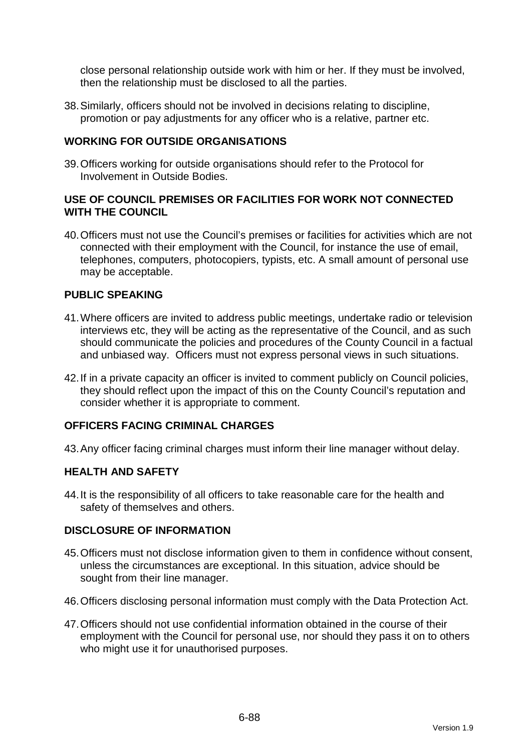close personal relationship outside work with him or her. If they must be involved, then the relationship must be disclosed to all the parties.

38. Similarly, officers should not be involved in decisions relating to discipline, promotion or pay adjustments for any officer who is a relative, partner etc.

## WORKING FOR OUTSIDE ORGANISATIONS

39. Officers working for outside organisations should refer to the Protocol for Involvement in Outside Bodies.

## USE OF COUNCIL PREMISES OR FACILITIES FOR WORK NOT CONNECTED WITH THE COUNCIL

40. Officers must not use the Council's premises or facilities for activities which are not connected with their employment with the Council, for instance the use of email, telephones, computers, photocopiers, typists, etc. A small amount of personal use may be acceptable.

## PUBLIC SPEAKING

41. Where officers are invited to address public meetings, undertake radio or television interviews etc, they will be acting as the representative of the Council, and as such should communicate the policies and procedures of the County Council in a factual and unbiased way. Officers must not express personal views in such situations.

42. If in a private capacity an officer is invited to comment publicly on Council policies, they should reflect upon the impact of this on the County Council's reputation and consider whether it is appropriate to comment.

## OFFICERS FACING CRIMINAL CHARGES

43. Any officer facing criminal charges must inform their line manager without delay.

## HEALTH AND SAFETY

44. It is the responsibility of all officers to take reasonable care for the health and safety of themselves and others.

## DISCLOSURE OF INFORMATION

45. Officers must not disclose information given to them in confidence without consent, unless the circumstances are exceptional. In this situation, advice should be sought from their line manager.

46. Officers disclosing personal information must comply with the Data Protection Act.

47. Officers should not use confidential information obtained in the course of their employment with the Council for personal use, nor should they pass it on to others who might use it for unauthorised purposes.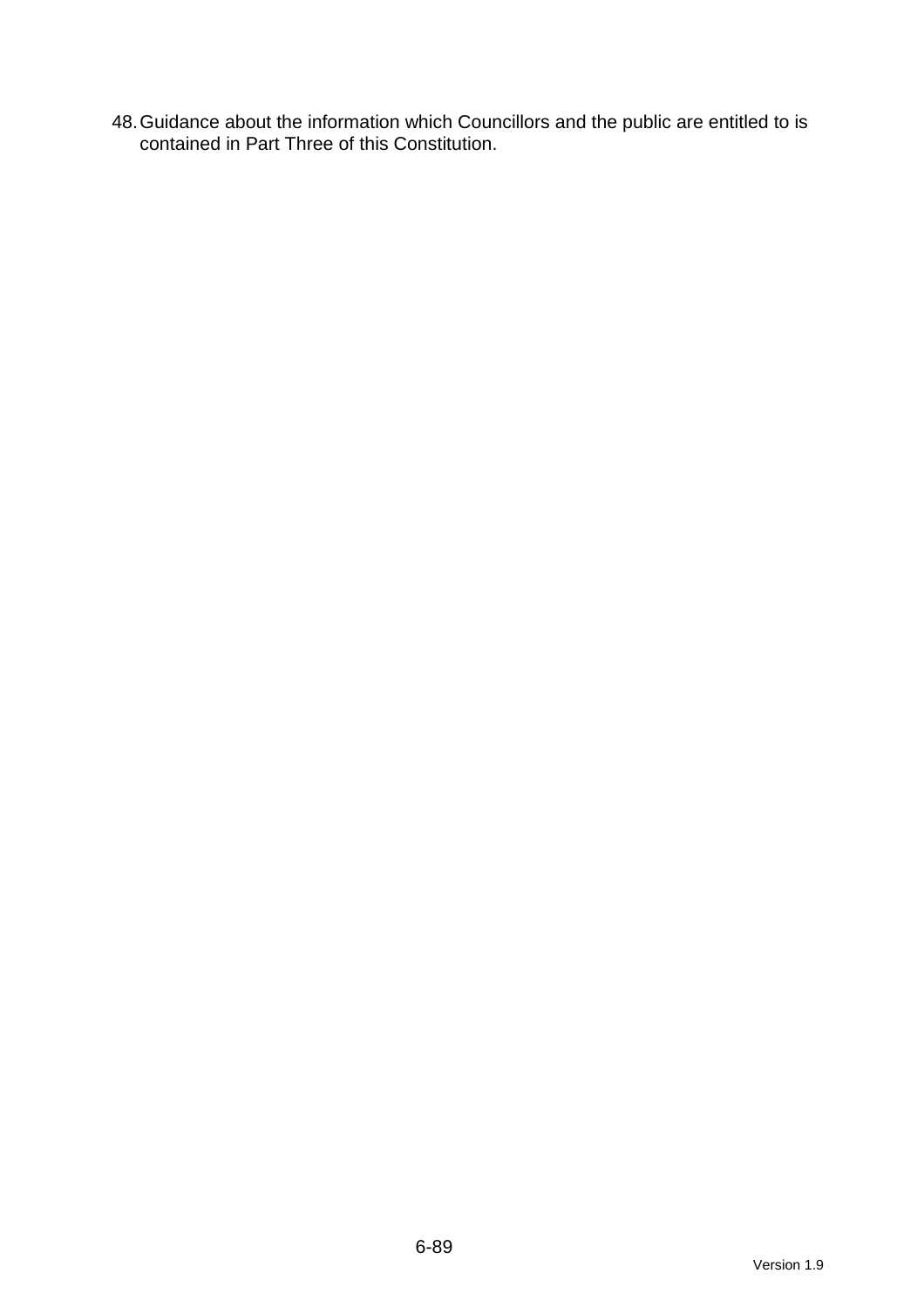48. Guidance about the information which Councillors and the public are entitled to is contained in Part Three of this Constitution.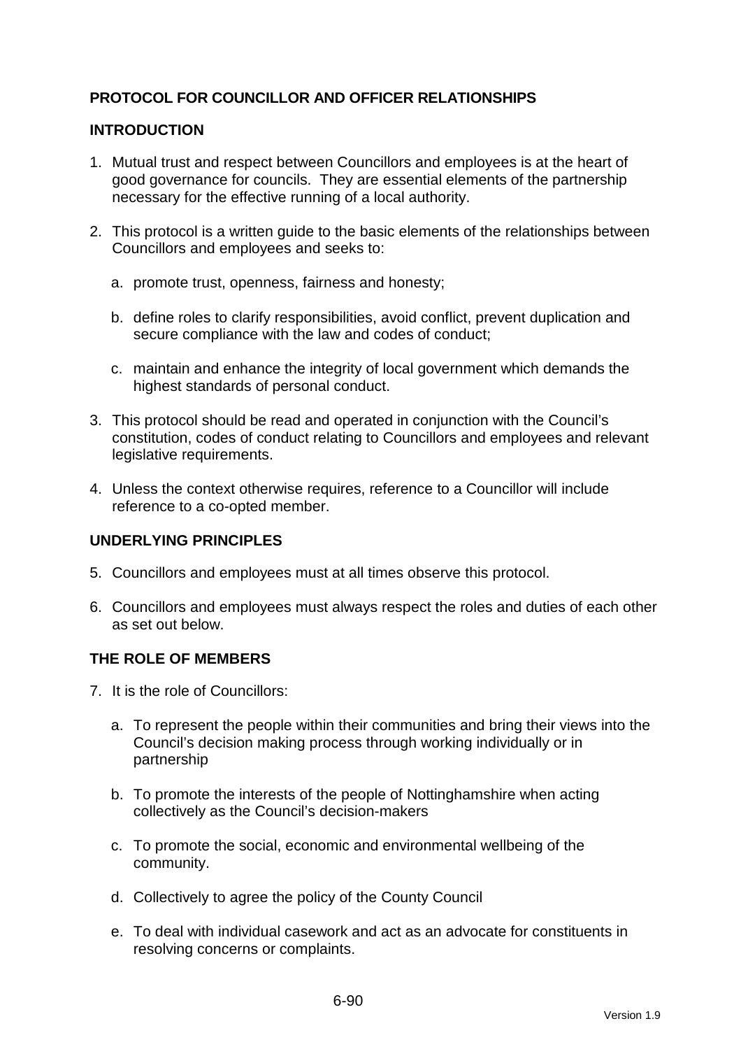**PROTOCOL FOR COUNCILLOR AND OFFICER RELATIONSHIPS**

**INTRODUCTION**

1. Mutual trust and respect between Councillors and employees is at the heart of good governance for councils. They are essential elements of the partnership necessary for the effective running of a local authority.

2. This protocol is a written guide to the basic elements of the relationships between Councillors and employees and seeks to:

   a. promote trust, openness, fairness and honesty;

   b. define roles to clarify responsibilities, avoid conflict, prevent duplication and secure compliance with the law and codes of conduct;

   c. maintain and enhance the integrity of local government which demands the highest standards of personal conduct.

3. This protocol should be read and operated in conjunction with the Council's constitution, codes of conduct relating to Councillors and employees and relevant legislative requirements.

4. Unless the context otherwise requires, reference to a Councillor will include reference to a co-opted member.

**UNDERLYING PRINCIPLES**

5. Councillors and employees must at all times observe this protocol.

6. Councillors and employees must always respect the roles and duties of each other as set out below.

**THE ROLE OF MEMBERS**

7. It is the role of Councillors:

   a. To represent the people within their communities and bring their views into the Council's decision making process through working individually or in partnership

   b. To promote the interests of the people of Nottinghamshire when acting collectively as the Council's decision-makers

   c. To promote the social, economic and environmental wellbeing of the community.

   d. Collectively to agree the policy of the County Council

   e. To deal with individual casework and act as an advocate for constituents in resolving concerns or complaints.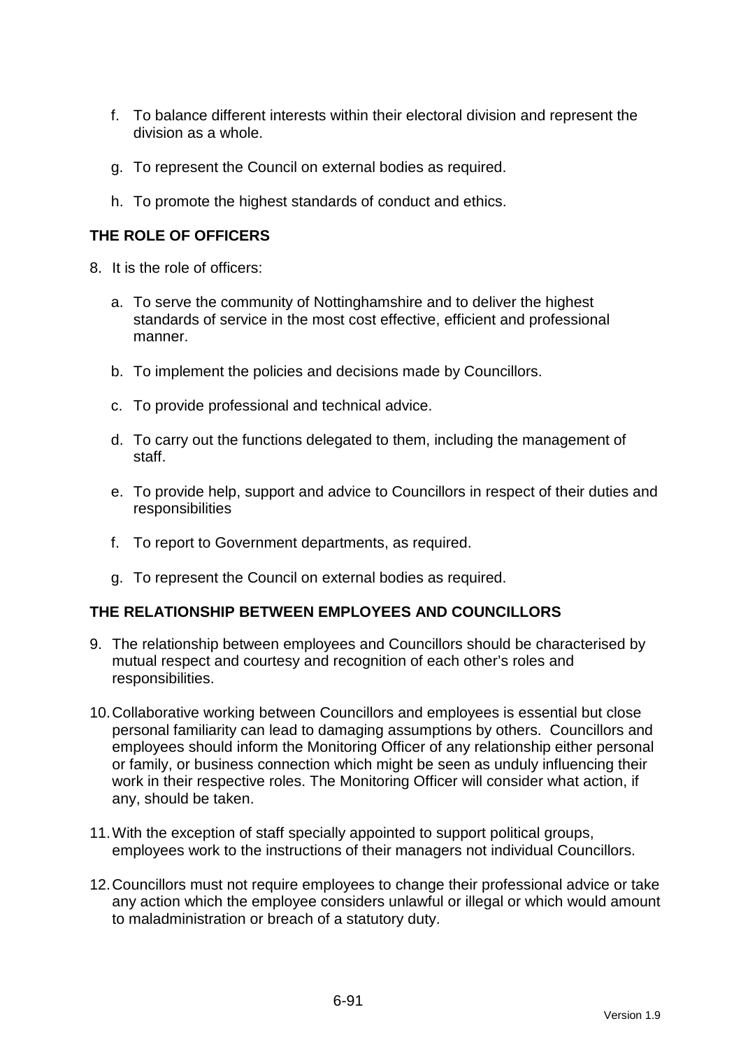f. To balance different interests within their electoral division and represent the division as a whole.

g. To represent the Council on external bodies as required.

h. To promote the highest standards of conduct and ethics.

**THE ROLE OF OFFICERS**

8. It is the role of officers:

   a. To serve the community of Nottinghamshire and to deliver the highest standards of service in the most cost effective, efficient and professional manner.

   b. To implement the policies and decisions made by Councillors.

   c. To provide professional and technical advice.

   d. To carry out the functions delegated to them, including the management of staff.

   e. To provide help, support and advice to Councillors in respect of their duties and responsibilities

   f. To report to Government departments, as required.

   g. To represent the Council on external bodies as required.

**THE RELATIONSHIP BETWEEN EMPLOYEES AND COUNCILLORS**

9. The relationship between employees and Councillors should be characterised by mutual respect and courtesy and recognition of each other's roles and responsibilities.

10. Collaborative working between Councillors and employees is essential but close personal familiarity can lead to damaging assumptions by others. Councillors and employees should inform the Monitoring Officer of any relationship either personal or family, or business connection which might be seen as unduly influencing their work in their respective roles. The Monitoring Officer will consider what action, if any, should be taken.

11. With the exception of staff specially appointed to support political groups, employees work to the instructions of their managers not individual Councillors.

12. Councillors must not require employees to change their professional advice or take any action which the employee considers unlawful or illegal or which would amount to maladministration or breach of a statutory duty.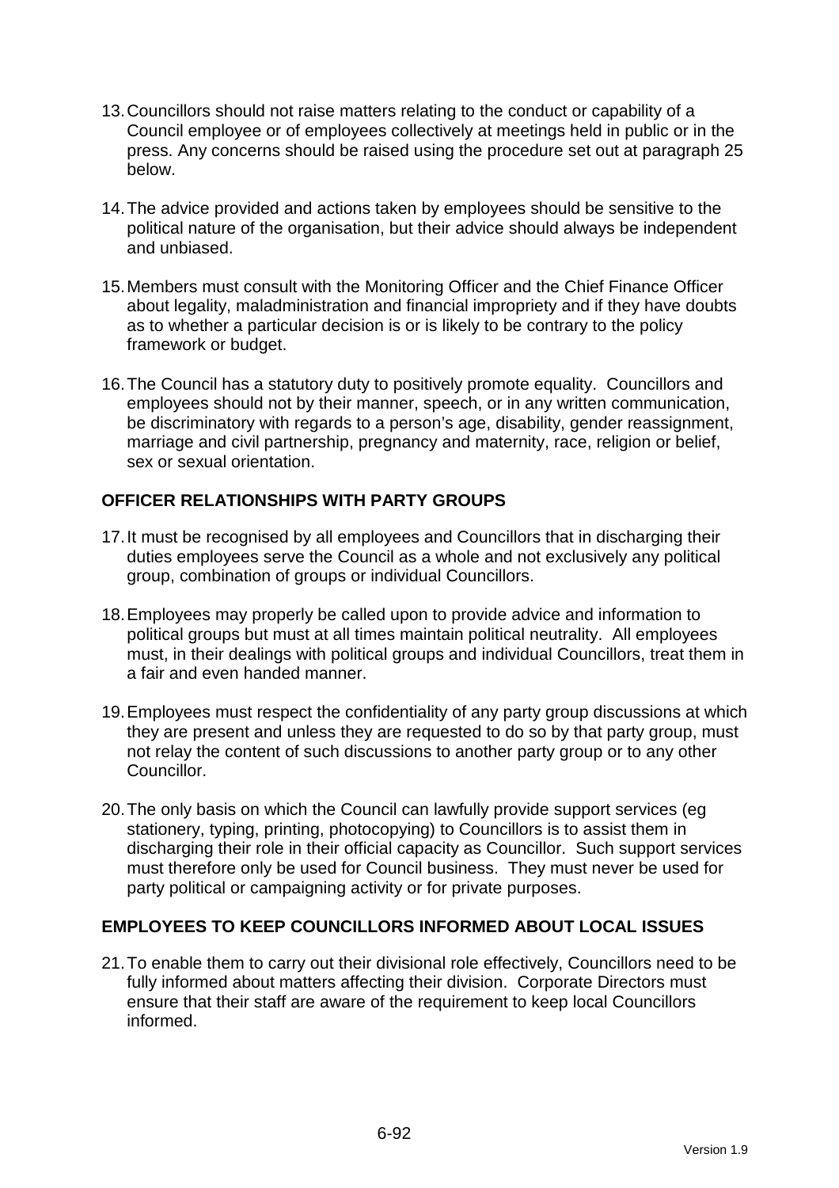13. Councillors should not raise matters relating to the conduct or capability of a Council employee or of employees collectively at meetings held in public or in the press. Any concerns should be raised using the procedure set out at paragraph 25 below.

14. The advice provided and actions taken by employees should be sensitive to the political nature of the organisation, but their advice should always be independent and unbiased.

15. Members must consult with the Monitoring Officer and the Chief Finance Officer about legality, maladministration and financial impropriety and if they have doubts as to whether a particular decision is or is likely to be contrary to the policy framework or budget.

16. The Council has a statutory duty to positively promote equality. Councillors and employees should not by their manner, speech, or in any written communication, be discriminatory with regards to a person's age, disability, gender reassignment, marriage and civil partnership, pregnancy and maternity, race, religion or belief, sex or sexual orientation.

## OFFICER RELATIONSHIPS WITH PARTY GROUPS

17. It must be recognised by all employees and Councillors that in discharging their duties employees serve the Council as a whole and not exclusively any political group, combination of groups or individual Councillors.

18. Employees may properly be called upon to provide advice and information to political groups but must at all times maintain political neutrality. All employees must, in their dealings with political groups and individual Councillors, treat them in a fair and even handed manner.

19. Employees must respect the confidentiality of any party group discussions at which they are present and unless they are requested to do so by that party group, must not relay the content of such discussions to another party group or to any other Councillor.

20. The only basis on which the Council can lawfully provide support services (eg stationery, typing, printing, photocopying) to Councillors is to assist them in discharging their role in their official capacity as Councillor. Such support services must therefore only be used for Council business. They must never be used for party political or campaigning activity or for private purposes.

## EMPLOYEES TO KEEP COUNCILLORS INFORMED ABOUT LOCAL ISSUES

21. To enable them to carry out their divisional role effectively, Councillors need to be fully informed about matters affecting their division. Corporate Directors must ensure that their staff are aware of the requirement to keep local Councillors informed.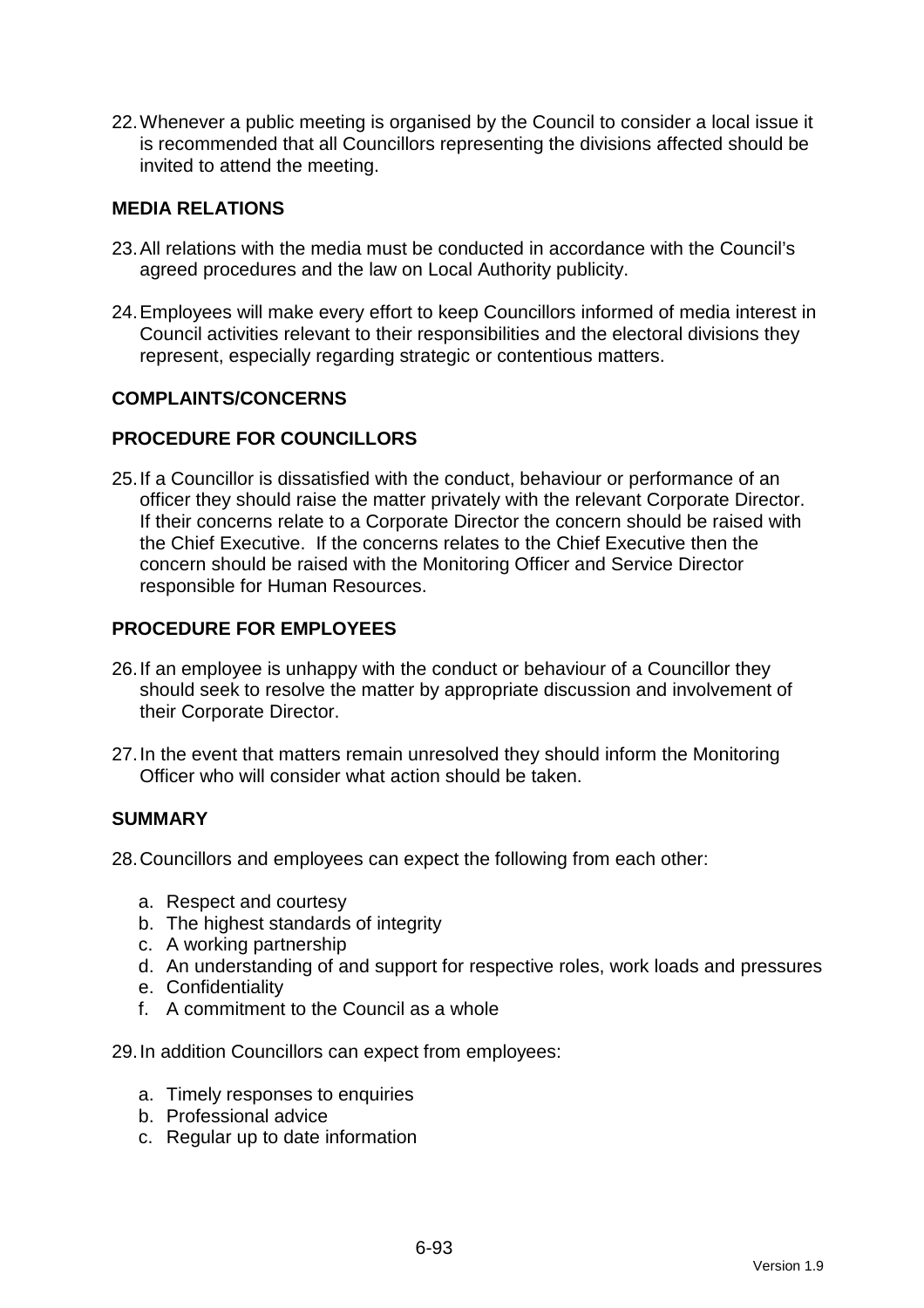22. Whenever a public meeting is organised by the Council to consider a local issue it is recommended that all Councillors representing the divisions affected should be invited to attend the meeting.

## MEDIA RELATIONS

23. All relations with the media must be conducted in accordance with the Council's agreed procedures and the law on Local Authority publicity.

24. Employees will make every effort to keep Councillors informed of media interest in Council activities relevant to their responsibilities and the electoral divisions they represent, especially regarding strategic or contentious matters.

## COMPLAINTS/CONCERNS

## PROCEDURE FOR COUNCILLORS

25. If a Councillor is dissatisfied with the conduct, behaviour or performance of an officer they should raise the matter privately with the relevant Corporate Director. If their concerns relate to a Corporate Director the concern should be raised with the Chief Executive. If the concerns relates to the Chief Executive then the concern should be raised with the Monitoring Officer and Service Director responsible for Human Resources.

## PROCEDURE FOR EMPLOYEES

26. If an employee is unhappy with the conduct or behaviour of a Councillor they should seek to resolve the matter by appropriate discussion and involvement of their Corporate Director.

27. In the event that matters remain unresolved they should inform the Monitoring Officer who will consider what action should be taken.

## SUMMARY

28. Councillors and employees can expect the following from each other:

    a. Respect and courtesy
    b. The highest standards of integrity
    c. A working partnership
    d. An understanding of and support for respective roles, work loads and pressures
    e. Confidentiality
    f. A commitment to the Council as a whole

29. In addition Councillors can expect from employees:

    a. Timely responses to enquiries
    b. Professional advice
    c. Regular up to date information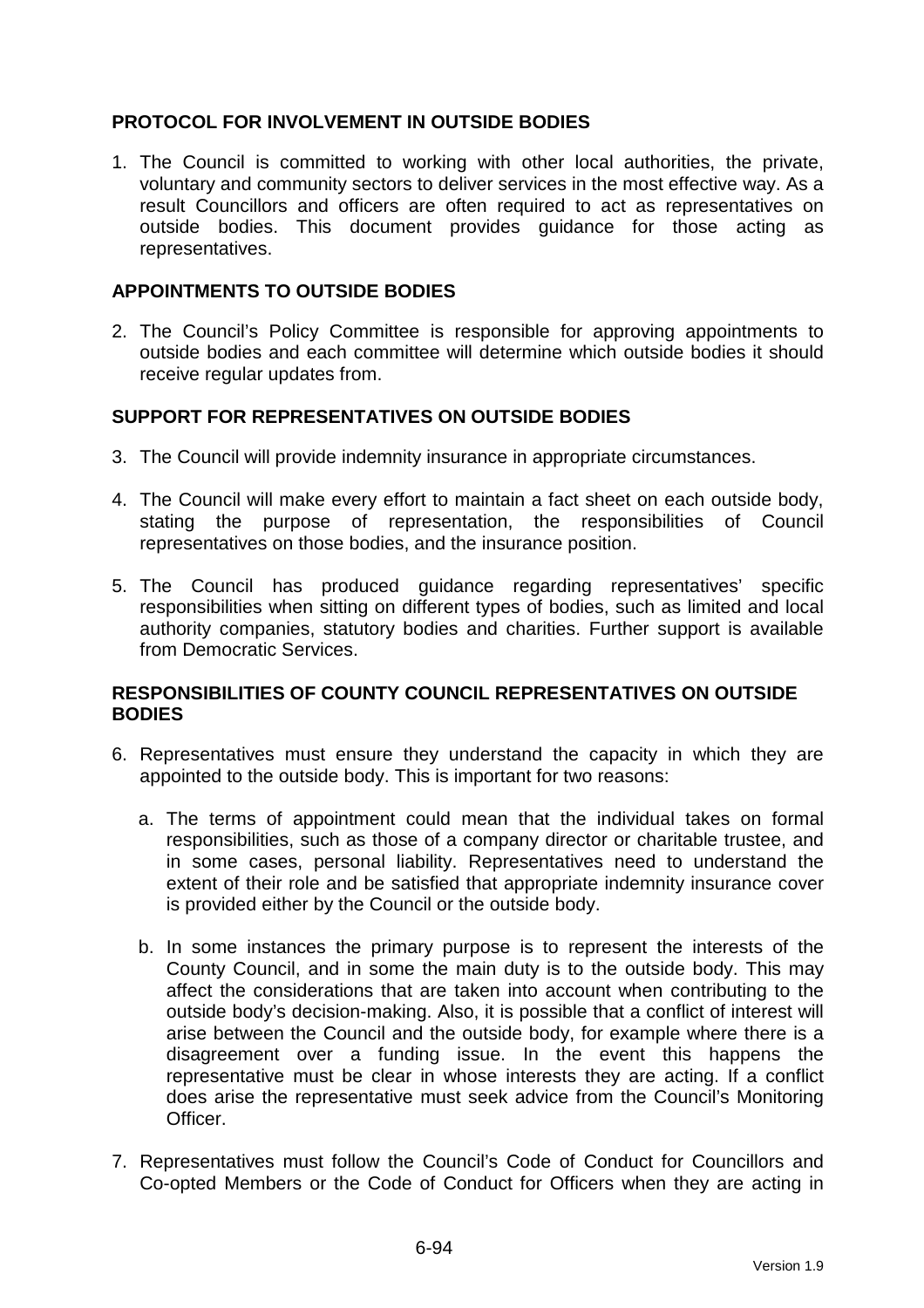## PROTOCOL FOR INVOLVEMENT IN OUTSIDE BODIES

1. The Council is committed to working with other local authorities, the private, voluntary and community sectors to deliver services in the most effective way. As a result Councillors and officers are often required to act as representatives on outside bodies. This document provides guidance for those acting as representatives.

## APPOINTMENTS TO OUTSIDE BODIES

2. The Council's Policy Committee is responsible for approving appointments to outside bodies and each committee will determine which outside bodies it should receive regular updates from.

## SUPPORT FOR REPRESENTATIVES ON OUTSIDE BODIES

3. The Council will provide indemnity insurance in appropriate circumstances.

4. The Council will make every effort to maintain a fact sheet on each outside body, stating the purpose of representation, the responsibilities of Council representatives on those bodies, and the insurance position.

5. The Council has produced guidance regarding representatives' specific responsibilities when sitting on different types of bodies, such as limited and local authority companies, statutory bodies and charities. Further support is available from Democratic Services.

## RESPONSIBILITIES OF COUNTY COUNCIL REPRESENTATIVES ON OUTSIDE BODIES

6. Representatives must ensure they understand the capacity in which they are appointed to the outside body. This is important for two reasons:

   a. The terms of appointment could mean that the individual takes on formal responsibilities, such as those of a company director or charitable trustee, and in some cases, personal liability. Representatives need to understand the extent of their role and be satisfied that appropriate indemnity insurance cover is provided either by the Council or the outside body.

   b. In some instances the primary purpose is to represent the interests of the County Council, and in some the main duty is to the outside body. This may affect the considerations that are taken into account when contributing to the outside body's decision-making. Also, it is possible that a conflict of interest will arise between the Council and the outside body, for example where there is a disagreement over a funding issue. In the event this happens the representative must be clear in whose interests they are acting. If a conflict does arise the representative must seek advice from the Council's Monitoring Officer.

7. Representatives must follow the Council's Code of Conduct for Councillors and Co-opted Members or the Code of Conduct for Officers when they are acting in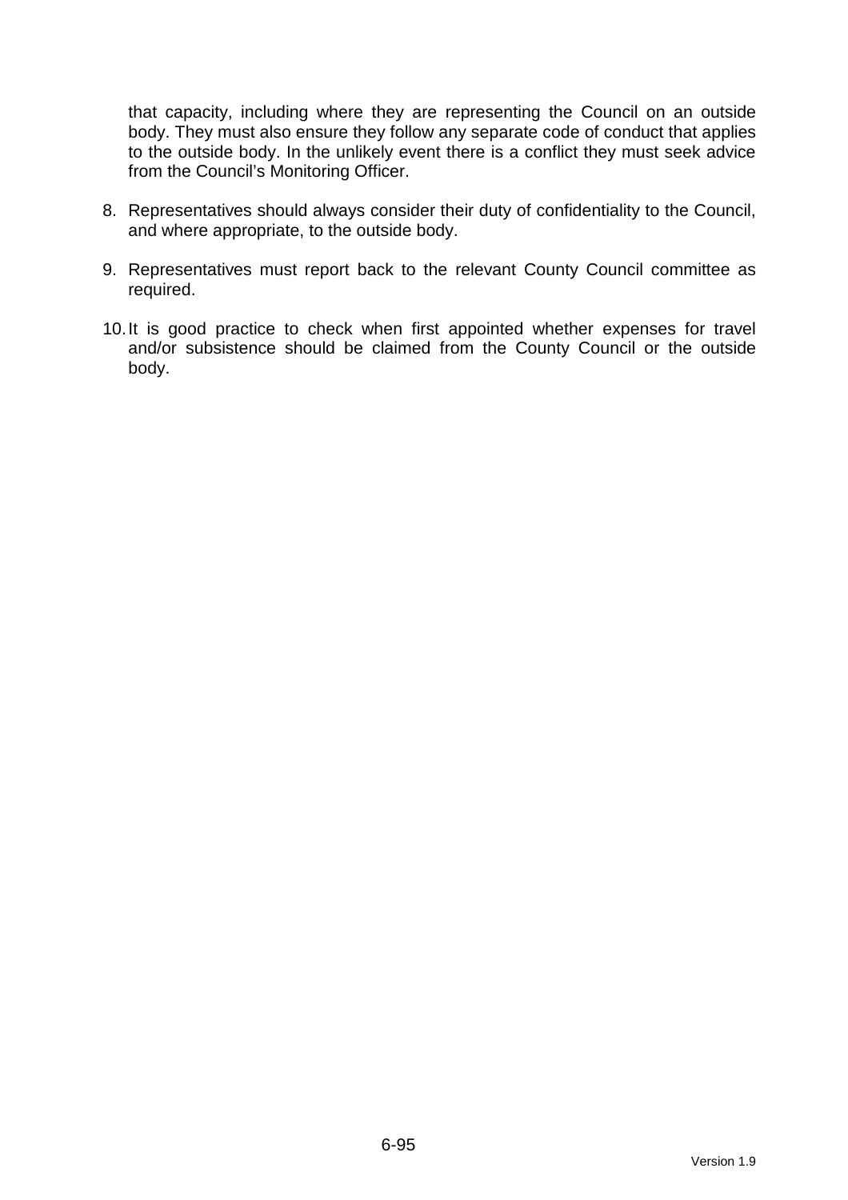that capacity, including where they are representing the Council on an outside body. They must also ensure they follow any separate code of conduct that applies to the outside body. In the unlikely event there is a conflict they must seek advice from the Council's Monitoring Officer.

8. Representatives should always consider their duty of confidentiality to the Council, and where appropriate, to the outside body.

9. Representatives must report back to the relevant County Council committee as required.

10. It is good practice to check when first appointed whether expenses for travel and/or subsistence should be claimed from the County Council or the outside body.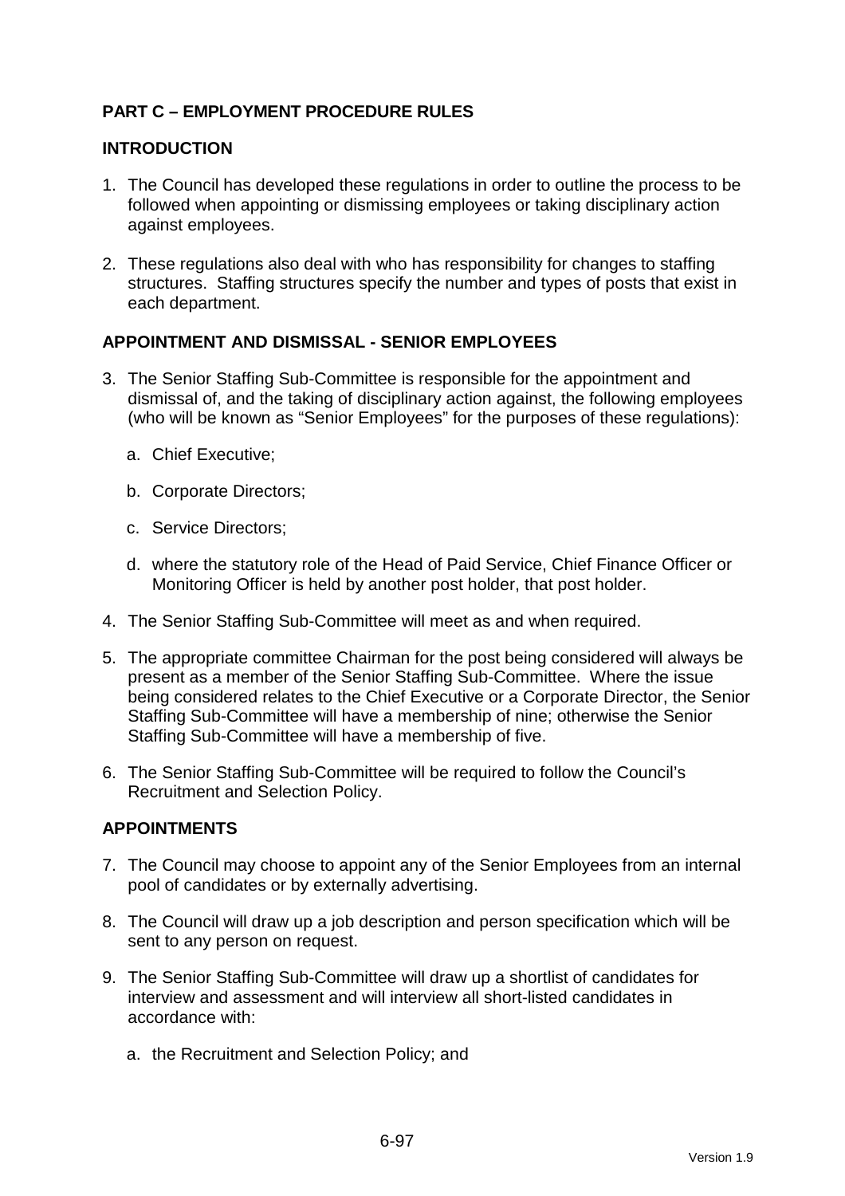**PART C – EMPLOYMENT PROCEDURE RULES**

**INTRODUCTION**

1. The Council has developed these regulations in order to outline the process to be followed when appointing or dismissing employees or taking disciplinary action against employees.

2. These regulations also deal with who has responsibility for changes to staffing structures. Staffing structures specify the number and types of posts that exist in each department.

**APPOINTMENT AND DISMISSAL - SENIOR EMPLOYEES**

3. The Senior Staffing Sub-Committee is responsible for the appointment and dismissal of, and the taking of disciplinary action against, the following employees (who will be known as "Senior Employees" for the purposes of these regulations):

   a. Chief Executive;

   b. Corporate Directors;

   c. Service Directors;

   d. where the statutory role of the Head of Paid Service, Chief Finance Officer or Monitoring Officer is held by another post holder, that post holder.

4. The Senior Staffing Sub-Committee will meet as and when required.

5. The appropriate committee Chairman for the post being considered will always be present as a member of the Senior Staffing Sub-Committee. Where the issue being considered relates to the Chief Executive or a Corporate Director, the Senior Staffing Sub-Committee will have a membership of nine; otherwise the Senior Staffing Sub-Committee will have a membership of five.

6. The Senior Staffing Sub-Committee will be required to follow the Council's Recruitment and Selection Policy.

**APPOINTMENTS**

7. The Council may choose to appoint any of the Senior Employees from an internal pool of candidates or by externally advertising.

8. The Council will draw up a job description and person specification which will be sent to any person on request.

9. The Senior Staffing Sub-Committee will draw up a shortlist of candidates for interview and assessment and will interview all short-listed candidates in accordance with:

   a. the Recruitment and Selection Policy; and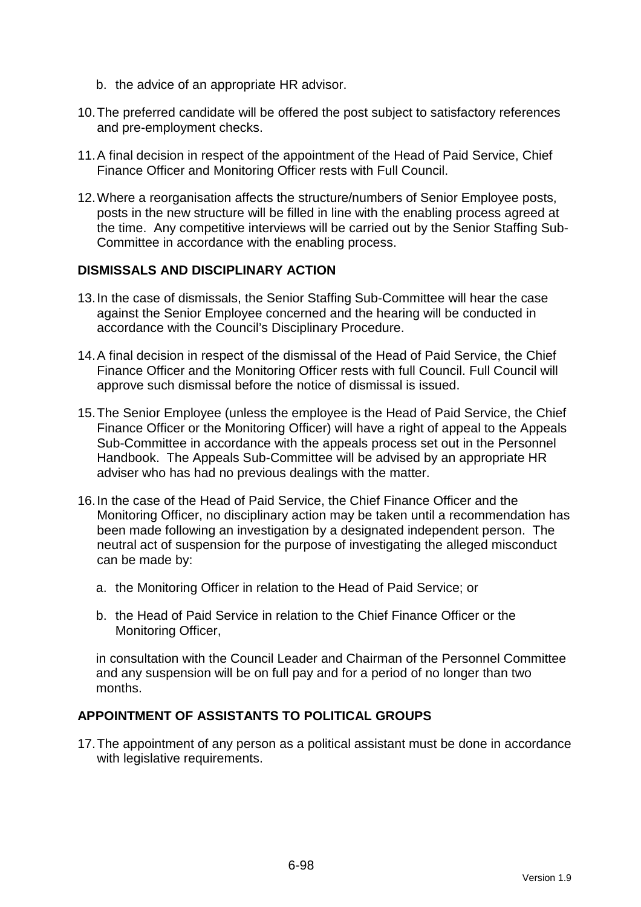b. the advice of an appropriate HR advisor.

10. The preferred candidate will be offered the post subject to satisfactory references and pre-employment checks.

11. A final decision in respect of the appointment of the Head of Paid Service, Chief Finance Officer and Monitoring Officer rests with Full Council.

12. Where a reorganisation affects the structure/numbers of Senior Employee posts, posts in the new structure will be filled in line with the enabling process agreed at the time. Any competitive interviews will be carried out by the Senior Staffing Sub-Committee in accordance with the enabling process.

**DISMISSALS AND DISCIPLINARY ACTION**

13. In the case of dismissals, the Senior Staffing Sub-Committee will hear the case against the Senior Employee concerned and the hearing will be conducted in accordance with the Council's Disciplinary Procedure.

14. A final decision in respect of the dismissal of the Head of Paid Service, the Chief Finance Officer and the Monitoring Officer rests with full Council. Full Council will approve such dismissal before the notice of dismissal is issued.

15. The Senior Employee (unless the employee is the Head of Paid Service, the Chief Finance Officer or the Monitoring Officer) will have a right of appeal to the Appeals Sub-Committee in accordance with the appeals process set out in the Personnel Handbook. The Appeals Sub-Committee will be advised by an appropriate HR adviser who has had no previous dealings with the matter.

16. In the case of the Head of Paid Service, the Chief Finance Officer and the Monitoring Officer, no disciplinary action may be taken until a recommendation has been made following an investigation by a designated independent person. The neutral act of suspension for the purpose of investigating the alleged misconduct can be made by:

    a. the Monitoring Officer in relation to the Head of Paid Service; or

    b. the Head of Paid Service in relation to the Chief Finance Officer or the Monitoring Officer,

    in consultation with the Council Leader and Chairman of the Personnel Committee and any suspension will be on full pay and for a period of no longer than two months.

**APPOINTMENT OF ASSISTANTS TO POLITICAL GROUPS**

17. The appointment of any person as a political assistant must be done in accordance with legislative requirements.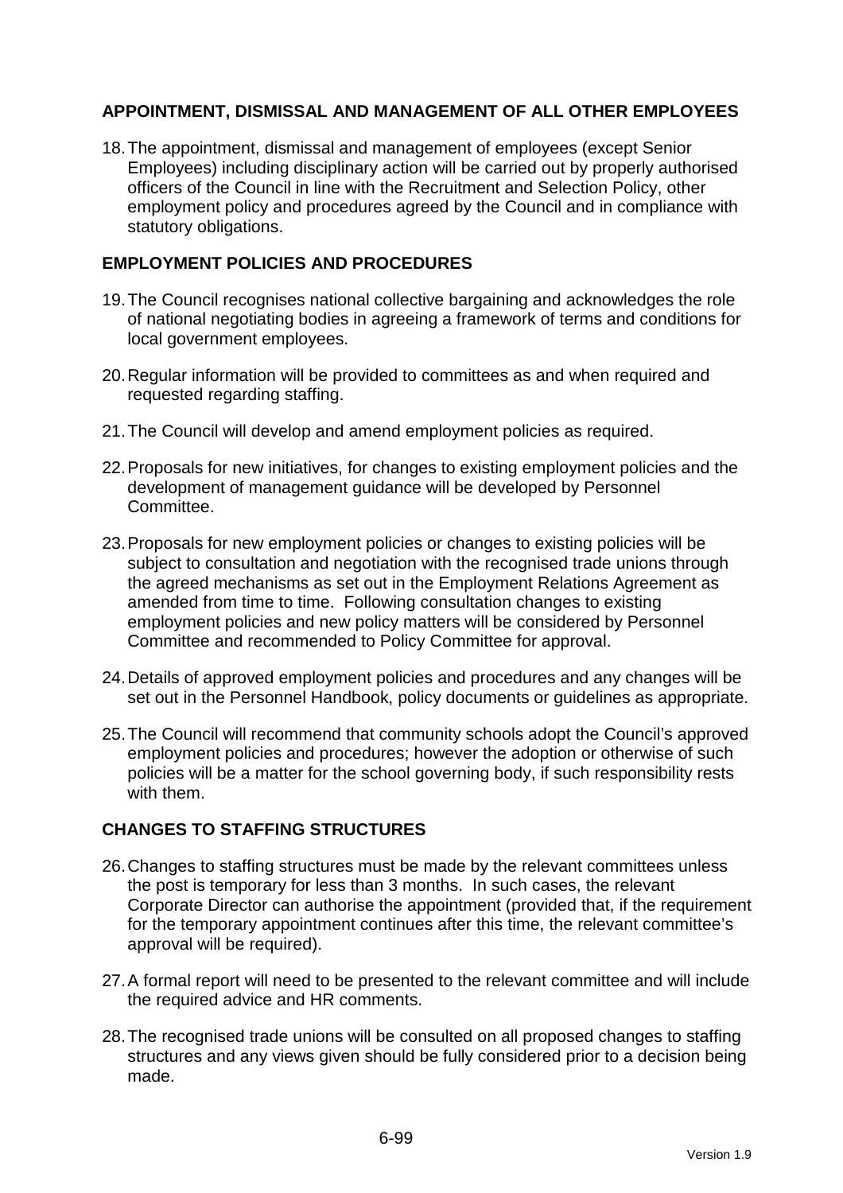## APPOINTMENT, DISMISSAL AND MANAGEMENT OF ALL OTHER EMPLOYEES

18. The appointment, dismissal and management of employees (except Senior Employees) including disciplinary action will be carried out by properly authorised officers of the Council in line with the Recruitment and Selection Policy, other employment policy and procedures agreed by the Council and in compliance with statutory obligations.

## EMPLOYMENT POLICIES AND PROCEDURES

19. The Council recognises national collective bargaining and acknowledges the role of national negotiating bodies in agreeing a framework of terms and conditions for local government employees.

20. Regular information will be provided to committees as and when required and requested regarding staffing.

21. The Council will develop and amend employment policies as required.

22. Proposals for new initiatives, for changes to existing employment policies and the development of management guidance will be developed by Personnel Committee.

23. Proposals for new employment policies or changes to existing policies will be subject to consultation and negotiation with the recognised trade unions through the agreed mechanisms as set out in the Employment Relations Agreement as amended from time to time. Following consultation changes to existing employment policies and new policy matters will be considered by Personnel Committee and recommended to Policy Committee for approval.

24. Details of approved employment policies and procedures and any changes will be set out in the Personnel Handbook, policy documents or guidelines as appropriate.

25. The Council will recommend that community schools adopt the Council's approved employment policies and procedures; however the adoption or otherwise of such policies will be a matter for the school governing body, if such responsibility rests with them.

## CHANGES TO STAFFING STRUCTURES

26. Changes to staffing structures must be made by the relevant committees unless the post is temporary for less than 3 months. In such cases, the relevant Corporate Director can authorise the appointment (provided that, if the requirement for the temporary appointment continues after this time, the relevant committee's approval will be required).

27. A formal report will need to be presented to the relevant committee and will include the required advice and HR comments.

28. The recognised trade unions will be consulted on all proposed changes to staffing structures and any views given should be fully considered prior to a decision being made.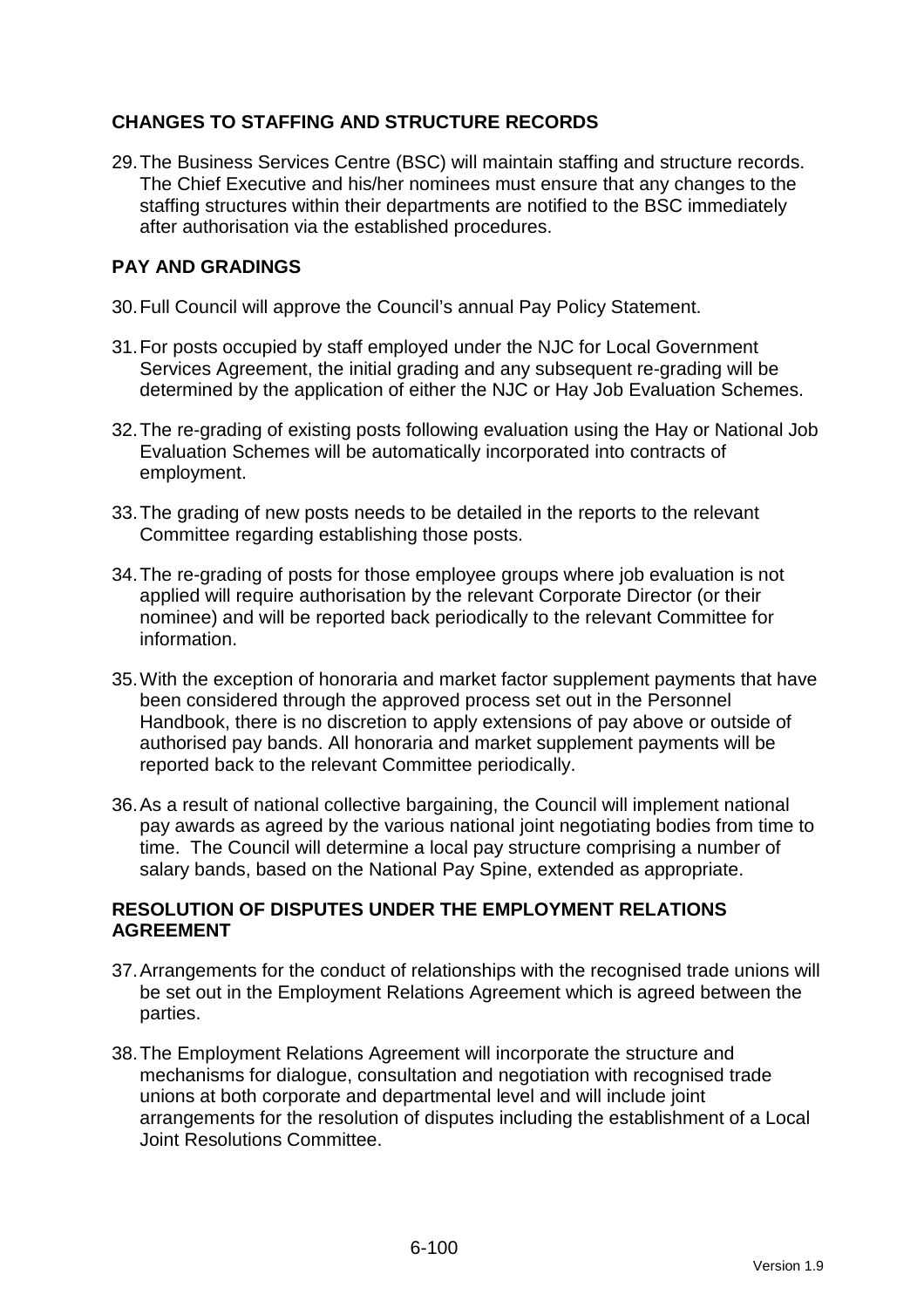## CHANGES TO STAFFING AND STRUCTURE RECORDS

29. The Business Services Centre (BSC) will maintain staffing and structure records. The Chief Executive and his/her nominees must ensure that any changes to the staffing structures within their departments are notified to the BSC immediately after authorisation via the established procedures.

## PAY AND GRADINGS

30. Full Council will approve the Council's annual Pay Policy Statement.

31. For posts occupied by staff employed under the NJC for Local Government Services Agreement, the initial grading and any subsequent re-grading will be determined by the application of either the NJC or Hay Job Evaluation Schemes.

32. The re-grading of existing posts following evaluation using the Hay or National Job Evaluation Schemes will be automatically incorporated into contracts of employment.

33. The grading of new posts needs to be detailed in the reports to the relevant Committee regarding establishing those posts.

34. The re-grading of posts for those employee groups where job evaluation is not applied will require authorisation by the relevant Corporate Director (or their nominee) and will be reported back periodically to the relevant Committee for information.

35. With the exception of honoraria and market factor supplement payments that have been considered through the approved process set out in the Personnel Handbook, there is no discretion to apply extensions of pay above or outside of authorised pay bands. All honoraria and market supplement payments will be reported back to the relevant Committee periodically.

36. As a result of national collective bargaining, the Council will implement national pay awards as agreed by the various national joint negotiating bodies from time to time. The Council will determine a local pay structure comprising a number of salary bands, based on the National Pay Spine, extended as appropriate.

## RESOLUTION OF DISPUTES UNDER THE EMPLOYMENT RELATIONS AGREEMENT

37. Arrangements for the conduct of relationships with the recognised trade unions will be set out in the Employment Relations Agreement which is agreed between the parties.

38. The Employment Relations Agreement will incorporate the structure and mechanisms for dialogue, consultation and negotiation with recognised trade unions at both corporate and departmental level and will include joint arrangements for the resolution of disputes including the establishment of a Local Joint Resolutions Committee.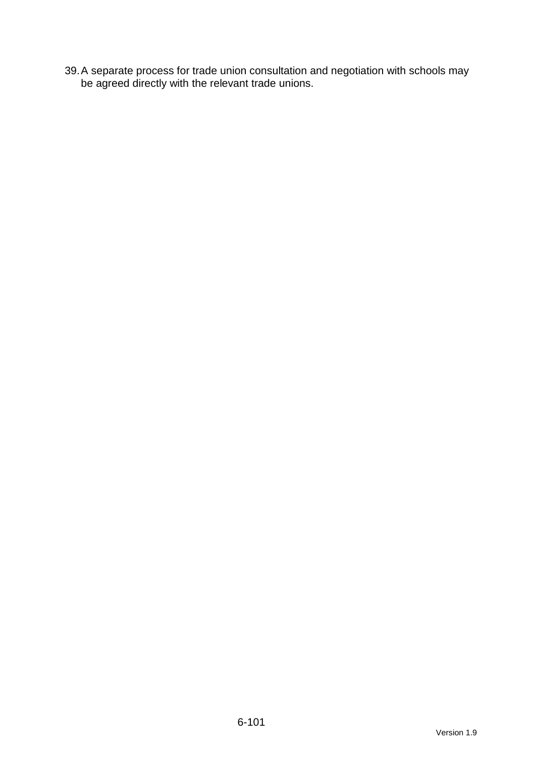39. A separate process for trade union consultation and negotiation with schools may be agreed directly with the relevant trade unions.